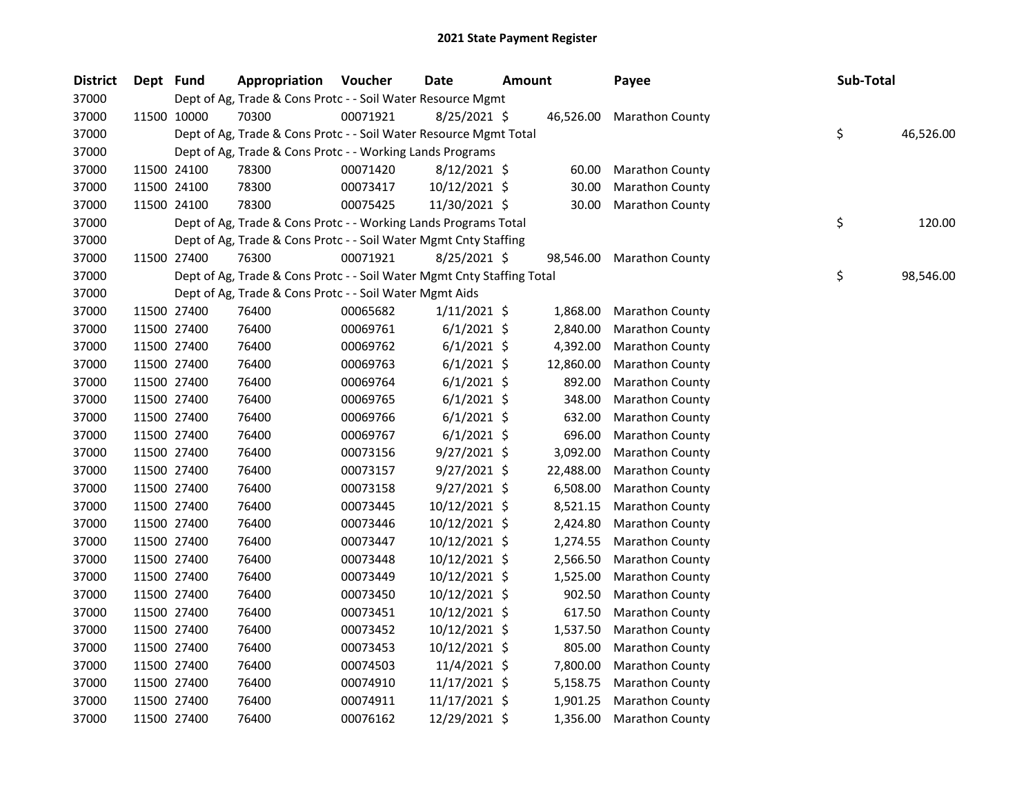# 2021 State Payment Register

| District | Dept | Fund | Appropriation | Voucher | Date | Amount | Payee | Sub-Total |
|---|---|---|---|---|---|---|---|---|
| 37000 | | Dept of Ag, Trade & Cons Protc - - Soil Water Resource Mgmt | | | | | | |
| 37000 | 11500 | 10000 | 70300 | 00071921 | 8/25/2021 | $ 46,526.00 | Marathon County | |
| 37000 | | Dept of Ag, Trade & Cons Protc - - Soil Water Resource Mgmt Total | | | | | | $ 46,526.00 |
| 37000 | | Dept of Ag, Trade & Cons Protc - - Working Lands Programs | | | | | | |
| 37000 | 11500 | 24100 | 78300 | 00071420 | 8/12/2021 | $ 60.00 | Marathon County | |
| 37000 | 11500 | 24100 | 78300 | 00073417 | 10/12/2021 | $ 30.00 | Marathon County | |
| 37000 | 11500 | 24100 | 78300 | 00075425 | 11/30/2021 | $ 30.00 | Marathon County | |
| 37000 | | Dept of Ag, Trade & Cons Protc - - Working Lands Programs Total | | | | | | $ 120.00 |
| 37000 | | Dept of Ag, Trade & Cons Protc - - Soil Water Mgmt Cnty Staffing | | | | | | |
| 37000 | 11500 | 27400 | 76300 | 00071921 | 8/25/2021 | $ 98,546.00 | Marathon County | |
| 37000 | | Dept of Ag, Trade & Cons Protc - - Soil Water Mgmt Cnty Staffing Total | | | | | | $ 98,546.00 |
| 37000 | | Dept of Ag, Trade & Cons Protc - - Soil Water Mgmt Aids | | | | | | |
| 37000 | 11500 | 27400 | 76400 | 00065682 | 1/11/2021 | $ 1,868.00 | Marathon County | |
| 37000 | 11500 | 27400 | 76400 | 00069761 | 6/1/2021 | $ 2,840.00 | Marathon County | |
| 37000 | 11500 | 27400 | 76400 | 00069762 | 6/1/2021 | $ 4,392.00 | Marathon County | |
| 37000 | 11500 | 27400 | 76400 | 00069763 | 6/1/2021 | $ 12,860.00 | Marathon County | |
| 37000 | 11500 | 27400 | 76400 | 00069764 | 6/1/2021 | $ 892.00 | Marathon County | |
| 37000 | 11500 | 27400 | 76400 | 00069765 | 6/1/2021 | $ 348.00 | Marathon County | |
| 37000 | 11500 | 27400 | 76400 | 00069766 | 6/1/2021 | $ 632.00 | Marathon County | |
| 37000 | 11500 | 27400 | 76400 | 00069767 | 6/1/2021 | $ 696.00 | Marathon County | |
| 37000 | 11500 | 27400 | 76400 | 00073156 | 9/27/2021 | $ 3,092.00 | Marathon County | |
| 37000 | 11500 | 27400 | 76400 | 00073157 | 9/27/2021 | $ 22,488.00 | Marathon County | |
| 37000 | 11500 | 27400 | 76400 | 00073158 | 9/27/2021 | $ 6,508.00 | Marathon County | |
| 37000 | 11500 | 27400 | 76400 | 00073445 | 10/12/2021 | $ 8,521.15 | Marathon County | |
| 37000 | 11500 | 27400 | 76400 | 00073446 | 10/12/2021 | $ 2,424.80 | Marathon County | |
| 37000 | 11500 | 27400 | 76400 | 00073447 | 10/12/2021 | $ 1,274.55 | Marathon County | |
| 37000 | 11500 | 27400 | 76400 | 00073448 | 10/12/2021 | $ 2,566.50 | Marathon County | |
| 37000 | 11500 | 27400 | 76400 | 00073449 | 10/12/2021 | $ 1,525.00 | Marathon County | |
| 37000 | 11500 | 27400 | 76400 | 00073450 | 10/12/2021 | $ 902.50 | Marathon County | |
| 37000 | 11500 | 27400 | 76400 | 00073451 | 10/12/2021 | $ 617.50 | Marathon County | |
| 37000 | 11500 | 27400 | 76400 | 00073452 | 10/12/2021 | $ 1,537.50 | Marathon County | |
| 37000 | 11500 | 27400 | 76400 | 00073453 | 10/12/2021 | $ 805.00 | Marathon County | |
| 37000 | 11500 | 27400 | 76400 | 00074503 | 11/4/2021 | $ 7,800.00 | Marathon County | |
| 37000 | 11500 | 27400 | 76400 | 00074910 | 11/17/2021 | $ 5,158.75 | Marathon County | |
| 37000 | 11500 | 27400 | 76400 | 00074911 | 11/17/2021 | $ 1,901.25 | Marathon County | |
| 37000 | 11500 | 27400 | 76400 | 00076162 | 12/29/2021 | $ 1,356.00 | Marathon County | |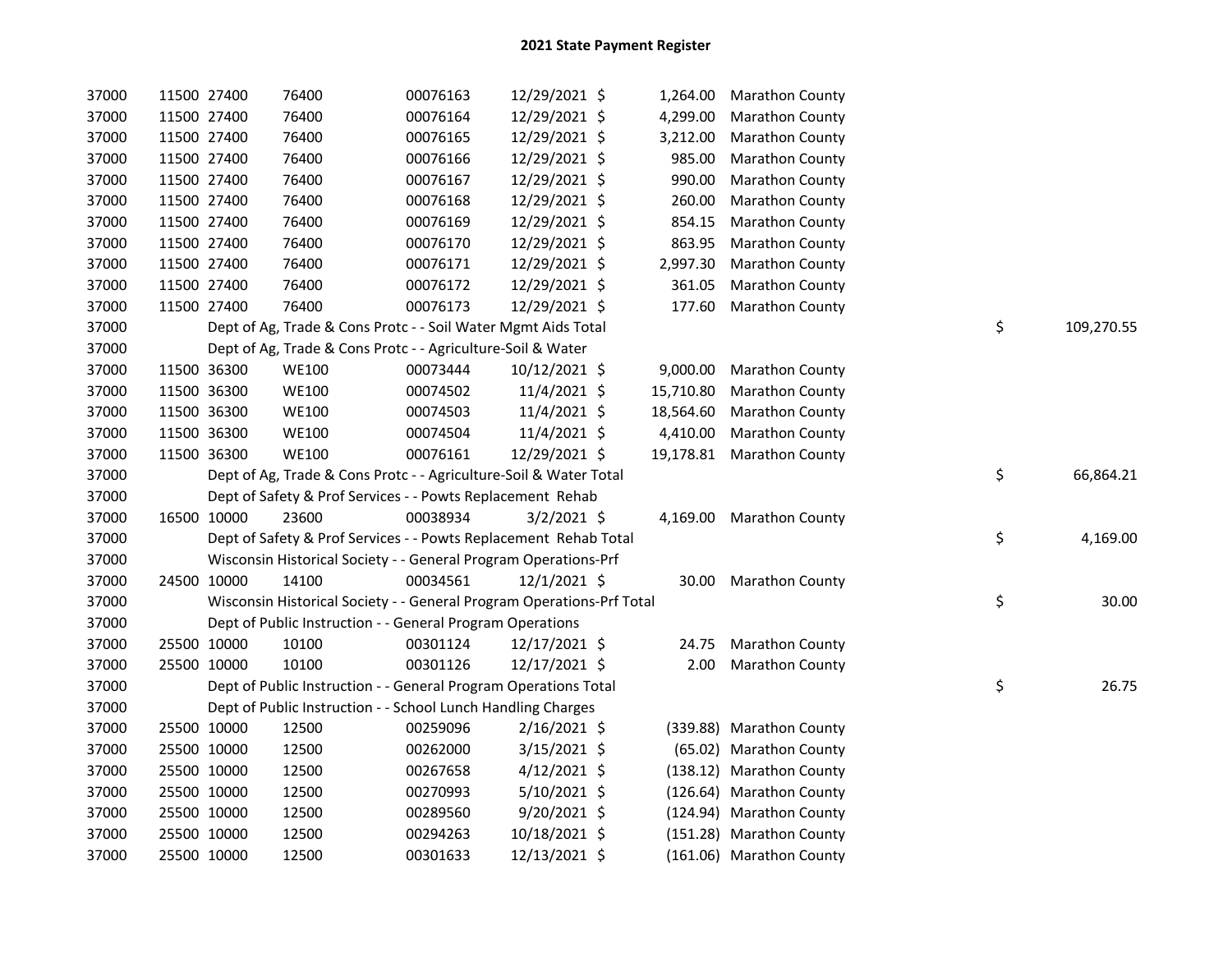# 2021 State Payment Register

| | | | | | | | | | |
|---|---|---|---|---|---|---|---|---|---|
| 37000 | 11500 | 27400 | 76400 | 00076163 | 12/29/2021 | $ 1,264.00 | Marathon County | | |
| 37000 | 11500 | 27400 | 76400 | 00076164 | 12/29/2021 | $ 4,299.00 | Marathon County | | |
| 37000 | 11500 | 27400 | 76400 | 00076165 | 12/29/2021 | $ 3,212.00 | Marathon County | | |
| 37000 | 11500 | 27400 | 76400 | 00076166 | 12/29/2021 | $ 985.00 | Marathon County | | |
| 37000 | 11500 | 27400 | 76400 | 00076167 | 12/29/2021 | $ 990.00 | Marathon County | | |
| 37000 | 11500 | 27400 | 76400 | 00076168 | 12/29/2021 | $ 260.00 | Marathon County | | |
| 37000 | 11500 | 27400 | 76400 | 00076169 | 12/29/2021 | $ 854.15 | Marathon County | | |
| 37000 | 11500 | 27400 | 76400 | 00076170 | 12/29/2021 | $ 863.95 | Marathon County | | |
| 37000 | 11500 | 27400 | 76400 | 00076171 | 12/29/2021 | $ 2,997.30 | Marathon County | | |
| 37000 | 11500 | 27400 | 76400 | 00076172 | 12/29/2021 | $ 361.05 | Marathon County | | |
| 37000 | 11500 | 27400 | 76400 | 00076173 | 12/29/2021 | $ 177.60 | Marathon County | | |
| 37000 | | Dept of Ag, Trade & Cons Protc - - Soil Water Mgmt Aids Total | | | | | | $ | 109,270.55 |
| 37000 | | Dept of Ag, Trade & Cons Protc - - Agriculture-Soil & Water | | | | | | | |
| 37000 | 11500 | 36300 | WE100 | 00073444 | 10/12/2021 | $ 9,000.00 | Marathon County | | |
| 37000 | 11500 | 36300 | WE100 | 00074502 | 11/4/2021 | $ 15,710.80 | Marathon County | | |
| 37000 | 11500 | 36300 | WE100 | 00074503 | 11/4/2021 | $ 18,564.60 | Marathon County | | |
| 37000 | 11500 | 36300 | WE100 | 00074504 | 11/4/2021 | $ 4,410.00 | Marathon County | | |
| 37000 | 11500 | 36300 | WE100 | 00076161 | 12/29/2021 | $ 19,178.81 | Marathon County | | |
| 37000 | | Dept of Ag, Trade & Cons Protc - - Agriculture-Soil & Water Total | | | | | | $ | 66,864.21 |
| 37000 | | Dept of Safety & Prof Services - - Powts Replacement Rehab | | | | | | | |
| 37000 | 16500 | 10000 | 23600 | 00038934 | 3/2/2021 | $ 4,169.00 | Marathon County | | |
| 37000 | | Dept of Safety & Prof Services - - Powts Replacement Rehab Total | | | | | | $ | 4,169.00 |
| 37000 | | Wisconsin Historical Society - - General Program Operations-Prf | | | | | | | |
| 37000 | 24500 | 10000 | 14100 | 00034561 | 12/1/2021 | $ 30.00 | Marathon County | | |
| 37000 | | Wisconsin Historical Society - - General Program Operations-Prf Total | | | | | | $ | 30.00 |
| 37000 | | Dept of Public Instruction - - General Program Operations | | | | | | | |
| 37000 | 25500 | 10000 | 10100 | 00301124 | 12/17/2021 | $ 24.75 | Marathon County | | |
| 37000 | 25500 | 10000 | 10100 | 00301126 | 12/17/2021 | $ 2.00 | Marathon County | | |
| 37000 | | Dept of Public Instruction - - General Program Operations Total | | | | | | $ | 26.75 |
| 37000 | | Dept of Public Instruction - - School Lunch Handling Charges | | | | | | | |
| 37000 | 25500 | 10000 | 12500 | 00259096 | 2/16/2021 | $ (339.88) | Marathon County | | |
| 37000 | 25500 | 10000 | 12500 | 00262000 | 3/15/2021 | $ (65.02) | Marathon County | | |
| 37000 | 25500 | 10000 | 12500 | 00267658 | 4/12/2021 | $ (138.12) | Marathon County | | |
| 37000 | 25500 | 10000 | 12500 | 00270993 | 5/10/2021 | $ (126.64) | Marathon County | | |
| 37000 | 25500 | 10000 | 12500 | 00289560 | 9/20/2021 | $ (124.94) | Marathon County | | |
| 37000 | 25500 | 10000 | 12500 | 00294263 | 10/18/2021 | $ (151.28) | Marathon County | | |
| 37000 | 25500 | 10000 | 12500 | 00301633 | 12/13/2021 | $ (161.06) | Marathon County | | |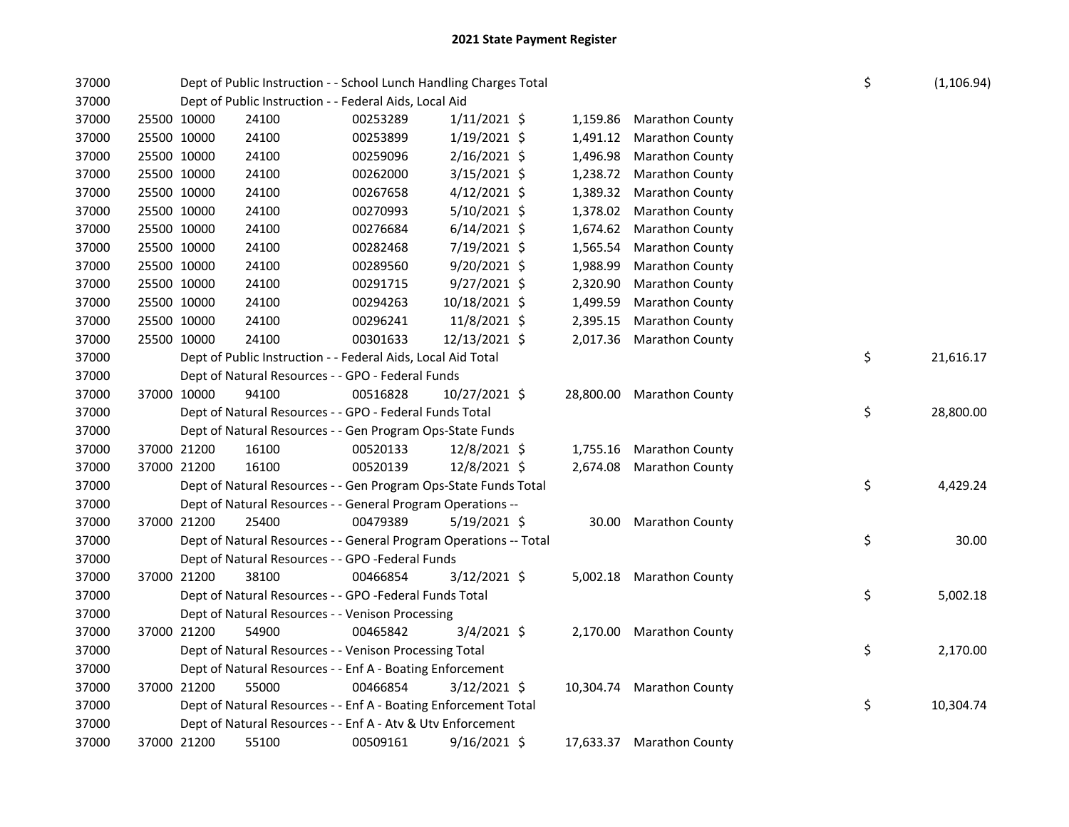# 2021 State Payment Register

| | | | | | | | | | |
|---|---|---|---|---|---|---|---|---|---|
| 37000 | | Dept of Public Instruction - - School Lunch Handling Charges Total | | | | | | $ | (1,106.94) |
| 37000 | | Dept of Public Instruction - - Federal Aids, Local Aid | | | | | | | |
| 37000 | 25500 10000 | 24100 | 00253289 | 1/11/2021 | $ | 1,159.86 | Marathon County | | |
| 37000 | 25500 10000 | 24100 | 00253899 | 1/19/2021 | $ | 1,491.12 | Marathon County | | |
| 37000 | 25500 10000 | 24100 | 00259096 | 2/16/2021 | $ | 1,496.98 | Marathon County | | |
| 37000 | 25500 10000 | 24100 | 00262000 | 3/15/2021 | $ | 1,238.72 | Marathon County | | |
| 37000 | 25500 10000 | 24100 | 00267658 | 4/12/2021 | $ | 1,389.32 | Marathon County | | |
| 37000 | 25500 10000 | 24100 | 00270993 | 5/10/2021 | $ | 1,378.02 | Marathon County | | |
| 37000 | 25500 10000 | 24100 | 00276684 | 6/14/2021 | $ | 1,674.62 | Marathon County | | |
| 37000 | 25500 10000 | 24100 | 00282468 | 7/19/2021 | $ | 1,565.54 | Marathon County | | |
| 37000 | 25500 10000 | 24100 | 00289560 | 9/20/2021 | $ | 1,988.99 | Marathon County | | |
| 37000 | 25500 10000 | 24100 | 00291715 | 9/27/2021 | $ | 2,320.90 | Marathon County | | |
| 37000 | 25500 10000 | 24100 | 00294263 | 10/18/2021 | $ | 1,499.59 | Marathon County | | |
| 37000 | 25500 10000 | 24100 | 00296241 | 11/8/2021 | $ | 2,395.15 | Marathon County | | |
| 37000 | 25500 10000 | 24100 | 00301633 | 12/13/2021 | $ | 2,017.36 | Marathon County | | |
| 37000 | | Dept of Public Instruction - - Federal Aids, Local Aid Total | | | | | | $ | 21,616.17 |
| 37000 | | Dept of Natural Resources - - GPO - Federal Funds | | | | | | | |
| 37000 | 37000 10000 | 94100 | 00516828 | 10/27/2021 | $ | 28,800.00 | Marathon County | | |
| 37000 | | Dept of Natural Resources - - GPO - Federal Funds Total | | | | | | $ | 28,800.00 |
| 37000 | | Dept of Natural Resources - - Gen Program Ops-State Funds | | | | | | | |
| 37000 | 37000 21200 | 16100 | 00520133 | 12/8/2021 | $ | 1,755.16 | Marathon County | | |
| 37000 | 37000 21200 | 16100 | 00520139 | 12/8/2021 | $ | 2,674.08 | Marathon County | | |
| 37000 | | Dept of Natural Resources - - Gen Program Ops-State Funds Total | | | | | | $ | 4,429.24 |
| 37000 | | Dept of Natural Resources - - General Program Operations -- | | | | | | | |
| 37000 | 37000 21200 | 25400 | 00479389 | 5/19/2021 | $ | 30.00 | Marathon County | | |
| 37000 | | Dept of Natural Resources - - General Program Operations -- Total | | | | | | $ | 30.00 |
| 37000 | | Dept of Natural Resources - - GPO -Federal Funds | | | | | | | |
| 37000 | 37000 21200 | 38100 | 00466854 | 3/12/2021 | $ | 5,002.18 | Marathon County | | |
| 37000 | | Dept of Natural Resources - - GPO -Federal Funds Total | | | | | | $ | 5,002.18 |
| 37000 | | Dept of Natural Resources - - Venison Processing | | | | | | | |
| 37000 | 37000 21200 | 54900 | 00465842 | 3/4/2021 | $ | 2,170.00 | Marathon County | | |
| 37000 | | Dept of Natural Resources - - Venison Processing Total | | | | | | $ | 2,170.00 |
| 37000 | | Dept of Natural Resources - - Enf A - Boating Enforcement | | | | | | | |
| 37000 | 37000 21200 | 55000 | 00466854 | 3/12/2021 | $ | 10,304.74 | Marathon County | | |
| 37000 | | Dept of Natural Resources - - Enf A - Boating Enforcement Total | | | | | | $ | 10,304.74 |
| 37000 | | Dept of Natural Resources - - Enf A - Atv & Utv Enforcement | | | | | | | |
| 37000 | 37000 21200 | 55100 | 00509161 | 9/16/2021 | $ | 17,633.37 | Marathon County | | |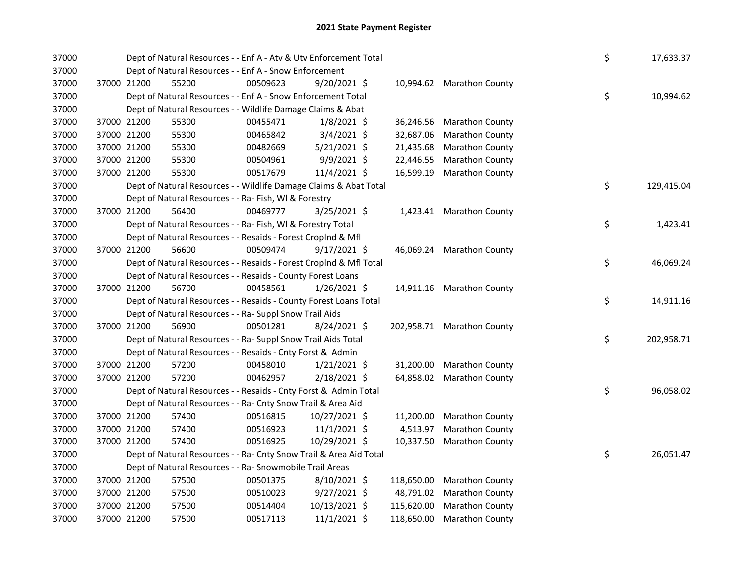# 2021 State Payment Register

| | | | | | | | | | |
|---|---|---|---|---|---|---|---|---|---|
| 37000 | | Dept of Natural Resources - - Enf A - Atv & Utv Enforcement Total | | | | | | $ | 17,633.37 |
| 37000 | | Dept of Natural Resources - - Enf A - Snow Enforcement | | | | | | | |
| 37000 | 37000 21200 | 55200 | 00509623 | 9/20/2021 $ | 10,994.62 | Marathon County | | | |
| 37000 | | Dept of Natural Resources - - Enf A - Snow Enforcement Total | | | | | | $ | 10,994.62 |
| 37000 | | Dept of Natural Resources - - Wildlife Damage Claims & Abat | | | | | | | |
| 37000 | 37000 21200 | 55300 | 00455471 | 1/8/2021 $ | 36,246.56 | Marathon County | | | |
| 37000 | 37000 21200 | 55300 | 00465842 | 3/4/2021 $ | 32,687.06 | Marathon County | | | |
| 37000 | 37000 21200 | 55300 | 00482669 | 5/21/2021 $ | 21,435.68 | Marathon County | | | |
| 37000 | 37000 21200 | 55300 | 00504961 | 9/9/2021 $ | 22,446.55 | Marathon County | | | |
| 37000 | 37000 21200 | 55300 | 00517679 | 11/4/2021 $ | 16,599.19 | Marathon County | | | |
| 37000 | | Dept of Natural Resources - - Wildlife Damage Claims & Abat Total | | | | | | $ | 129,415.04 |
| 37000 | | Dept of Natural Resources - - Ra- Fish, Wl & Forestry | | | | | | | |
| 37000 | 37000 21200 | 56400 | 00469777 | 3/25/2021 $ | 1,423.41 | Marathon County | | | |
| 37000 | | Dept of Natural Resources - - Ra- Fish, Wl & Forestry Total | | | | | | $ | 1,423.41 |
| 37000 | | Dept of Natural Resources - - Resaids - Forest Croplnd & Mfl | | | | | | | |
| 37000 | 37000 21200 | 56600 | 00509474 | 9/17/2021 $ | 46,069.24 | Marathon County | | | |
| 37000 | | Dept of Natural Resources - - Resaids - Forest Croplnd & Mfl Total | | | | | | $ | 46,069.24 |
| 37000 | | Dept of Natural Resources - - Resaids - County Forest Loans | | | | | | | |
| 37000 | 37000 21200 | 56700 | 00458561 | 1/26/2021 $ | 14,911.16 | Marathon County | | | |
| 37000 | | Dept of Natural Resources - - Resaids - County Forest Loans Total | | | | | | $ | 14,911.16 |
| 37000 | | Dept of Natural Resources - - Ra- Suppl Snow Trail Aids | | | | | | | |
| 37000 | 37000 21200 | 56900 | 00501281 | 8/24/2021 $ | 202,958.71 | Marathon County | | | |
| 37000 | | Dept of Natural Resources - - Ra- Suppl Snow Trail Aids Total | | | | | | $ | 202,958.71 |
| 37000 | | Dept of Natural Resources - - Resaids - Cnty Forst & Admin | | | | | | | |
| 37000 | 37000 21200 | 57200 | 00458010 | 1/21/2021 $ | 31,200.00 | Marathon County | | | |
| 37000 | 37000 21200 | 57200 | 00462957 | 2/18/2021 $ | 64,858.02 | Marathon County | | | |
| 37000 | | Dept of Natural Resources - - Resaids - Cnty Forst & Admin Total | | | | | | $ | 96,058.02 |
| 37000 | | Dept of Natural Resources - - Ra- Cnty Snow Trail & Area Aid | | | | | | | |
| 37000 | 37000 21200 | 57400 | 00516815 | 10/27/2021 $ | 11,200.00 | Marathon County | | | |
| 37000 | 37000 21200 | 57400 | 00516923 | 11/1/2021 $ | 4,513.97 | Marathon County | | | |
| 37000 | 37000 21200 | 57400 | 00516925 | 10/29/2021 $ | 10,337.50 | Marathon County | | | |
| 37000 | | Dept of Natural Resources - - Ra- Cnty Snow Trail & Area Aid Total | | | | | | $ | 26,051.47 |
| 37000 | | Dept of Natural Resources - - Ra- Snowmobile Trail Areas | | | | | | | |
| 37000 | 37000 21200 | 57500 | 00501375 | 8/10/2021 $ | 118,650.00 | Marathon County | | | |
| 37000 | 37000 21200 | 57500 | 00510023 | 9/27/2021 $ | 48,791.02 | Marathon County | | | |
| 37000 | 37000 21200 | 57500 | 00514404 | 10/13/2021 $ | 115,620.00 | Marathon County | | | |
| 37000 | 37000 21200 | 57500 | 00517113 | 11/1/2021 $ | 118,650.00 | Marathon County | | | |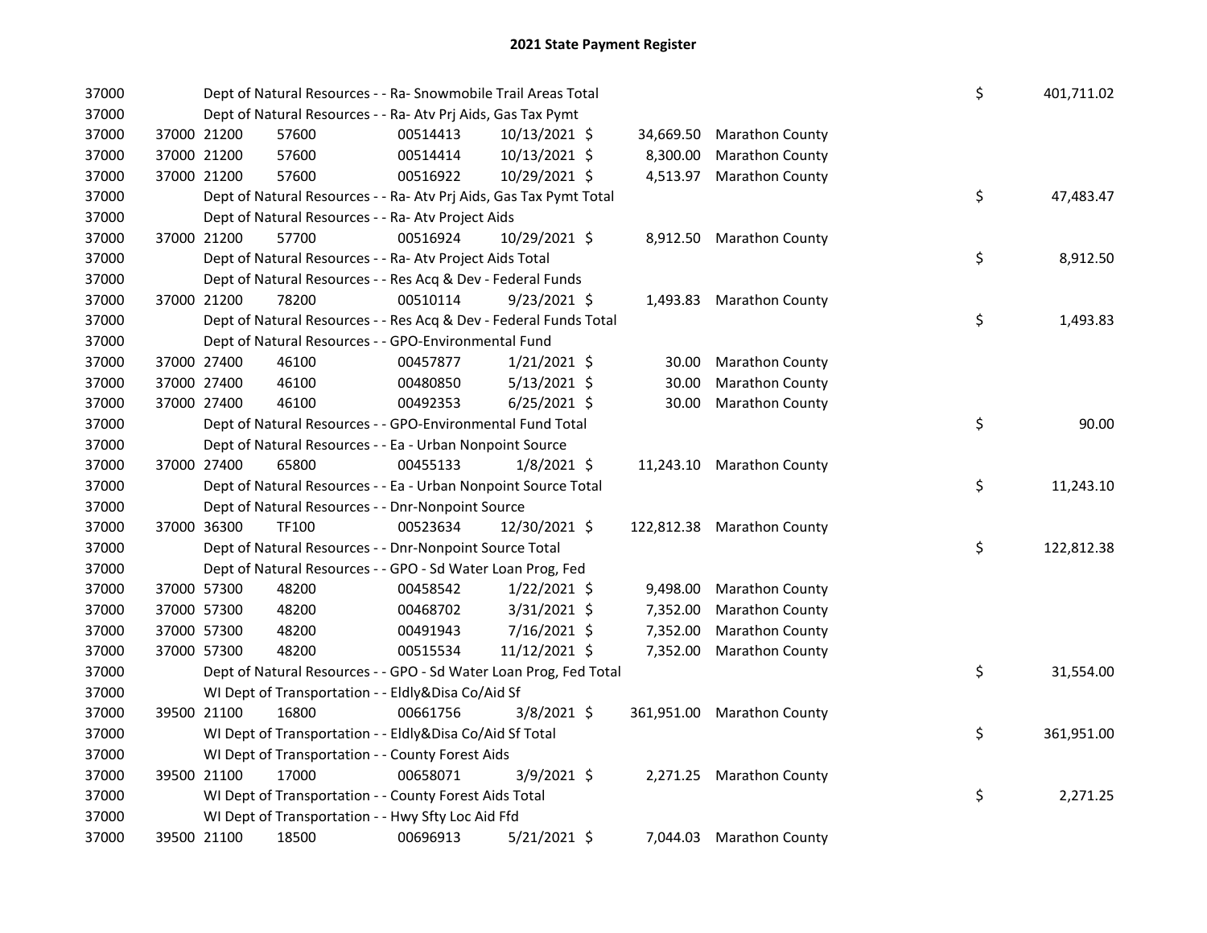# 2021 State Payment Register

| | | | | | | | | |
|---|---|---|---|---|---|---|---|---|
| 37000 | Dept of Natural Resources - - Ra- Snowmobile Trail Areas Total | | | | | | $ | 401,711.02 |
| 37000 | Dept of Natural Resources - - Ra- Atv Prj Aids, Gas Tax Pymt | | | | | | | |
| 37000 | 37000 21200 | 57600 | 00514413 | 10/13/2021 $ | 34,669.50 | Marathon County | | |
| 37000 | 37000 21200 | 57600 | 00514414 | 10/13/2021 $ | 8,300.00 | Marathon County | | |
| 37000 | 37000 21200 | 57600 | 00516922 | 10/29/2021 $ | 4,513.97 | Marathon County | | |
| 37000 | Dept of Natural Resources - - Ra- Atv Prj Aids, Gas Tax Pymt Total | | | | | | $ | 47,483.47 |
| 37000 | Dept of Natural Resources - - Ra- Atv Project Aids | | | | | | | |
| 37000 | 37000 21200 | 57700 | 00516924 | 10/29/2021 $ | 8,912.50 | Marathon County | | |
| 37000 | Dept of Natural Resources - - Ra- Atv Project Aids Total | | | | | | $ | 8,912.50 |
| 37000 | Dept of Natural Resources - - Res Acq & Dev - Federal Funds | | | | | | | |
| 37000 | 37000 21200 | 78200 | 00510114 | 9/23/2021 $ | 1,493.83 | Marathon County | | |
| 37000 | Dept of Natural Resources - - Res Acq & Dev - Federal Funds Total | | | | | | $ | 1,493.83 |
| 37000 | Dept of Natural Resources - - GPO-Environmental Fund | | | | | | | |
| 37000 | 37000 27400 | 46100 | 00457877 | 1/21/2021 $ | 30.00 | Marathon County | | |
| 37000 | 37000 27400 | 46100 | 00480850 | 5/13/2021 $ | 30.00 | Marathon County | | |
| 37000 | 37000 27400 | 46100 | 00492353 | 6/25/2021 $ | 30.00 | Marathon County | | |
| 37000 | Dept of Natural Resources - - GPO-Environmental Fund Total | | | | | | $ | 90.00 |
| 37000 | Dept of Natural Resources - - Ea - Urban Nonpoint Source | | | | | | | |
| 37000 | 37000 27400 | 65800 | 00455133 | 1/8/2021 $ | 11,243.10 | Marathon County | | |
| 37000 | Dept of Natural Resources - - Ea - Urban Nonpoint Source Total | | | | | | $ | 11,243.10 |
| 37000 | Dept of Natural Resources - - Dnr-Nonpoint Source | | | | | | | |
| 37000 | 37000 36300 | TF100 | 00523634 | 12/30/2021 $ | 122,812.38 | Marathon County | | |
| 37000 | Dept of Natural Resources - - Dnr-Nonpoint Source Total | | | | | | $ | 122,812.38 |
| 37000 | Dept of Natural Resources - - GPO - Sd Water Loan Prog, Fed | | | | | | | |
| 37000 | 37000 57300 | 48200 | 00458542 | 1/22/2021 $ | 9,498.00 | Marathon County | | |
| 37000 | 37000 57300 | 48200 | 00468702 | 3/31/2021 $ | 7,352.00 | Marathon County | | |
| 37000 | 37000 57300 | 48200 | 00491943 | 7/16/2021 $ | 7,352.00 | Marathon County | | |
| 37000 | 37000 57300 | 48200 | 00515534 | 11/12/2021 $ | 7,352.00 | Marathon County | | |
| 37000 | Dept of Natural Resources - - GPO - Sd Water Loan Prog, Fed Total | | | | | | $ | 31,554.00 |
| 37000 | WI Dept of Transportation - - Eldly&Disa Co/Aid Sf | | | | | | | |
| 37000 | 39500 21100 | 16800 | 00661756 | 3/8/2021 $ | 361,951.00 | Marathon County | | |
| 37000 | WI Dept of Transportation - - Eldly&Disa Co/Aid Sf Total | | | | | | $ | 361,951.00 |
| 37000 | WI Dept of Transportation - - County Forest Aids | | | | | | | |
| 37000 | 39500 21100 | 17000 | 00658071 | 3/9/2021 $ | 2,271.25 | Marathon County | | |
| 37000 | WI Dept of Transportation - - County Forest Aids Total | | | | | | $ | 2,271.25 |
| 37000 | WI Dept of Transportation - - Hwy Sfty Loc Aid Ffd | | | | | | | |
| 37000 | 39500 21100 | 18500 | 00696913 | 5/21/2021 $ | 7,044.03 | Marathon County | | |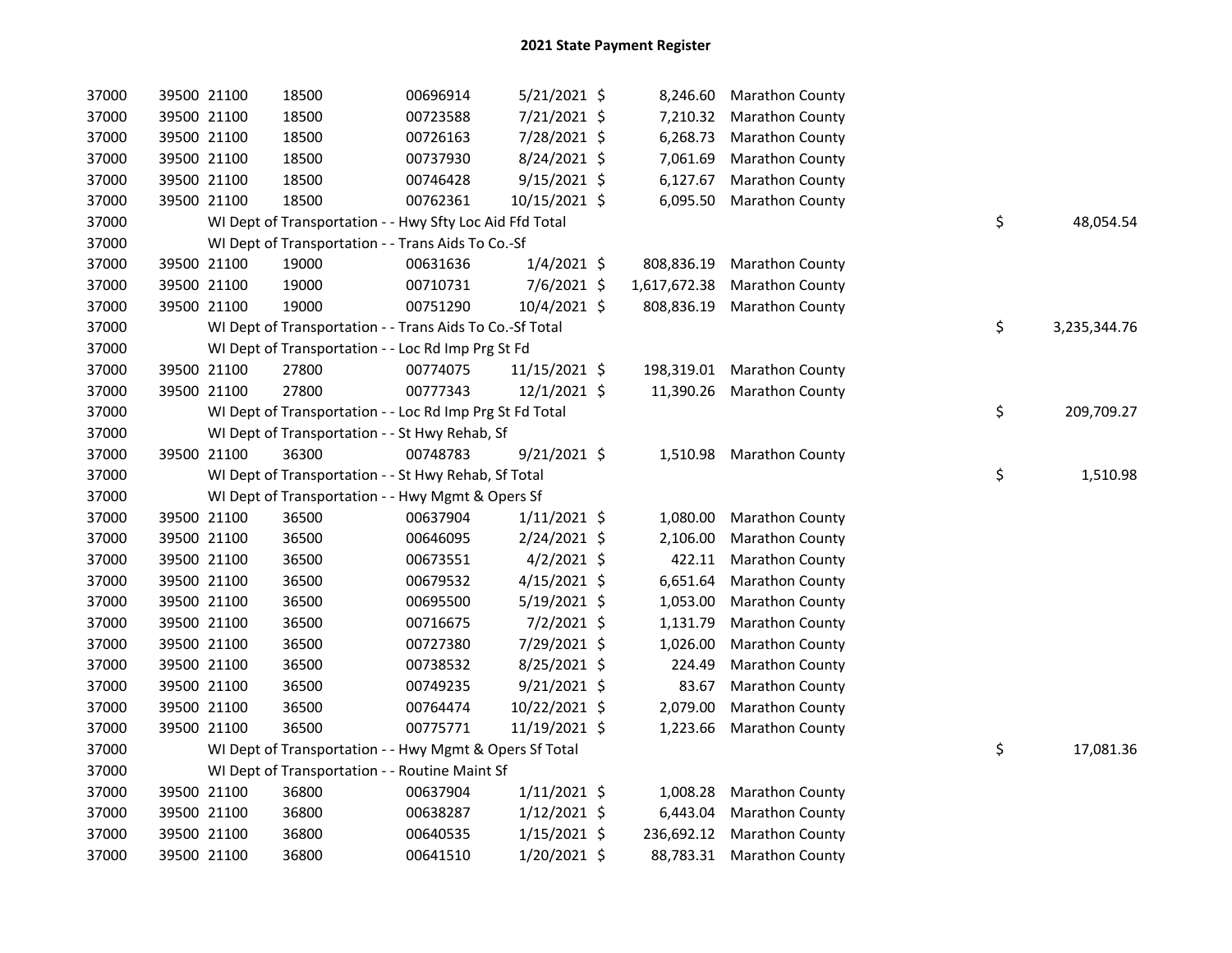# 2021 State Payment Register

| | | | | | | | | | |
|---|---|---|---|---|---|---|---|---|---|
| 37000 | 39500 | 21100 | 18500 | 00696914 | 5/21/2021 | $ 8,246.60 | Marathon County | | |
| 37000 | 39500 | 21100 | 18500 | 00723588 | 7/21/2021 | $ 7,210.32 | Marathon County | | |
| 37000 | 39500 | 21100 | 18500 | 00726163 | 7/28/2021 | $ 6,268.73 | Marathon County | | |
| 37000 | 39500 | 21100 | 18500 | 00737930 | 8/24/2021 | $ 7,061.69 | Marathon County | | |
| 37000 | 39500 | 21100 | 18500 | 00746428 | 9/15/2021 | $ 6,127.67 | Marathon County | | |
| 37000 | 39500 | 21100 | 18500 | 00762361 | 10/15/2021 | $ 6,095.50 | Marathon County | | |
| 37000 | WI Dept of Transportation - - Hwy Sfty Loc Aid Ffd Total | | | | | | | $ | 48,054.54 |
| 37000 | WI Dept of Transportation - - Trans Aids To Co.-Sf | | | | | | | | |
| 37000 | 39500 | 21100 | 19000 | 00631636 | 1/4/2021 | $ 808,836.19 | Marathon County | | |
| 37000 | 39500 | 21100 | 19000 | 00710731 | 7/6/2021 | $ 1,617,672.38 | Marathon County | | |
| 37000 | 39500 | 21100 | 19000 | 00751290 | 10/4/2021 | $ 808,836.19 | Marathon County | | |
| 37000 | WI Dept of Transportation - - Trans Aids To Co.-Sf Total | | | | | | | $ | 3,235,344.76 |
| 37000 | WI Dept of Transportation - - Loc Rd Imp Prg St Fd | | | | | | | | |
| 37000 | 39500 | 21100 | 27800 | 00774075 | 11/15/2021 | $ 198,319.01 | Marathon County | | |
| 37000 | 39500 | 21100 | 27800 | 00777343 | 12/1/2021 | $ 11,390.26 | Marathon County | | |
| 37000 | WI Dept of Transportation - - Loc Rd Imp Prg St Fd Total | | | | | | | $ | 209,709.27 |
| 37000 | WI Dept of Transportation - - St Hwy Rehab, Sf | | | | | | | | |
| 37000 | 39500 | 21100 | 36300 | 00748783 | 9/21/2021 | $ 1,510.98 | Marathon County | | |
| 37000 | WI Dept of Transportation - - St Hwy Rehab, Sf Total | | | | | | | $ | 1,510.98 |
| 37000 | WI Dept of Transportation - - Hwy Mgmt & Opers Sf | | | | | | | | |
| 37000 | 39500 | 21100 | 36500 | 00637904 | 1/11/2021 | $ 1,080.00 | Marathon County | | |
| 37000 | 39500 | 21100 | 36500 | 00646095 | 2/24/2021 | $ 2,106.00 | Marathon County | | |
| 37000 | 39500 | 21100 | 36500 | 00673551 | 4/2/2021 | $ 422.11 | Marathon County | | |
| 37000 | 39500 | 21100 | 36500 | 00679532 | 4/15/2021 | $ 6,651.64 | Marathon County | | |
| 37000 | 39500 | 21100 | 36500 | 00695500 | 5/19/2021 | $ 1,053.00 | Marathon County | | |
| 37000 | 39500 | 21100 | 36500 | 00716675 | 7/2/2021 | $ 1,131.79 | Marathon County | | |
| 37000 | 39500 | 21100 | 36500 | 00727380 | 7/29/2021 | $ 1,026.00 | Marathon County | | |
| 37000 | 39500 | 21100 | 36500 | 00738532 | 8/25/2021 | $ 224.49 | Marathon County | | |
| 37000 | 39500 | 21100 | 36500 | 00749235 | 9/21/2021 | $ 83.67 | Marathon County | | |
| 37000 | 39500 | 21100 | 36500 | 00764474 | 10/22/2021 | $ 2,079.00 | Marathon County | | |
| 37000 | 39500 | 21100 | 36500 | 00775771 | 11/19/2021 | $ 1,223.66 | Marathon County | | |
| 37000 | WI Dept of Transportation - - Hwy Mgmt & Opers Sf Total | | | | | | | $ | 17,081.36 |
| 37000 | WI Dept of Transportation - - Routine Maint Sf | | | | | | | | |
| 37000 | 39500 | 21100 | 36800 | 00637904 | 1/11/2021 | $ 1,008.28 | Marathon County | | |
| 37000 | 39500 | 21100 | 36800 | 00638287 | 1/12/2021 | $ 6,443.04 | Marathon County | | |
| 37000 | 39500 | 21100 | 36800 | 00640535 | 1/15/2021 | $ 236,692.12 | Marathon County | | |
| 37000 | 39500 | 21100 | 36800 | 00641510 | 1/20/2021 | $ 88,783.31 | Marathon County | | |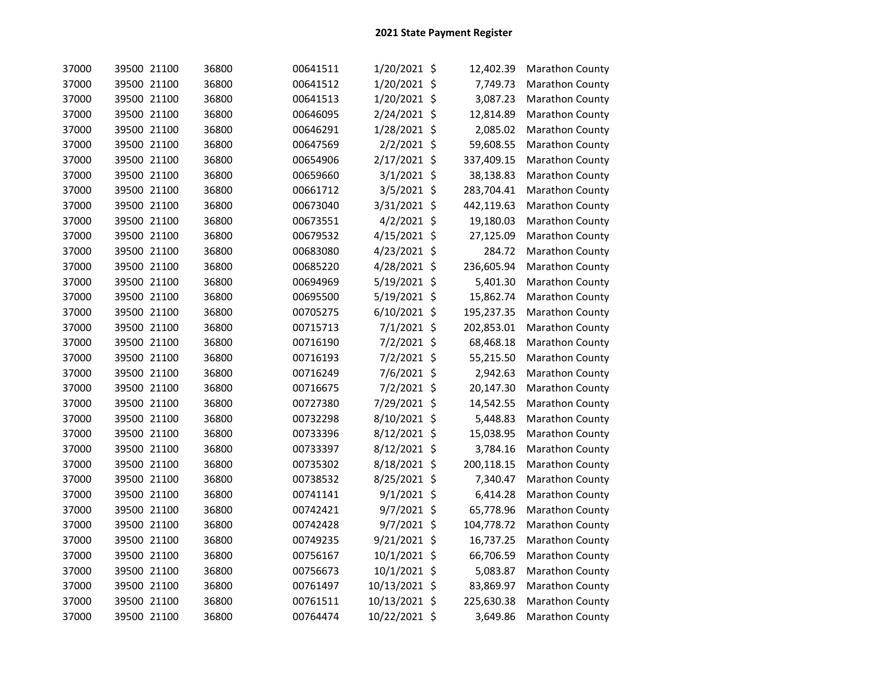## 2021 State Payment Register

| | | | | | | | | |
|---|---|---|---|---|---|---|---|---|
| 37000 | 39500 | 21100 | 36800 | 00641511 | 1/20/2021 | $ | 12,402.39 | Marathon County |
| 37000 | 39500 | 21100 | 36800 | 00641512 | 1/20/2021 | $ | 7,749.73 | Marathon County |
| 37000 | 39500 | 21100 | 36800 | 00641513 | 1/20/2021 | $ | 3,087.23 | Marathon County |
| 37000 | 39500 | 21100 | 36800 | 00646095 | 2/24/2021 | $ | 12,814.89 | Marathon County |
| 37000 | 39500 | 21100 | 36800 | 00646291 | 1/28/2021 | $ | 2,085.02 | Marathon County |
| 37000 | 39500 | 21100 | 36800 | 00647569 | 2/2/2021 | $ | 59,608.55 | Marathon County |
| 37000 | 39500 | 21100 | 36800 | 00654906 | 2/17/2021 | $ | 337,409.15 | Marathon County |
| 37000 | 39500 | 21100 | 36800 | 00659660 | 3/1/2021 | $ | 38,138.83 | Marathon County |
| 37000 | 39500 | 21100 | 36800 | 00661712 | 3/5/2021 | $ | 283,704.41 | Marathon County |
| 37000 | 39500 | 21100 | 36800 | 00673040 | 3/31/2021 | $ | 442,119.63 | Marathon County |
| 37000 | 39500 | 21100 | 36800 | 00673551 | 4/2/2021 | $ | 19,180.03 | Marathon County |
| 37000 | 39500 | 21100 | 36800 | 00679532 | 4/15/2021 | $ | 27,125.09 | Marathon County |
| 37000 | 39500 | 21100 | 36800 | 00683080 | 4/23/2021 | $ | 284.72 | Marathon County |
| 37000 | 39500 | 21100 | 36800 | 00685220 | 4/28/2021 | $ | 236,605.94 | Marathon County |
| 37000 | 39500 | 21100 | 36800 | 00694969 | 5/19/2021 | $ | 5,401.30 | Marathon County |
| 37000 | 39500 | 21100 | 36800 | 00695500 | 5/19/2021 | $ | 15,862.74 | Marathon County |
| 37000 | 39500 | 21100 | 36800 | 00705275 | 6/10/2021 | $ | 195,237.35 | Marathon County |
| 37000 | 39500 | 21100 | 36800 | 00715713 | 7/1/2021 | $ | 202,853.01 | Marathon County |
| 37000 | 39500 | 21100 | 36800 | 00716190 | 7/2/2021 | $ | 68,468.18 | Marathon County |
| 37000 | 39500 | 21100 | 36800 | 00716193 | 7/2/2021 | $ | 55,215.50 | Marathon County |
| 37000 | 39500 | 21100 | 36800 | 00716249 | 7/6/2021 | $ | 2,942.63 | Marathon County |
| 37000 | 39500 | 21100 | 36800 | 00716675 | 7/2/2021 | $ | 20,147.30 | Marathon County |
| 37000 | 39500 | 21100 | 36800 | 00727380 | 7/29/2021 | $ | 14,542.55 | Marathon County |
| 37000 | 39500 | 21100 | 36800 | 00732298 | 8/10/2021 | $ | 5,448.83 | Marathon County |
| 37000 | 39500 | 21100 | 36800 | 00733396 | 8/12/2021 | $ | 15,038.95 | Marathon County |
| 37000 | 39500 | 21100 | 36800 | 00733397 | 8/12/2021 | $ | 3,784.16 | Marathon County |
| 37000 | 39500 | 21100 | 36800 | 00735302 | 8/18/2021 | $ | 200,118.15 | Marathon County |
| 37000 | 39500 | 21100 | 36800 | 00738532 | 8/25/2021 | $ | 7,340.47 | Marathon County |
| 37000 | 39500 | 21100 | 36800 | 00741141 | 9/1/2021 | $ | 6,414.28 | Marathon County |
| 37000 | 39500 | 21100 | 36800 | 00742421 | 9/7/2021 | $ | 65,778.96 | Marathon County |
| 37000 | 39500 | 21100 | 36800 | 00742428 | 9/7/2021 | $ | 104,778.72 | Marathon County |
| 37000 | 39500 | 21100 | 36800 | 00749235 | 9/21/2021 | $ | 16,737.25 | Marathon County |
| 37000 | 39500 | 21100 | 36800 | 00756167 | 10/1/2021 | $ | 66,706.59 | Marathon County |
| 37000 | 39500 | 21100 | 36800 | 00756673 | 10/1/2021 | $ | 5,083.87 | Marathon County |
| 37000 | 39500 | 21100 | 36800 | 00761497 | 10/13/2021 | $ | 83,869.97 | Marathon County |
| 37000 | 39500 | 21100 | 36800 | 00761511 | 10/13/2021 | $ | 225,630.38 | Marathon County |
| 37000 | 39500 | 21100 | 36800 | 00764474 | 10/22/2021 | $ | 3,649.86 | Marathon County |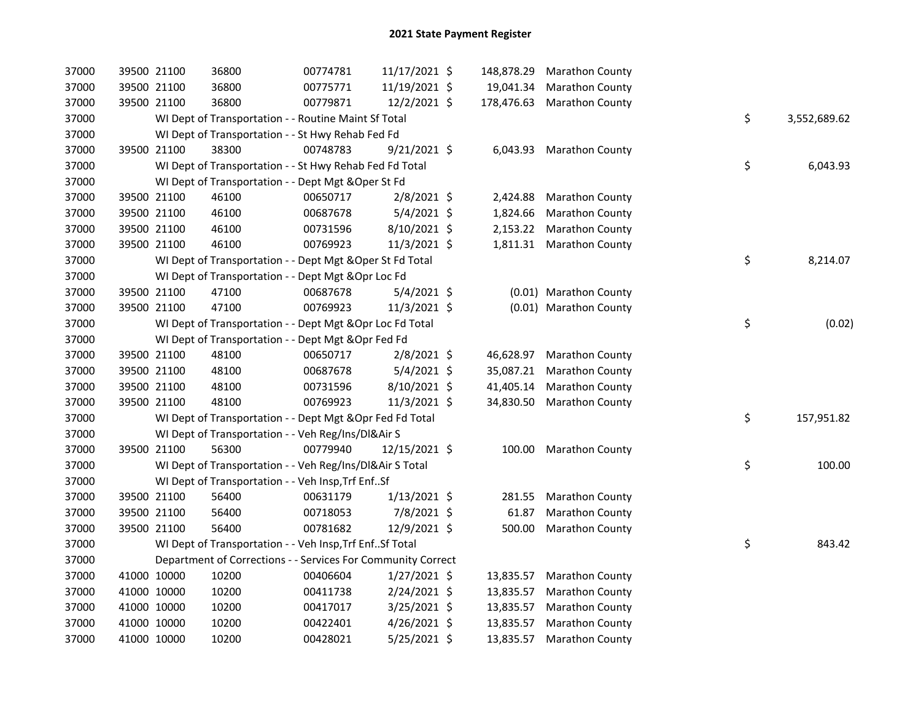# 2021 State Payment Register

| | | | | | | | | | |
|---|---|---|---|---|---|---|---|---|---|
| 37000 | 39500 | 21100 | 36800 | 00774781 | 11/17/2021 | $ 148,878.29 | Marathon County | | |
| 37000 | 39500 | 21100 | 36800 | 00775771 | 11/19/2021 | $ 19,041.34 | Marathon County | | |
| 37000 | 39500 | 21100 | 36800 | 00779871 | 12/2/2021 | $ 178,476.63 | Marathon County | | |
| 37000 | | WI Dept of Transportation - - Routine Maint Sf Total | | | | | | $ | 3,552,689.62 |
| 37000 | | WI Dept of Transportation - - St Hwy Rehab Fed Fd | | | | | | | |
| 37000 | 39500 | 21100 | 38300 | 00748783 | 9/21/2021 | $ 6,043.93 | Marathon County | | |
| 37000 | | WI Dept of Transportation - - St Hwy Rehab Fed Fd Total | | | | | | $ | 6,043.93 |
| 37000 | | WI Dept of Transportation - - Dept Mgt &Oper St Fd | | | | | | | |
| 37000 | 39500 | 21100 | 46100 | 00650717 | 2/8/2021 | $ 2,424.88 | Marathon County | | |
| 37000 | 39500 | 21100 | 46100 | 00687678 | 5/4/2021 | $ 1,824.66 | Marathon County | | |
| 37000 | 39500 | 21100 | 46100 | 00731596 | 8/10/2021 | $ 2,153.22 | Marathon County | | |
| 37000 | 39500 | 21100 | 46100 | 00769923 | 11/3/2021 | $ 1,811.31 | Marathon County | | |
| 37000 | | WI Dept of Transportation - - Dept Mgt &Oper St Fd Total | | | | | | $ | 8,214.07 |
| 37000 | | WI Dept of Transportation - - Dept Mgt &Opr Loc Fd | | | | | | | |
| 37000 | 39500 | 21100 | 47100 | 00687678 | 5/4/2021 | $ (0.01) | Marathon County | | |
| 37000 | 39500 | 21100 | 47100 | 00769923 | 11/3/2021 | $ (0.01) | Marathon County | | |
| 37000 | | WI Dept of Transportation - - Dept Mgt &Opr Loc Fd Total | | | | | | $ | (0.02) |
| 37000 | | WI Dept of Transportation - - Dept Mgt &Opr Fed Fd | | | | | | | |
| 37000 | 39500 | 21100 | 48100 | 00650717 | 2/8/2021 | $ 46,628.97 | Marathon County | | |
| 37000 | 39500 | 21100 | 48100 | 00687678 | 5/4/2021 | $ 35,087.21 | Marathon County | | |
| 37000 | 39500 | 21100 | 48100 | 00731596 | 8/10/2021 | $ 41,405.14 | Marathon County | | |
| 37000 | 39500 | 21100 | 48100 | 00769923 | 11/3/2021 | $ 34,830.50 | Marathon County | | |
| 37000 | | WI Dept of Transportation - - Dept Mgt &Opr Fed Fd Total | | | | | | $ | 157,951.82 |
| 37000 | | WI Dept of Transportation - - Veh Reg/Ins/Dl&Air S | | | | | | | |
| 37000 | 39500 | 21100 | 56300 | 00779940 | 12/15/2021 | $ 100.00 | Marathon County | | |
| 37000 | | WI Dept of Transportation - - Veh Reg/Ins/Dl&Air S Total | | | | | | $ | 100.00 |
| 37000 | | WI Dept of Transportation - - Veh Insp,Trf Enf..Sf | | | | | | | |
| 37000 | 39500 | 21100 | 56400 | 00631179 | 1/13/2021 | $ 281.55 | Marathon County | | |
| 37000 | 39500 | 21100 | 56400 | 00718053 | 7/8/2021 | $ 61.87 | Marathon County | | |
| 37000 | 39500 | 21100 | 56400 | 00781682 | 12/9/2021 | $ 500.00 | Marathon County | | |
| 37000 | | WI Dept of Transportation - - Veh Insp,Trf Enf..Sf Total | | | | | | $ | 843.42 |
| 37000 | | Department of Corrections - - Services For Community Correct | | | | | | | |
| 37000 | 41000 | 10000 | 10200 | 00406604 | 1/27/2021 | $ 13,835.57 | Marathon County | | |
| 37000 | 41000 | 10000 | 10200 | 00411738 | 2/24/2021 | $ 13,835.57 | Marathon County | | |
| 37000 | 41000 | 10000 | 10200 | 00417017 | 3/25/2021 | $ 13,835.57 | Marathon County | | |
| 37000 | 41000 | 10000 | 10200 | 00422401 | 4/26/2021 | $ 13,835.57 | Marathon County | | |
| 37000 | 41000 | 10000 | 10200 | 00428021 | 5/25/2021 | $ 13,835.57 | Marathon County | | |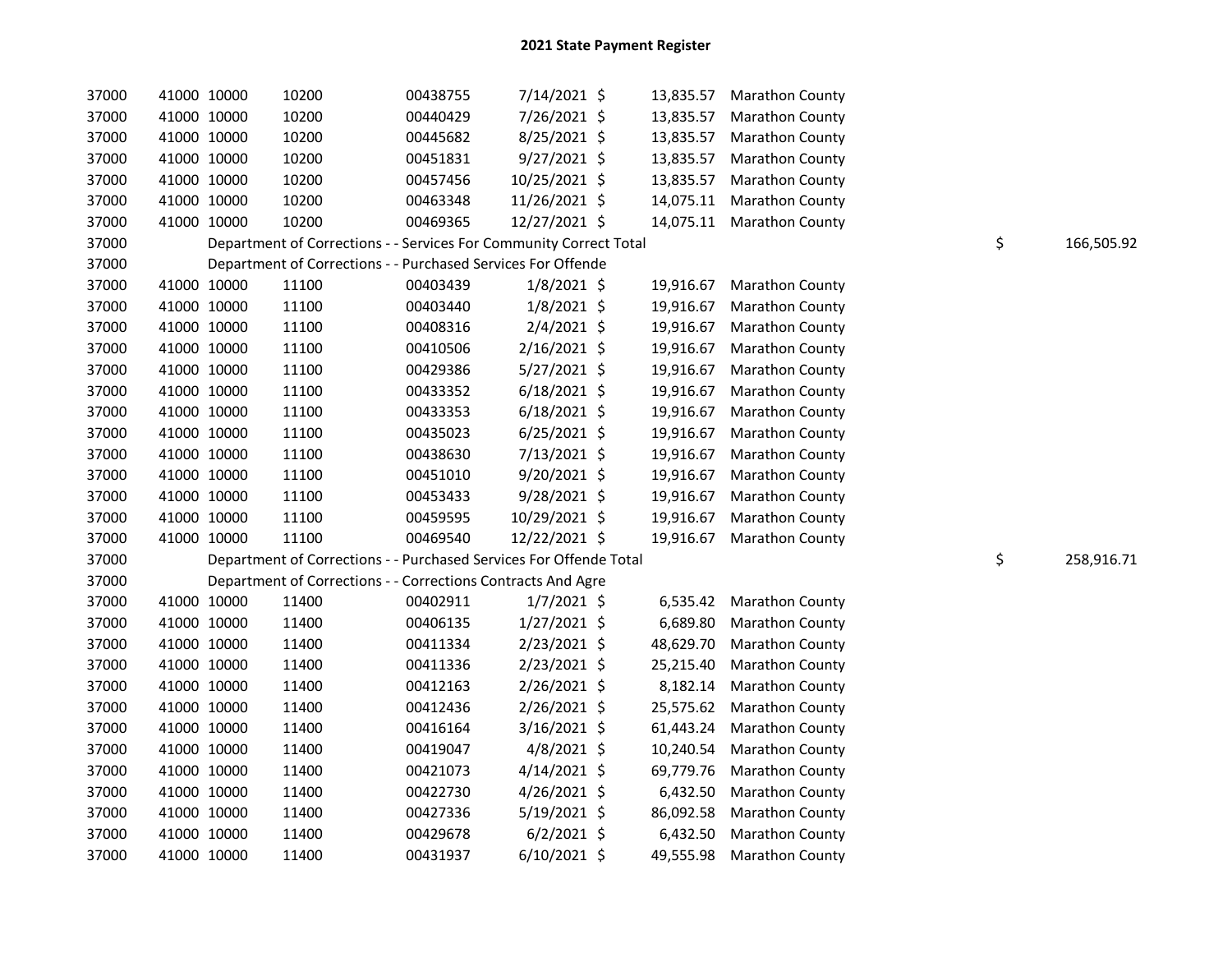# 2021 State Payment Register

| | | | | | | | | | |
|---|---|---|---|---|---|---|---|---|---|
| 37000 | 41000 | 10000 | 10200 | 00438755 | 7/14/2021 | $ 13,835.57 | Marathon County | | |
| 37000 | 41000 | 10000 | 10200 | 00440429 | 7/26/2021 | $ 13,835.57 | Marathon County | | |
| 37000 | 41000 | 10000 | 10200 | 00445682 | 8/25/2021 | $ 13,835.57 | Marathon County | | |
| 37000 | 41000 | 10000 | 10200 | 00451831 | 9/27/2021 | $ 13,835.57 | Marathon County | | |
| 37000 | 41000 | 10000 | 10200 | 00457456 | 10/25/2021 | $ 13,835.57 | Marathon County | | |
| 37000 | 41000 | 10000 | 10200 | 00463348 | 11/26/2021 | $ 14,075.11 | Marathon County | | |
| 37000 | 41000 | 10000 | 10200 | 00469365 | 12/27/2021 | $ 14,075.11 | Marathon County | | |
| 37000 | | Department of Corrections - - Services For Community Correct Total | | | | | | $ | 166,505.92 |
| 37000 | | Department of Corrections - - Purchased Services For Offende | | | | | | | |
| 37000 | 41000 | 10000 | 11100 | 00403439 | 1/8/2021 | $ 19,916.67 | Marathon County | | |
| 37000 | 41000 | 10000 | 11100 | 00403440 | 1/8/2021 | $ 19,916.67 | Marathon County | | |
| 37000 | 41000 | 10000 | 11100 | 00408316 | 2/4/2021 | $ 19,916.67 | Marathon County | | |
| 37000 | 41000 | 10000 | 11100 | 00410506 | 2/16/2021 | $ 19,916.67 | Marathon County | | |
| 37000 | 41000 | 10000 | 11100 | 00429386 | 5/27/2021 | $ 19,916.67 | Marathon County | | |
| 37000 | 41000 | 10000 | 11100 | 00433352 | 6/18/2021 | $ 19,916.67 | Marathon County | | |
| 37000 | 41000 | 10000 | 11100 | 00433353 | 6/18/2021 | $ 19,916.67 | Marathon County | | |
| 37000 | 41000 | 10000 | 11100 | 00435023 | 6/25/2021 | $ 19,916.67 | Marathon County | | |
| 37000 | 41000 | 10000 | 11100 | 00438630 | 7/13/2021 | $ 19,916.67 | Marathon County | | |
| 37000 | 41000 | 10000 | 11100 | 00451010 | 9/20/2021 | $ 19,916.67 | Marathon County | | |
| 37000 | 41000 | 10000 | 11100 | 00453433 | 9/28/2021 | $ 19,916.67 | Marathon County | | |
| 37000 | 41000 | 10000 | 11100 | 00459595 | 10/29/2021 | $ 19,916.67 | Marathon County | | |
| 37000 | 41000 | 10000 | 11100 | 00469540 | 12/22/2021 | $ 19,916.67 | Marathon County | | |
| 37000 | | Department of Corrections - - Purchased Services For Offende Total | | | | | | $ | 258,916.71 |
| 37000 | | Department of Corrections - - Corrections Contracts And Agre | | | | | | | |
| 37000 | 41000 | 10000 | 11400 | 00402911 | 1/7/2021 | $ 6,535.42 | Marathon County | | |
| 37000 | 41000 | 10000 | 11400 | 00406135 | 1/27/2021 | $ 6,689.80 | Marathon County | | |
| 37000 | 41000 | 10000 | 11400 | 00411334 | 2/23/2021 | $ 48,629.70 | Marathon County | | |
| 37000 | 41000 | 10000 | 11400 | 00411336 | 2/23/2021 | $ 25,215.40 | Marathon County | | |
| 37000 | 41000 | 10000 | 11400 | 00412163 | 2/26/2021 | $ 8,182.14 | Marathon County | | |
| 37000 | 41000 | 10000 | 11400 | 00412436 | 2/26/2021 | $ 25,575.62 | Marathon County | | |
| 37000 | 41000 | 10000 | 11400 | 00416164 | 3/16/2021 | $ 61,443.24 | Marathon County | | |
| 37000 | 41000 | 10000 | 11400 | 00419047 | 4/8/2021 | $ 10,240.54 | Marathon County | | |
| 37000 | 41000 | 10000 | 11400 | 00421073 | 4/14/2021 | $ 69,779.76 | Marathon County | | |
| 37000 | 41000 | 10000 | 11400 | 00422730 | 4/26/2021 | $ 6,432.50 | Marathon County | | |
| 37000 | 41000 | 10000 | 11400 | 00427336 | 5/19/2021 | $ 86,092.58 | Marathon County | | |
| 37000 | 41000 | 10000 | 11400 | 00429678 | 6/2/2021 | $ 6,432.50 | Marathon County | | |
| 37000 | 41000 | 10000 | 11400 | 00431937 | 6/10/2021 | $ 49,555.98 | Marathon County | | |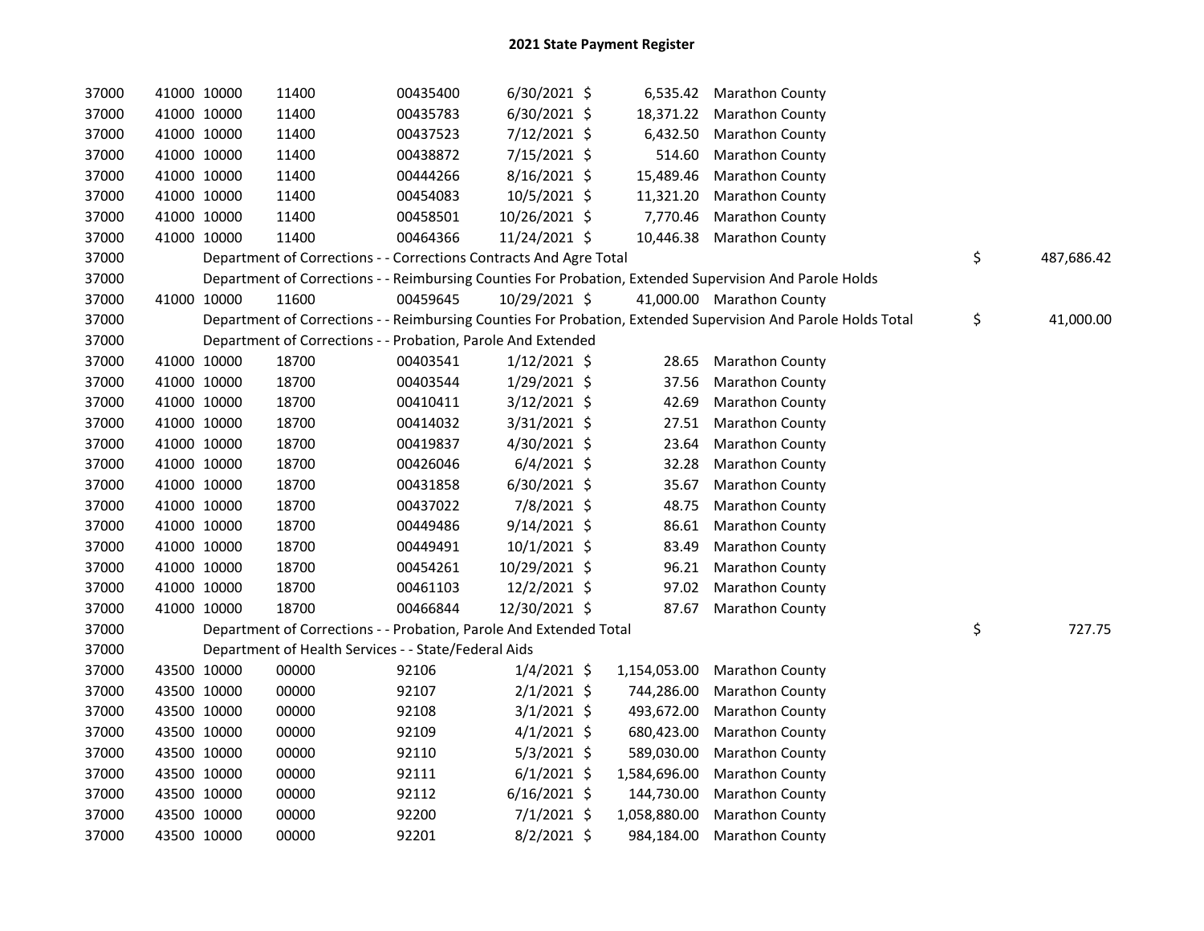# 2021 State Payment Register

| | | | | | | | | | |
|---|---|---|---|---|---|---|---|---|---|
| 37000 | 41000 | 10000 | 11400 | 00435400 | 6/30/2021 | $ 6,535.42 | Marathon County | | |
| 37000 | 41000 | 10000 | 11400 | 00435783 | 6/30/2021 | $ 18,371.22 | Marathon County | | |
| 37000 | 41000 | 10000 | 11400 | 00437523 | 7/12/2021 | $ 6,432.50 | Marathon County | | |
| 37000 | 41000 | 10000 | 11400 | 00438872 | 7/15/2021 | $ 514.60 | Marathon County | | |
| 37000 | 41000 | 10000 | 11400 | 00444266 | 8/16/2021 | $ 15,489.46 | Marathon County | | |
| 37000 | 41000 | 10000 | 11400 | 00454083 | 10/5/2021 | $ 11,321.20 | Marathon County | | |
| 37000 | 41000 | 10000 | 11400 | 00458501 | 10/26/2021 | $ 7,770.46 | Marathon County | | |
| 37000 | 41000 | 10000 | 11400 | 00464366 | 11/24/2021 | $ 10,446.38 | Marathon County | | |
| 37000 | | Department of Corrections - - Corrections Contracts And Agre Total | | | | | | $ | 487,686.42 |
| 37000 | | Department of Corrections - - Reimbursing Counties For Probation, Extended Supervision And Parole Holds | | | | | | | |
| 37000 | 41000 | 10000 | 11600 | 00459645 | 10/29/2021 | $ 41,000.00 | Marathon County | | |
| 37000 | | Department of Corrections - - Reimbursing Counties For Probation, Extended Supervision And Parole Holds Total | | | | | | $ | 41,000.00 |
| 37000 | | Department of Corrections - - Probation, Parole And Extended | | | | | | | |
| 37000 | 41000 | 10000 | 18700 | 00403541 | 1/12/2021 | $ 28.65 | Marathon County | | |
| 37000 | 41000 | 10000 | 18700 | 00403544 | 1/29/2021 | $ 37.56 | Marathon County | | |
| 37000 | 41000 | 10000 | 18700 | 00410411 | 3/12/2021 | $ 42.69 | Marathon County | | |
| 37000 | 41000 | 10000 | 18700 | 00414032 | 3/31/2021 | $ 27.51 | Marathon County | | |
| 37000 | 41000 | 10000 | 18700 | 00419837 | 4/30/2021 | $ 23.64 | Marathon County | | |
| 37000 | 41000 | 10000 | 18700 | 00426046 | 6/4/2021 | $ 32.28 | Marathon County | | |
| 37000 | 41000 | 10000 | 18700 | 00431858 | 6/30/2021 | $ 35.67 | Marathon County | | |
| 37000 | 41000 | 10000 | 18700 | 00437022 | 7/8/2021 | $ 48.75 | Marathon County | | |
| 37000 | 41000 | 10000 | 18700 | 00449486 | 9/14/2021 | $ 86.61 | Marathon County | | |
| 37000 | 41000 | 10000 | 18700 | 00449491 | 10/1/2021 | $ 83.49 | Marathon County | | |
| 37000 | 41000 | 10000 | 18700 | 00454261 | 10/29/2021 | $ 96.21 | Marathon County | | |
| 37000 | 41000 | 10000 | 18700 | 00461103 | 12/2/2021 | $ 97.02 | Marathon County | | |
| 37000 | 41000 | 10000 | 18700 | 00466844 | 12/30/2021 | $ 87.67 | Marathon County | | |
| 37000 | | Department of Corrections - - Probation, Parole And Extended Total | | | | | | $ | 727.75 |
| 37000 | | Department of Health Services - - State/Federal Aids | | | | | | | |
| 37000 | 43500 | 10000 | 00000 | 92106 | 1/4/2021 | $ 1,154,053.00 | Marathon County | | |
| 37000 | 43500 | 10000 | 00000 | 92107 | 2/1/2021 | $ 744,286.00 | Marathon County | | |
| 37000 | 43500 | 10000 | 00000 | 92108 | 3/1/2021 | $ 493,672.00 | Marathon County | | |
| 37000 | 43500 | 10000 | 00000 | 92109 | 4/1/2021 | $ 680,423.00 | Marathon County | | |
| 37000 | 43500 | 10000 | 00000 | 92110 | 5/3/2021 | $ 589,030.00 | Marathon County | | |
| 37000 | 43500 | 10000 | 00000 | 92111 | 6/1/2021 | $ 1,584,696.00 | Marathon County | | |
| 37000 | 43500 | 10000 | 00000 | 92112 | 6/16/2021 | $ 144,730.00 | Marathon County | | |
| 37000 | 43500 | 10000 | 00000 | 92200 | 7/1/2021 | $ 1,058,880.00 | Marathon County | | |
| 37000 | 43500 | 10000 | 00000 | 92201 | 8/2/2021 | $ 984,184.00 | Marathon County | | |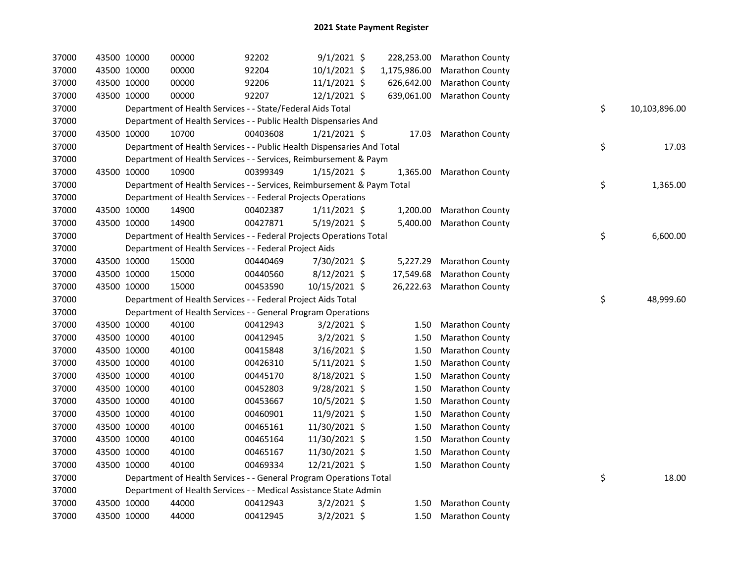# 2021 State Payment Register

| | | | | | | | | |
|---|---|---|---|---|---|---|---|---|
| 37000 | 43500 | 10000 | 00000 | 92202 | 9/1/2021 | $ 228,253.00 | Marathon County | |
| 37000 | 43500 | 10000 | 00000 | 92204 | 10/1/2021 | $ 1,175,986.00 | Marathon County | |
| 37000 | 43500 | 10000 | 00000 | 92206 | 11/1/2021 | $ 626,642.00 | Marathon County | |
| 37000 | 43500 | 10000 | 00000 | 92207 | 12/1/2021 | $ 639,061.00 | Marathon County | |
| 37000 | | Department of Health Services - - State/Federal Aids Total | | | | | | $ 10,103,896.00 |
| 37000 | | Department of Health Services - - Public Health Dispensaries And | | | | | | |
| 37000 | 43500 | 10000 | 10700 | 00403608 | 1/21/2021 | $ 17.03 | Marathon County | |
| 37000 | | Department of Health Services - - Public Health Dispensaries And Total | | | | | | $ 17.03 |
| 37000 | | Department of Health Services - - Services, Reimbursement & Paym | | | | | | |
| 37000 | 43500 | 10000 | 10900 | 00399349 | 1/15/2021 | $ 1,365.00 | Marathon County | |
| 37000 | | Department of Health Services - - Services, Reimbursement & Paym Total | | | | | | $ 1,365.00 |
| 37000 | | Department of Health Services - - Federal Projects Operations | | | | | | |
| 37000 | 43500 | 10000 | 14900 | 00402387 | 1/11/2021 | $ 1,200.00 | Marathon County | |
| 37000 | 43500 | 10000 | 14900 | 00427871 | 5/19/2021 | $ 5,400.00 | Marathon County | |
| 37000 | | Department of Health Services - - Federal Projects Operations Total | | | | | | $ 6,600.00 |
| 37000 | | Department of Health Services - - Federal Project Aids | | | | | | |
| 37000 | 43500 | 10000 | 15000 | 00440469 | 7/30/2021 | $ 5,227.29 | Marathon County | |
| 37000 | 43500 | 10000 | 15000 | 00440560 | 8/12/2021 | $ 17,549.68 | Marathon County | |
| 37000 | 43500 | 10000 | 15000 | 00453590 | 10/15/2021 | $ 26,222.63 | Marathon County | |
| 37000 | | Department of Health Services - - Federal Project Aids Total | | | | | | $ 48,999.60 |
| 37000 | | Department of Health Services - - General Program Operations | | | | | | |
| 37000 | 43500 | 10000 | 40100 | 00412943 | 3/2/2021 | $ 1.50 | Marathon County | |
| 37000 | 43500 | 10000 | 40100 | 00412945 | 3/2/2021 | $ 1.50 | Marathon County | |
| 37000 | 43500 | 10000 | 40100 | 00415848 | 3/16/2021 | $ 1.50 | Marathon County | |
| 37000 | 43500 | 10000 | 40100 | 00426310 | 5/11/2021 | $ 1.50 | Marathon County | |
| 37000 | 43500 | 10000 | 40100 | 00445170 | 8/18/2021 | $ 1.50 | Marathon County | |
| 37000 | 43500 | 10000 | 40100 | 00452803 | 9/28/2021 | $ 1.50 | Marathon County | |
| 37000 | 43500 | 10000 | 40100 | 00453667 | 10/5/2021 | $ 1.50 | Marathon County | |
| 37000 | 43500 | 10000 | 40100 | 00460901 | 11/9/2021 | $ 1.50 | Marathon County | |
| 37000 | 43500 | 10000 | 40100 | 00465161 | 11/30/2021 | $ 1.50 | Marathon County | |
| 37000 | 43500 | 10000 | 40100 | 00465164 | 11/30/2021 | $ 1.50 | Marathon County | |
| 37000 | 43500 | 10000 | 40100 | 00465167 | 11/30/2021 | $ 1.50 | Marathon County | |
| 37000 | 43500 | 10000 | 40100 | 00469334 | 12/21/2021 | $ 1.50 | Marathon County | |
| 37000 | | Department of Health Services - - General Program Operations Total | | | | | | $ 18.00 |
| 37000 | | Department of Health Services - - Medical Assistance State Admin | | | | | | |
| 37000 | 43500 | 10000 | 44000 | 00412943 | 3/2/2021 | $ 1.50 | Marathon County | |
| 37000 | 43500 | 10000 | 44000 | 00412945 | 3/2/2021 | $ 1.50 | Marathon County | |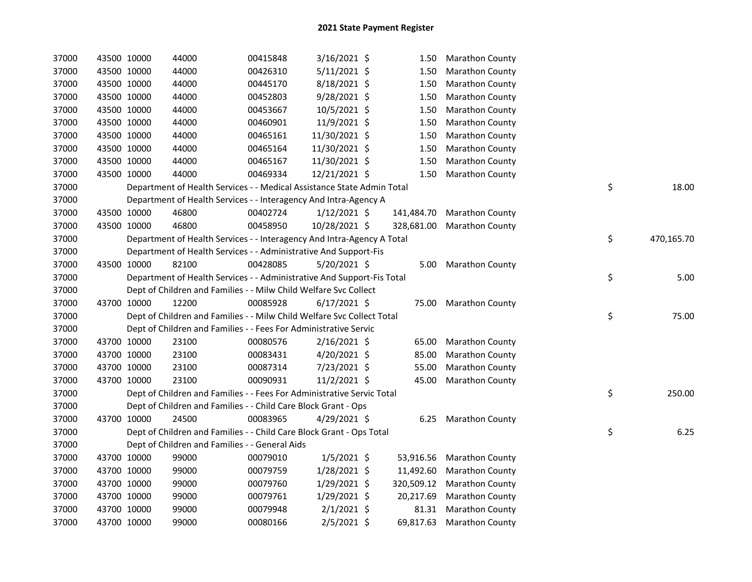# 2021 State Payment Register

| | | | | | | | | | |
|---|---|---|---|---|---|---|---|---|---|
| 37000 | 43500 | 10000 | 44000 | 00415848 | 3/16/2021 | $ 1.50 | Marathon County | | |
| 37000 | 43500 | 10000 | 44000 | 00426310 | 5/11/2021 | $ 1.50 | Marathon County | | |
| 37000 | 43500 | 10000 | 44000 | 00445170 | 8/18/2021 | $ 1.50 | Marathon County | | |
| 37000 | 43500 | 10000 | 44000 | 00452803 | 9/28/2021 | $ 1.50 | Marathon County | | |
| 37000 | 43500 | 10000 | 44000 | 00453667 | 10/5/2021 | $ 1.50 | Marathon County | | |
| 37000 | 43500 | 10000 | 44000 | 00460901 | 11/9/2021 | $ 1.50 | Marathon County | | |
| 37000 | 43500 | 10000 | 44000 | 00465161 | 11/30/2021 | $ 1.50 | Marathon County | | |
| 37000 | 43500 | 10000 | 44000 | 00465164 | 11/30/2021 | $ 1.50 | Marathon County | | |
| 37000 | 43500 | 10000 | 44000 | 00465167 | 11/30/2021 | $ 1.50 | Marathon County | | |
| 37000 | 43500 | 10000 | 44000 | 00469334 | 12/21/2021 | $ 1.50 | Marathon County | | |
| 37000 | Department of Health Services - - Medical Assistance State Admin Total | | | | | | | $ | 18.00 |
| 37000 | Department of Health Services - - Interagency And Intra-Agency A | | | | | | | | |
| 37000 | 43500 | 10000 | 46800 | 00402724 | 1/12/2021 | $ 141,484.70 | Marathon County | | |
| 37000 | 43500 | 10000 | 46800 | 00458950 | 10/28/2021 | $ 328,681.00 | Marathon County | | |
| 37000 | Department of Health Services - - Interagency And Intra-Agency A Total | | | | | | | $ | 470,165.70 |
| 37000 | Department of Health Services - - Administrative And Support-Fis | | | | | | | | |
| 37000 | 43500 | 10000 | 82100 | 00428085 | 5/20/2021 | $ 5.00 | Marathon County | | |
| 37000 | Department of Health Services - - Administrative And Support-Fis Total | | | | | | | $ | 5.00 |
| 37000 | Dept of Children and Families - - Milw Child Welfare Svc Collect | | | | | | | | |
| 37000 | 43700 | 10000 | 12200 | 00085928 | 6/17/2021 | $ 75.00 | Marathon County | | |
| 37000 | Dept of Children and Families - - Milw Child Welfare Svc Collect Total | | | | | | | $ | 75.00 |
| 37000 | Dept of Children and Families - - Fees For Administrative Servic | | | | | | | | |
| 37000 | 43700 | 10000 | 23100 | 00080576 | 2/16/2021 | $ 65.00 | Marathon County | | |
| 37000 | 43700 | 10000 | 23100 | 00083431 | 4/20/2021 | $ 85.00 | Marathon County | | |
| 37000 | 43700 | 10000 | 23100 | 00087314 | 7/23/2021 | $ 55.00 | Marathon County | | |
| 37000 | 43700 | 10000 | 23100 | 00090931 | 11/2/2021 | $ 45.00 | Marathon County | | |
| 37000 | Dept of Children and Families - - Fees For Administrative Servic Total | | | | | | | $ | 250.00 |
| 37000 | Dept of Children and Families - - Child Care Block Grant - Ops | | | | | | | | |
| 37000 | 43700 | 10000 | 24500 | 00083965 | 4/29/2021 | $ 6.25 | Marathon County | | |
| 37000 | Dept of Children and Families - - Child Care Block Grant - Ops Total | | | | | | | $ | 6.25 |
| 37000 | Dept of Children and Families - - General Aids | | | | | | | | |
| 37000 | 43700 | 10000 | 99000 | 00079010 | 1/5/2021 | $ 53,916.56 | Marathon County | | |
| 37000 | 43700 | 10000 | 99000 | 00079759 | 1/28/2021 | $ 11,492.60 | Marathon County | | |
| 37000 | 43700 | 10000 | 99000 | 00079760 | 1/29/2021 | $ 320,509.12 | Marathon County | | |
| 37000 | 43700 | 10000 | 99000 | 00079761 | 1/29/2021 | $ 20,217.69 | Marathon County | | |
| 37000 | 43700 | 10000 | 99000 | 00079948 | 2/1/2021 | $ 81.31 | Marathon County | | |
| 37000 | 43700 | 10000 | 99000 | 00080166 | 2/5/2021 | $ 69,817.63 | Marathon County | | |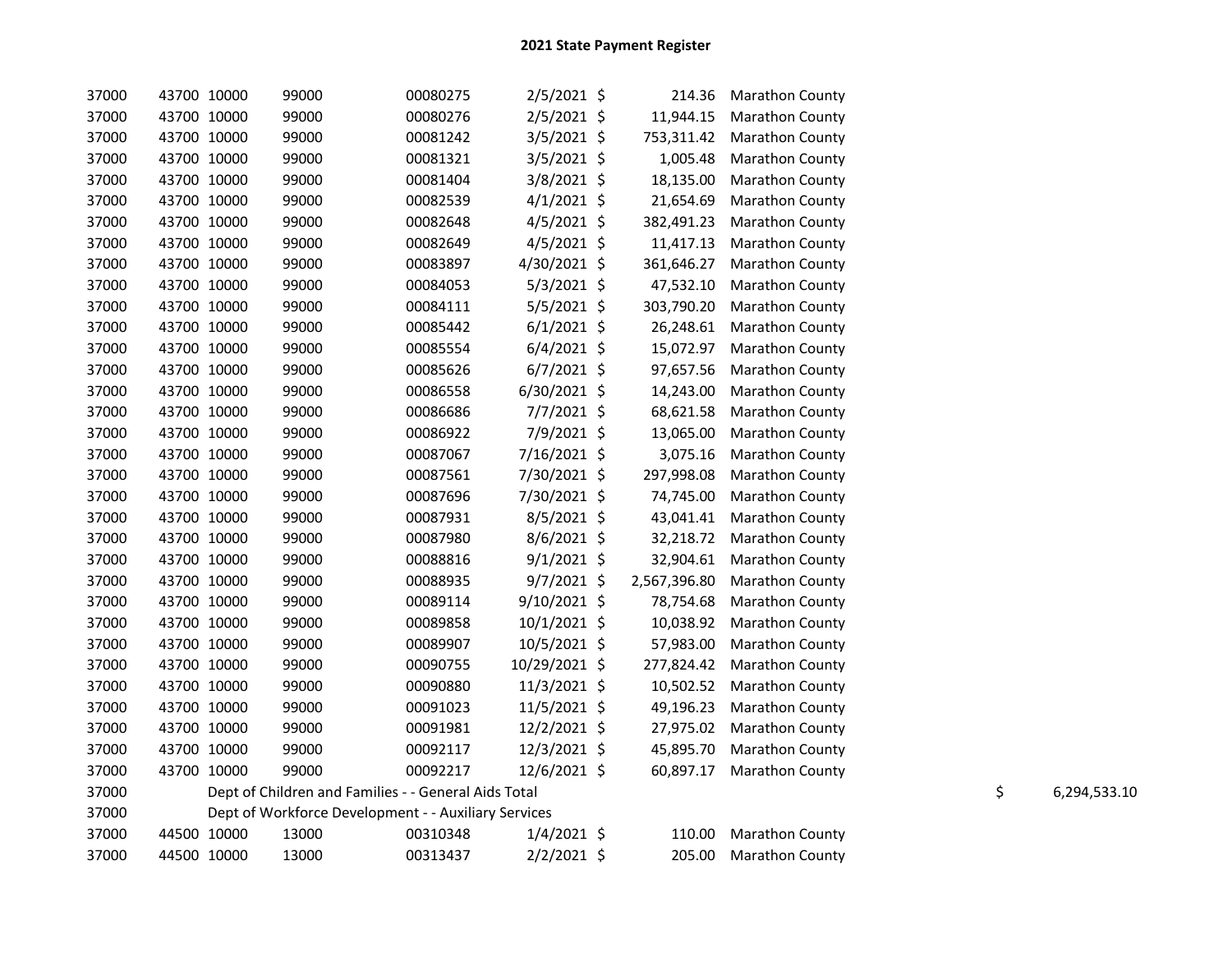# 2021 State Payment Register

| | | | | | | | | | |
|---|---|---|---|---|---|---|---|---|---|
| 37000 | 43700 | 10000 | 99000 | 00080275 | 2/5/2021 | $ | 214.36 | Marathon County | |
| 37000 | 43700 | 10000 | 99000 | 00080276 | 2/5/2021 | $ | 11,944.15 | Marathon County | |
| 37000 | 43700 | 10000 | 99000 | 00081242 | 3/5/2021 | $ | 753,311.42 | Marathon County | |
| 37000 | 43700 | 10000 | 99000 | 00081321 | 3/5/2021 | $ | 1,005.48 | Marathon County | |
| 37000 | 43700 | 10000 | 99000 | 00081404 | 3/8/2021 | $ | 18,135.00 | Marathon County | |
| 37000 | 43700 | 10000 | 99000 | 00082539 | 4/1/2021 | $ | 21,654.69 | Marathon County | |
| 37000 | 43700 | 10000 | 99000 | 00082648 | 4/5/2021 | $ | 382,491.23 | Marathon County | |
| 37000 | 43700 | 10000 | 99000 | 00082649 | 4/5/2021 | $ | 11,417.13 | Marathon County | |
| 37000 | 43700 | 10000 | 99000 | 00083897 | 4/30/2021 | $ | 361,646.27 | Marathon County | |
| 37000 | 43700 | 10000 | 99000 | 00084053 | 5/3/2021 | $ | 47,532.10 | Marathon County | |
| 37000 | 43700 | 10000 | 99000 | 00084111 | 5/5/2021 | $ | 303,790.20 | Marathon County | |
| 37000 | 43700 | 10000 | 99000 | 00085442 | 6/1/2021 | $ | 26,248.61 | Marathon County | |
| 37000 | 43700 | 10000 | 99000 | 00085554 | 6/4/2021 | $ | 15,072.97 | Marathon County | |
| 37000 | 43700 | 10000 | 99000 | 00085626 | 6/7/2021 | $ | 97,657.56 | Marathon County | |
| 37000 | 43700 | 10000 | 99000 | 00086558 | 6/30/2021 | $ | 14,243.00 | Marathon County | |
| 37000 | 43700 | 10000 | 99000 | 00086686 | 7/7/2021 | $ | 68,621.58 | Marathon County | |
| 37000 | 43700 | 10000 | 99000 | 00086922 | 7/9/2021 | $ | 13,065.00 | Marathon County | |
| 37000 | 43700 | 10000 | 99000 | 00087067 | 7/16/2021 | $ | 3,075.16 | Marathon County | |
| 37000 | 43700 | 10000 | 99000 | 00087561 | 7/30/2021 | $ | 297,998.08 | Marathon County | |
| 37000 | 43700 | 10000 | 99000 | 00087696 | 7/30/2021 | $ | 74,745.00 | Marathon County | |
| 37000 | 43700 | 10000 | 99000 | 00087931 | 8/5/2021 | $ | 43,041.41 | Marathon County | |
| 37000 | 43700 | 10000 | 99000 | 00087980 | 8/6/2021 | $ | 32,218.72 | Marathon County | |
| 37000 | 43700 | 10000 | 99000 | 00088816 | 9/1/2021 | $ | 32,904.61 | Marathon County | |
| 37000 | 43700 | 10000 | 99000 | 00088935 | 9/7/2021 | $ | 2,567,396.80 | Marathon County | |
| 37000 | 43700 | 10000 | 99000 | 00089114 | 9/10/2021 | $ | 78,754.68 | Marathon County | |
| 37000 | 43700 | 10000 | 99000 | 00089858 | 10/1/2021 | $ | 10,038.92 | Marathon County | |
| 37000 | 43700 | 10000 | 99000 | 00089907 | 10/5/2021 | $ | 57,983.00 | Marathon County | |
| 37000 | 43700 | 10000 | 99000 | 00090755 | 10/29/2021 | $ | 277,824.42 | Marathon County | |
| 37000 | 43700 | 10000 | 99000 | 00090880 | 11/3/2021 | $ | 10,502.52 | Marathon County | |
| 37000 | 43700 | 10000 | 99000 | 00091023 | 11/5/2021 | $ | 49,196.23 | Marathon County | |
| 37000 | 43700 | 10000 | 99000 | 00091981 | 12/2/2021 | $ | 27,975.02 | Marathon County | |
| 37000 | 43700 | 10000 | 99000 | 00092117 | 12/3/2021 | $ | 45,895.70 | Marathon County | |
| 37000 | 43700 | 10000 | 99000 | 00092217 | 12/6/2021 | $ | 60,897.17 | Marathon County | |
| 37000 | | Dept of Children and Families - - General Aids Total | | | | | | | $ 6,294,533.10 |
| 37000 | | Dept of Workforce Development - - Auxiliary Services | | | | | | | |
| 37000 | 44500 | 10000 | 13000 | 00310348 | 1/4/2021 | $ | 110.00 | Marathon County | |
| 37000 | 44500 | 10000 | 13000 | 00313437 | 2/2/2021 | $ | 205.00 | Marathon County | |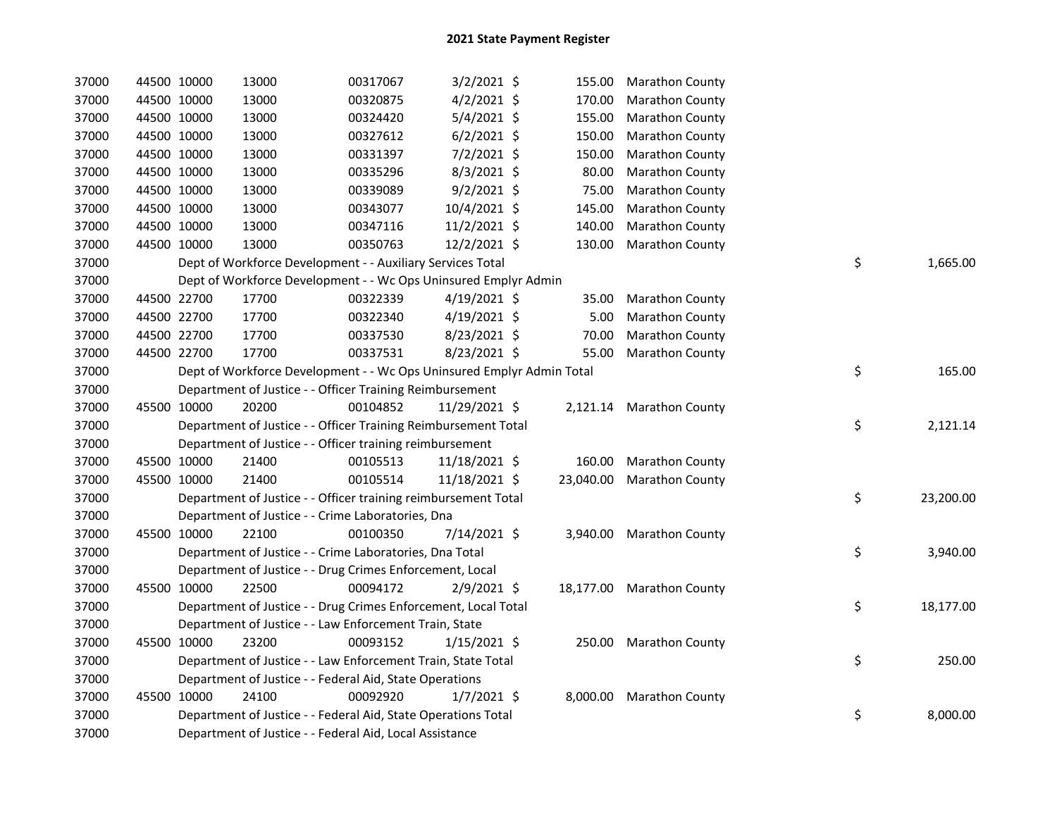# 2021 State Payment Register

| | | | | | | | | | |
|---|---|---|---|---|---|---|---|---|---|
| 37000 | 44500 | 10000 | 13000 | 00317067 | 3/2/2021 | $ 155.00 | Marathon County | | |
| 37000 | 44500 | 10000 | 13000 | 00320875 | 4/2/2021 | $ 170.00 | Marathon County | | |
| 37000 | 44500 | 10000 | 13000 | 00324420 | 5/4/2021 | $ 155.00 | Marathon County | | |
| 37000 | 44500 | 10000 | 13000 | 00327612 | 6/2/2021 | $ 150.00 | Marathon County | | |
| 37000 | 44500 | 10000 | 13000 | 00331397 | 7/2/2021 | $ 150.00 | Marathon County | | |
| 37000 | 44500 | 10000 | 13000 | 00335296 | 8/3/2021 | $ 80.00 | Marathon County | | |
| 37000 | 44500 | 10000 | 13000 | 00339089 | 9/2/2021 | $ 75.00 | Marathon County | | |
| 37000 | 44500 | 10000 | 13000 | 00343077 | 10/4/2021 | $ 145.00 | Marathon County | | |
| 37000 | 44500 | 10000 | 13000 | 00347116 | 11/2/2021 | $ 140.00 | Marathon County | | |
| 37000 | 44500 | 10000 | 13000 | 00350763 | 12/2/2021 | $ 130.00 | Marathon County | | |
| 37000 | | Dept of Workforce Development - - Auxiliary Services Total | | | | | | $ | 1,665.00 |
| 37000 | | Dept of Workforce Development - - Wc Ops Uninsured Emplyr Admin | | | | | | | |
| 37000 | 44500 | 22700 | 17700 | 00322339 | 4/19/2021 | $ 35.00 | Marathon County | | |
| 37000 | 44500 | 22700 | 17700 | 00322340 | 4/19/2021 | $ 5.00 | Marathon County | | |
| 37000 | 44500 | 22700 | 17700 | 00337530 | 8/23/2021 | $ 70.00 | Marathon County | | |
| 37000 | 44500 | 22700 | 17700 | 00337531 | 8/23/2021 | $ 55.00 | Marathon County | | |
| 37000 | | Dept of Workforce Development - - Wc Ops Uninsured Emplyr Admin Total | | | | | | $ | 165.00 |
| 37000 | | Department of Justice - - Officer Training Reimbursement | | | | | | | |
| 37000 | 45500 | 10000 | 20200 | 00104852 | 11/29/2021 | $ 2,121.14 | Marathon County | | |
| 37000 | | Department of Justice - - Officer Training Reimbursement Total | | | | | | $ | 2,121.14 |
| 37000 | | Department of Justice - - Officer training reimbursement | | | | | | | |
| 37000 | 45500 | 10000 | 21400 | 00105513 | 11/18/2021 | $ 160.00 | Marathon County | | |
| 37000 | 45500 | 10000 | 21400 | 00105514 | 11/18/2021 | $ 23,040.00 | Marathon County | | |
| 37000 | | Department of Justice - - Officer training reimbursement Total | | | | | | $ | 23,200.00 |
| 37000 | | Department of Justice - - Crime Laboratories, Dna | | | | | | | |
| 37000 | 45500 | 10000 | 22100 | 00100350 | 7/14/2021 | $ 3,940.00 | Marathon County | | |
| 37000 | | Department of Justice - - Crime Laboratories, Dna Total | | | | | | $ | 3,940.00 |
| 37000 | | Department of Justice - - Drug Crimes Enforcement, Local | | | | | | | |
| 37000 | 45500 | 10000 | 22500 | 00094172 | 2/9/2021 | $ 18,177.00 | Marathon County | | |
| 37000 | | Department of Justice - - Drug Crimes Enforcement, Local Total | | | | | | $ | 18,177.00 |
| 37000 | | Department of Justice - - Law Enforcement Train, State | | | | | | | |
| 37000 | 45500 | 10000 | 23200 | 00093152 | 1/15/2021 | $ 250.00 | Marathon County | | |
| 37000 | | Department of Justice - - Law Enforcement Train, State Total | | | | | | $ | 250.00 |
| 37000 | | Department of Justice - - Federal Aid, State Operations | | | | | | | |
| 37000 | 45500 | 10000 | 24100 | 00092920 | 1/7/2021 | $ 8,000.00 | Marathon County | | |
| 37000 | | Department of Justice - - Federal Aid, State Operations Total | | | | | | $ | 8,000.00 |
| 37000 | | Department of Justice - - Federal Aid, Local Assistance | | | | | | | |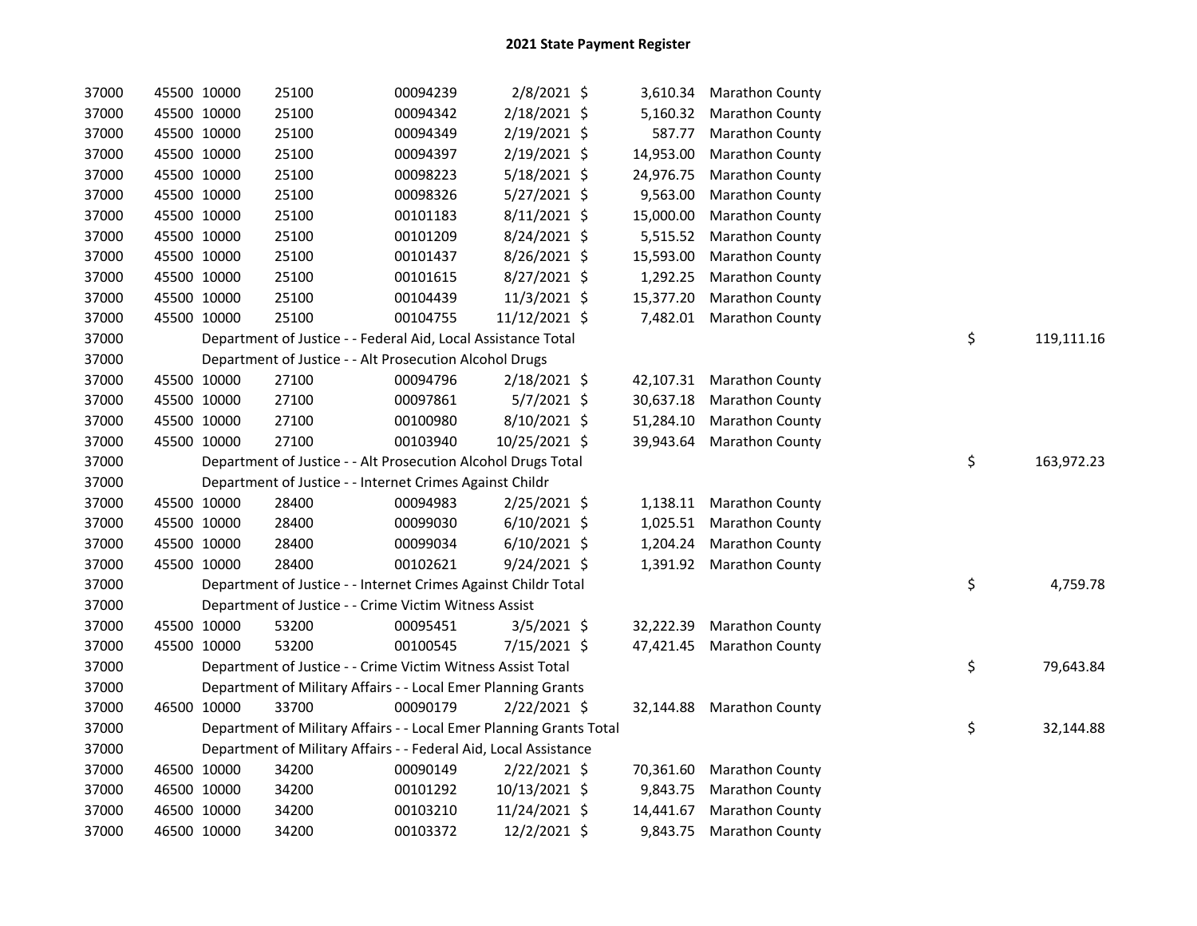# 2021 State Payment Register

| | | | | | | | | | |
|---|---|---|---|---|---|---|---|---|---|
| 37000 | 45500 | 10000 | 25100 | 00094239 | 2/8/2021 | $ 3,610.34 | Marathon County | | |
| 37000 | 45500 | 10000 | 25100 | 00094342 | 2/18/2021 | $ 5,160.32 | Marathon County | | |
| 37000 | 45500 | 10000 | 25100 | 00094349 | 2/19/2021 | $ 587.77 | Marathon County | | |
| 37000 | 45500 | 10000 | 25100 | 00094397 | 2/19/2021 | $ 14,953.00 | Marathon County | | |
| 37000 | 45500 | 10000 | 25100 | 00098223 | 5/18/2021 | $ 24,976.75 | Marathon County | | |
| 37000 | 45500 | 10000 | 25100 | 00098326 | 5/27/2021 | $ 9,563.00 | Marathon County | | |
| 37000 | 45500 | 10000 | 25100 | 00101183 | 8/11/2021 | $ 15,000.00 | Marathon County | | |
| 37000 | 45500 | 10000 | 25100 | 00101209 | 8/24/2021 | $ 5,515.52 | Marathon County | | |
| 37000 | 45500 | 10000 | 25100 | 00101437 | 8/26/2021 | $ 15,593.00 | Marathon County | | |
| 37000 | 45500 | 10000 | 25100 | 00101615 | 8/27/2021 | $ 1,292.25 | Marathon County | | |
| 37000 | 45500 | 10000 | 25100 | 00104439 | 11/3/2021 | $ 15,377.20 | Marathon County | | |
| 37000 | 45500 | 10000 | 25100 | 00104755 | 11/12/2021 | $ 7,482.01 | Marathon County | | |
| 37000 | | Department of Justice - - Federal Aid, Local Assistance Total | | | | | | $ | 119,111.16 |
| 37000 | | Department of Justice - - Alt Prosecution Alcohol Drugs | | | | | | | |
| 37000 | 45500 | 10000 | 27100 | 00094796 | 2/18/2021 | $ 42,107.31 | Marathon County | | |
| 37000 | 45500 | 10000 | 27100 | 00097861 | 5/7/2021 | $ 30,637.18 | Marathon County | | |
| 37000 | 45500 | 10000 | 27100 | 00100980 | 8/10/2021 | $ 51,284.10 | Marathon County | | |
| 37000 | 45500 | 10000 | 27100 | 00103940 | 10/25/2021 | $ 39,943.64 | Marathon County | | |
| 37000 | | Department of Justice - - Alt Prosecution Alcohol Drugs Total | | | | | | $ | 163,972.23 |
| 37000 | | Department of Justice - - Internet Crimes Against Childr | | | | | | | |
| 37000 | 45500 | 10000 | 28400 | 00094983 | 2/25/2021 | $ 1,138.11 | Marathon County | | |
| 37000 | 45500 | 10000 | 28400 | 00099030 | 6/10/2021 | $ 1,025.51 | Marathon County | | |
| 37000 | 45500 | 10000 | 28400 | 00099034 | 6/10/2021 | $ 1,204.24 | Marathon County | | |
| 37000 | 45500 | 10000 | 28400 | 00102621 | 9/24/2021 | $ 1,391.92 | Marathon County | | |
| 37000 | | Department of Justice - - Internet Crimes Against Childr Total | | | | | | $ | 4,759.78 |
| 37000 | | Department of Justice - - Crime Victim Witness Assist | | | | | | | |
| 37000 | 45500 | 10000 | 53200 | 00095451 | 3/5/2021 | $ 32,222.39 | Marathon County | | |
| 37000 | 45500 | 10000 | 53200 | 00100545 | 7/15/2021 | $ 47,421.45 | Marathon County | | |
| 37000 | | Department of Justice - - Crime Victim Witness Assist Total | | | | | | $ | 79,643.84 |
| 37000 | | Department of Military Affairs - - Local Emer Planning Grants | | | | | | | |
| 37000 | 46500 | 10000 | 33700 | 00090179 | 2/22/2021 | $ 32,144.88 | Marathon County | | |
| 37000 | | Department of Military Affairs - - Local Emer Planning Grants Total | | | | | | $ | 32,144.88 |
| 37000 | | Department of Military Affairs - - Federal Aid, Local Assistance | | | | | | | |
| 37000 | 46500 | 10000 | 34200 | 00090149 | 2/22/2021 | $ 70,361.60 | Marathon County | | |
| 37000 | 46500 | 10000 | 34200 | 00101292 | 10/13/2021 | $ 9,843.75 | Marathon County | | |
| 37000 | 46500 | 10000 | 34200 | 00103210 | 11/24/2021 | $ 14,441.67 | Marathon County | | |
| 37000 | 46500 | 10000 | 34200 | 00103372 | 12/2/2021 | $ 9,843.75 | Marathon County | | |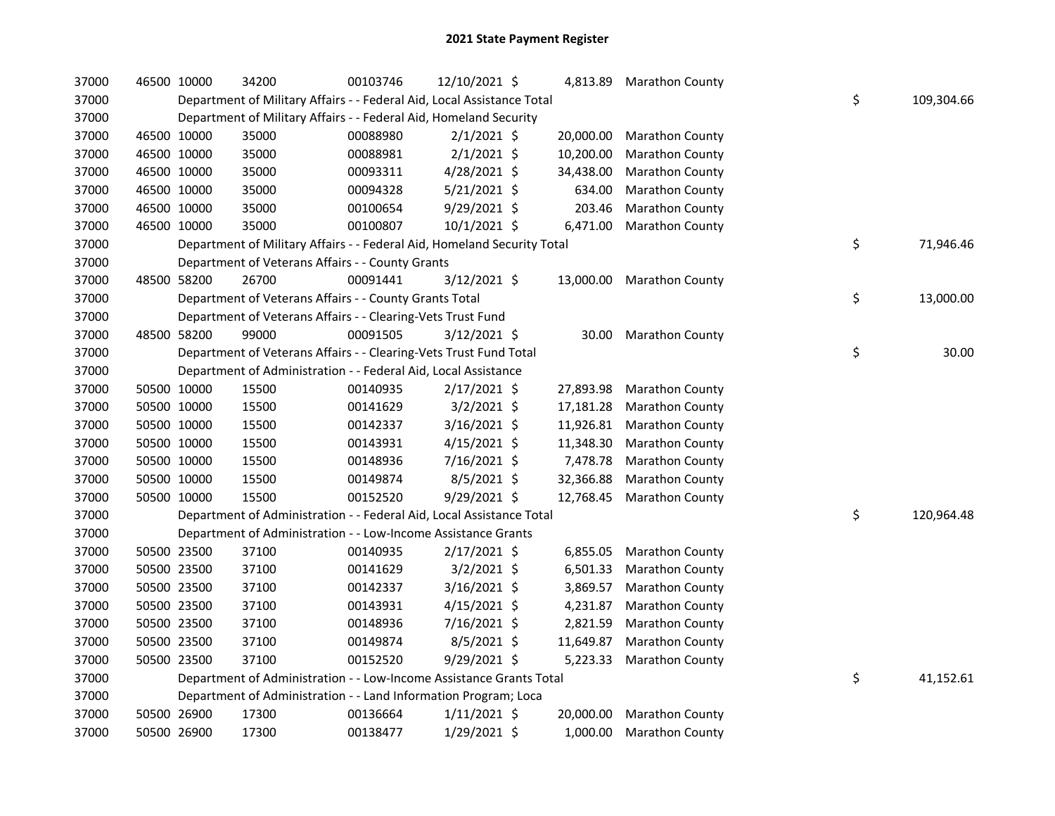# 2021 State Payment Register

| | | | | | | | | | |
|---|---|---|---|---|---|---|---|---|---|
| 37000 | 46500 | 10000 | 34200 | 00103746 | 12/10/2021 | $ | 4,813.89 | Marathon County | |
| 37000 | Department of Military Affairs - - Federal Aid, Local Assistance Total | | | | | | | | $ 109,304.66 |
| 37000 | Department of Military Affairs - - Federal Aid, Homeland Security | | | | | | | | |
| 37000 | 46500 | 10000 | 35000 | 00088980 | 2/1/2021 | $ | 20,000.00 | Marathon County | |
| 37000 | 46500 | 10000 | 35000 | 00088981 | 2/1/2021 | $ | 10,200.00 | Marathon County | |
| 37000 | 46500 | 10000 | 35000 | 00093311 | 4/28/2021 | $ | 34,438.00 | Marathon County | |
| 37000 | 46500 | 10000 | 35000 | 00094328 | 5/21/2021 | $ | 634.00 | Marathon County | |
| 37000 | 46500 | 10000 | 35000 | 00100654 | 9/29/2021 | $ | 203.46 | Marathon County | |
| 37000 | 46500 | 10000 | 35000 | 00100807 | 10/1/2021 | $ | 6,471.00 | Marathon County | |
| 37000 | Department of Military Affairs - - Federal Aid, Homeland Security Total | | | | | | | | $ 71,946.46 |
| 37000 | Department of Veterans Affairs - - County Grants | | | | | | | | |
| 37000 | 48500 | 58200 | 26700 | 00091441 | 3/12/2021 | $ | 13,000.00 | Marathon County | |
| 37000 | Department of Veterans Affairs - - County Grants Total | | | | | | | | $ 13,000.00 |
| 37000 | Department of Veterans Affairs - - Clearing-Vets Trust Fund | | | | | | | | |
| 37000 | 48500 | 58200 | 99000 | 00091505 | 3/12/2021 | $ | 30.00 | Marathon County | |
| 37000 | Department of Veterans Affairs - - Clearing-Vets Trust Fund Total | | | | | | | | $ 30.00 |
| 37000 | Department of Administration - - Federal Aid, Local Assistance | | | | | | | | |
| 37000 | 50500 | 10000 | 15500 | 00140935 | 2/17/2021 | $ | 27,893.98 | Marathon County | |
| 37000 | 50500 | 10000 | 15500 | 00141629 | 3/2/2021 | $ | 17,181.28 | Marathon County | |
| 37000 | 50500 | 10000 | 15500 | 00142337 | 3/16/2021 | $ | 11,926.81 | Marathon County | |
| 37000 | 50500 | 10000 | 15500 | 00143931 | 4/15/2021 | $ | 11,348.30 | Marathon County | |
| 37000 | 50500 | 10000 | 15500 | 00148936 | 7/16/2021 | $ | 7,478.78 | Marathon County | |
| 37000 | 50500 | 10000 | 15500 | 00149874 | 8/5/2021 | $ | 32,366.88 | Marathon County | |
| 37000 | 50500 | 10000 | 15500 | 00152520 | 9/29/2021 | $ | 12,768.45 | Marathon County | |
| 37000 | Department of Administration - - Federal Aid, Local Assistance Total | | | | | | | | $ 120,964.48 |
| 37000 | Department of Administration - - Low-Income Assistance Grants | | | | | | | | |
| 37000 | 50500 | 23500 | 37100 | 00140935 | 2/17/2021 | $ | 6,855.05 | Marathon County | |
| 37000 | 50500 | 23500 | 37100 | 00141629 | 3/2/2021 | $ | 6,501.33 | Marathon County | |
| 37000 | 50500 | 23500 | 37100 | 00142337 | 3/16/2021 | $ | 3,869.57 | Marathon County | |
| 37000 | 50500 | 23500 | 37100 | 00143931 | 4/15/2021 | $ | 4,231.87 | Marathon County | |
| 37000 | 50500 | 23500 | 37100 | 00148936 | 7/16/2021 | $ | 2,821.59 | Marathon County | |
| 37000 | 50500 | 23500 | 37100 | 00149874 | 8/5/2021 | $ | 11,649.87 | Marathon County | |
| 37000 | 50500 | 23500 | 37100 | 00152520 | 9/29/2021 | $ | 5,223.33 | Marathon County | |
| 37000 | Department of Administration - - Low-Income Assistance Grants Total | | | | | | | | $ 41,152.61 |
| 37000 | Department of Administration - - Land Information Program; Loca | | | | | | | | |
| 37000 | 50500 | 26900 | 17300 | 00136664 | 1/11/2021 | $ | 20,000.00 | Marathon County | |
| 37000 | 50500 | 26900 | 17300 | 00138477 | 1/29/2021 | $ | 1,000.00 | Marathon County | |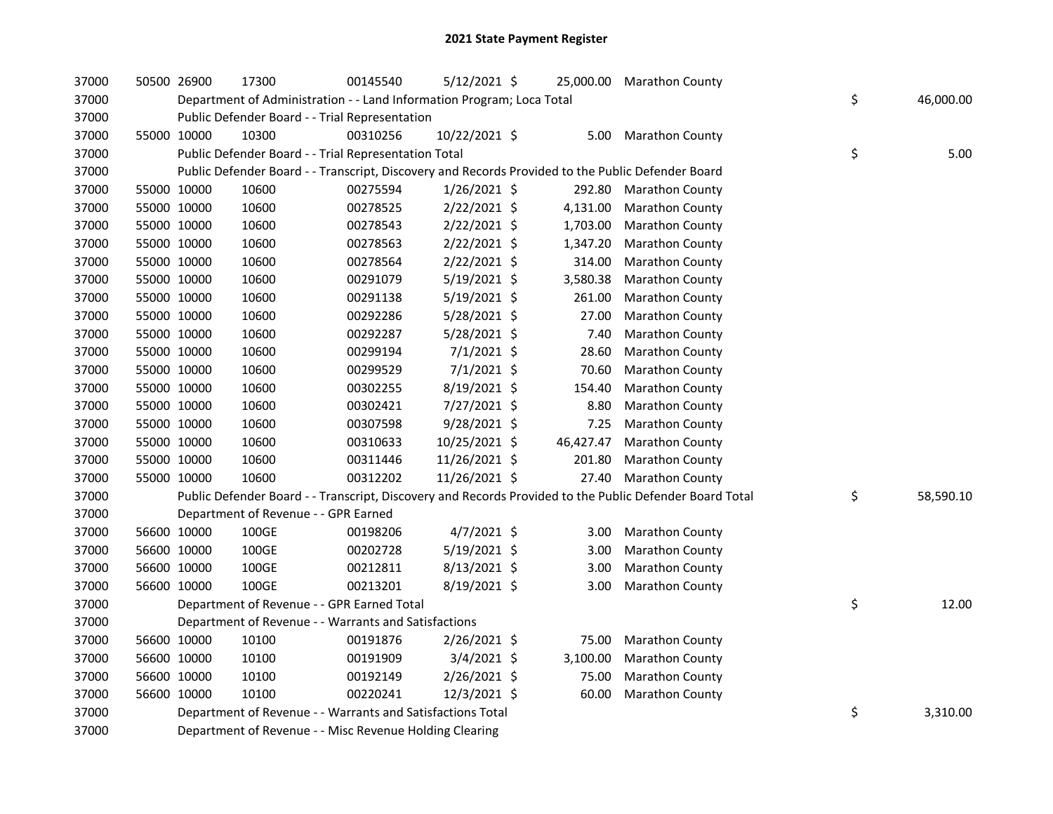# 2021 State Payment Register

| | | | | | | | | | |
|---|---|---|---|---|---|---|---|---|---|
| 37000 | 50500 | 26900 | 17300 | 00145540 | 5/12/2021 | $ 25,000.00 | Marathon County | | |
| 37000 | | Department of Administration - - Land Information Program; Loca Total | | | | | | $ | 46,000.00 |
| 37000 | | Public Defender Board - - Trial Representation | | | | | | | |
| 37000 | 55000 | 10000 | 10300 | 00310256 | 10/22/2021 | $ 5.00 | Marathon County | | |
| 37000 | | Public Defender Board - - Trial Representation Total | | | | | | $ | 5.00 |
| 37000 | | Public Defender Board - - Transcript, Discovery and Records Provided to the Public Defender Board | | | | | | | |
| 37000 | 55000 | 10000 | 10600 | 00275594 | 1/26/2021 | $ 292.80 | Marathon County | | |
| 37000 | 55000 | 10000 | 10600 | 00278525 | 2/22/2021 | $ 4,131.00 | Marathon County | | |
| 37000 | 55000 | 10000 | 10600 | 00278543 | 2/22/2021 | $ 1,703.00 | Marathon County | | |
| 37000 | 55000 | 10000 | 10600 | 00278563 | 2/22/2021 | $ 1,347.20 | Marathon County | | |
| 37000 | 55000 | 10000 | 10600 | 00278564 | 2/22/2021 | $ 314.00 | Marathon County | | |
| 37000 | 55000 | 10000 | 10600 | 00291079 | 5/19/2021 | $ 3,580.38 | Marathon County | | |
| 37000 | 55000 | 10000 | 10600 | 00291138 | 5/19/2021 | $ 261.00 | Marathon County | | |
| 37000 | 55000 | 10000 | 10600 | 00292286 | 5/28/2021 | $ 27.00 | Marathon County | | |
| 37000 | 55000 | 10000 | 10600 | 00292287 | 5/28/2021 | $ 7.40 | Marathon County | | |
| 37000 | 55000 | 10000 | 10600 | 00299194 | 7/1/2021 | $ 28.60 | Marathon County | | |
| 37000 | 55000 | 10000 | 10600 | 00299529 | 7/1/2021 | $ 70.60 | Marathon County | | |
| 37000 | 55000 | 10000 | 10600 | 00302255 | 8/19/2021 | $ 154.40 | Marathon County | | |
| 37000 | 55000 | 10000 | 10600 | 00302421 | 7/27/2021 | $ 8.80 | Marathon County | | |
| 37000 | 55000 | 10000 | 10600 | 00307598 | 9/28/2021 | $ 7.25 | Marathon County | | |
| 37000 | 55000 | 10000 | 10600 | 00310633 | 10/25/2021 | $ 46,427.47 | Marathon County | | |
| 37000 | 55000 | 10000 | 10600 | 00311446 | 11/26/2021 | $ 201.80 | Marathon County | | |
| 37000 | 55000 | 10000 | 10600 | 00312202 | 11/26/2021 | $ 27.40 | Marathon County | | |
| 37000 | | Public Defender Board - - Transcript, Discovery and Records Provided to the Public Defender Board Total | | | | | | $ | 58,590.10 |
| 37000 | | Department of Revenue - - GPR Earned | | | | | | | |
| 37000 | 56600 | 10000 | 100GE | 00198206 | 4/7/2021 | $ 3.00 | Marathon County | | |
| 37000 | 56600 | 10000 | 100GE | 00202728 | 5/19/2021 | $ 3.00 | Marathon County | | |
| 37000 | 56600 | 10000 | 100GE | 00212811 | 8/13/2021 | $ 3.00 | Marathon County | | |
| 37000 | 56600 | 10000 | 100GE | 00213201 | 8/19/2021 | $ 3.00 | Marathon County | | |
| 37000 | | Department of Revenue - - GPR Earned Total | | | | | | $ | 12.00 |
| 37000 | | Department of Revenue - - Warrants and Satisfactions | | | | | | | |
| 37000 | 56600 | 10000 | 10100 | 00191876 | 2/26/2021 | $ 75.00 | Marathon County | | |
| 37000 | 56600 | 10000 | 10100 | 00191909 | 3/4/2021 | $ 3,100.00 | Marathon County | | |
| 37000 | 56600 | 10000 | 10100 | 00192149 | 2/26/2021 | $ 75.00 | Marathon County | | |
| 37000 | 56600 | 10000 | 10100 | 00220241 | 12/3/2021 | $ 60.00 | Marathon County | | |
| 37000 | | Department of Revenue - - Warrants and Satisfactions Total | | | | | | $ | 3,310.00 |
| 37000 | | Department of Revenue - - Misc Revenue Holding Clearing | | | | | | | |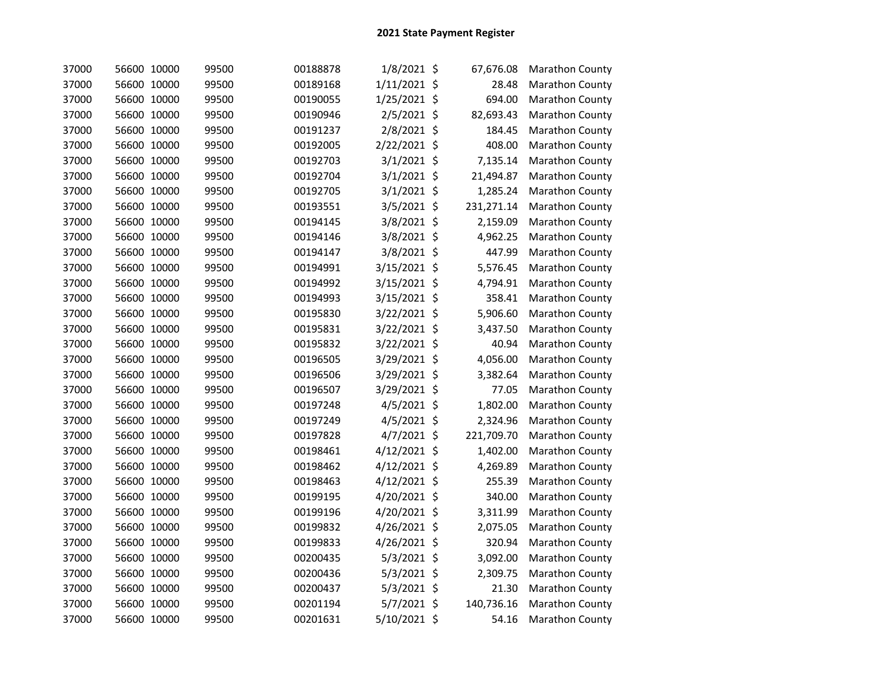## 2021 State Payment Register

| | | | | | | | | |
|---|---|---|---|---|---|---|---|---|
| 37000 | 56600 | 10000 | 99500 | 00188878 | 1/8/2021 | $ | 67,676.08 | Marathon County |
| 37000 | 56600 | 10000 | 99500 | 00189168 | 1/11/2021 | $ | 28.48 | Marathon County |
| 37000 | 56600 | 10000 | 99500 | 00190055 | 1/25/2021 | $ | 694.00 | Marathon County |
| 37000 | 56600 | 10000 | 99500 | 00190946 | 2/5/2021 | $ | 82,693.43 | Marathon County |
| 37000 | 56600 | 10000 | 99500 | 00191237 | 2/8/2021 | $ | 184.45 | Marathon County |
| 37000 | 56600 | 10000 | 99500 | 00192005 | 2/22/2021 | $ | 408.00 | Marathon County |
| 37000 | 56600 | 10000 | 99500 | 00192703 | 3/1/2021 | $ | 7,135.14 | Marathon County |
| 37000 | 56600 | 10000 | 99500 | 00192704 | 3/1/2021 | $ | 21,494.87 | Marathon County |
| 37000 | 56600 | 10000 | 99500 | 00192705 | 3/1/2021 | $ | 1,285.24 | Marathon County |
| 37000 | 56600 | 10000 | 99500 | 00193551 | 3/5/2021 | $ | 231,271.14 | Marathon County |
| 37000 | 56600 | 10000 | 99500 | 00194145 | 3/8/2021 | $ | 2,159.09 | Marathon County |
| 37000 | 56600 | 10000 | 99500 | 00194146 | 3/8/2021 | $ | 4,962.25 | Marathon County |
| 37000 | 56600 | 10000 | 99500 | 00194147 | 3/8/2021 | $ | 447.99 | Marathon County |
| 37000 | 56600 | 10000 | 99500 | 00194991 | 3/15/2021 | $ | 5,576.45 | Marathon County |
| 37000 | 56600 | 10000 | 99500 | 00194992 | 3/15/2021 | $ | 4,794.91 | Marathon County |
| 37000 | 56600 | 10000 | 99500 | 00194993 | 3/15/2021 | $ | 358.41 | Marathon County |
| 37000 | 56600 | 10000 | 99500 | 00195830 | 3/22/2021 | $ | 5,906.60 | Marathon County |
| 37000 | 56600 | 10000 | 99500 | 00195831 | 3/22/2021 | $ | 3,437.50 | Marathon County |
| 37000 | 56600 | 10000 | 99500 | 00195832 | 3/22/2021 | $ | 40.94 | Marathon County |
| 37000 | 56600 | 10000 | 99500 | 00196505 | 3/29/2021 | $ | 4,056.00 | Marathon County |
| 37000 | 56600 | 10000 | 99500 | 00196506 | 3/29/2021 | $ | 3,382.64 | Marathon County |
| 37000 | 56600 | 10000 | 99500 | 00196507 | 3/29/2021 | $ | 77.05 | Marathon County |
| 37000 | 56600 | 10000 | 99500 | 00197248 | 4/5/2021 | $ | 1,802.00 | Marathon County |
| 37000 | 56600 | 10000 | 99500 | 00197249 | 4/5/2021 | $ | 2,324.96 | Marathon County |
| 37000 | 56600 | 10000 | 99500 | 00197828 | 4/7/2021 | $ | 221,709.70 | Marathon County |
| 37000 | 56600 | 10000 | 99500 | 00198461 | 4/12/2021 | $ | 1,402.00 | Marathon County |
| 37000 | 56600 | 10000 | 99500 | 00198462 | 4/12/2021 | $ | 4,269.89 | Marathon County |
| 37000 | 56600 | 10000 | 99500 | 00198463 | 4/12/2021 | $ | 255.39 | Marathon County |
| 37000 | 56600 | 10000 | 99500 | 00199195 | 4/20/2021 | $ | 340.00 | Marathon County |
| 37000 | 56600 | 10000 | 99500 | 00199196 | 4/20/2021 | $ | 3,311.99 | Marathon County |
| 37000 | 56600 | 10000 | 99500 | 00199832 | 4/26/2021 | $ | 2,075.05 | Marathon County |
| 37000 | 56600 | 10000 | 99500 | 00199833 | 4/26/2021 | $ | 320.94 | Marathon County |
| 37000 | 56600 | 10000 | 99500 | 00200435 | 5/3/2021 | $ | 3,092.00 | Marathon County |
| 37000 | 56600 | 10000 | 99500 | 00200436 | 5/3/2021 | $ | 2,309.75 | Marathon County |
| 37000 | 56600 | 10000 | 99500 | 00200437 | 5/3/2021 | $ | 21.30 | Marathon County |
| 37000 | 56600 | 10000 | 99500 | 00201194 | 5/7/2021 | $ | 140,736.16 | Marathon County |
| 37000 | 56600 | 10000 | 99500 | 00201631 | 5/10/2021 | $ | 54.16 | Marathon County |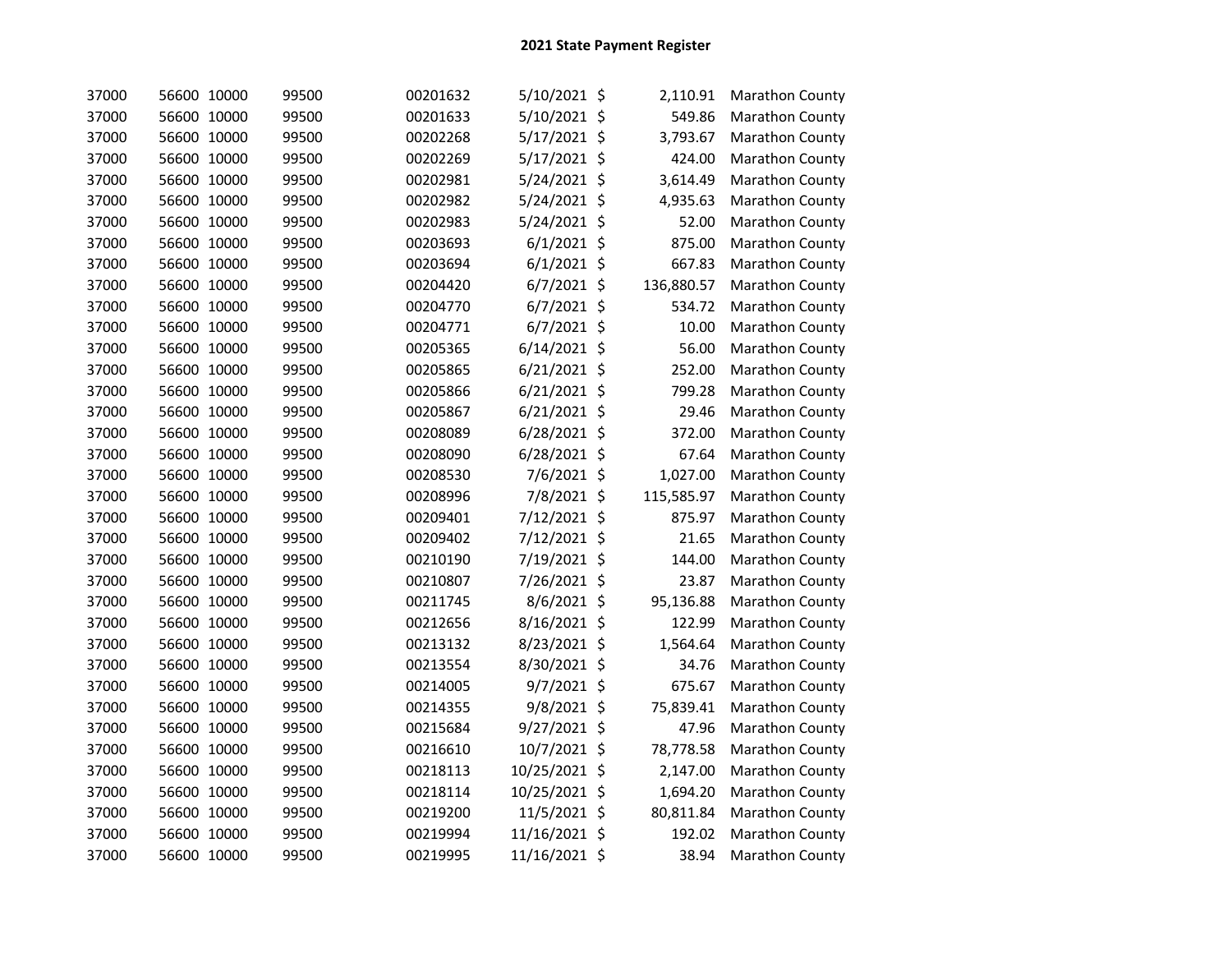## 2021 State Payment Register

| | | | | | | | |
|---|---|---|---|---|---|---|---|
| 37000 | 56600 | 10000 | 99500 | 00201632 | 5/10/2021 | $ 2,110.91 | Marathon County |
| 37000 | 56600 | 10000 | 99500 | 00201633 | 5/10/2021 | $ 549.86 | Marathon County |
| 37000 | 56600 | 10000 | 99500 | 00202268 | 5/17/2021 | $ 3,793.67 | Marathon County |
| 37000 | 56600 | 10000 | 99500 | 00202269 | 5/17/2021 | $ 424.00 | Marathon County |
| 37000 | 56600 | 10000 | 99500 | 00202981 | 5/24/2021 | $ 3,614.49 | Marathon County |
| 37000 | 56600 | 10000 | 99500 | 00202982 | 5/24/2021 | $ 4,935.63 | Marathon County |
| 37000 | 56600 | 10000 | 99500 | 00202983 | 5/24/2021 | $ 52.00 | Marathon County |
| 37000 | 56600 | 10000 | 99500 | 00203693 | 6/1/2021 | $ 875.00 | Marathon County |
| 37000 | 56600 | 10000 | 99500 | 00203694 | 6/1/2021 | $ 667.83 | Marathon County |
| 37000 | 56600 | 10000 | 99500 | 00204420 | 6/7/2021 | $ 136,880.57 | Marathon County |
| 37000 | 56600 | 10000 | 99500 | 00204770 | 6/7/2021 | $ 534.72 | Marathon County |
| 37000 | 56600 | 10000 | 99500 | 00204771 | 6/7/2021 | $ 10.00 | Marathon County |
| 37000 | 56600 | 10000 | 99500 | 00205365 | 6/14/2021 | $ 56.00 | Marathon County |
| 37000 | 56600 | 10000 | 99500 | 00205865 | 6/21/2021 | $ 252.00 | Marathon County |
| 37000 | 56600 | 10000 | 99500 | 00205866 | 6/21/2021 | $ 799.28 | Marathon County |
| 37000 | 56600 | 10000 | 99500 | 00205867 | 6/21/2021 | $ 29.46 | Marathon County |
| 37000 | 56600 | 10000 | 99500 | 00208089 | 6/28/2021 | $ 372.00 | Marathon County |
| 37000 | 56600 | 10000 | 99500 | 00208090 | 6/28/2021 | $ 67.64 | Marathon County |
| 37000 | 56600 | 10000 | 99500 | 00208530 | 7/6/2021 | $ 1,027.00 | Marathon County |
| 37000 | 56600 | 10000 | 99500 | 00208996 | 7/8/2021 | $ 115,585.97 | Marathon County |
| 37000 | 56600 | 10000 | 99500 | 00209401 | 7/12/2021 | $ 875.97 | Marathon County |
| 37000 | 56600 | 10000 | 99500 | 00209402 | 7/12/2021 | $ 21.65 | Marathon County |
| 37000 | 56600 | 10000 | 99500 | 00210190 | 7/19/2021 | $ 144.00 | Marathon County |
| 37000 | 56600 | 10000 | 99500 | 00210807 | 7/26/2021 | $ 23.87 | Marathon County |
| 37000 | 56600 | 10000 | 99500 | 00211745 | 8/6/2021 | $ 95,136.88 | Marathon County |
| 37000 | 56600 | 10000 | 99500 | 00212656 | 8/16/2021 | $ 122.99 | Marathon County |
| 37000 | 56600 | 10000 | 99500 | 00213132 | 8/23/2021 | $ 1,564.64 | Marathon County |
| 37000 | 56600 | 10000 | 99500 | 00213554 | 8/30/2021 | $ 34.76 | Marathon County |
| 37000 | 56600 | 10000 | 99500 | 00214005 | 9/7/2021 | $ 675.67 | Marathon County |
| 37000 | 56600 | 10000 | 99500 | 00214355 | 9/8/2021 | $ 75,839.41 | Marathon County |
| 37000 | 56600 | 10000 | 99500 | 00215684 | 9/27/2021 | $ 47.96 | Marathon County |
| 37000 | 56600 | 10000 | 99500 | 00216610 | 10/7/2021 | $ 78,778.58 | Marathon County |
| 37000 | 56600 | 10000 | 99500 | 00218113 | 10/25/2021 | $ 2,147.00 | Marathon County |
| 37000 | 56600 | 10000 | 99500 | 00218114 | 10/25/2021 | $ 1,694.20 | Marathon County |
| 37000 | 56600 | 10000 | 99500 | 00219200 | 11/5/2021 | $ 80,811.84 | Marathon County |
| 37000 | 56600 | 10000 | 99500 | 00219994 | 11/16/2021 | $ 192.02 | Marathon County |
| 37000 | 56600 | 10000 | 99500 | 00219995 | 11/16/2021 | $ 38.94 | Marathon County |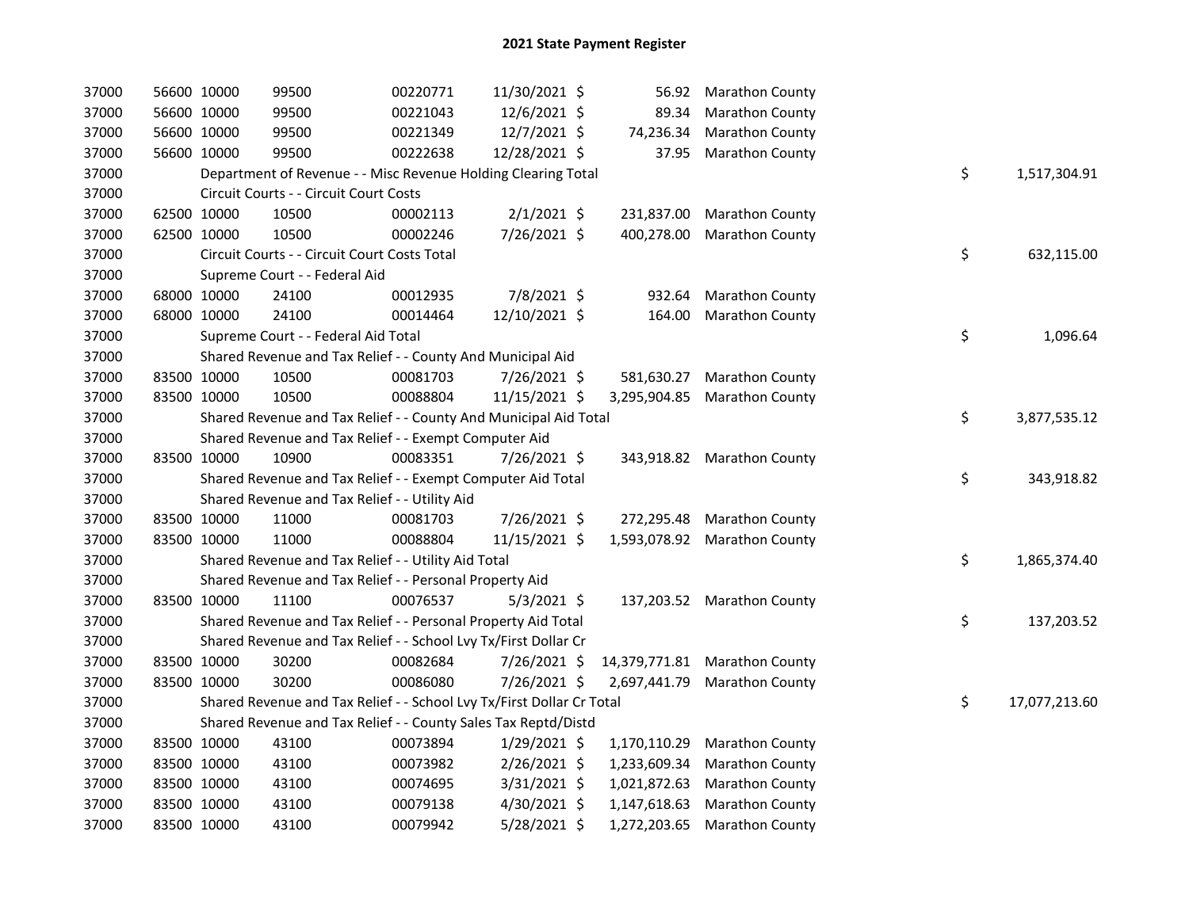# 2021 State Payment Register

| | | | | | | | | | |
|---|---|---|---|---|---|---|---|---|---|
| 37000 | 56600 | 10000 | 99500 | 00220771 | 11/30/2021 | $ 56.92 | Marathon County | | |
| 37000 | 56600 | 10000 | 99500 | 00221043 | 12/6/2021 | $ 89.34 | Marathon County | | |
| 37000 | 56600 | 10000 | 99500 | 00221349 | 12/7/2021 | $ 74,236.34 | Marathon County | | |
| 37000 | 56600 | 10000 | 99500 | 00222638 | 12/28/2021 | $ 37.95 | Marathon County | | |
| 37000 | | Department of Revenue - - Misc Revenue Holding Clearing Total | | | | | | $ | 1,517,304.91 |
| 37000 | | Circuit Courts - - Circuit Court Costs | | | | | | | |
| 37000 | 62500 | 10000 | 10500 | 00002113 | 2/1/2021 | $ 231,837.00 | Marathon County | | |
| 37000 | 62500 | 10000 | 10500 | 00002246 | 7/26/2021 | $ 400,278.00 | Marathon County | | |
| 37000 | | Circuit Courts - - Circuit Court Costs Total | | | | | | $ | 632,115.00 |
| 37000 | | Supreme Court - - Federal Aid | | | | | | | |
| 37000 | 68000 | 10000 | 24100 | 00012935 | 7/8/2021 | $ 932.64 | Marathon County | | |
| 37000 | 68000 | 10000 | 24100 | 00014464 | 12/10/2021 | $ 164.00 | Marathon County | | |
| 37000 | | Supreme Court - - Federal Aid Total | | | | | | $ | 1,096.64 |
| 37000 | | Shared Revenue and Tax Relief - - County And Municipal Aid | | | | | | | |
| 37000 | 83500 | 10000 | 10500 | 00081703 | 7/26/2021 | $ 581,630.27 | Marathon County | | |
| 37000 | 83500 | 10000 | 10500 | 00088804 | 11/15/2021 | $ 3,295,904.85 | Marathon County | | |
| 37000 | | Shared Revenue and Tax Relief - - County And Municipal Aid Total | | | | | | $ | 3,877,535.12 |
| 37000 | | Shared Revenue and Tax Relief - - Exempt Computer Aid | | | | | | | |
| 37000 | 83500 | 10000 | 10900 | 00083351 | 7/26/2021 | $ 343,918.82 | Marathon County | | |
| 37000 | | Shared Revenue and Tax Relief - - Exempt Computer Aid Total | | | | | | $ | 343,918.82 |
| 37000 | | Shared Revenue and Tax Relief - - Utility Aid | | | | | | | |
| 37000 | 83500 | 10000 | 11000 | 00081703 | 7/26/2021 | $ 272,295.48 | Marathon County | | |
| 37000 | 83500 | 10000 | 11000 | 00088804 | 11/15/2021 | $ 1,593,078.92 | Marathon County | | |
| 37000 | | Shared Revenue and Tax Relief - - Utility Aid Total | | | | | | $ | 1,865,374.40 |
| 37000 | | Shared Revenue and Tax Relief - - Personal Property Aid | | | | | | | |
| 37000 | 83500 | 10000 | 11100 | 00076537 | 5/3/2021 | $ 137,203.52 | Marathon County | | |
| 37000 | | Shared Revenue and Tax Relief - - Personal Property Aid Total | | | | | | $ | 137,203.52 |
| 37000 | | Shared Revenue and Tax Relief - - School Lvy Tx/First Dollar Cr | | | | | | | |
| 37000 | 83500 | 10000 | 30200 | 00082684 | 7/26/2021 | $ 14,379,771.81 | Marathon County | | |
| 37000 | 83500 | 10000 | 30200 | 00086080 | 7/26/2021 | $ 2,697,441.79 | Marathon County | | |
| 37000 | | Shared Revenue and Tax Relief - - School Lvy Tx/First Dollar Cr Total | | | | | | $ | 17,077,213.60 |
| 37000 | | Shared Revenue and Tax Relief - - County Sales Tax Reptd/Distd | | | | | | | |
| 37000 | 83500 | 10000 | 43100 | 00073894 | 1/29/2021 | $ 1,170,110.29 | Marathon County | | |
| 37000 | 83500 | 10000 | 43100 | 00073982 | 2/26/2021 | $ 1,233,609.34 | Marathon County | | |
| 37000 | 83500 | 10000 | 43100 | 00074695 | 3/31/2021 | $ 1,021,872.63 | Marathon County | | |
| 37000 | 83500 | 10000 | 43100 | 00079138 | 4/30/2021 | $ 1,147,618.63 | Marathon County | | |
| 37000 | 83500 | 10000 | 43100 | 00079942 | 5/28/2021 | $ 1,272,203.65 | Marathon County | | |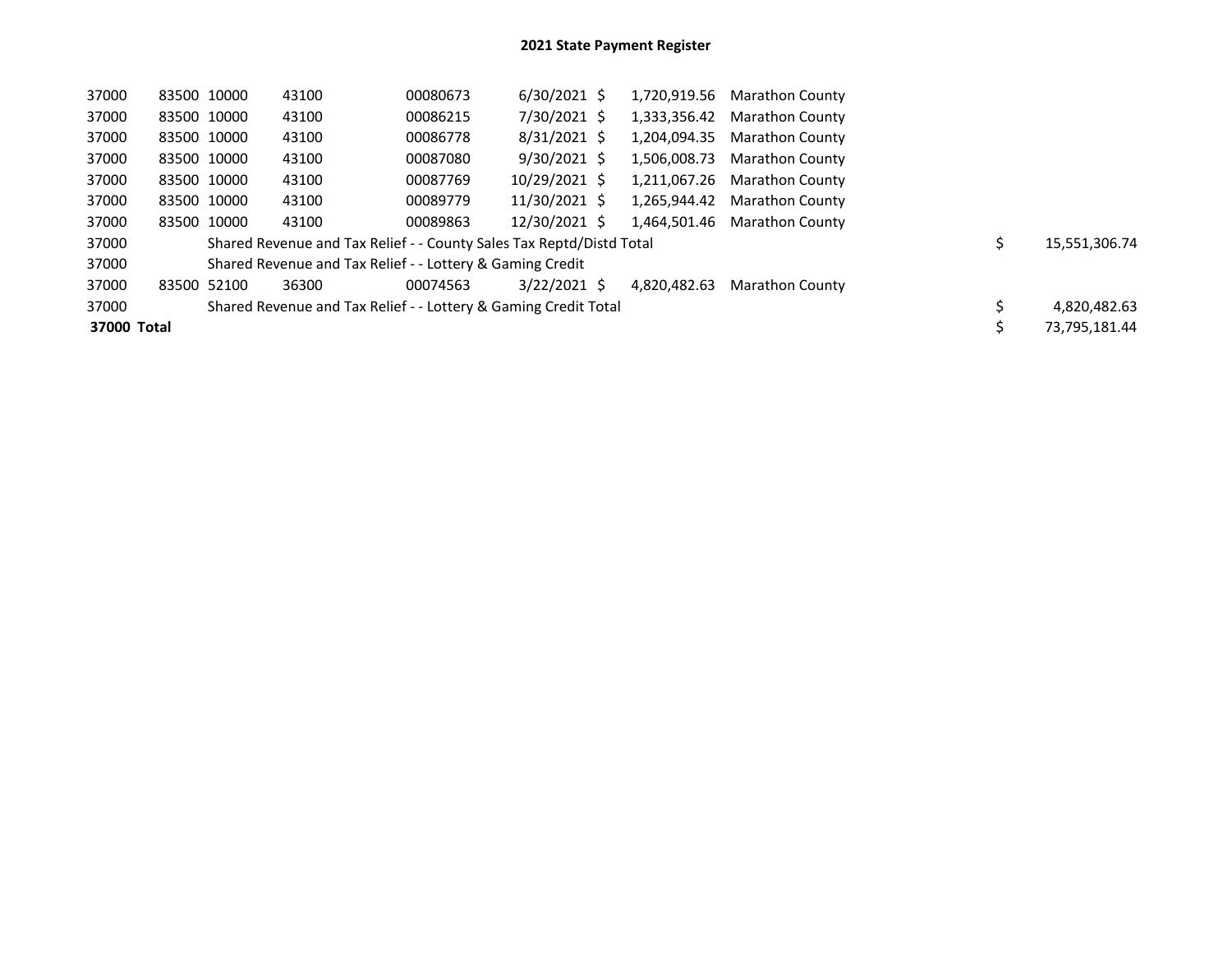# 2021 State Payment Register

| | | | | | | | | | |
|---|---|---|---|---|---|---|---|---|---|
| 37000 | 83500 | 10000 | 43100 | 00080673 | 6/30/2021 | $ 1,720,919.56 | Marathon County | | |
| 37000 | 83500 | 10000 | 43100 | 00086215 | 7/30/2021 | $ 1,333,356.42 | Marathon County | | |
| 37000 | 83500 | 10000 | 43100 | 00086778 | 8/31/2021 | $ 1,204,094.35 | Marathon County | | |
| 37000 | 83500 | 10000 | 43100 | 00087080 | 9/30/2021 | $ 1,506,008.73 | Marathon County | | |
| 37000 | 83500 | 10000 | 43100 | 00087769 | 10/29/2021 | $ 1,211,067.26 | Marathon County | | |
| 37000 | 83500 | 10000 | 43100 | 00089779 | 11/30/2021 | $ 1,265,944.42 | Marathon County | | |
| 37000 | 83500 | 10000 | 43100 | 00089863 | 12/30/2021 | $ 1,464,501.46 | Marathon County | | |
| 37000 | | Shared Revenue and Tax Relief - - County Sales Tax Reptd/Distd Total | | | | | | $ | 15,551,306.74 |
| 37000 | | Shared Revenue and Tax Relief - - Lottery & Gaming Credit | | | | | | | |
| 37000 | 83500 | 52100 | 36300 | 00074563 | 3/22/2021 | $ 4,820,482.63 | Marathon County | | |
| 37000 | | Shared Revenue and Tax Relief - - Lottery & Gaming Credit Total | | | | | | $ | 4,820,482.63 |
| **37000 Total** | | | | | | | | $ | 73,795,181.44 |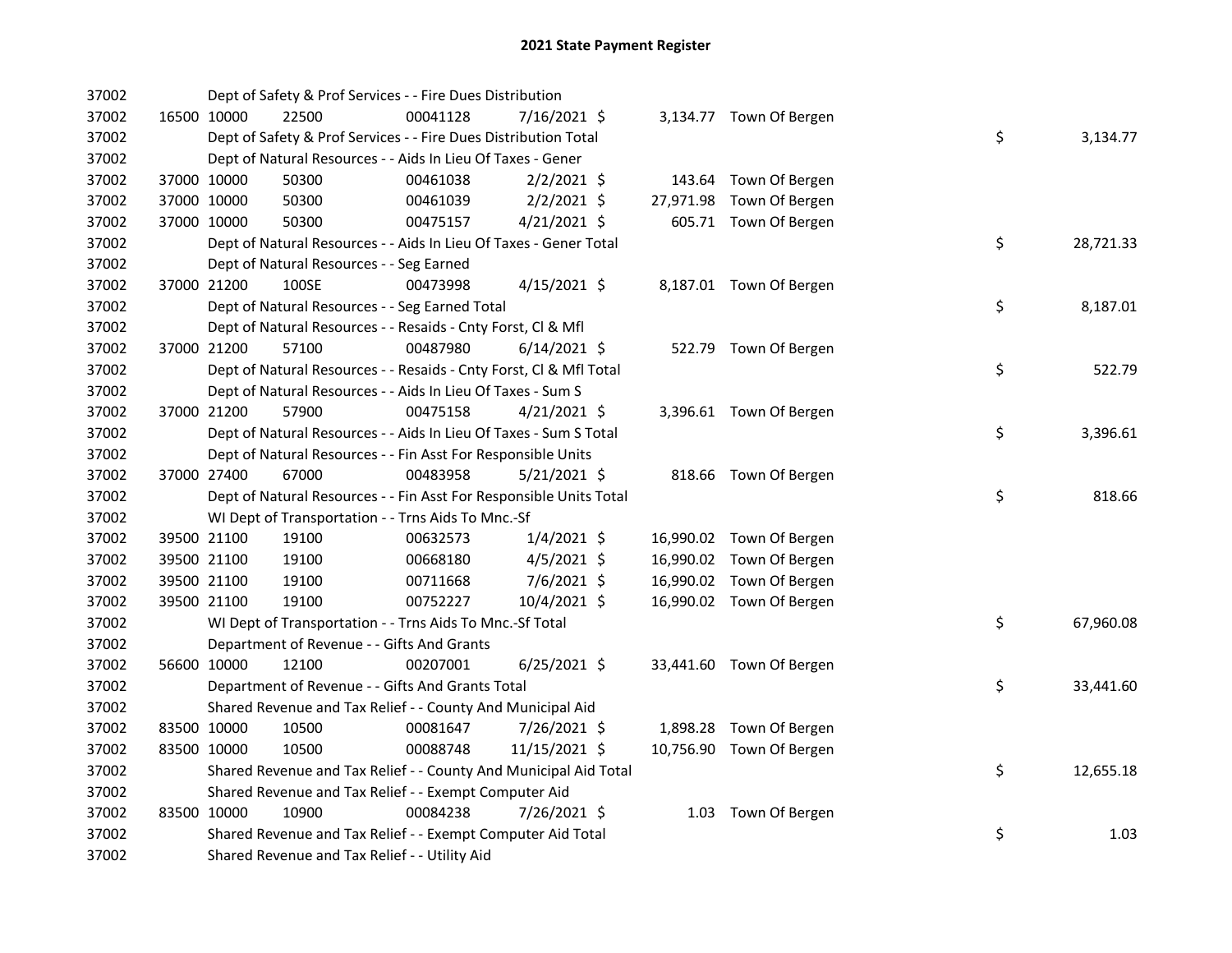# 2021 State Payment Register

| | | | | | | | | | |
|---|---|---|---|---|---|---|---|---|---|
| 37002 | | Dept of Safety & Prof Services - - Fire Dues Distribution | | | | | | | |
| 37002 | 16500 | 10000 | 22500 | 00041128 | 7/16/2021 | $ 3,134.77 | Town Of Bergen | | |
| 37002 | | Dept of Safety & Prof Services - - Fire Dues Distribution Total | | | | | | $ | 3,134.77 |
| 37002 | | Dept of Natural Resources - - Aids In Lieu Of Taxes - Gener | | | | | | | |
| 37002 | 37000 | 10000 | 50300 | 00461038 | 2/2/2021 | $ 143.64 | Town Of Bergen | | |
| 37002 | 37000 | 10000 | 50300 | 00461039 | 2/2/2021 | $ 27,971.98 | Town Of Bergen | | |
| 37002 | 37000 | 10000 | 50300 | 00475157 | 4/21/2021 | $ 605.71 | Town Of Bergen | | |
| 37002 | | Dept of Natural Resources - - Aids In Lieu Of Taxes - Gener Total | | | | | | $ | 28,721.33 |
| 37002 | | Dept of Natural Resources - - Seg Earned | | | | | | | |
| 37002 | 37000 | 21200 | 100SE | 00473998 | 4/15/2021 | $ 8,187.01 | Town Of Bergen | | |
| 37002 | | Dept of Natural Resources - - Seg Earned Total | | | | | | $ | 8,187.01 |
| 37002 | | Dept of Natural Resources - - Resaids - Cnty Forst, Cl & Mfl | | | | | | | |
| 37002 | 37000 | 21200 | 57100 | 00487980 | 6/14/2021 | $ 522.79 | Town Of Bergen | | |
| 37002 | | Dept of Natural Resources - - Resaids - Cnty Forst, Cl & Mfl Total | | | | | | $ | 522.79 |
| 37002 | | Dept of Natural Resources - - Aids In Lieu Of Taxes - Sum S | | | | | | | |
| 37002 | 37000 | 21200 | 57900 | 00475158 | 4/21/2021 | $ 3,396.61 | Town Of Bergen | | |
| 37002 | | Dept of Natural Resources - - Aids In Lieu Of Taxes - Sum S Total | | | | | | $ | 3,396.61 |
| 37002 | | Dept of Natural Resources - - Fin Asst For Responsible Units | | | | | | | |
| 37002 | 37000 | 27400 | 67000 | 00483958 | 5/21/2021 | $ 818.66 | Town Of Bergen | | |
| 37002 | | Dept of Natural Resources - - Fin Asst For Responsible Units Total | | | | | | $ | 818.66 |
| 37002 | | WI Dept of Transportation - - Trns Aids To Mnc.-Sf | | | | | | | |
| 37002 | 39500 | 21100 | 19100 | 00632573 | 1/4/2021 | $ 16,990.02 | Town Of Bergen | | |
| 37002 | 39500 | 21100 | 19100 | 00668180 | 4/5/2021 | $ 16,990.02 | Town Of Bergen | | |
| 37002 | 39500 | 21100 | 19100 | 00711668 | 7/6/2021 | $ 16,990.02 | Town Of Bergen | | |
| 37002 | 39500 | 21100 | 19100 | 00752227 | 10/4/2021 | $ 16,990.02 | Town Of Bergen | | |
| 37002 | | WI Dept of Transportation - - Trns Aids To Mnc.-Sf Total | | | | | | $ | 67,960.08 |
| 37002 | | Department of Revenue - - Gifts And Grants | | | | | | | |
| 37002 | 56600 | 10000 | 12100 | 00207001 | 6/25/2021 | $ 33,441.60 | Town Of Bergen | | |
| 37002 | | Department of Revenue - - Gifts And Grants Total | | | | | | $ | 33,441.60 |
| 37002 | | Shared Revenue and Tax Relief - - County And Municipal Aid | | | | | | | |
| 37002 | 83500 | 10000 | 10500 | 00081647 | 7/26/2021 | $ 1,898.28 | Town Of Bergen | | |
| 37002 | 83500 | 10000 | 10500 | 00088748 | 11/15/2021 | $ 10,756.90 | Town Of Bergen | | |
| 37002 | | Shared Revenue and Tax Relief - - County And Municipal Aid Total | | | | | | $ | 12,655.18 |
| 37002 | | Shared Revenue and Tax Relief - - Exempt Computer Aid | | | | | | | |
| 37002 | 83500 | 10000 | 10900 | 00084238 | 7/26/2021 | $ 1.03 | Town Of Bergen | | |
| 37002 | | Shared Revenue and Tax Relief - - Exempt Computer Aid Total | | | | | | $ | 1.03 |
| 37002 | | Shared Revenue and Tax Relief - - Utility Aid | | | | | | | |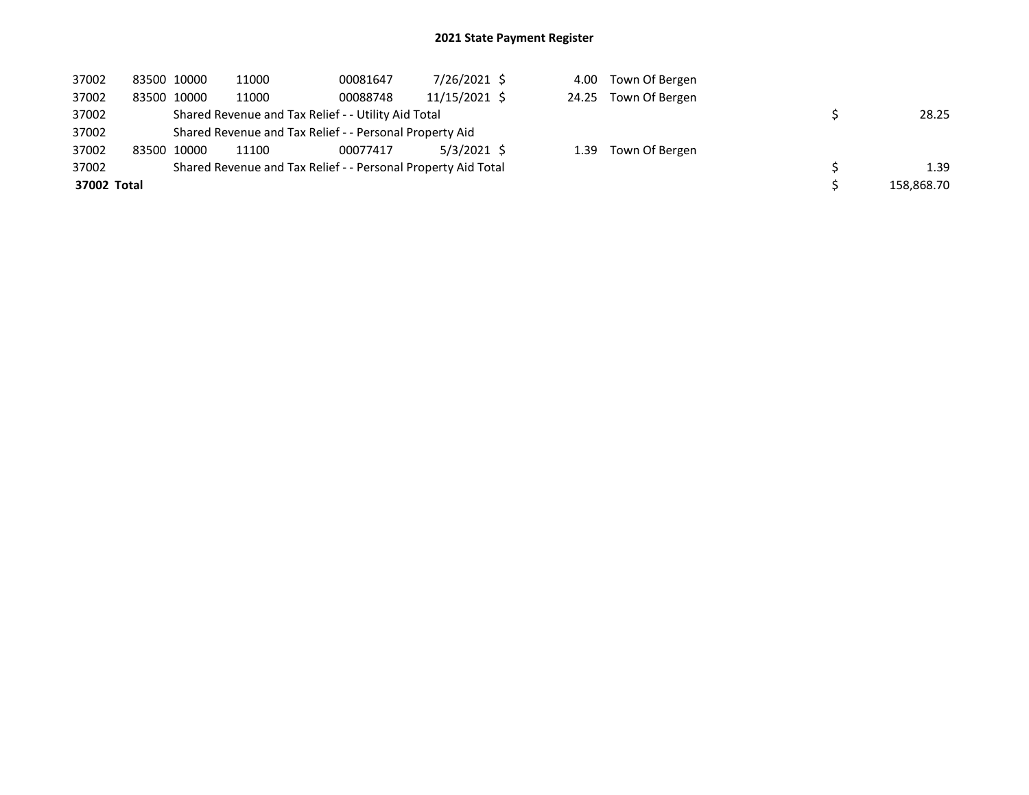## 2021 State Payment Register

| | | | | | | | | | |
|---|---|---|---|---|---|---|---|---|---|
| 37002 | 83500 | 10000 | 11000 | 00081647 | 7/26/2021 | $ 4.00 | Town Of Bergen | | |
| 37002 | 83500 | 10000 | 11000 | 00088748 | 11/15/2021 | $ 24.25 | Town Of Bergen | | |
| 37002 | | Shared Revenue and Tax Relief - - Utility Aid Total | | | | | | $ | 28.25 |
| 37002 | | Shared Revenue and Tax Relief - - Personal Property Aid | | | | | | | |
| 37002 | 83500 | 10000 | 11100 | 00077417 | 5/3/2021 | $ 1.39 | Town Of Bergen | | |
| 37002 | | Shared Revenue and Tax Relief - - Personal Property Aid Total | | | | | | $ | 1.39 |
| **37002 Total** | | | | | | | | $ | 158,868.70 |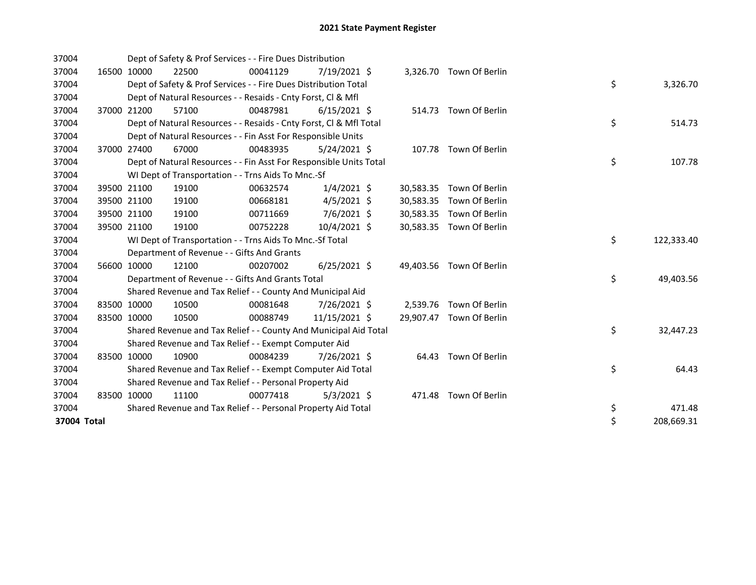# 2021 State Payment Register

| | | | | | | | | | |
|---|---|---|---|---|---|---|---|---|---|
| 37004 | | | Dept of Safety & Prof Services - - Fire Dues Distribution | | | | | | |
| 37004 | 16500 | 10000 | 22500 | 00041129 | 7/19/2021 | $ 3,326.70 | Town Of Berlin | | |
| 37004 | | | Dept of Safety & Prof Services - - Fire Dues Distribution Total | | | | | $ | 3,326.70 |
| 37004 | | | Dept of Natural Resources - - Resaids - Cnty Forst, Cl & Mfl | | | | | | |
| 37004 | 37000 | 21200 | 57100 | 00487981 | 6/15/2021 | $ 514.73 | Town Of Berlin | | |
| 37004 | | | Dept of Natural Resources - - Resaids - Cnty Forst, Cl & Mfl Total | | | | | $ | 514.73 |
| 37004 | | | Dept of Natural Resources - - Fin Asst For Responsible Units | | | | | | |
| 37004 | 37000 | 27400 | 67000 | 00483935 | 5/24/2021 | $ 107.78 | Town Of Berlin | | |
| 37004 | | | Dept of Natural Resources - - Fin Asst For Responsible Units Total | | | | | $ | 107.78 |
| 37004 | | | WI Dept of Transportation - - Trns Aids To Mnc.-Sf | | | | | | |
| 37004 | 39500 | 21100 | 19100 | 00632574 | 1/4/2021 | $ 30,583.35 | Town Of Berlin | | |
| 37004 | 39500 | 21100 | 19100 | 00668181 | 4/5/2021 | $ 30,583.35 | Town Of Berlin | | |
| 37004 | 39500 | 21100 | 19100 | 00711669 | 7/6/2021 | $ 30,583.35 | Town Of Berlin | | |
| 37004 | 39500 | 21100 | 19100 | 00752228 | 10/4/2021 | $ 30,583.35 | Town Of Berlin | | |
| 37004 | | | WI Dept of Transportation - - Trns Aids To Mnc.-Sf Total | | | | | $ | 122,333.40 |
| 37004 | | | Department of Revenue - - Gifts And Grants | | | | | | |
| 37004 | 56600 | 10000 | 12100 | 00207002 | 6/25/2021 | $ 49,403.56 | Town Of Berlin | | |
| 37004 | | | Department of Revenue - - Gifts And Grants Total | | | | | $ | 49,403.56 |
| 37004 | | | Shared Revenue and Tax Relief - - County And Municipal Aid | | | | | | |
| 37004 | 83500 | 10000 | 10500 | 00081648 | 7/26/2021 | $ 2,539.76 | Town Of Berlin | | |
| 37004 | 83500 | 10000 | 10500 | 00088749 | 11/15/2021 | $ 29,907.47 | Town Of Berlin | | |
| 37004 | | | Shared Revenue and Tax Relief - - County And Municipal Aid Total | | | | | $ | 32,447.23 |
| 37004 | | | Shared Revenue and Tax Relief - - Exempt Computer Aid | | | | | | |
| 37004 | 83500 | 10000 | 10900 | 00084239 | 7/26/2021 | $ 64.43 | Town Of Berlin | | |
| 37004 | | | Shared Revenue and Tax Relief - - Exempt Computer Aid Total | | | | | $ | 64.43 |
| 37004 | | | Shared Revenue and Tax Relief - - Personal Property Aid | | | | | | |
| 37004 | 83500 | 10000 | 11100 | 00077418 | 5/3/2021 | $ 471.48 | Town Of Berlin | | |
| 37004 | | | Shared Revenue and Tax Relief - - Personal Property Aid Total | | | | | $ | 471.48 |
| **37004 Total** | | | | | | | | $ | 208,669.31 |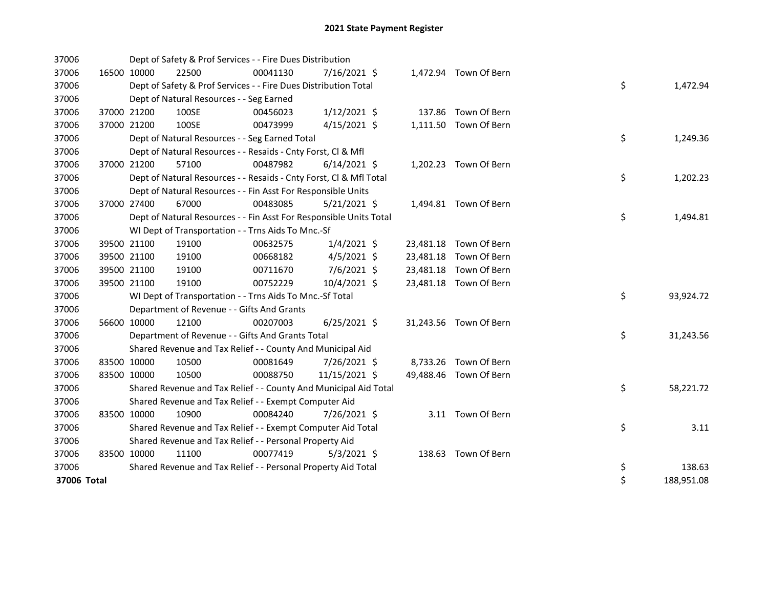# 2021 State Payment Register

| | | | | | | | | | |
|---|---|---|---|---|---|---|---|---|---|
| 37006 | | | Dept of Safety & Prof Services - - Fire Dues Distribution | | | | | | |
| 37006 | 16500 | 10000 | 22500 | 00041130 | 7/16/2021 | $ 1,472.94 | Town Of Bern | | |
| 37006 | | | Dept of Safety & Prof Services - - Fire Dues Distribution Total | | | | | $ | 1,472.94 |
| 37006 | | | Dept of Natural Resources - - Seg Earned | | | | | | |
| 37006 | 37000 | 21200 | 100SE | 00456023 | 1/12/2021 | $ 137.86 | Town Of Bern | | |
| 37006 | 37000 | 21200 | 100SE | 00473999 | 4/15/2021 | $ 1,111.50 | Town Of Bern | | |
| 37006 | | | Dept of Natural Resources - - Seg Earned Total | | | | | $ | 1,249.36 |
| 37006 | | | Dept of Natural Resources - - Resaids - Cnty Forst, Cl & Mfl | | | | | | |
| 37006 | 37000 | 21200 | 57100 | 00487982 | 6/14/2021 | $ 1,202.23 | Town Of Bern | | |
| 37006 | | | Dept of Natural Resources - - Resaids - Cnty Forst, Cl & Mfl Total | | | | | $ | 1,202.23 |
| 37006 | | | Dept of Natural Resources - - Fin Asst For Responsible Units | | | | | | |
| 37006 | 37000 | 27400 | 67000 | 00483085 | 5/21/2021 | $ 1,494.81 | Town Of Bern | | |
| 37006 | | | Dept of Natural Resources - - Fin Asst For Responsible Units Total | | | | | $ | 1,494.81 |
| 37006 | | | WI Dept of Transportation - - Trns Aids To Mnc.-Sf | | | | | | |
| 37006 | 39500 | 21100 | 19100 | 00632575 | 1/4/2021 | $ 23,481.18 | Town Of Bern | | |
| 37006 | 39500 | 21100 | 19100 | 00668182 | 4/5/2021 | $ 23,481.18 | Town Of Bern | | |
| 37006 | 39500 | 21100 | 19100 | 00711670 | 7/6/2021 | $ 23,481.18 | Town Of Bern | | |
| 37006 | 39500 | 21100 | 19100 | 00752229 | 10/4/2021 | $ 23,481.18 | Town Of Bern | | |
| 37006 | | | WI Dept of Transportation - - Trns Aids To Mnc.-Sf Total | | | | | $ | 93,924.72 |
| 37006 | | | Department of Revenue - - Gifts And Grants | | | | | | |
| 37006 | 56600 | 10000 | 12100 | 00207003 | 6/25/2021 | $ 31,243.56 | Town Of Bern | | |
| 37006 | | | Department of Revenue - - Gifts And Grants Total | | | | | $ | 31,243.56 |
| 37006 | | | Shared Revenue and Tax Relief - - County And Municipal Aid | | | | | | |
| 37006 | 83500 | 10000 | 10500 | 00081649 | 7/26/2021 | $ 8,733.26 | Town Of Bern | | |
| 37006 | 83500 | 10000 | 10500 | 00088750 | 11/15/2021 | $ 49,488.46 | Town Of Bern | | |
| 37006 | | | Shared Revenue and Tax Relief - - County And Municipal Aid Total | | | | | $ | 58,221.72 |
| 37006 | | | Shared Revenue and Tax Relief - - Exempt Computer Aid | | | | | | |
| 37006 | 83500 | 10000 | 10900 | 00084240 | 7/26/2021 | $ 3.11 | Town Of Bern | | |
| 37006 | | | Shared Revenue and Tax Relief - - Exempt Computer Aid Total | | | | | $ | 3.11 |
| 37006 | | | Shared Revenue and Tax Relief - - Personal Property Aid | | | | | | |
| 37006 | 83500 | 10000 | 11100 | 00077419 | 5/3/2021 | $ 138.63 | Town Of Bern | | |
| 37006 | | | Shared Revenue and Tax Relief - - Personal Property Aid Total | | | | | $ | 138.63 |
| **37006 Total** | | | | | | | | $ | 188,951.08 |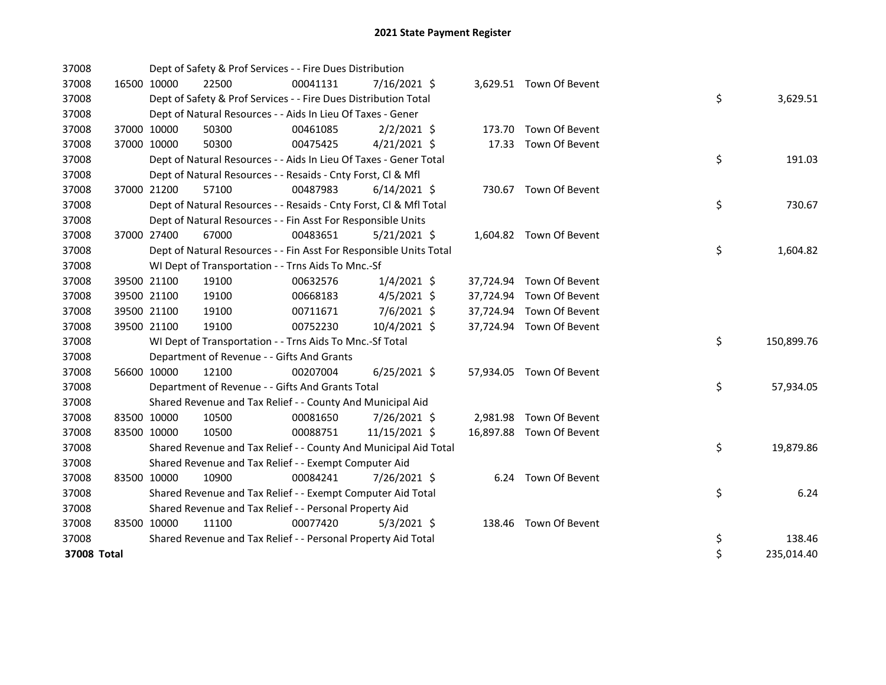# 2021 State Payment Register

| | | | | | | | | | |
|---|---|---|---|---|---|---|---|---|---|
| 37008 | | Dept of Safety & Prof Services - - Fire Dues Distribution | | | | | | | |
| 37008 | 16500 | 10000 | 22500 | 00041131 | 7/16/2021 | $ 3,629.51 | Town Of Bevent | | |
| 37008 | | Dept of Safety & Prof Services - - Fire Dues Distribution Total | | | | | | $ | 3,629.51 |
| 37008 | | Dept of Natural Resources - - Aids In Lieu Of Taxes - Gener | | | | | | | |
| 37008 | 37000 | 10000 | 50300 | 00461085 | 2/2/2021 | $ 173.70 | Town Of Bevent | | |
| 37008 | 37000 | 10000 | 50300 | 00475425 | 4/21/2021 | $ 17.33 | Town Of Bevent | | |
| 37008 | | Dept of Natural Resources - - Aids In Lieu Of Taxes - Gener Total | | | | | | $ | 191.03 |
| 37008 | | Dept of Natural Resources - - Resaids - Cnty Forst, Cl & Mfl | | | | | | | |
| 37008 | 37000 | 21200 | 57100 | 00487983 | 6/14/2021 | $ 730.67 | Town Of Bevent | | |
| 37008 | | Dept of Natural Resources - - Resaids - Cnty Forst, Cl & Mfl Total | | | | | | $ | 730.67 |
| 37008 | | Dept of Natural Resources - - Fin Asst For Responsible Units | | | | | | | |
| 37008 | 37000 | 27400 | 67000 | 00483651 | 5/21/2021 | $ 1,604.82 | Town Of Bevent | | |
| 37008 | | Dept of Natural Resources - - Fin Asst For Responsible Units Total | | | | | | $ | 1,604.82 |
| 37008 | | WI Dept of Transportation - - Trns Aids To Mnc.-Sf | | | | | | | |
| 37008 | 39500 | 21100 | 19100 | 00632576 | 1/4/2021 | $ 37,724.94 | Town Of Bevent | | |
| 37008 | 39500 | 21100 | 19100 | 00668183 | 4/5/2021 | $ 37,724.94 | Town Of Bevent | | |
| 37008 | 39500 | 21100 | 19100 | 00711671 | 7/6/2021 | $ 37,724.94 | Town Of Bevent | | |
| 37008 | 39500 | 21100 | 19100 | 00752230 | 10/4/2021 | $ 37,724.94 | Town Of Bevent | | |
| 37008 | | WI Dept of Transportation - - Trns Aids To Mnc.-Sf Total | | | | | | $ | 150,899.76 |
| 37008 | | Department of Revenue - - Gifts And Grants | | | | | | | |
| 37008 | 56600 | 10000 | 12100 | 00207004 | 6/25/2021 | $ 57,934.05 | Town Of Bevent | | |
| 37008 | | Department of Revenue - - Gifts And Grants Total | | | | | | $ | 57,934.05 |
| 37008 | | Shared Revenue and Tax Relief - - County And Municipal Aid | | | | | | | |
| 37008 | 83500 | 10000 | 10500 | 00081650 | 7/26/2021 | $ 2,981.98 | Town Of Bevent | | |
| 37008 | 83500 | 10000 | 10500 | 00088751 | 11/15/2021 | $ 16,897.88 | Town Of Bevent | | |
| 37008 | | Shared Revenue and Tax Relief - - County And Municipal Aid Total | | | | | | $ | 19,879.86 |
| 37008 | | Shared Revenue and Tax Relief - - Exempt Computer Aid | | | | | | | |
| 37008 | 83500 | 10000 | 10900 | 00084241 | 7/26/2021 | $ 6.24 | Town Of Bevent | | |
| 37008 | | Shared Revenue and Tax Relief - - Exempt Computer Aid Total | | | | | | $ | 6.24 |
| 37008 | | Shared Revenue and Tax Relief - - Personal Property Aid | | | | | | | |
| 37008 | 83500 | 10000 | 11100 | 00077420 | 5/3/2021 | $ 138.46 | Town Of Bevent | | |
| 37008 | | Shared Revenue and Tax Relief - - Personal Property Aid Total | | | | | | $ | 138.46 |
| **37008 Total** | | | | | | | | $ | 235,014.40 |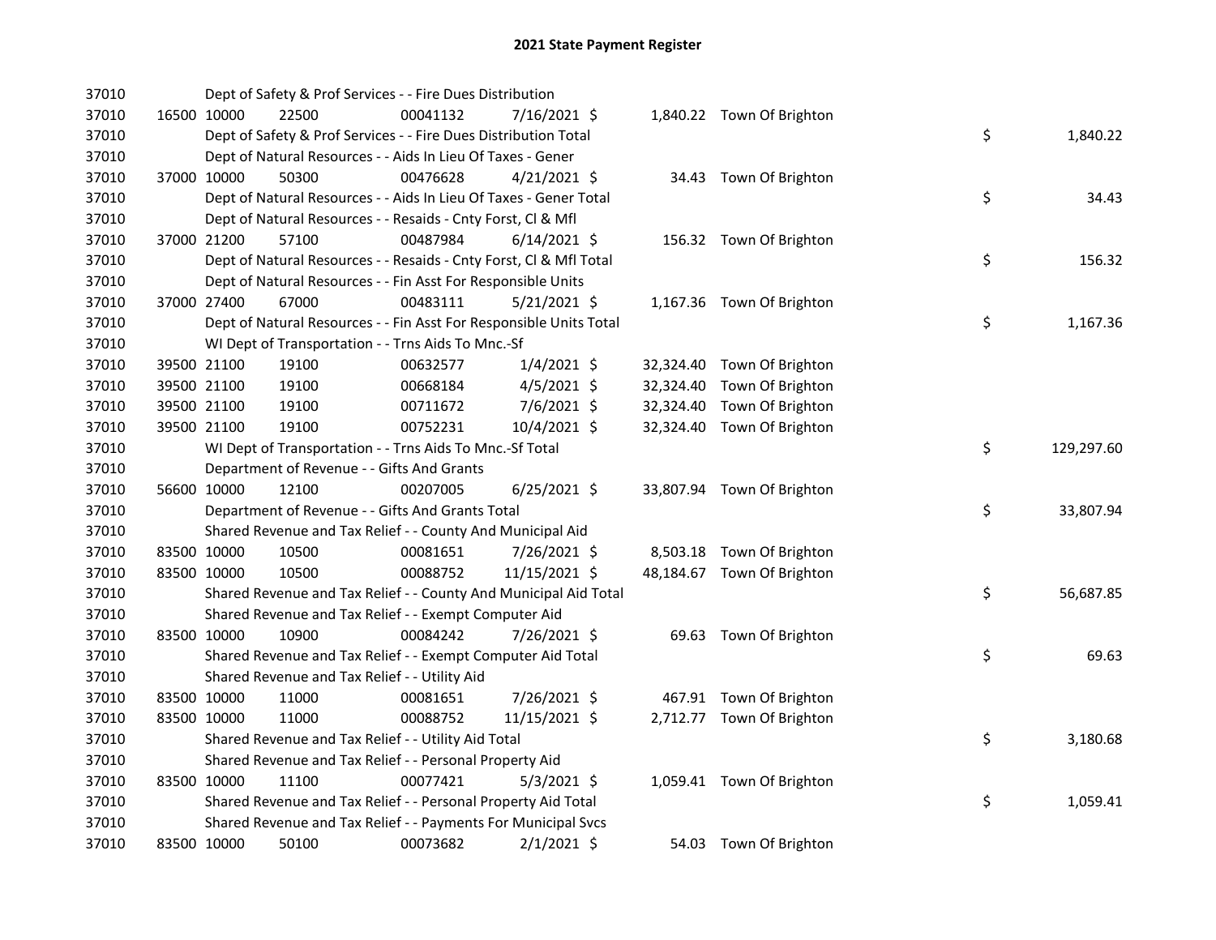# 2021 State Payment Register

| | | | | | | | | | |
|---|---|---|---|---|---|---|---|---|---|
| 37010 | | Dept of Safety & Prof Services - - Fire Dues Distribution | | | | | | | |
| 37010 | 16500 | 10000 | 22500 | 00041132 | 7/16/2021 | $ 1,840.22 | Town Of Brighton | | |
| 37010 | | Dept of Safety & Prof Services - - Fire Dues Distribution Total | | | | | | $ | 1,840.22 |
| 37010 | | Dept of Natural Resources - - Aids In Lieu Of Taxes - Gener | | | | | | | |
| 37010 | 37000 | 10000 | 50300 | 00476628 | 4/21/2021 | $ 34.43 | Town Of Brighton | | |
| 37010 | | Dept of Natural Resources - - Aids In Lieu Of Taxes - Gener Total | | | | | | $ | 34.43 |
| 37010 | | Dept of Natural Resources - - Resaids - Cnty Forst, Cl & Mfl | | | | | | | |
| 37010 | 37000 | 21200 | 57100 | 00487984 | 6/14/2021 | $ 156.32 | Town Of Brighton | | |
| 37010 | | Dept of Natural Resources - - Resaids - Cnty Forst, Cl & Mfl Total | | | | | | $ | 156.32 |
| 37010 | | Dept of Natural Resources - - Fin Asst For Responsible Units | | | | | | | |
| 37010 | 37000 | 27400 | 67000 | 00483111 | 5/21/2021 | $ 1,167.36 | Town Of Brighton | | |
| 37010 | | Dept of Natural Resources - - Fin Asst For Responsible Units Total | | | | | | $ | 1,167.36 |
| 37010 | | WI Dept of Transportation - - Trns Aids To Mnc.-Sf | | | | | | | |
| 37010 | 39500 | 21100 | 19100 | 00632577 | 1/4/2021 | $ 32,324.40 | Town Of Brighton | | |
| 37010 | 39500 | 21100 | 19100 | 00668184 | 4/5/2021 | $ 32,324.40 | Town Of Brighton | | |
| 37010 | 39500 | 21100 | 19100 | 00711672 | 7/6/2021 | $ 32,324.40 | Town Of Brighton | | |
| 37010 | 39500 | 21100 | 19100 | 00752231 | 10/4/2021 | $ 32,324.40 | Town Of Brighton | | |
| 37010 | | WI Dept of Transportation - - Trns Aids To Mnc.-Sf Total | | | | | | $ | 129,297.60 |
| 37010 | | Department of Revenue - - Gifts And Grants | | | | | | | |
| 37010 | 56600 | 10000 | 12100 | 00207005 | 6/25/2021 | $ 33,807.94 | Town Of Brighton | | |
| 37010 | | Department of Revenue - - Gifts And Grants Total | | | | | | $ | 33,807.94 |
| 37010 | | Shared Revenue and Tax Relief - - County And Municipal Aid | | | | | | | |
| 37010 | 83500 | 10000 | 10500 | 00081651 | 7/26/2021 | $ 8,503.18 | Town Of Brighton | | |
| 37010 | 83500 | 10000 | 10500 | 00088752 | 11/15/2021 | $ 48,184.67 | Town Of Brighton | | |
| 37010 | | Shared Revenue and Tax Relief - - County And Municipal Aid Total | | | | | | $ | 56,687.85 |
| 37010 | | Shared Revenue and Tax Relief - - Exempt Computer Aid | | | | | | | |
| 37010 | 83500 | 10000 | 10900 | 00084242 | 7/26/2021 | $ 69.63 | Town Of Brighton | | |
| 37010 | | Shared Revenue and Tax Relief - - Exempt Computer Aid Total | | | | | | $ | 69.63 |
| 37010 | | Shared Revenue and Tax Relief - - Utility Aid | | | | | | | |
| 37010 | 83500 | 10000 | 11000 | 00081651 | 7/26/2021 | $ 467.91 | Town Of Brighton | | |
| 37010 | 83500 | 10000 | 11000 | 00088752 | 11/15/2021 | $ 2,712.77 | Town Of Brighton | | |
| 37010 | | Shared Revenue and Tax Relief - - Utility Aid Total | | | | | | $ | 3,180.68 |
| 37010 | | Shared Revenue and Tax Relief - - Personal Property Aid | | | | | | | |
| 37010 | 83500 | 10000 | 11100 | 00077421 | 5/3/2021 | $ 1,059.41 | Town Of Brighton | | |
| 37010 | | Shared Revenue and Tax Relief - - Personal Property Aid Total | | | | | | $ | 1,059.41 |
| 37010 | | Shared Revenue and Tax Relief - - Payments For Municipal Svcs | | | | | | | |
| 37010 | 83500 | 10000 | 50100 | 00073682 | 2/1/2021 | $ 54.03 | Town Of Brighton | | |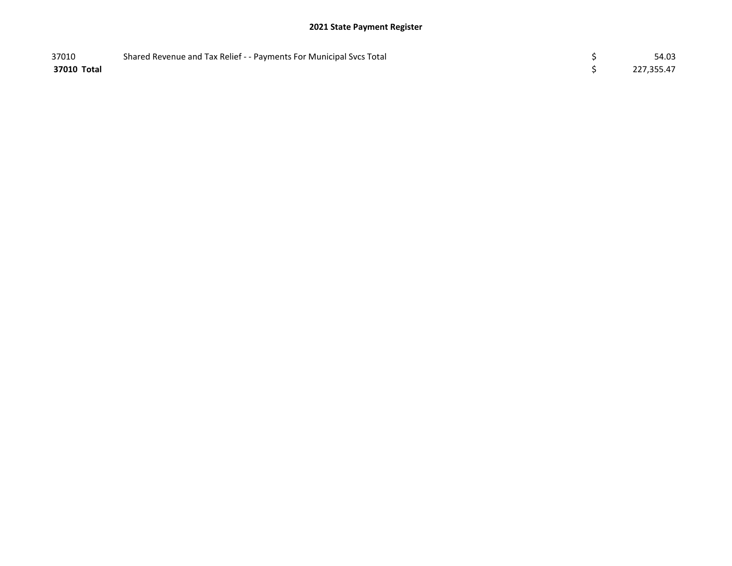## 2021 State Payment Register

| | | | |
|---|---|---|---|
| 37010 | Shared Revenue and Tax Relief - - Payments For Municipal Svcs Total | $ | 54.03 |
| **37010 Total** | | $ | 227,355.47 |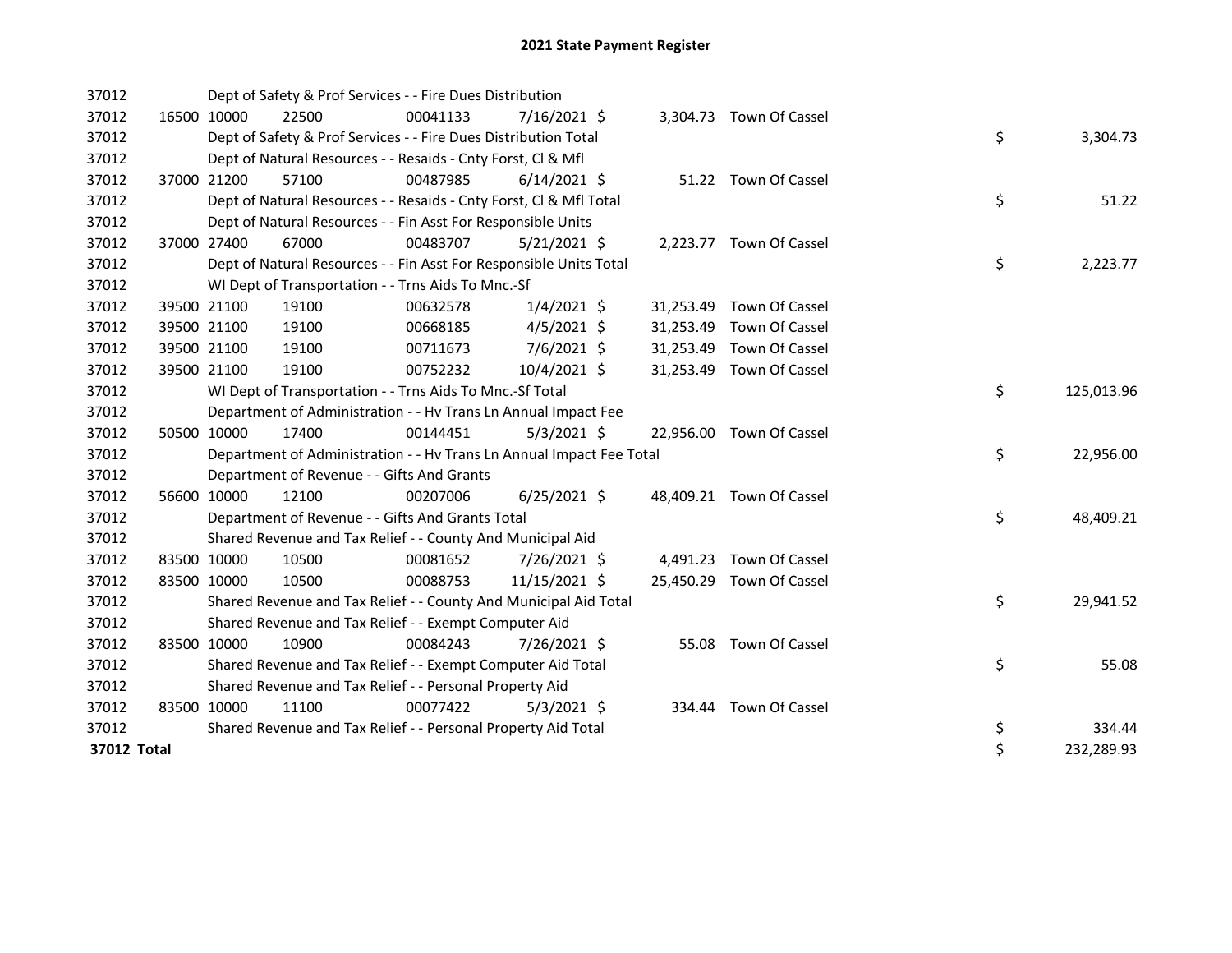# 2021 State Payment Register

| | | | | | | | | | |
|---|---|---|---|---|---|---|---|---|---|
| 37012 | | | Dept of Safety & Prof Services - - Fire Dues Distribution | | | | | | |
| 37012 | 16500 | 10000 | 22500 | 00041133 | 7/16/2021 | $ 3,304.73 | Town Of Cassel | | |
| 37012 | | | Dept of Safety & Prof Services - - Fire Dues Distribution Total | | | | | $ | 3,304.73 |
| 37012 | | | Dept of Natural Resources - - Resaids - Cnty Forst, Cl & Mfl | | | | | | |
| 37012 | 37000 | 21200 | 57100 | 00487985 | 6/14/2021 | $ 51.22 | Town Of Cassel | | |
| 37012 | | | Dept of Natural Resources - - Resaids - Cnty Forst, Cl & Mfl Total | | | | | $ | 51.22 |
| 37012 | | | Dept of Natural Resources - - Fin Asst For Responsible Units | | | | | | |
| 37012 | 37000 | 27400 | 67000 | 00483707 | 5/21/2021 | $ 2,223.77 | Town Of Cassel | | |
| 37012 | | | Dept of Natural Resources - - Fin Asst For Responsible Units Total | | | | | $ | 2,223.77 |
| 37012 | | | WI Dept of Transportation - - Trns Aids To Mnc.-Sf | | | | | | |
| 37012 | 39500 | 21100 | 19100 | 00632578 | 1/4/2021 | $ 31,253.49 | Town Of Cassel | | |
| 37012 | 39500 | 21100 | 19100 | 00668185 | 4/5/2021 | $ 31,253.49 | Town Of Cassel | | |
| 37012 | 39500 | 21100 | 19100 | 00711673 | 7/6/2021 | $ 31,253.49 | Town Of Cassel | | |
| 37012 | 39500 | 21100 | 19100 | 00752232 | 10/4/2021 | $ 31,253.49 | Town Of Cassel | | |
| 37012 | | | WI Dept of Transportation - - Trns Aids To Mnc.-Sf Total | | | | | $ | 125,013.96 |
| 37012 | | | Department of Administration - - Hv Trans Ln Annual Impact Fee | | | | | | |
| 37012 | 50500 | 10000 | 17400 | 00144451 | 5/3/2021 | $ 22,956.00 | Town Of Cassel | | |
| 37012 | | | Department of Administration - - Hv Trans Ln Annual Impact Fee Total | | | | | $ | 22,956.00 |
| 37012 | | | Department of Revenue - - Gifts And Grants | | | | | | |
| 37012 | 56600 | 10000 | 12100 | 00207006 | 6/25/2021 | $ 48,409.21 | Town Of Cassel | | |
| 37012 | | | Department of Revenue - - Gifts And Grants Total | | | | | $ | 48,409.21 |
| 37012 | | | Shared Revenue and Tax Relief - - County And Municipal Aid | | | | | | |
| 37012 | 83500 | 10000 | 10500 | 00081652 | 7/26/2021 | $ 4,491.23 | Town Of Cassel | | |
| 37012 | 83500 | 10000 | 10500 | 00088753 | 11/15/2021 | $ 25,450.29 | Town Of Cassel | | |
| 37012 | | | Shared Revenue and Tax Relief - - County And Municipal Aid Total | | | | | $ | 29,941.52 |
| 37012 | | | Shared Revenue and Tax Relief - - Exempt Computer Aid | | | | | | |
| 37012 | 83500 | 10000 | 10900 | 00084243 | 7/26/2021 | $ 55.08 | Town Of Cassel | | |
| 37012 | | | Shared Revenue and Tax Relief - - Exempt Computer Aid Total | | | | | $ | 55.08 |
| 37012 | | | Shared Revenue and Tax Relief - - Personal Property Aid | | | | | | |
| 37012 | 83500 | 10000 | 11100 | 00077422 | 5/3/2021 | $ 334.44 | Town Of Cassel | | |
| 37012 | | | Shared Revenue and Tax Relief - - Personal Property Aid Total | | | | | $ | 334.44 |
| **37012 Total** | | | | | | | | $ | 232,289.93 |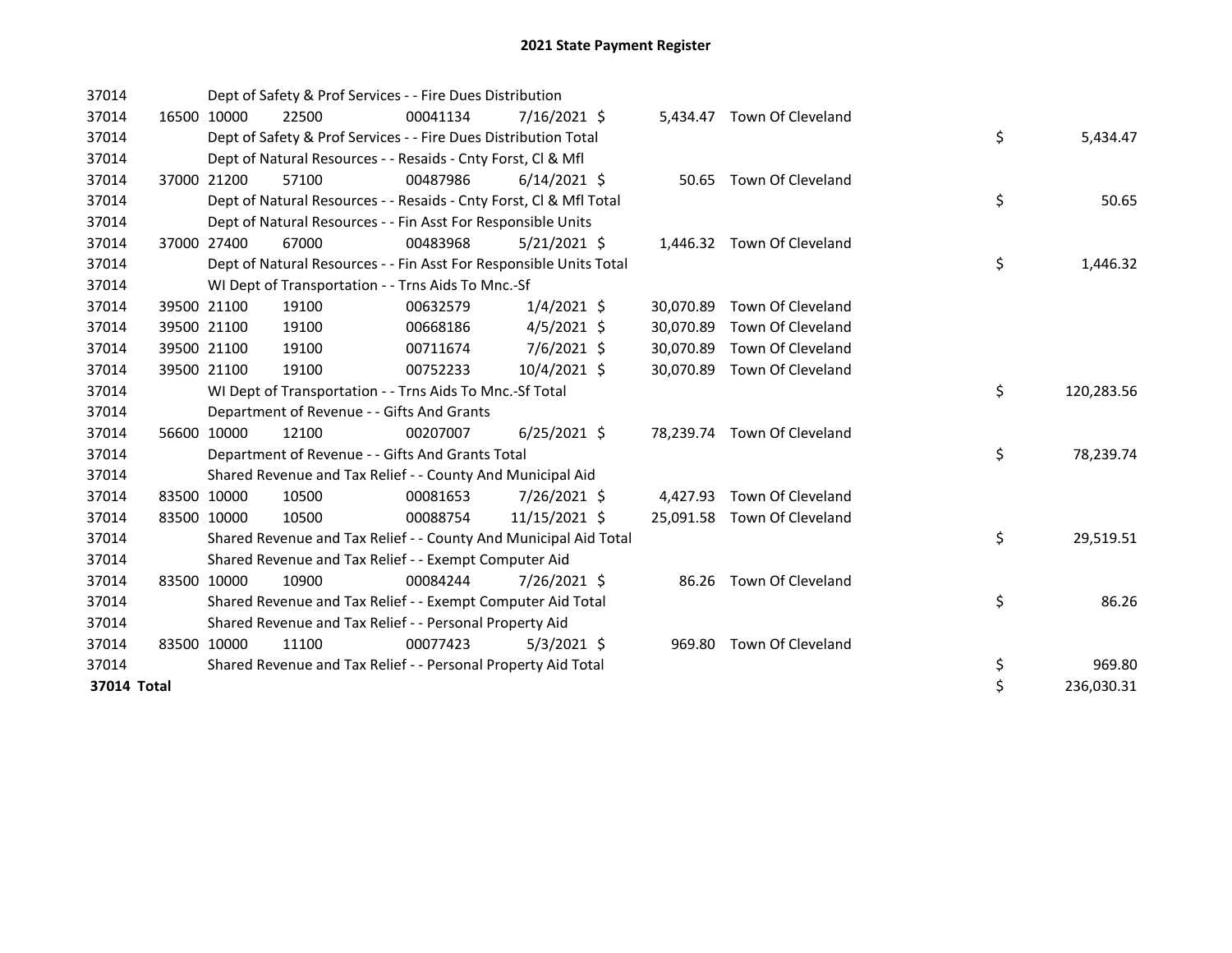# 2021 State Payment Register

| | | | | | | | | | |
|---|---|---|---|---|---|---|---|---|---|
| 37014 | | | Dept of Safety & Prof Services - - Fire Dues Distribution | | | | | | |
| 37014 | 16500 | 10000 | 22500 | 00041134 | 7/16/2021 | $ 5,434.47 | Town Of Cleveland | | |
| 37014 | | | Dept of Safety & Prof Services - - Fire Dues Distribution Total | | | | | $ | 5,434.47 |
| 37014 | | | Dept of Natural Resources - - Resaids - Cnty Forst, Cl & Mfl | | | | | | |
| 37014 | 37000 | 21200 | 57100 | 00487986 | 6/14/2021 | $ 50.65 | Town Of Cleveland | | |
| 37014 | | | Dept of Natural Resources - - Resaids - Cnty Forst, Cl & Mfl Total | | | | | $ | 50.65 |
| 37014 | | | Dept of Natural Resources - - Fin Asst For Responsible Units | | | | | | |
| 37014 | 37000 | 27400 | 67000 | 00483968 | 5/21/2021 | $ 1,446.32 | Town Of Cleveland | | |
| 37014 | | | Dept of Natural Resources - - Fin Asst For Responsible Units Total | | | | | $ | 1,446.32 |
| 37014 | | | WI Dept of Transportation - - Trns Aids To Mnc.-Sf | | | | | | |
| 37014 | 39500 | 21100 | 19100 | 00632579 | 1/4/2021 | $ 30,070.89 | Town Of Cleveland | | |
| 37014 | 39500 | 21100 | 19100 | 00668186 | 4/5/2021 | $ 30,070.89 | Town Of Cleveland | | |
| 37014 | 39500 | 21100 | 19100 | 00711674 | 7/6/2021 | $ 30,070.89 | Town Of Cleveland | | |
| 37014 | 39500 | 21100 | 19100 | 00752233 | 10/4/2021 | $ 30,070.89 | Town Of Cleveland | | |
| 37014 | | | WI Dept of Transportation - - Trns Aids To Mnc.-Sf Total | | | | | $ | 120,283.56 |
| 37014 | | | Department of Revenue - - Gifts And Grants | | | | | | |
| 37014 | 56600 | 10000 | 12100 | 00207007 | 6/25/2021 | $ 78,239.74 | Town Of Cleveland | | |
| 37014 | | | Department of Revenue - - Gifts And Grants Total | | | | | $ | 78,239.74 |
| 37014 | | | Shared Revenue and Tax Relief - - County And Municipal Aid | | | | | | |
| 37014 | 83500 | 10000 | 10500 | 00081653 | 7/26/2021 | $ 4,427.93 | Town Of Cleveland | | |
| 37014 | 83500 | 10000 | 10500 | 00088754 | 11/15/2021 | $ 25,091.58 | Town Of Cleveland | | |
| 37014 | | | Shared Revenue and Tax Relief - - County And Municipal Aid Total | | | | | $ | 29,519.51 |
| 37014 | | | Shared Revenue and Tax Relief - - Exempt Computer Aid | | | | | | |
| 37014 | 83500 | 10000 | 10900 | 00084244 | 7/26/2021 | $ 86.26 | Town Of Cleveland | | |
| 37014 | | | Shared Revenue and Tax Relief - - Exempt Computer Aid Total | | | | | $ | 86.26 |
| 37014 | | | Shared Revenue and Tax Relief - - Personal Property Aid | | | | | | |
| 37014 | 83500 | 10000 | 11100 | 00077423 | 5/3/2021 | $ 969.80 | Town Of Cleveland | | |
| 37014 | | | Shared Revenue and Tax Relief - - Personal Property Aid Total | | | | | $ | 969.80 |
| **37014 Total** | | | | | | | | $ | 236,030.31 |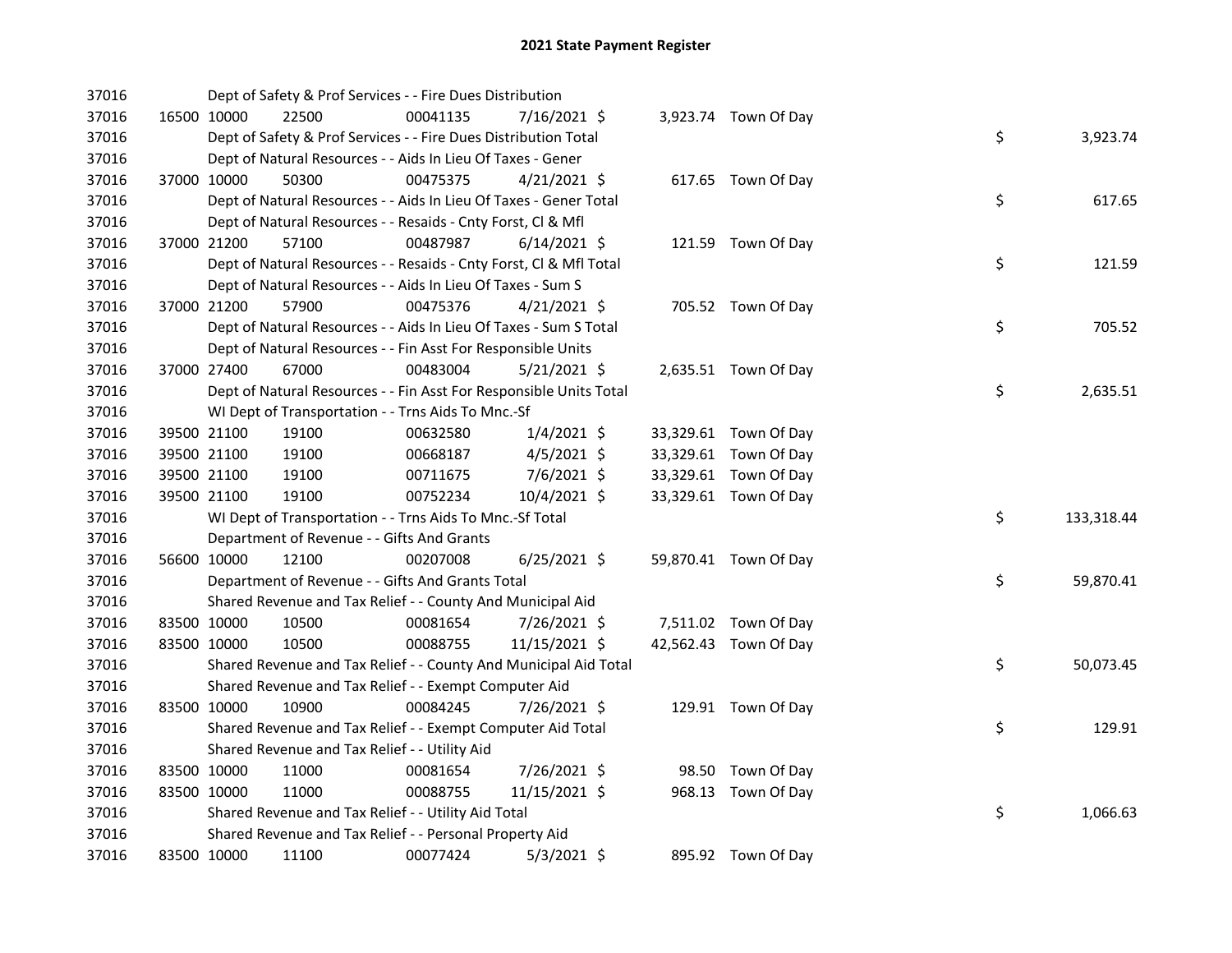# 2021 State Payment Register

| | | | | | | | | | |
|---|---|---|---|---|---|---|---|---|---|
| 37016 | | Dept of Safety & Prof Services - - Fire Dues Distribution | | | | | | | |
| 37016 | 16500 | 10000 | 22500 | 00041135 | 7/16/2021 | $ 3,923.74 | Town Of Day | | |
| 37016 | | Dept of Safety & Prof Services - - Fire Dues Distribution Total | | | | | | $ | 3,923.74 |
| 37016 | | Dept of Natural Resources - - Aids In Lieu Of Taxes - Gener | | | | | | | |
| 37016 | 37000 | 10000 | 50300 | 00475375 | 4/21/2021 | $ 617.65 | Town Of Day | | |
| 37016 | | Dept of Natural Resources - - Aids In Lieu Of Taxes - Gener Total | | | | | | $ | 617.65 |
| 37016 | | Dept of Natural Resources - - Resaids - Cnty Forst, Cl & Mfl | | | | | | | |
| 37016 | 37000 | 21200 | 57100 | 00487987 | 6/14/2021 | $ 121.59 | Town Of Day | | |
| 37016 | | Dept of Natural Resources - - Resaids - Cnty Forst, Cl & Mfl Total | | | | | | $ | 121.59 |
| 37016 | | Dept of Natural Resources - - Aids In Lieu Of Taxes - Sum S | | | | | | | |
| 37016 | 37000 | 21200 | 57900 | 00475376 | 4/21/2021 | $ 705.52 | Town Of Day | | |
| 37016 | | Dept of Natural Resources - - Aids In Lieu Of Taxes - Sum S Total | | | | | | $ | 705.52 |
| 37016 | | Dept of Natural Resources - - Fin Asst For Responsible Units | | | | | | | |
| 37016 | 37000 | 27400 | 67000 | 00483004 | 5/21/2021 | $ 2,635.51 | Town Of Day | | |
| 37016 | | Dept of Natural Resources - - Fin Asst For Responsible Units Total | | | | | | $ | 2,635.51 |
| 37016 | | WI Dept of Transportation - - Trns Aids To Mnc.-Sf | | | | | | | |
| 37016 | 39500 | 21100 | 19100 | 00632580 | 1/4/2021 | $ 33,329.61 | Town Of Day | | |
| 37016 | 39500 | 21100 | 19100 | 00668187 | 4/5/2021 | $ 33,329.61 | Town Of Day | | |
| 37016 | 39500 | 21100 | 19100 | 00711675 | 7/6/2021 | $ 33,329.61 | Town Of Day | | |
| 37016 | 39500 | 21100 | 19100 | 00752234 | 10/4/2021 | $ 33,329.61 | Town Of Day | | |
| 37016 | | WI Dept of Transportation - - Trns Aids To Mnc.-Sf Total | | | | | | $ | 133,318.44 |
| 37016 | | Department of Revenue - - Gifts And Grants | | | | | | | |
| 37016 | 56600 | 10000 | 12100 | 00207008 | 6/25/2021 | $ 59,870.41 | Town Of Day | | |
| 37016 | | Department of Revenue - - Gifts And Grants Total | | | | | | $ | 59,870.41 |
| 37016 | | Shared Revenue and Tax Relief - - County And Municipal Aid | | | | | | | |
| 37016 | 83500 | 10000 | 10500 | 00081654 | 7/26/2021 | $ 7,511.02 | Town Of Day | | |
| 37016 | 83500 | 10000 | 10500 | 00088755 | 11/15/2021 | $ 42,562.43 | Town Of Day | | |
| 37016 | | Shared Revenue and Tax Relief - - County And Municipal Aid Total | | | | | | $ | 50,073.45 |
| 37016 | | Shared Revenue and Tax Relief - - Exempt Computer Aid | | | | | | | |
| 37016 | 83500 | 10000 | 10900 | 00084245 | 7/26/2021 | $ 129.91 | Town Of Day | | |
| 37016 | | Shared Revenue and Tax Relief - - Exempt Computer Aid Total | | | | | | $ | 129.91 |
| 37016 | | Shared Revenue and Tax Relief - - Utility Aid | | | | | | | |
| 37016 | 83500 | 10000 | 11000 | 00081654 | 7/26/2021 | $ 98.50 | Town Of Day | | |
| 37016 | 83500 | 10000 | 11000 | 00088755 | 11/15/2021 | $ 968.13 | Town Of Day | | |
| 37016 | | Shared Revenue and Tax Relief - - Utility Aid Total | | | | | | $ | 1,066.63 |
| 37016 | | Shared Revenue and Tax Relief - - Personal Property Aid | | | | | | | |
| 37016 | 83500 | 10000 | 11100 | 00077424 | 5/3/2021 | $ 895.92 | Town Of Day | | |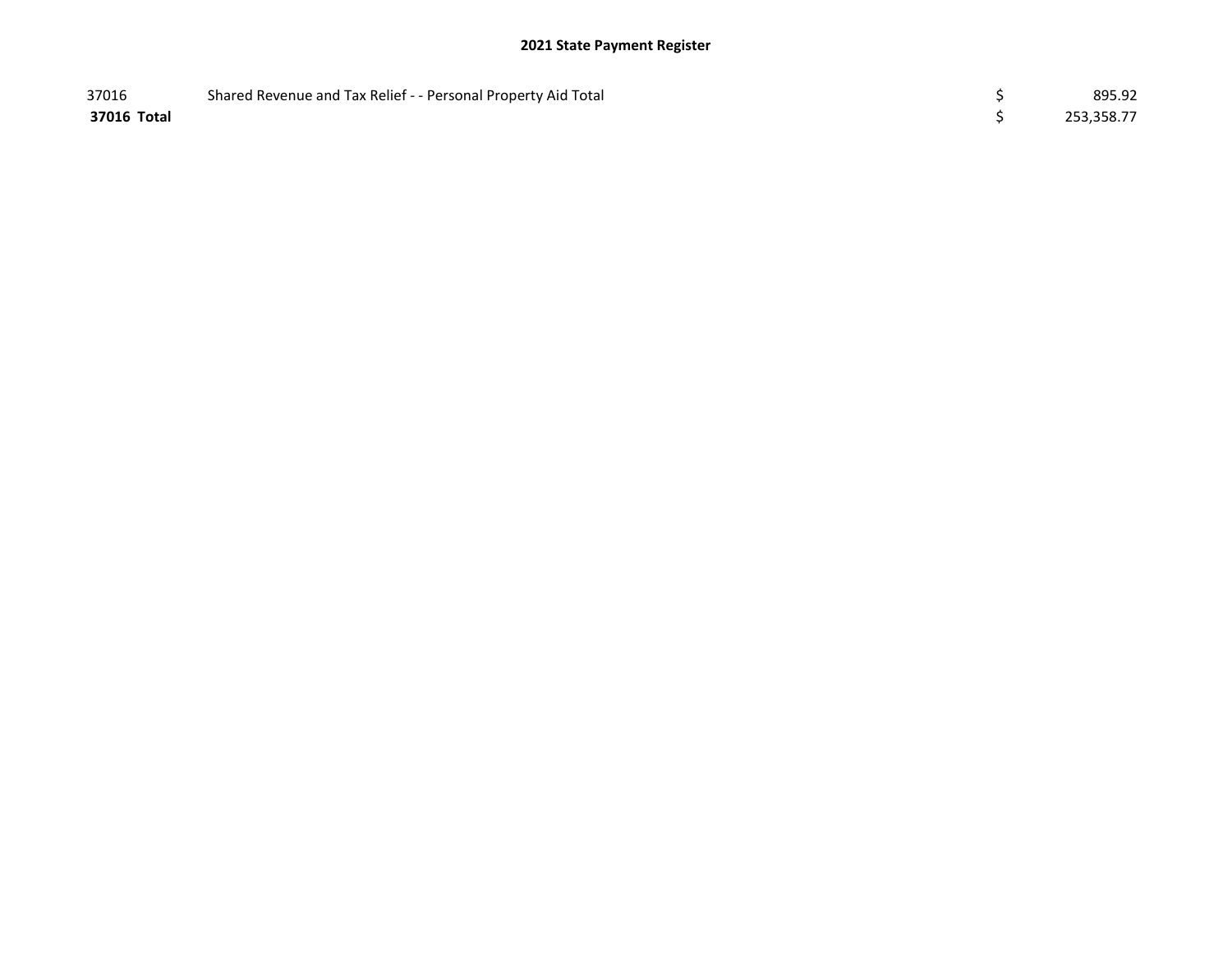| | | | |
|---|---|---|---|
| 37016 | Shared Revenue and Tax Relief - - Personal Property Aid Total | $ | 895.92 |
| **37016 Total** | | $ | 253,358.77 |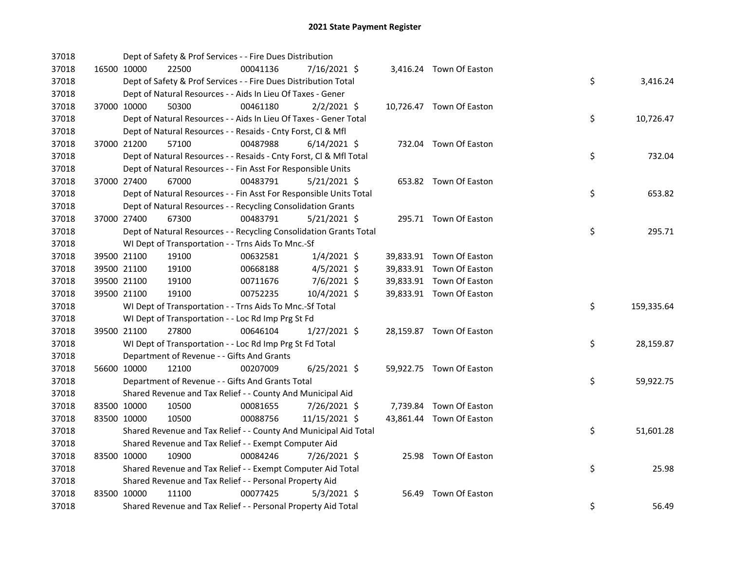# 2021 State Payment Register

| | | | | | | | | | |
|---|---|---|---|---|---|---|---|---|---|
| 37018 | | Dept of Safety & Prof Services - - Fire Dues Distribution | | | | | | | |
| 37018 | 16500 | 10000 | 22500 | 00041136 | 7/16/2021 | $ 3,416.24 | Town Of Easton | | |
| 37018 | | Dept of Safety & Prof Services - - Fire Dues Distribution Total | | | | | | $ | 3,416.24 |
| 37018 | | Dept of Natural Resources - - Aids In Lieu Of Taxes - Gener | | | | | | | |
| 37018 | 37000 | 10000 | 50300 | 00461180 | 2/2/2021 | $ 10,726.47 | Town Of Easton | | |
| 37018 | | Dept of Natural Resources - - Aids In Lieu Of Taxes - Gener Total | | | | | | $ | 10,726.47 |
| 37018 | | Dept of Natural Resources - - Resaids - Cnty Forst, Cl & Mfl | | | | | | | |
| 37018 | 37000 | 21200 | 57100 | 00487988 | 6/14/2021 | $ 732.04 | Town Of Easton | | |
| 37018 | | Dept of Natural Resources - - Resaids - Cnty Forst, Cl & Mfl Total | | | | | | $ | 732.04 |
| 37018 | | Dept of Natural Resources - - Fin Asst For Responsible Units | | | | | | | |
| 37018 | 37000 | 27400 | 67000 | 00483791 | 5/21/2021 | $ 653.82 | Town Of Easton | | |
| 37018 | | Dept of Natural Resources - - Fin Asst For Responsible Units Total | | | | | | $ | 653.82 |
| 37018 | | Dept of Natural Resources - - Recycling Consolidation Grants | | | | | | | |
| 37018 | 37000 | 27400 | 67300 | 00483791 | 5/21/2021 | $ 295.71 | Town Of Easton | | |
| 37018 | | Dept of Natural Resources - - Recycling Consolidation Grants Total | | | | | | $ | 295.71 |
| 37018 | | WI Dept of Transportation - - Trns Aids To Mnc.-Sf | | | | | | | |
| 37018 | 39500 | 21100 | 19100 | 00632581 | 1/4/2021 | $ 39,833.91 | Town Of Easton | | |
| 37018 | 39500 | 21100 | 19100 | 00668188 | 4/5/2021 | $ 39,833.91 | Town Of Easton | | |
| 37018 | 39500 | 21100 | 19100 | 00711676 | 7/6/2021 | $ 39,833.91 | Town Of Easton | | |
| 37018 | 39500 | 21100 | 19100 | 00752235 | 10/4/2021 | $ 39,833.91 | Town Of Easton | | |
| 37018 | | WI Dept of Transportation - - Trns Aids To Mnc.-Sf Total | | | | | | $ | 159,335.64 |
| 37018 | | WI Dept of Transportation - - Loc Rd Imp Prg St Fd | | | | | | | |
| 37018 | 39500 | 21100 | 27800 | 00646104 | 1/27/2021 | $ 28,159.87 | Town Of Easton | | |
| 37018 | | WI Dept of Transportation - - Loc Rd Imp Prg St Fd Total | | | | | | $ | 28,159.87 |
| 37018 | | Department of Revenue - - Gifts And Grants | | | | | | | |
| 37018 | 56600 | 10000 | 12100 | 00207009 | 6/25/2021 | $ 59,922.75 | Town Of Easton | | |
| 37018 | | Department of Revenue - - Gifts And Grants Total | | | | | | $ | 59,922.75 |
| 37018 | | Shared Revenue and Tax Relief - - County And Municipal Aid | | | | | | | |
| 37018 | 83500 | 10000 | 10500 | 00081655 | 7/26/2021 | $ 7,739.84 | Town Of Easton | | |
| 37018 | 83500 | 10000 | 10500 | 00088756 | 11/15/2021 | $ 43,861.44 | Town Of Easton | | |
| 37018 | | Shared Revenue and Tax Relief - - County And Municipal Aid Total | | | | | | $ | 51,601.28 |
| 37018 | | Shared Revenue and Tax Relief - - Exempt Computer Aid | | | | | | | |
| 37018 | 83500 | 10000 | 10900 | 00084246 | 7/26/2021 | $ 25.98 | Town Of Easton | | |
| 37018 | | Shared Revenue and Tax Relief - - Exempt Computer Aid Total | | | | | | $ | 25.98 |
| 37018 | | Shared Revenue and Tax Relief - - Personal Property Aid | | | | | | | |
| 37018 | 83500 | 10000 | 11100 | 00077425 | 5/3/2021 | $ 56.49 | Town Of Easton | | |
| 37018 | | Shared Revenue and Tax Relief - - Personal Property Aid Total | | | | | | $ | 56.49 |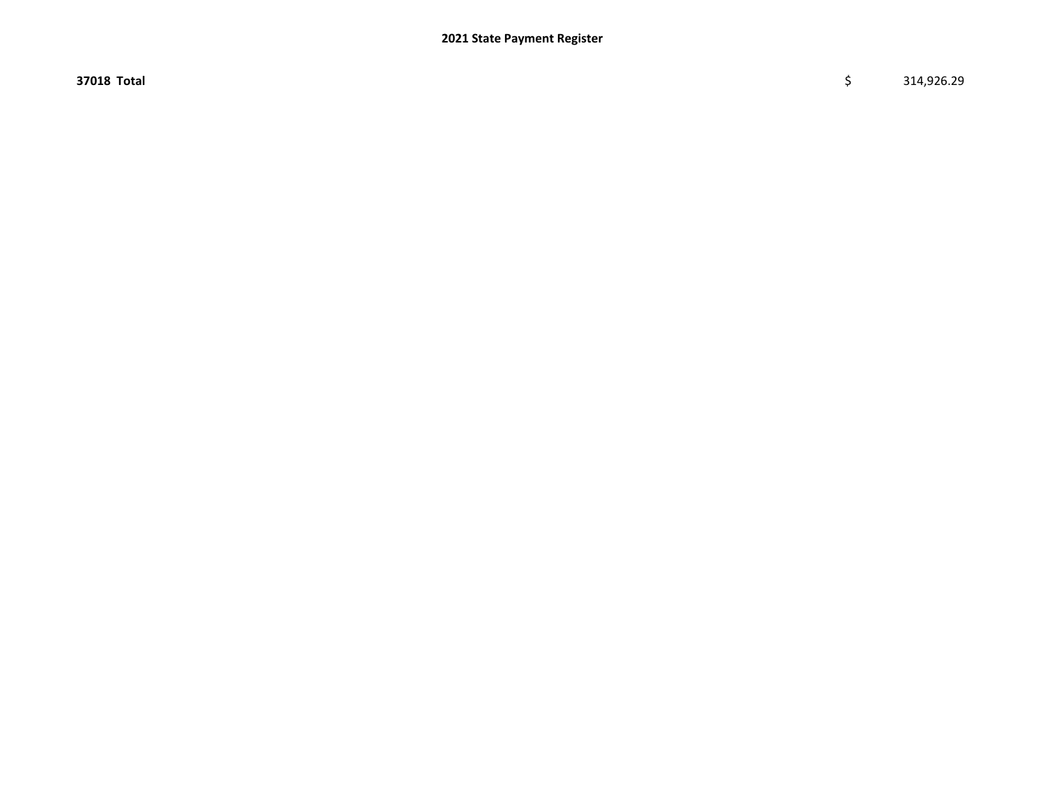## 2021 State Payment Register

| | |
|---|---|
| **37018 Total** | $ 314,926.29 |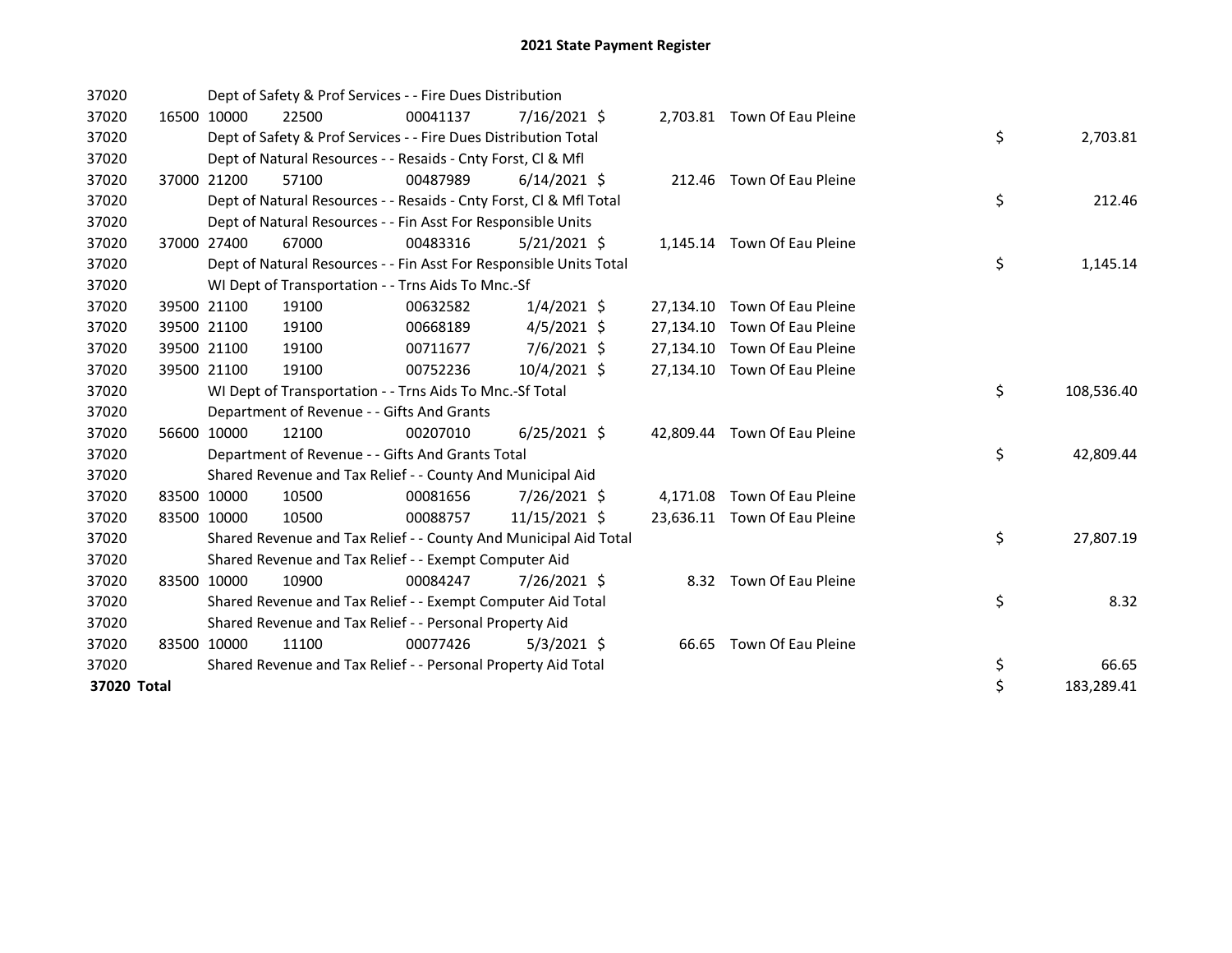# 2021 State Payment Register

| | | | | | | | | | |
|---|---|---|---|---|---|---|---|---|---|
| 37020 | | | Dept of Safety & Prof Services - - Fire Dues Distribution | | | | | | |
| 37020 | 16500 | 10000 | 22500 | 00041137 | 7/16/2021 | $ 2,703.81 | Town Of Eau Pleine | | |
| 37020 | | | Dept of Safety & Prof Services - - Fire Dues Distribution Total | | | | | $ | 2,703.81 |
| 37020 | | | Dept of Natural Resources - - Resaids - Cnty Forst, Cl & Mfl | | | | | | |
| 37020 | 37000 | 21200 | 57100 | 00487989 | 6/14/2021 | $ 212.46 | Town Of Eau Pleine | | |
| 37020 | | | Dept of Natural Resources - - Resaids - Cnty Forst, Cl & Mfl Total | | | | | $ | 212.46 |
| 37020 | | | Dept of Natural Resources - - Fin Asst For Responsible Units | | | | | | |
| 37020 | 37000 | 27400 | 67000 | 00483316 | 5/21/2021 | $ 1,145.14 | Town Of Eau Pleine | | |
| 37020 | | | Dept of Natural Resources - - Fin Asst For Responsible Units Total | | | | | $ | 1,145.14 |
| 37020 | | | WI Dept of Transportation - - Trns Aids To Mnc.-Sf | | | | | | |
| 37020 | 39500 | 21100 | 19100 | 00632582 | 1/4/2021 | $ 27,134.10 | Town Of Eau Pleine | | |
| 37020 | 39500 | 21100 | 19100 | 00668189 | 4/5/2021 | $ 27,134.10 | Town Of Eau Pleine | | |
| 37020 | 39500 | 21100 | 19100 | 00711677 | 7/6/2021 | $ 27,134.10 | Town Of Eau Pleine | | |
| 37020 | 39500 | 21100 | 19100 | 00752236 | 10/4/2021 | $ 27,134.10 | Town Of Eau Pleine | | |
| 37020 | | | WI Dept of Transportation - - Trns Aids To Mnc.-Sf Total | | | | | $ | 108,536.40 |
| 37020 | | | Department of Revenue - - Gifts And Grants | | | | | | |
| 37020 | 56600 | 10000 | 12100 | 00207010 | 6/25/2021 | $ 42,809.44 | Town Of Eau Pleine | | |
| 37020 | | | Department of Revenue - - Gifts And Grants Total | | | | | $ | 42,809.44 |
| 37020 | | | Shared Revenue and Tax Relief - - County And Municipal Aid | | | | | | |
| 37020 | 83500 | 10000 | 10500 | 00081656 | 7/26/2021 | $ 4,171.08 | Town Of Eau Pleine | | |
| 37020 | 83500 | 10000 | 10500 | 00088757 | 11/15/2021 | $ 23,636.11 | Town Of Eau Pleine | | |
| 37020 | | | Shared Revenue and Tax Relief - - County And Municipal Aid Total | | | | | $ | 27,807.19 |
| 37020 | | | Shared Revenue and Tax Relief - - Exempt Computer Aid | | | | | | |
| 37020 | 83500 | 10000 | 10900 | 00084247 | 7/26/2021 | $ 8.32 | Town Of Eau Pleine | | |
| 37020 | | | Shared Revenue and Tax Relief - - Exempt Computer Aid Total | | | | | $ | 8.32 |
| 37020 | | | Shared Revenue and Tax Relief - - Personal Property Aid | | | | | | |
| 37020 | 83500 | 10000 | 11100 | 00077426 | 5/3/2021 | $ 66.65 | Town Of Eau Pleine | | |
| 37020 | | | Shared Revenue and Tax Relief - - Personal Property Aid Total | | | | | $ | 66.65 |
| **37020 Total** | | | | | | | | $ | 183,289.41 |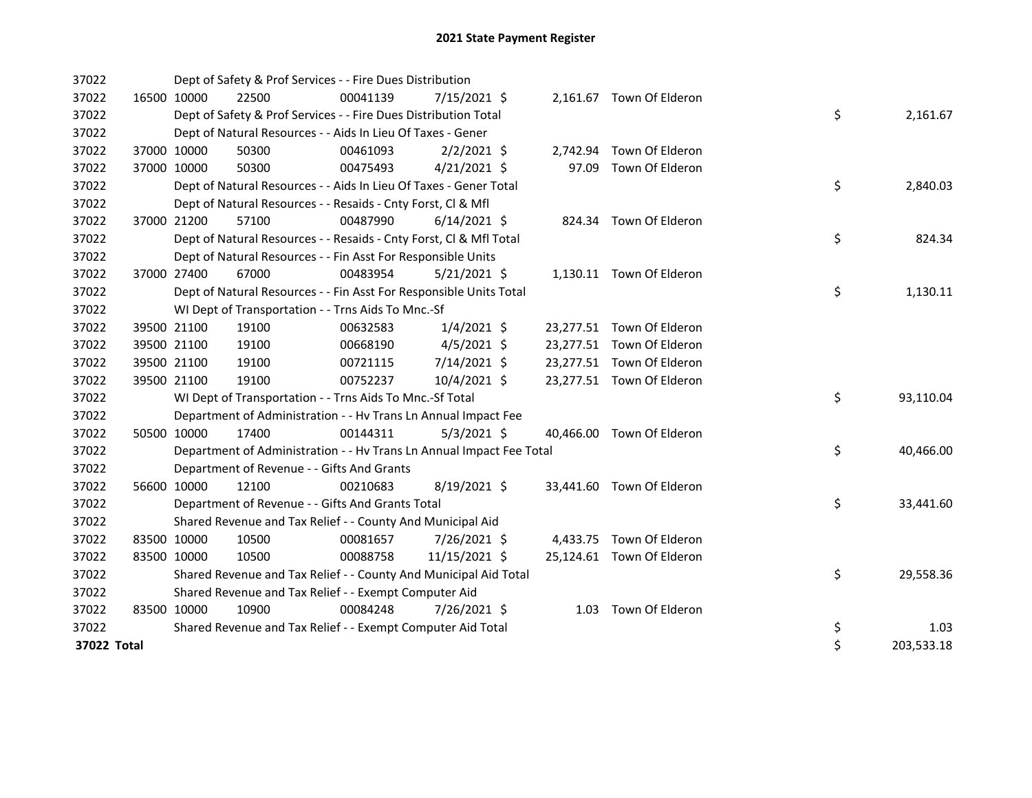# 2021 State Payment Register

| | | | | | | | | | |
|---|---|---|---|---|---|---|---|---|---|
| 37022 | | | Dept of Safety & Prof Services - - Fire Dues Distribution | | | | | | |
| 37022 | 16500 | 10000 | 22500 | 00041139 | 7/15/2021 | $ 2,161.67 | Town Of Elderon | | |
| 37022 | | | Dept of Safety & Prof Services - - Fire Dues Distribution Total | | | | | $ | 2,161.67 |
| 37022 | | | Dept of Natural Resources - - Aids In Lieu Of Taxes - Gener | | | | | | |
| 37022 | 37000 | 10000 | 50300 | 00461093 | 2/2/2021 | $ 2,742.94 | Town Of Elderon | | |
| 37022 | 37000 | 10000 | 50300 | 00475493 | 4/21/2021 | $ 97.09 | Town Of Elderon | | |
| 37022 | | | Dept of Natural Resources - - Aids In Lieu Of Taxes - Gener Total | | | | | $ | 2,840.03 |
| 37022 | | | Dept of Natural Resources - - Resaids - Cnty Forst, Cl & Mfl | | | | | | |
| 37022 | 37000 | 21200 | 57100 | 00487990 | 6/14/2021 | $ 824.34 | Town Of Elderon | | |
| 37022 | | | Dept of Natural Resources - - Resaids - Cnty Forst, Cl & Mfl Total | | | | | $ | 824.34 |
| 37022 | | | Dept of Natural Resources - - Fin Asst For Responsible Units | | | | | | |
| 37022 | 37000 | 27400 | 67000 | 00483954 | 5/21/2021 | $ 1,130.11 | Town Of Elderon | | |
| 37022 | | | Dept of Natural Resources - - Fin Asst For Responsible Units Total | | | | | $ | 1,130.11 |
| 37022 | | | WI Dept of Transportation - - Trns Aids To Mnc.-Sf | | | | | | |
| 37022 | 39500 | 21100 | 19100 | 00632583 | 1/4/2021 | $ 23,277.51 | Town Of Elderon | | |
| 37022 | 39500 | 21100 | 19100 | 00668190 | 4/5/2021 | $ 23,277.51 | Town Of Elderon | | |
| 37022 | 39500 | 21100 | 19100 | 00721115 | 7/14/2021 | $ 23,277.51 | Town Of Elderon | | |
| 37022 | 39500 | 21100 | 19100 | 00752237 | 10/4/2021 | $ 23,277.51 | Town Of Elderon | | |
| 37022 | | | WI Dept of Transportation - - Trns Aids To Mnc.-Sf Total | | | | | $ | 93,110.04 |
| 37022 | | | Department of Administration - - Hv Trans Ln Annual Impact Fee | | | | | | |
| 37022 | 50500 | 10000 | 17400 | 00144311 | 5/3/2021 | $ 40,466.00 | Town Of Elderon | | |
| 37022 | | | Department of Administration - - Hv Trans Ln Annual Impact Fee Total | | | | | $ | 40,466.00 |
| 37022 | | | Department of Revenue - - Gifts And Grants | | | | | | |
| 37022 | 56600 | 10000 | 12100 | 00210683 | 8/19/2021 | $ 33,441.60 | Town Of Elderon | | |
| 37022 | | | Department of Revenue - - Gifts And Grants Total | | | | | $ | 33,441.60 |
| 37022 | | | Shared Revenue and Tax Relief - - County And Municipal Aid | | | | | | |
| 37022 | 83500 | 10000 | 10500 | 00081657 | 7/26/2021 | $ 4,433.75 | Town Of Elderon | | |
| 37022 | 83500 | 10000 | 10500 | 00088758 | 11/15/2021 | $ 25,124.61 | Town Of Elderon | | |
| 37022 | | | Shared Revenue and Tax Relief - - County And Municipal Aid Total | | | | | $ | 29,558.36 |
| 37022 | | | Shared Revenue and Tax Relief - - Exempt Computer Aid | | | | | | |
| 37022 | 83500 | 10000 | 10900 | 00084248 | 7/26/2021 | $ 1.03 | Town Of Elderon | | |
| 37022 | | | Shared Revenue and Tax Relief - - Exempt Computer Aid Total | | | | | $ | 1.03 |
| **37022 Total** | | | | | | | | $ | 203,533.18 |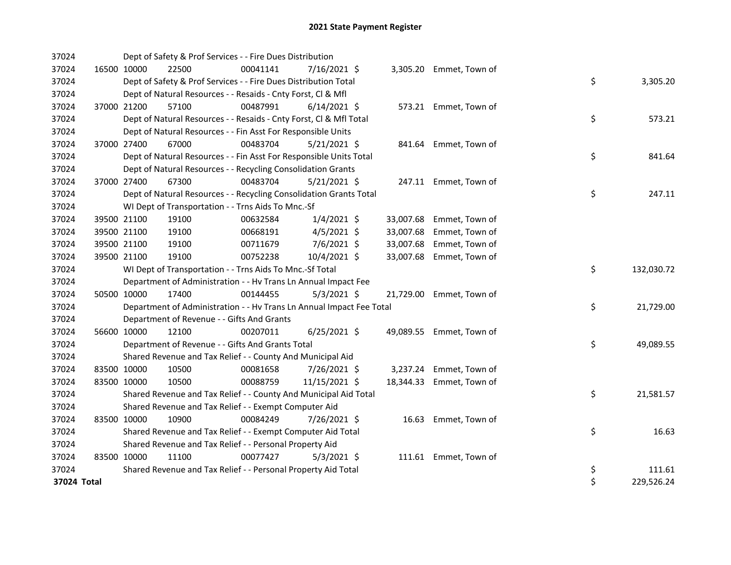# 2021 State Payment Register

| | | | | | | | | | |
|---|---|---|---|---|---|---|---|---|---|
| 37024 | | | Dept of Safety & Prof Services - - Fire Dues Distribution | | | | | | |
| 37024 | 16500 | 10000 | 22500 | 00041141 | 7/16/2021 $ | 3,305.20 | Emmet, Town of | | |
| 37024 | | | Dept of Safety & Prof Services - - Fire Dues Distribution Total | | | | | $ | 3,305.20 |
| 37024 | | | Dept of Natural Resources - - Resaids - Cnty Forst, Cl & Mfl | | | | | | |
| 37024 | 37000 | 21200 | 57100 | 00487991 | 6/14/2021 $ | 573.21 | Emmet, Town of | | |
| 37024 | | | Dept of Natural Resources - - Resaids - Cnty Forst, Cl & Mfl Total | | | | | $ | 573.21 |
| 37024 | | | Dept of Natural Resources - - Fin Asst For Responsible Units | | | | | | |
| 37024 | 37000 | 27400 | 67000 | 00483704 | 5/21/2021 $ | 841.64 | Emmet, Town of | | |
| 37024 | | | Dept of Natural Resources - - Fin Asst For Responsible Units Total | | | | | $ | 841.64 |
| 37024 | | | Dept of Natural Resources - - Recycling Consolidation Grants | | | | | | |
| 37024 | 37000 | 27400 | 67300 | 00483704 | 5/21/2021 $ | 247.11 | Emmet, Town of | | |
| 37024 | | | Dept of Natural Resources - - Recycling Consolidation Grants Total | | | | | $ | 247.11 |
| 37024 | | | WI Dept of Transportation - - Trns Aids To Mnc.-Sf | | | | | | |
| 37024 | 39500 | 21100 | 19100 | 00632584 | 1/4/2021 $ | 33,007.68 | Emmet, Town of | | |
| 37024 | 39500 | 21100 | 19100 | 00668191 | 4/5/2021 $ | 33,007.68 | Emmet, Town of | | |
| 37024 | 39500 | 21100 | 19100 | 00711679 | 7/6/2021 $ | 33,007.68 | Emmet, Town of | | |
| 37024 | 39500 | 21100 | 19100 | 00752238 | 10/4/2021 $ | 33,007.68 | Emmet, Town of | | |
| 37024 | | | WI Dept of Transportation - - Trns Aids To Mnc.-Sf Total | | | | | $ | 132,030.72 |
| 37024 | | | Department of Administration - - Hv Trans Ln Annual Impact Fee | | | | | | |
| 37024 | 50500 | 10000 | 17400 | 00144455 | 5/3/2021 $ | 21,729.00 | Emmet, Town of | | |
| 37024 | | | Department of Administration - - Hv Trans Ln Annual Impact Fee Total | | | | | $ | 21,729.00 |
| 37024 | | | Department of Revenue - - Gifts And Grants | | | | | | |
| 37024 | 56600 | 10000 | 12100 | 00207011 | 6/25/2021 $ | 49,089.55 | Emmet, Town of | | |
| 37024 | | | Department of Revenue - - Gifts And Grants Total | | | | | $ | 49,089.55 |
| 37024 | | | Shared Revenue and Tax Relief - - County And Municipal Aid | | | | | | |
| 37024 | 83500 | 10000 | 10500 | 00081658 | 7/26/2021 $ | 3,237.24 | Emmet, Town of | | |
| 37024 | 83500 | 10000 | 10500 | 00088759 | 11/15/2021 $ | 18,344.33 | Emmet, Town of | | |
| 37024 | | | Shared Revenue and Tax Relief - - County And Municipal Aid Total | | | | | $ | 21,581.57 |
| 37024 | | | Shared Revenue and Tax Relief - - Exempt Computer Aid | | | | | | |
| 37024 | 83500 | 10000 | 10900 | 00084249 | 7/26/2021 $ | 16.63 | Emmet, Town of | | |
| 37024 | | | Shared Revenue and Tax Relief - - Exempt Computer Aid Total | | | | | $ | 16.63 |
| 37024 | | | Shared Revenue and Tax Relief - - Personal Property Aid | | | | | | |
| 37024 | 83500 | 10000 | 11100 | 00077427 | 5/3/2021 $ | 111.61 | Emmet, Town of | | |
| 37024 | | | Shared Revenue and Tax Relief - - Personal Property Aid Total | | | | | $ | 111.61 |
| **37024 Total** | | | | | | | | $ | 229,526.24 |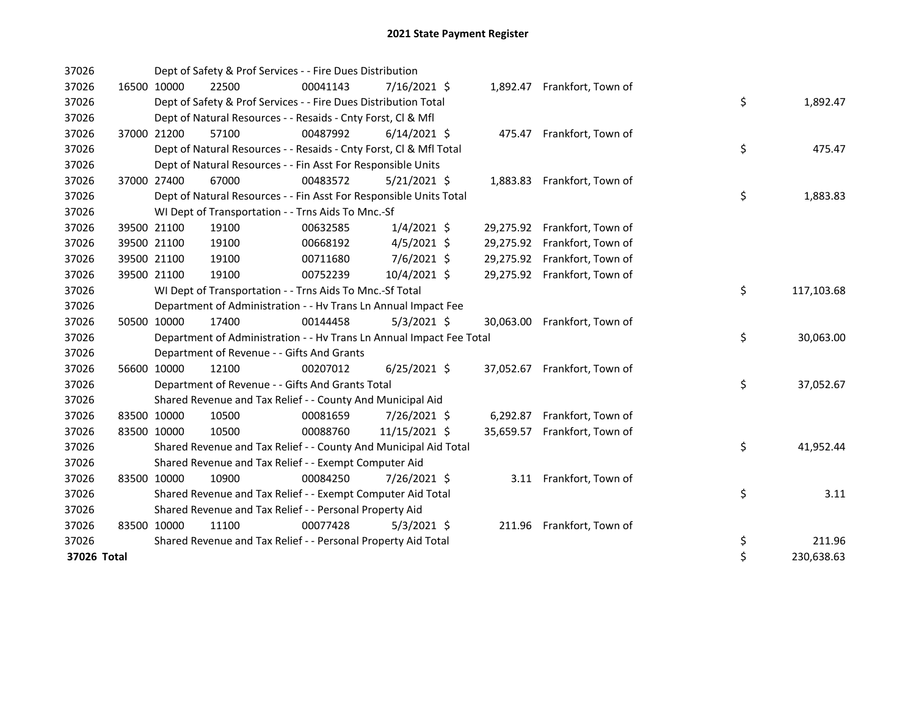# 2021 State Payment Register

| | | | | | | | | | |
|---|---|---|---|---|---|---|---|---|---|
| 37026 | | | Dept of Safety & Prof Services - - Fire Dues Distribution | | | | | | |
| 37026 | 16500 | 10000 | 22500 | 00041143 | 7/16/2021 | $ 1,892.47 | Frankfort, Town of | | |
| 37026 | | | Dept of Safety & Prof Services - - Fire Dues Distribution Total | | | | | $ | 1,892.47 |
| 37026 | | | Dept of Natural Resources - - Resaids - Cnty Forst, Cl & Mfl | | | | | | |
| 37026 | 37000 | 21200 | 57100 | 00487992 | 6/14/2021 | $ 475.47 | Frankfort, Town of | | |
| 37026 | | | Dept of Natural Resources - - Resaids - Cnty Forst, Cl & Mfl Total | | | | | $ | 475.47 |
| 37026 | | | Dept of Natural Resources - - Fin Asst For Responsible Units | | | | | | |
| 37026 | 37000 | 27400 | 67000 | 00483572 | 5/21/2021 | $ 1,883.83 | Frankfort, Town of | | |
| 37026 | | | Dept of Natural Resources - - Fin Asst For Responsible Units Total | | | | | $ | 1,883.83 |
| 37026 | | | WI Dept of Transportation - - Trns Aids To Mnc.-Sf | | | | | | |
| 37026 | 39500 | 21100 | 19100 | 00632585 | 1/4/2021 | $ 29,275.92 | Frankfort, Town of | | |
| 37026 | 39500 | 21100 | 19100 | 00668192 | 4/5/2021 | $ 29,275.92 | Frankfort, Town of | | |
| 37026 | 39500 | 21100 | 19100 | 00711680 | 7/6/2021 | $ 29,275.92 | Frankfort, Town of | | |
| 37026 | 39500 | 21100 | 19100 | 00752239 | 10/4/2021 | $ 29,275.92 | Frankfort, Town of | | |
| 37026 | | | WI Dept of Transportation - - Trns Aids To Mnc.-Sf Total | | | | | $ | 117,103.68 |
| 37026 | | | Department of Administration - - Hv Trans Ln Annual Impact Fee | | | | | | |
| 37026 | 50500 | 10000 | 17400 | 00144458 | 5/3/2021 | $ 30,063.00 | Frankfort, Town of | | |
| 37026 | | | Department of Administration - - Hv Trans Ln Annual Impact Fee Total | | | | | $ | 30,063.00 |
| 37026 | | | Department of Revenue - - Gifts And Grants | | | | | | |
| 37026 | 56600 | 10000 | 12100 | 00207012 | 6/25/2021 | $ 37,052.67 | Frankfort, Town of | | |
| 37026 | | | Department of Revenue - - Gifts And Grants Total | | | | | $ | 37,052.67 |
| 37026 | | | Shared Revenue and Tax Relief - - County And Municipal Aid | | | | | | |
| 37026 | 83500 | 10000 | 10500 | 00081659 | 7/26/2021 | $ 6,292.87 | Frankfort, Town of | | |
| 37026 | 83500 | 10000 | 10500 | 00088760 | 11/15/2021 | $ 35,659.57 | Frankfort, Town of | | |
| 37026 | | | Shared Revenue and Tax Relief - - County And Municipal Aid Total | | | | | $ | 41,952.44 |
| 37026 | | | Shared Revenue and Tax Relief - - Exempt Computer Aid | | | | | | |
| 37026 | 83500 | 10000 | 10900 | 00084250 | 7/26/2021 | $ 3.11 | Frankfort, Town of | | |
| 37026 | | | Shared Revenue and Tax Relief - - Exempt Computer Aid Total | | | | | $ | 3.11 |
| 37026 | | | Shared Revenue and Tax Relief - - Personal Property Aid | | | | | | |
| 37026 | 83500 | 10000 | 11100 | 00077428 | 5/3/2021 | $ 211.96 | Frankfort, Town of | | |
| 37026 | | | Shared Revenue and Tax Relief - - Personal Property Aid Total | | | | | $ | 211.96 |
| **37026 Total** | | | | | | | | $ | 230,638.63 |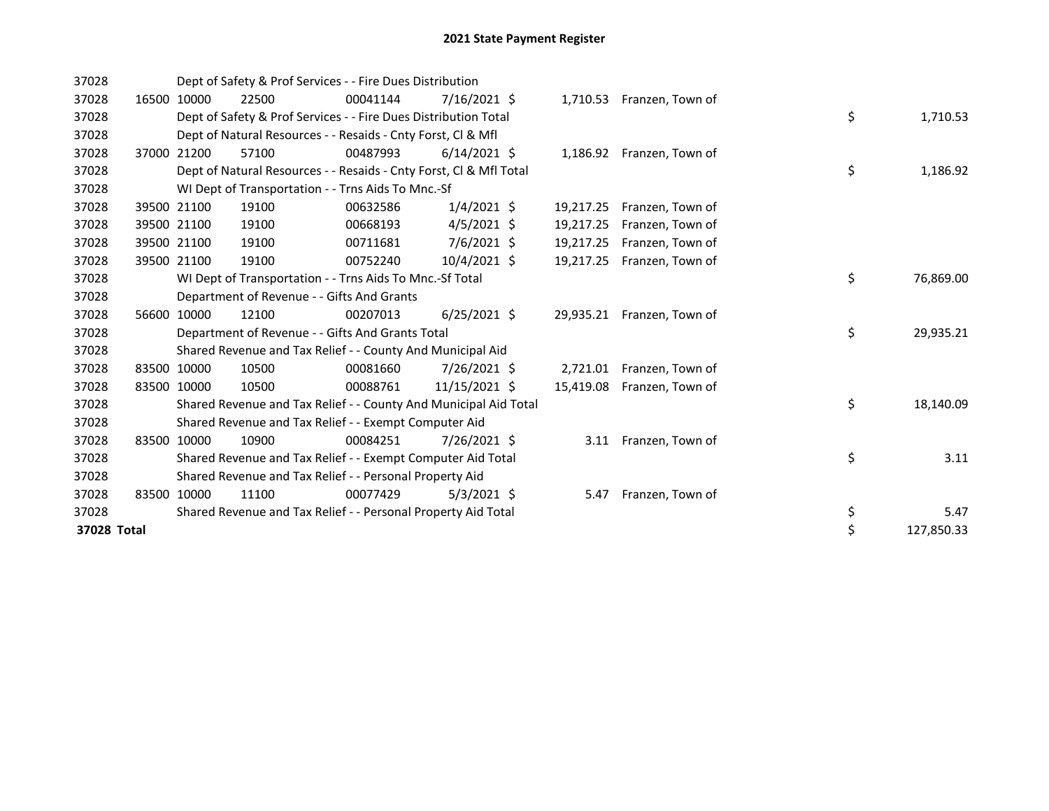# 2021 State Payment Register

| | | | | | | | | | |
|---|---|---|---|---|---|---|---|---|---|
| 37028 | | | Dept of Safety & Prof Services - - Fire Dues Distribution | | | | | | |
| 37028 | 16500 | 10000 | 22500 | 00041144 | 7/16/2021 | $ 1,710.53 | Franzen, Town of | | |
| 37028 | | | Dept of Safety & Prof Services - - Fire Dues Distribution Total | | | | | $ | 1,710.53 |
| 37028 | | | Dept of Natural Resources - - Resaids - Cnty Forst, Cl & Mfl | | | | | | |
| 37028 | 37000 | 21200 | 57100 | 00487993 | 6/14/2021 | $ 1,186.92 | Franzen, Town of | | |
| 37028 | | | Dept of Natural Resources - - Resaids - Cnty Forst, Cl & Mfl Total | | | | | $ | 1,186.92 |
| 37028 | | | WI Dept of Transportation - - Trns Aids To Mnc.-Sf | | | | | | |
| 37028 | 39500 | 21100 | 19100 | 00632586 | 1/4/2021 | $ 19,217.25 | Franzen, Town of | | |
| 37028 | 39500 | 21100 | 19100 | 00668193 | 4/5/2021 | $ 19,217.25 | Franzen, Town of | | |
| 37028 | 39500 | 21100 | 19100 | 00711681 | 7/6/2021 | $ 19,217.25 | Franzen, Town of | | |
| 37028 | 39500 | 21100 | 19100 | 00752240 | 10/4/2021 | $ 19,217.25 | Franzen, Town of | | |
| 37028 | | | WI Dept of Transportation - - Trns Aids To Mnc.-Sf Total | | | | | $ | 76,869.00 |
| 37028 | | | Department of Revenue - - Gifts And Grants | | | | | | |
| 37028 | 56600 | 10000 | 12100 | 00207013 | 6/25/2021 | $ 29,935.21 | Franzen, Town of | | |
| 37028 | | | Department of Revenue - - Gifts And Grants Total | | | | | $ | 29,935.21 |
| 37028 | | | Shared Revenue and Tax Relief - - County And Municipal Aid | | | | | | |
| 37028 | 83500 | 10000 | 10500 | 00081660 | 7/26/2021 | $ 2,721.01 | Franzen, Town of | | |
| 37028 | 83500 | 10000 | 10500 | 00088761 | 11/15/2021 | $ 15,419.08 | Franzen, Town of | | |
| 37028 | | | Shared Revenue and Tax Relief - - County And Municipal Aid Total | | | | | $ | 18,140.09 |
| 37028 | | | Shared Revenue and Tax Relief - - Exempt Computer Aid | | | | | | |
| 37028 | 83500 | 10000 | 10900 | 00084251 | 7/26/2021 | $ 3.11 | Franzen, Town of | | |
| 37028 | | | Shared Revenue and Tax Relief - - Exempt Computer Aid Total | | | | | $ | 3.11 |
| 37028 | | | Shared Revenue and Tax Relief - - Personal Property Aid | | | | | | |
| 37028 | 83500 | 10000 | 11100 | 00077429 | 5/3/2021 | $ 5.47 | Franzen, Town of | | |
| 37028 | | | Shared Revenue and Tax Relief - - Personal Property Aid Total | | | | | $ | 5.47 |
| **37028 Total** | | | | | | | | $ | 127,850.33 |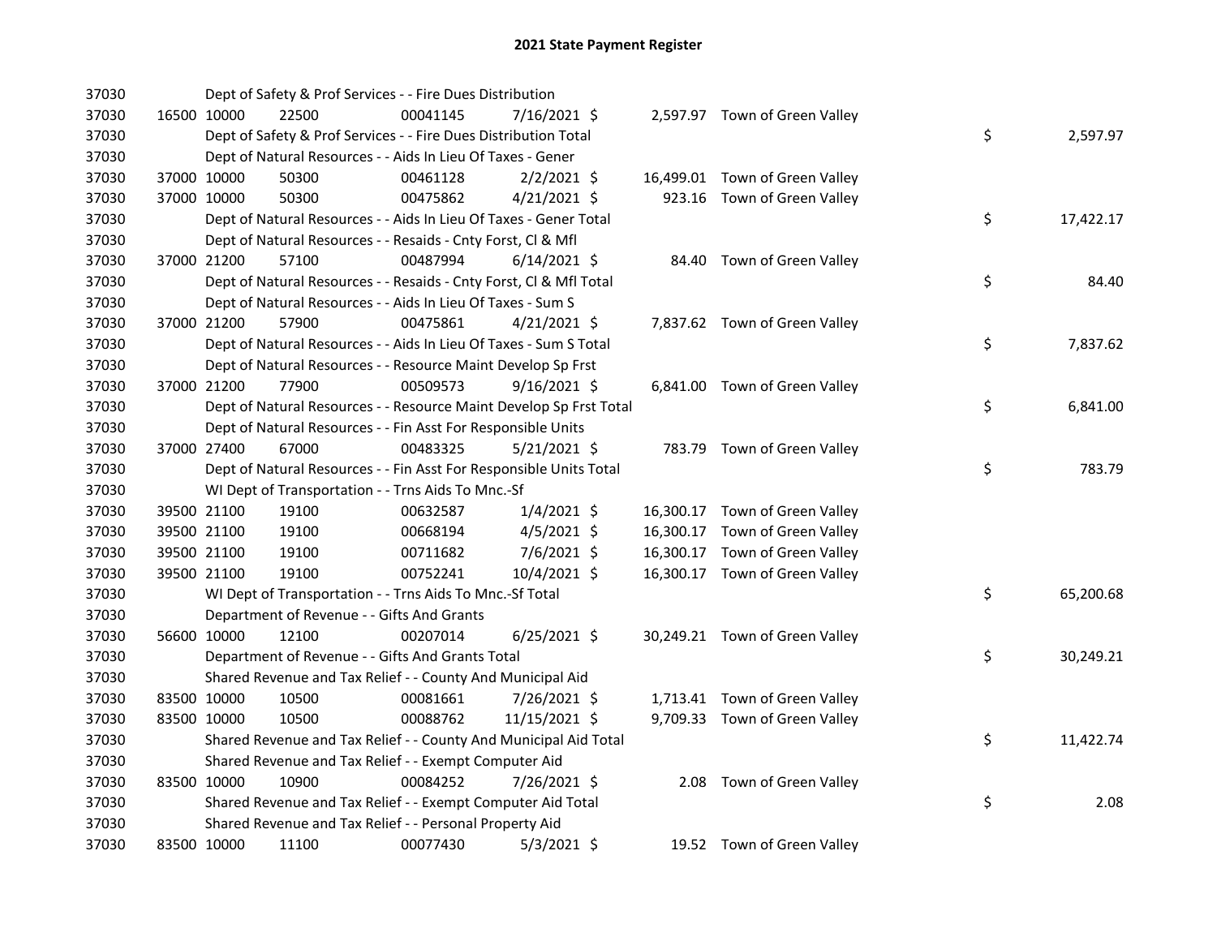# 2021 State Payment Register

| | | | | | | | | | |
|---|---|---|---|---|---|---|---|---|---|
| 37030 | | | Dept of Safety & Prof Services - - Fire Dues Distribution | | | | | | |
| 37030 | 16500 | 10000 | 22500 | 00041145 | 7/16/2021 | $ 2,597.97 | Town of Green Valley | | |
| 37030 | | | Dept of Safety & Prof Services - - Fire Dues Distribution Total | | | | | $ | 2,597.97 |
| 37030 | | | Dept of Natural Resources - - Aids In Lieu Of Taxes - Gener | | | | | | |
| 37030 | 37000 | 10000 | 50300 | 00461128 | 2/2/2021 | $ 16,499.01 | Town of Green Valley | | |
| 37030 | 37000 | 10000 | 50300 | 00475862 | 4/21/2021 | $ 923.16 | Town of Green Valley | | |
| 37030 | | | Dept of Natural Resources - - Aids In Lieu Of Taxes - Gener Total | | | | | $ | 17,422.17 |
| 37030 | | | Dept of Natural Resources - - Resaids - Cnty Forst, Cl & Mfl | | | | | | |
| 37030 | 37000 | 21200 | 57100 | 00487994 | 6/14/2021 | $ 84.40 | Town of Green Valley | | |
| 37030 | | | Dept of Natural Resources - - Resaids - Cnty Forst, Cl & Mfl Total | | | | | $ | 84.40 |
| 37030 | | | Dept of Natural Resources - - Aids In Lieu Of Taxes - Sum S | | | | | | |
| 37030 | 37000 | 21200 | 57900 | 00475861 | 4/21/2021 | $ 7,837.62 | Town of Green Valley | | |
| 37030 | | | Dept of Natural Resources - - Aids In Lieu Of Taxes - Sum S Total | | | | | $ | 7,837.62 |
| 37030 | | | Dept of Natural Resources - - Resource Maint Develop Sp Frst | | | | | | |
| 37030 | 37000 | 21200 | 77900 | 00509573 | 9/16/2021 | $ 6,841.00 | Town of Green Valley | | |
| 37030 | | | Dept of Natural Resources - - Resource Maint Develop Sp Frst Total | | | | | $ | 6,841.00 |
| 37030 | | | Dept of Natural Resources - - Fin Asst For Responsible Units | | | | | | |
| 37030 | 37000 | 27400 | 67000 | 00483325 | 5/21/2021 | $ 783.79 | Town of Green Valley | | |
| 37030 | | | Dept of Natural Resources - - Fin Asst For Responsible Units Total | | | | | $ | 783.79 |
| 37030 | | | WI Dept of Transportation - - Trns Aids To Mnc.-Sf | | | | | | |
| 37030 | 39500 | 21100 | 19100 | 00632587 | 1/4/2021 | $ 16,300.17 | Town of Green Valley | | |
| 37030 | 39500 | 21100 | 19100 | 00668194 | 4/5/2021 | $ 16,300.17 | Town of Green Valley | | |
| 37030 | 39500 | 21100 | 19100 | 00711682 | 7/6/2021 | $ 16,300.17 | Town of Green Valley | | |
| 37030 | 39500 | 21100 | 19100 | 00752241 | 10/4/2021 | $ 16,300.17 | Town of Green Valley | | |
| 37030 | | | WI Dept of Transportation - - Trns Aids To Mnc.-Sf Total | | | | | $ | 65,200.68 |
| 37030 | | | Department of Revenue - - Gifts And Grants | | | | | | |
| 37030 | 56600 | 10000 | 12100 | 00207014 | 6/25/2021 | $ 30,249.21 | Town of Green Valley | | |
| 37030 | | | Department of Revenue - - Gifts And Grants Total | | | | | $ | 30,249.21 |
| 37030 | | | Shared Revenue and Tax Relief - - County And Municipal Aid | | | | | | |
| 37030 | 83500 | 10000 | 10500 | 00081661 | 7/26/2021 | $ 1,713.41 | Town of Green Valley | | |
| 37030 | 83500 | 10000 | 10500 | 00088762 | 11/15/2021 | $ 9,709.33 | Town of Green Valley | | |
| 37030 | | | Shared Revenue and Tax Relief - - County And Municipal Aid Total | | | | | $ | 11,422.74 |
| 37030 | | | Shared Revenue and Tax Relief - - Exempt Computer Aid | | | | | | |
| 37030 | 83500 | 10000 | 10900 | 00084252 | 7/26/2021 | $ 2.08 | Town of Green Valley | | |
| 37030 | | | Shared Revenue and Tax Relief - - Exempt Computer Aid Total | | | | | $ | 2.08 |
| 37030 | | | Shared Revenue and Tax Relief - - Personal Property Aid | | | | | | |
| 37030 | 83500 | 10000 | 11100 | 00077430 | 5/3/2021 | $ 19.52 | Town of Green Valley | | |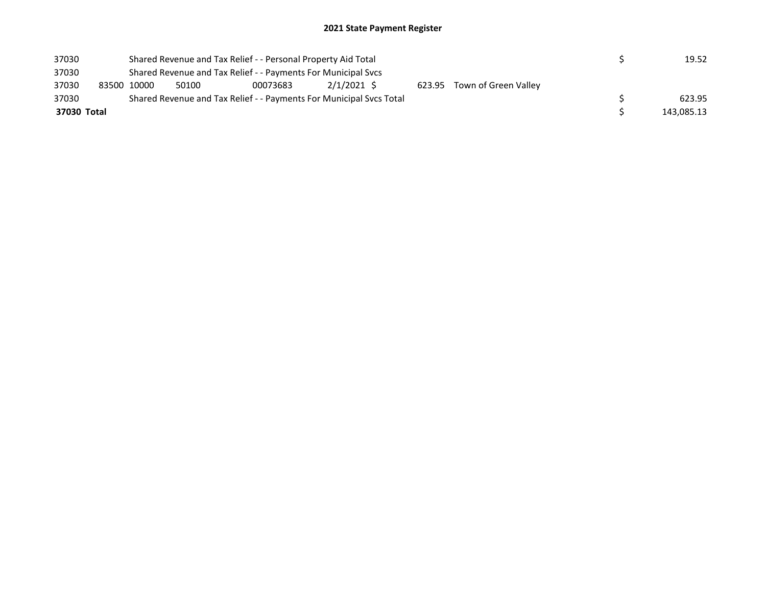# 2021 State Payment Register

| | | | | | | | | | |
|---|---|---|---|---|---|---|---|---|---|
| 37030 | | Shared Revenue and Tax Relief - - Personal Property Aid Total | | | | | | $ | 19.52 |
| 37030 | | Shared Revenue and Tax Relief - - Payments For Municipal Svcs | | | | | | | |
| 37030 | 83500 | 10000 | 50100 | 00073683 | 2/1/2021 | $ 623.95 | Town of Green Valley | | |
| 37030 | | Shared Revenue and Tax Relief - - Payments For Municipal Svcs Total | | | | | | $ | 623.95 |
| **37030 Total** | | | | | | | | $ | 143,085.13 |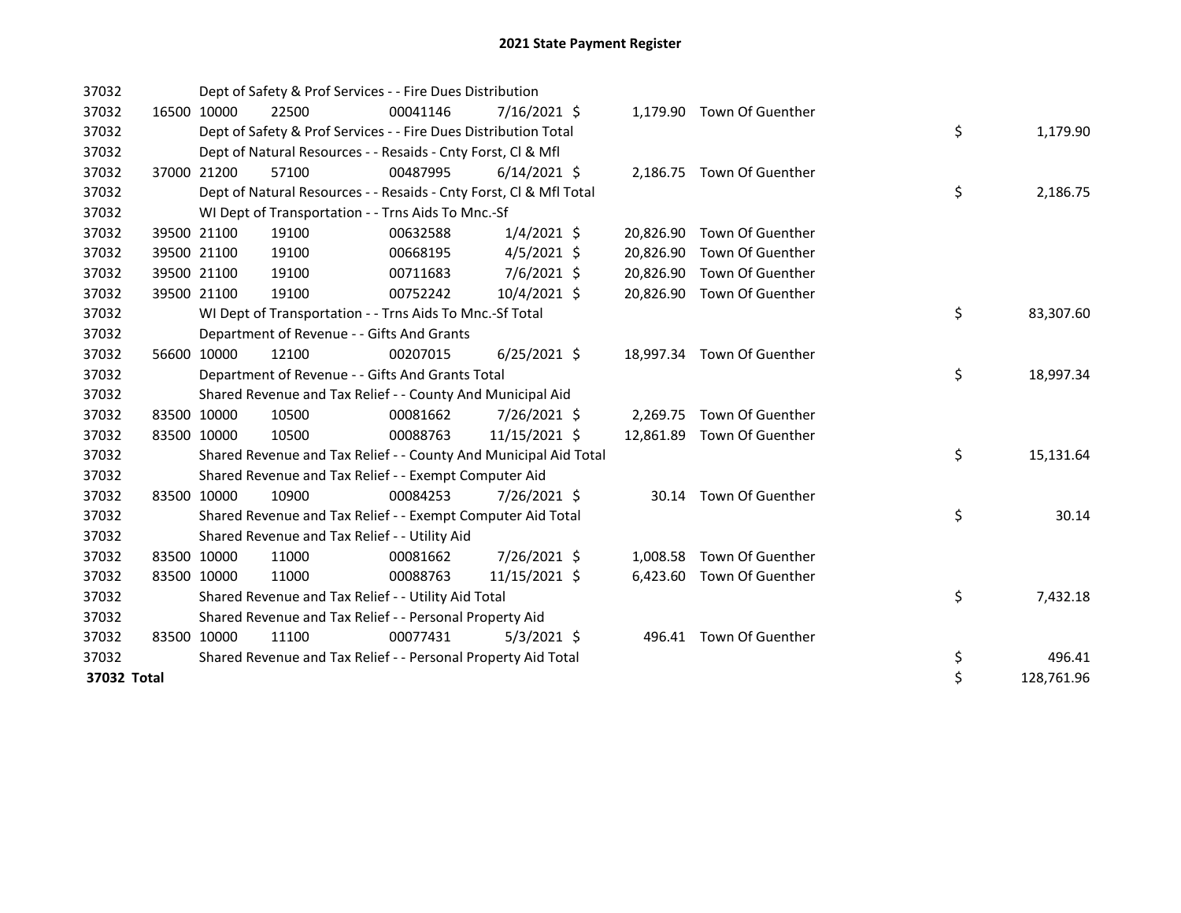# 2021 State Payment Register

| | | | | | | | | | |
|---|---|---|---|---|---|---|---|---|---|
| 37032 | | | Dept of Safety & Prof Services - - Fire Dues Distribution | | | | | | |
| 37032 | 16500 | 10000 | 22500 | 00041146 | 7/16/2021 | $ | 1,179.90 | Town Of Guenther | |
| 37032 | | | Dept of Safety & Prof Services - - Fire Dues Distribution Total | | | | | | $ 1,179.90 |
| 37032 | | | Dept of Natural Resources - - Resaids - Cnty Forst, Cl & Mfl | | | | | | |
| 37032 | 37000 | 21200 | 57100 | 00487995 | 6/14/2021 | $ | 2,186.75 | Town Of Guenther | |
| 37032 | | | Dept of Natural Resources - - Resaids - Cnty Forst, Cl & Mfl Total | | | | | | $ 2,186.75 |
| 37032 | | | WI Dept of Transportation - - Trns Aids To Mnc.-Sf | | | | | | |
| 37032 | 39500 | 21100 | 19100 | 00632588 | 1/4/2021 | $ | 20,826.90 | Town Of Guenther | |
| 37032 | 39500 | 21100 | 19100 | 00668195 | 4/5/2021 | $ | 20,826.90 | Town Of Guenther | |
| 37032 | 39500 | 21100 | 19100 | 00711683 | 7/6/2021 | $ | 20,826.90 | Town Of Guenther | |
| 37032 | 39500 | 21100 | 19100 | 00752242 | 10/4/2021 | $ | 20,826.90 | Town Of Guenther | |
| 37032 | | | WI Dept of Transportation - - Trns Aids To Mnc.-Sf Total | | | | | | $ 83,307.60 |
| 37032 | | | Department of Revenue - - Gifts And Grants | | | | | | |
| 37032 | 56600 | 10000 | 12100 | 00207015 | 6/25/2021 | $ | 18,997.34 | Town Of Guenther | |
| 37032 | | | Department of Revenue - - Gifts And Grants Total | | | | | | $ 18,997.34 |
| 37032 | | | Shared Revenue and Tax Relief - - County And Municipal Aid | | | | | | |
| 37032 | 83500 | 10000 | 10500 | 00081662 | 7/26/2021 | $ | 2,269.75 | Town Of Guenther | |
| 37032 | 83500 | 10000 | 10500 | 00088763 | 11/15/2021 | $ | 12,861.89 | Town Of Guenther | |
| 37032 | | | Shared Revenue and Tax Relief - - County And Municipal Aid Total | | | | | | $ 15,131.64 |
| 37032 | | | Shared Revenue and Tax Relief - - Exempt Computer Aid | | | | | | |
| 37032 | 83500 | 10000 | 10900 | 00084253 | 7/26/2021 | $ | 30.14 | Town Of Guenther | |
| 37032 | | | Shared Revenue and Tax Relief - - Exempt Computer Aid Total | | | | | | $ 30.14 |
| 37032 | | | Shared Revenue and Tax Relief - - Utility Aid | | | | | | |
| 37032 | 83500 | 10000 | 11000 | 00081662 | 7/26/2021 | $ | 1,008.58 | Town Of Guenther | |
| 37032 | 83500 | 10000 | 11000 | 00088763 | 11/15/2021 | $ | 6,423.60 | Town Of Guenther | |
| 37032 | | | Shared Revenue and Tax Relief - - Utility Aid Total | | | | | | $ 7,432.18 |
| 37032 | | | Shared Revenue and Tax Relief - - Personal Property Aid | | | | | | |
| 37032 | 83500 | 10000 | 11100 | 00077431 | 5/3/2021 | $ | 496.41 | Town Of Guenther | |
| 37032 | | | Shared Revenue and Tax Relief - - Personal Property Aid Total | | | | | | $ 496.41 |
| **37032 Total** | | | | | | | | | $ 128,761.96 |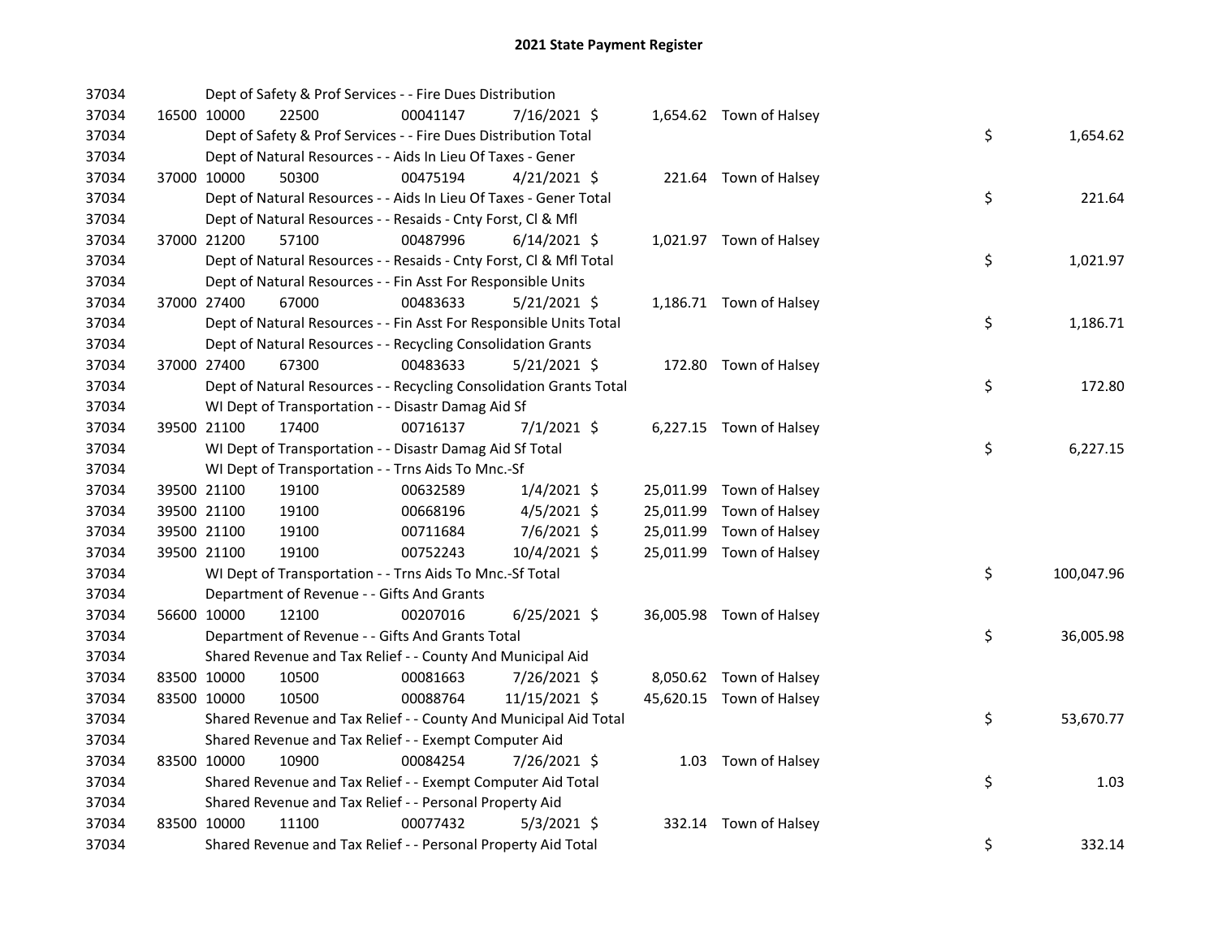# 2021 State Payment Register

| | | | | | | | | | |
|---|---|---|---|---|---|---|---|---|---|
| 37034 | | | Dept of Safety & Prof Services - - Fire Dues Distribution | | | | | | |
| 37034 | 16500 | 10000 | 22500 | 00041147 | 7/16/2021 | $ 1,654.62 | Town of Halsey | | |
| 37034 | | | Dept of Safety & Prof Services - - Fire Dues Distribution Total | | | | | $ | 1,654.62 |
| 37034 | | | Dept of Natural Resources - - Aids In Lieu Of Taxes - Gener | | | | | | |
| 37034 | 37000 | 10000 | 50300 | 00475194 | 4/21/2021 | $ 221.64 | Town of Halsey | | |
| 37034 | | | Dept of Natural Resources - - Aids In Lieu Of Taxes - Gener Total | | | | | $ | 221.64 |
| 37034 | | | Dept of Natural Resources - - Resaids - Cnty Forst, Cl & Mfl | | | | | | |
| 37034 | 37000 | 21200 | 57100 | 00487996 | 6/14/2021 | $ 1,021.97 | Town of Halsey | | |
| 37034 | | | Dept of Natural Resources - - Resaids - Cnty Forst, Cl & Mfl Total | | | | | $ | 1,021.97 |
| 37034 | | | Dept of Natural Resources - - Fin Asst For Responsible Units | | | | | | |
| 37034 | 37000 | 27400 | 67000 | 00483633 | 5/21/2021 | $ 1,186.71 | Town of Halsey | | |
| 37034 | | | Dept of Natural Resources - - Fin Asst For Responsible Units Total | | | | | $ | 1,186.71 |
| 37034 | | | Dept of Natural Resources - - Recycling Consolidation Grants | | | | | | |
| 37034 | 37000 | 27400 | 67300 | 00483633 | 5/21/2021 | $ 172.80 | Town of Halsey | | |
| 37034 | | | Dept of Natural Resources - - Recycling Consolidation Grants Total | | | | | $ | 172.80 |
| 37034 | | | WI Dept of Transportation - - Disastr Damag Aid Sf | | | | | | |
| 37034 | 39500 | 21100 | 17400 | 00716137 | 7/1/2021 | $ 6,227.15 | Town of Halsey | | |
| 37034 | | | WI Dept of Transportation - - Disastr Damag Aid Sf Total | | | | | $ | 6,227.15 |
| 37034 | | | WI Dept of Transportation - - Trns Aids To Mnc.-Sf | | | | | | |
| 37034 | 39500 | 21100 | 19100 | 00632589 | 1/4/2021 | $ 25,011.99 | Town of Halsey | | |
| 37034 | 39500 | 21100 | 19100 | 00668196 | 4/5/2021 | $ 25,011.99 | Town of Halsey | | |
| 37034 | 39500 | 21100 | 19100 | 00711684 | 7/6/2021 | $ 25,011.99 | Town of Halsey | | |
| 37034 | 39500 | 21100 | 19100 | 00752243 | 10/4/2021 | $ 25,011.99 | Town of Halsey | | |
| 37034 | | | WI Dept of Transportation - - Trns Aids To Mnc.-Sf Total | | | | | $ | 100,047.96 |
| 37034 | | | Department of Revenue - - Gifts And Grants | | | | | | |
| 37034 | 56600 | 10000 | 12100 | 00207016 | 6/25/2021 | $ 36,005.98 | Town of Halsey | | |
| 37034 | | | Department of Revenue - - Gifts And Grants Total | | | | | $ | 36,005.98 |
| 37034 | | | Shared Revenue and Tax Relief - - County And Municipal Aid | | | | | | |
| 37034 | 83500 | 10000 | 10500 | 00081663 | 7/26/2021 | $ 8,050.62 | Town of Halsey | | |
| 37034 | 83500 | 10000 | 10500 | 00088764 | 11/15/2021 | $ 45,620.15 | Town of Halsey | | |
| 37034 | | | Shared Revenue and Tax Relief - - County And Municipal Aid Total | | | | | $ | 53,670.77 |
| 37034 | | | Shared Revenue and Tax Relief - - Exempt Computer Aid | | | | | | |
| 37034 | 83500 | 10000 | 10900 | 00084254 | 7/26/2021 | $ 1.03 | Town of Halsey | | |
| 37034 | | | Shared Revenue and Tax Relief - - Exempt Computer Aid Total | | | | | $ | 1.03 |
| 37034 | | | Shared Revenue and Tax Relief - - Personal Property Aid | | | | | | |
| 37034 | 83500 | 10000 | 11100 | 00077432 | 5/3/2021 | $ 332.14 | Town of Halsey | | |
| 37034 | | | Shared Revenue and Tax Relief - - Personal Property Aid Total | | | | | $ | 332.14 |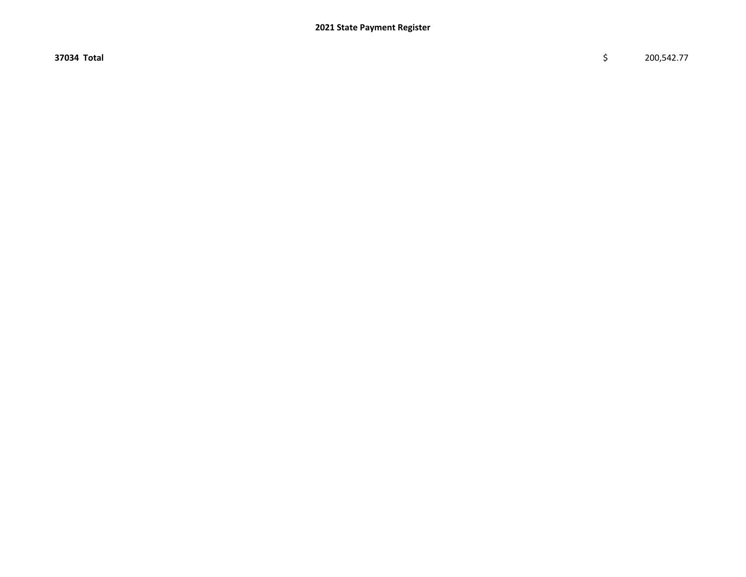| **37034 Total** | $ | 200,542.77 |
|---|---|---|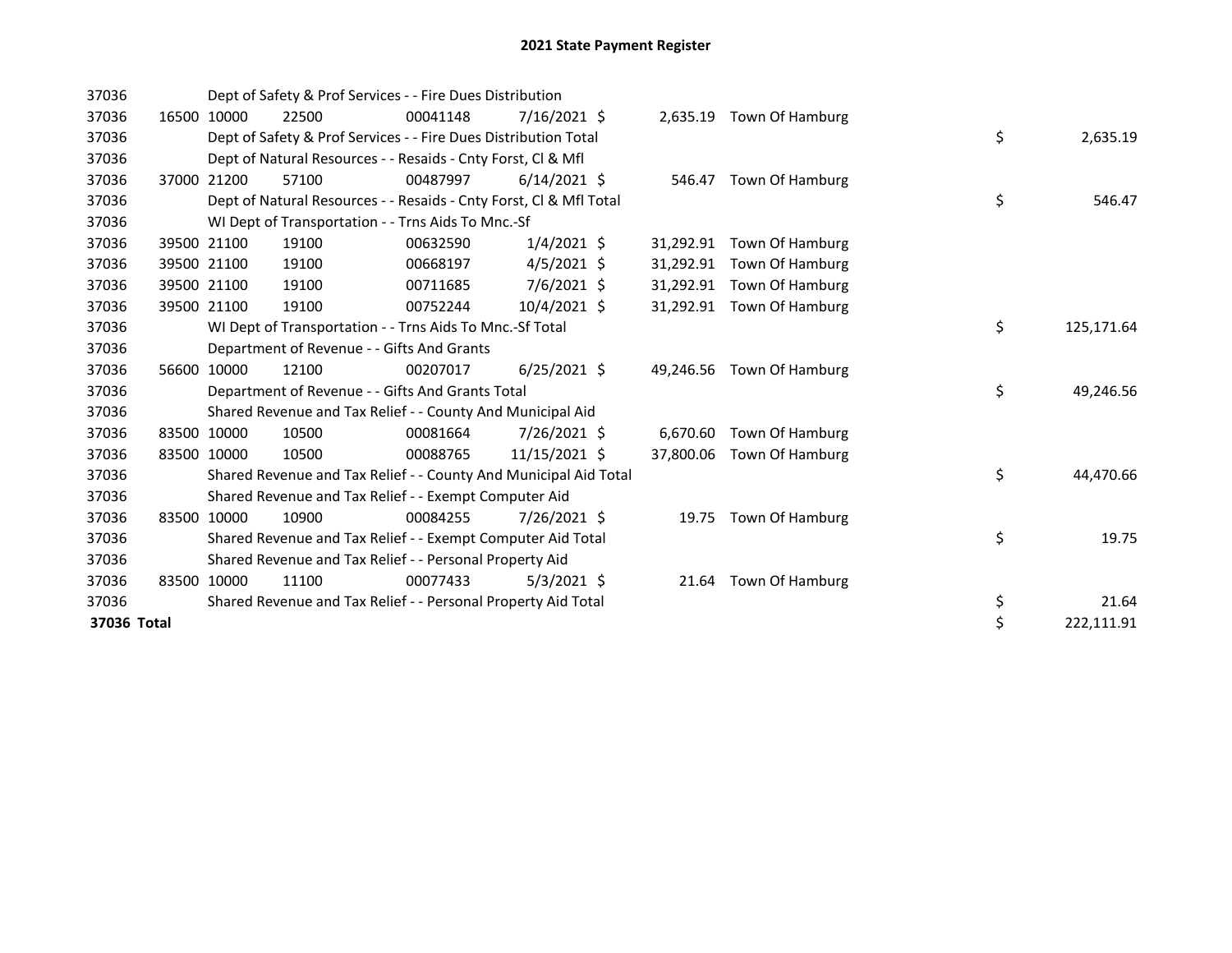# 2021 State Payment Register

| | | | | | | | | | |
|---|---|---|---|---|---|---|---|---|---|
| 37036 | | | Dept of Safety & Prof Services - - Fire Dues Distribution | | | | | | |
| 37036 | 16500 | 10000 | 22500 | 00041148 | 7/16/2021 | $ | 2,635.19 | Town Of Hamburg | |
| 37036 | | | Dept of Safety & Prof Services - - Fire Dues Distribution Total | | | | | | $ 2,635.19 |
| 37036 | | | Dept of Natural Resources - - Resaids - Cnty Forst, Cl & Mfl | | | | | | |
| 37036 | 37000 | 21200 | 57100 | 00487997 | 6/14/2021 | $ | 546.47 | Town Of Hamburg | |
| 37036 | | | Dept of Natural Resources - - Resaids - Cnty Forst, Cl & Mfl Total | | | | | | $ 546.47 |
| 37036 | | | WI Dept of Transportation - - Trns Aids To Mnc.-Sf | | | | | | |
| 37036 | 39500 | 21100 | 19100 | 00632590 | 1/4/2021 | $ | 31,292.91 | Town Of Hamburg | |
| 37036 | 39500 | 21100 | 19100 | 00668197 | 4/5/2021 | $ | 31,292.91 | Town Of Hamburg | |
| 37036 | 39500 | 21100 | 19100 | 00711685 | 7/6/2021 | $ | 31,292.91 | Town Of Hamburg | |
| 37036 | 39500 | 21100 | 19100 | 00752244 | 10/4/2021 | $ | 31,292.91 | Town Of Hamburg | |
| 37036 | | | WI Dept of Transportation - - Trns Aids To Mnc.-Sf Total | | | | | | $ 125,171.64 |
| 37036 | | | Department of Revenue - - Gifts And Grants | | | | | | |
| 37036 | 56600 | 10000 | 12100 | 00207017 | 6/25/2021 | $ | 49,246.56 | Town Of Hamburg | |
| 37036 | | | Department of Revenue - - Gifts And Grants Total | | | | | | $ 49,246.56 |
| 37036 | | | Shared Revenue and Tax Relief - - County And Municipal Aid | | | | | | |
| 37036 | 83500 | 10000 | 10500 | 00081664 | 7/26/2021 | $ | 6,670.60 | Town Of Hamburg | |
| 37036 | 83500 | 10000 | 10500 | 00088765 | 11/15/2021 | $ | 37,800.06 | Town Of Hamburg | |
| 37036 | | | Shared Revenue and Tax Relief - - County And Municipal Aid Total | | | | | | $ 44,470.66 |
| 37036 | | | Shared Revenue and Tax Relief - - Exempt Computer Aid | | | | | | |
| 37036 | 83500 | 10000 | 10900 | 00084255 | 7/26/2021 | $ | 19.75 | Town Of Hamburg | |
| 37036 | | | Shared Revenue and Tax Relief - - Exempt Computer Aid Total | | | | | | $ 19.75 |
| 37036 | | | Shared Revenue and Tax Relief - - Personal Property Aid | | | | | | |
| 37036 | 83500 | 10000 | 11100 | 00077433 | 5/3/2021 | $ | 21.64 | Town Of Hamburg | |
| 37036 | | | Shared Revenue and Tax Relief - - Personal Property Aid Total | | | | | | $ 21.64 |
| **37036 Total** | | | | | | | | | $ 222,111.91 |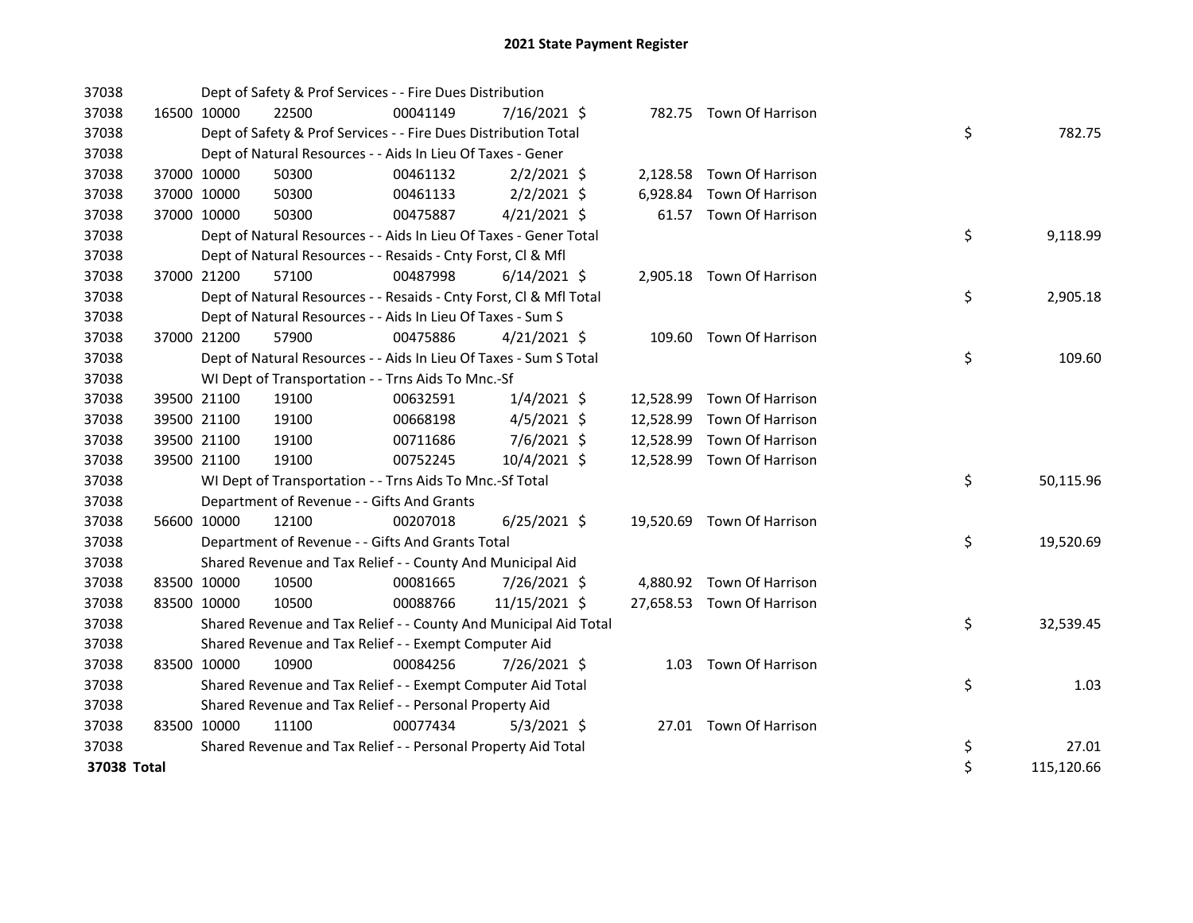# 2021 State Payment Register

| | | | | | | | | |
|---|---|---|---|---|---|---|---|---|
| 37038 | | Dept of Safety & Prof Services - - Fire Dues Distribution | | | | | | |
| 37038 | 16500 | 10000 | 22500 | 00041149 | 7/16/2021 $ | 782.75 | Town Of Harrison | |
| 37038 | | Dept of Safety & Prof Services - - Fire Dues Distribution Total | | | | | | $ 782.75 |
| 37038 | | Dept of Natural Resources - - Aids In Lieu Of Taxes - Gener | | | | | | |
| 37038 | 37000 | 10000 | 50300 | 00461132 | 2/2/2021 $ | 2,128.58 | Town Of Harrison | |
| 37038 | 37000 | 10000 | 50300 | 00461133 | 2/2/2021 $ | 6,928.84 | Town Of Harrison | |
| 37038 | 37000 | 10000 | 50300 | 00475887 | 4/21/2021 $ | 61.57 | Town Of Harrison | |
| 37038 | | Dept of Natural Resources - - Aids In Lieu Of Taxes - Gener Total | | | | | | $ 9,118.99 |
| 37038 | | Dept of Natural Resources - - Resaids - Cnty Forst, Cl & Mfl | | | | | | |
| 37038 | 37000 | 21200 | 57100 | 00487998 | 6/14/2021 $ | 2,905.18 | Town Of Harrison | |
| 37038 | | Dept of Natural Resources - - Resaids - Cnty Forst, Cl & Mfl Total | | | | | | $ 2,905.18 |
| 37038 | | Dept of Natural Resources - - Aids In Lieu Of Taxes - Sum S | | | | | | |
| 37038 | 37000 | 21200 | 57900 | 00475886 | 4/21/2021 $ | 109.60 | Town Of Harrison | |
| 37038 | | Dept of Natural Resources - - Aids In Lieu Of Taxes - Sum S Total | | | | | | $ 109.60 |
| 37038 | | WI Dept of Transportation - - Trns Aids To Mnc.-Sf | | | | | | |
| 37038 | 39500 | 21100 | 19100 | 00632591 | 1/4/2021 $ | 12,528.99 | Town Of Harrison | |
| 37038 | 39500 | 21100 | 19100 | 00668198 | 4/5/2021 $ | 12,528.99 | Town Of Harrison | |
| 37038 | 39500 | 21100 | 19100 | 00711686 | 7/6/2021 $ | 12,528.99 | Town Of Harrison | |
| 37038 | 39500 | 21100 | 19100 | 00752245 | 10/4/2021 $ | 12,528.99 | Town Of Harrison | |
| 37038 | | WI Dept of Transportation - - Trns Aids To Mnc.-Sf Total | | | | | | $ 50,115.96 |
| 37038 | | Department of Revenue - - Gifts And Grants | | | | | | |
| 37038 | 56600 | 10000 | 12100 | 00207018 | 6/25/2021 $ | 19,520.69 | Town Of Harrison | |
| 37038 | | Department of Revenue - - Gifts And Grants Total | | | | | | $ 19,520.69 |
| 37038 | | Shared Revenue and Tax Relief - - County And Municipal Aid | | | | | | |
| 37038 | 83500 | 10000 | 10500 | 00081665 | 7/26/2021 $ | 4,880.92 | Town Of Harrison | |
| 37038 | 83500 | 10000 | 10500 | 00088766 | 11/15/2021 $ | 27,658.53 | Town Of Harrison | |
| 37038 | | Shared Revenue and Tax Relief - - County And Municipal Aid Total | | | | | | $ 32,539.45 |
| 37038 | | Shared Revenue and Tax Relief - - Exempt Computer Aid | | | | | | |
| 37038 | 83500 | 10000 | 10900 | 00084256 | 7/26/2021 $ | 1.03 | Town Of Harrison | |
| 37038 | | Shared Revenue and Tax Relief - - Exempt Computer Aid Total | | | | | | $ 1.03 |
| 37038 | | Shared Revenue and Tax Relief - - Personal Property Aid | | | | | | |
| 37038 | 83500 | 10000 | 11100 | 00077434 | 5/3/2021 $ | 27.01 | Town Of Harrison | |
| 37038 | | Shared Revenue and Tax Relief - - Personal Property Aid Total | | | | | | $ 27.01 |
| **37038 Total** | | | | | | | | $ 115,120.66 |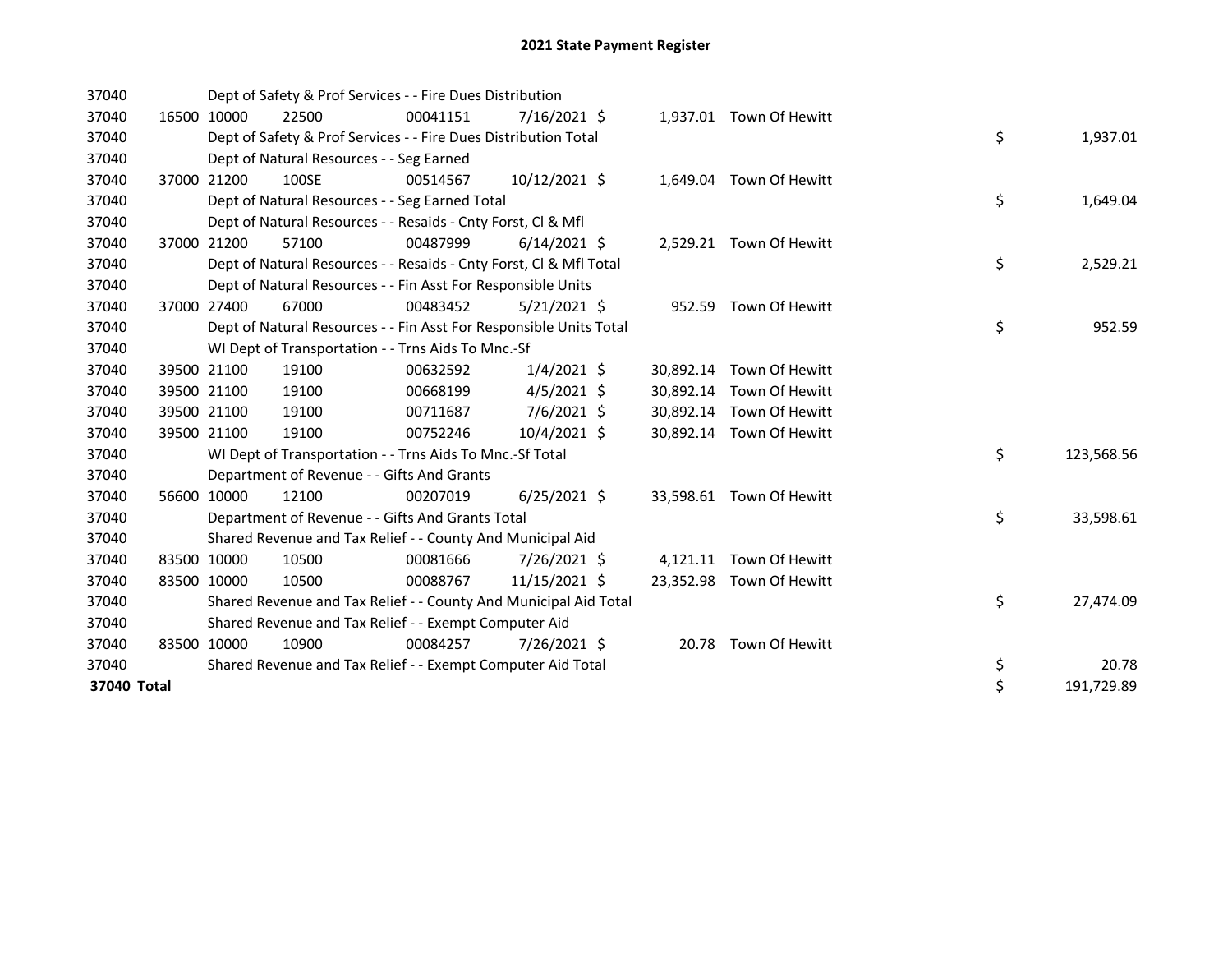# 2021 State Payment Register

| | | | | | | | | | |
|---|---|---|---|---|---|---|---|---|---|
| 37040 | | | Dept of Safety & Prof Services - - Fire Dues Distribution | | | | | | |
| 37040 | 16500 | 10000 | 22500 | 00041151 | 7/16/2021 | $ 1,937.01 | Town Of Hewitt | | |
| 37040 | | | Dept of Safety & Prof Services - - Fire Dues Distribution Total | | | | | $ | 1,937.01 |
| 37040 | | | Dept of Natural Resources - - Seg Earned | | | | | | |
| 37040 | 37000 | 21200 | 100SE | 00514567 | 10/12/2021 | $ 1,649.04 | Town Of Hewitt | | |
| 37040 | | | Dept of Natural Resources - - Seg Earned Total | | | | | $ | 1,649.04 |
| 37040 | | | Dept of Natural Resources - - Resaids - Cnty Forst, Cl & Mfl | | | | | | |
| 37040 | 37000 | 21200 | 57100 | 00487999 | 6/14/2021 | $ 2,529.21 | Town Of Hewitt | | |
| 37040 | | | Dept of Natural Resources - - Resaids - Cnty Forst, Cl & Mfl Total | | | | | $ | 2,529.21 |
| 37040 | | | Dept of Natural Resources - - Fin Asst For Responsible Units | | | | | | |
| 37040 | 37000 | 27400 | 67000 | 00483452 | 5/21/2021 | $ 952.59 | Town Of Hewitt | | |
| 37040 | | | Dept of Natural Resources - - Fin Asst For Responsible Units Total | | | | | $ | 952.59 |
| 37040 | | | WI Dept of Transportation - - Trns Aids To Mnc.-Sf | | | | | | |
| 37040 | 39500 | 21100 | 19100 | 00632592 | 1/4/2021 | $ 30,892.14 | Town Of Hewitt | | |
| 37040 | 39500 | 21100 | 19100 | 00668199 | 4/5/2021 | $ 30,892.14 | Town Of Hewitt | | |
| 37040 | 39500 | 21100 | 19100 | 00711687 | 7/6/2021 | $ 30,892.14 | Town Of Hewitt | | |
| 37040 | 39500 | 21100 | 19100 | 00752246 | 10/4/2021 | $ 30,892.14 | Town Of Hewitt | | |
| 37040 | | | WI Dept of Transportation - - Trns Aids To Mnc.-Sf Total | | | | | $ | 123,568.56 |
| 37040 | | | Department of Revenue - - Gifts And Grants | | | | | | |
| 37040 | 56600 | 10000 | 12100 | 00207019 | 6/25/2021 | $ 33,598.61 | Town Of Hewitt | | |
| 37040 | | | Department of Revenue - - Gifts And Grants Total | | | | | $ | 33,598.61 |
| 37040 | | | Shared Revenue and Tax Relief - - County And Municipal Aid | | | | | | |
| 37040 | 83500 | 10000 | 10500 | 00081666 | 7/26/2021 | $ 4,121.11 | Town Of Hewitt | | |
| 37040 | 83500 | 10000 | 10500 | 00088767 | 11/15/2021 | $ 23,352.98 | Town Of Hewitt | | |
| 37040 | | | Shared Revenue and Tax Relief - - County And Municipal Aid Total | | | | | $ | 27,474.09 |
| 37040 | | | Shared Revenue and Tax Relief - - Exempt Computer Aid | | | | | | |
| 37040 | 83500 | 10000 | 10900 | 00084257 | 7/26/2021 | $ 20.78 | Town Of Hewitt | | |
| 37040 | | | Shared Revenue and Tax Relief - - Exempt Computer Aid Total | | | | | $ | 20.78 |
| **37040 Total** | | | | | | | | $ | 191,729.89 |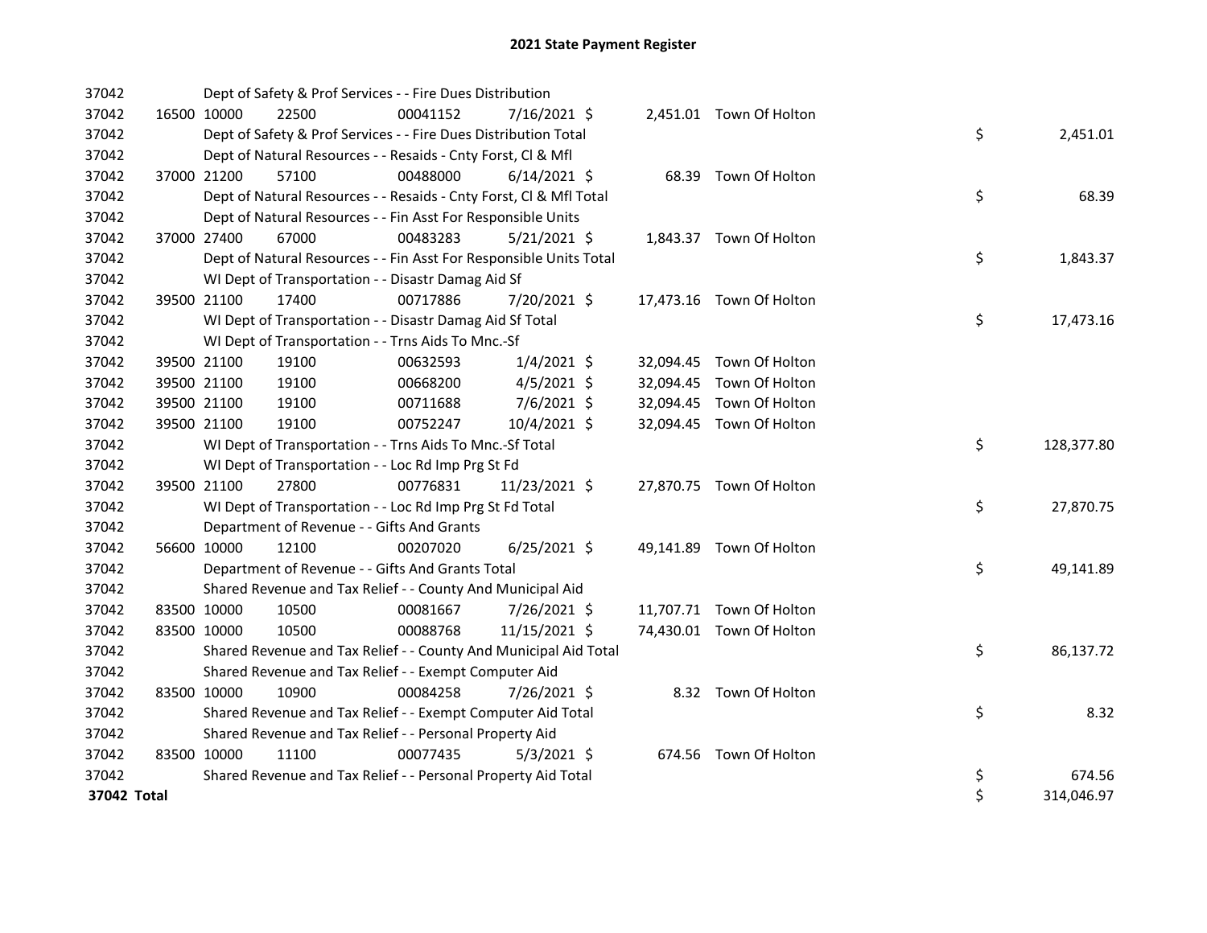# 2021 State Payment Register

| | | | | | | | | | |
|---|---|---|---|---|---|---|---|---|---|
| 37042 | | | Dept of Safety & Prof Services - - Fire Dues Distribution | | | | | | |
| 37042 | 16500 | 10000 | 22500 | 00041152 | 7/16/2021 | $ 2,451.01 | Town Of Holton | | |
| 37042 | | | Dept of Safety & Prof Services - - Fire Dues Distribution Total | | | | | $ | 2,451.01 |
| 37042 | | | Dept of Natural Resources - - Resaids - Cnty Forst, Cl & Mfl | | | | | | |
| 37042 | 37000 | 21200 | 57100 | 00488000 | 6/14/2021 | $ 68.39 | Town Of Holton | | |
| 37042 | | | Dept of Natural Resources - - Resaids - Cnty Forst, Cl & Mfl Total | | | | | $ | 68.39 |
| 37042 | | | Dept of Natural Resources - - Fin Asst For Responsible Units | | | | | | |
| 37042 | 37000 | 27400 | 67000 | 00483283 | 5/21/2021 | $ 1,843.37 | Town Of Holton | | |
| 37042 | | | Dept of Natural Resources - - Fin Asst For Responsible Units Total | | | | | $ | 1,843.37 |
| 37042 | | | WI Dept of Transportation - - Disastr Damag Aid Sf | | | | | | |
| 37042 | 39500 | 21100 | 17400 | 00717886 | 7/20/2021 | $ 17,473.16 | Town Of Holton | | |
| 37042 | | | WI Dept of Transportation - - Disastr Damag Aid Sf Total | | | | | $ | 17,473.16 |
| 37042 | | | WI Dept of Transportation - - Trns Aids To Mnc.-Sf | | | | | | |
| 37042 | 39500 | 21100 | 19100 | 00632593 | 1/4/2021 | $ 32,094.45 | Town Of Holton | | |
| 37042 | 39500 | 21100 | 19100 | 00668200 | 4/5/2021 | $ 32,094.45 | Town Of Holton | | |
| 37042 | 39500 | 21100 | 19100 | 00711688 | 7/6/2021 | $ 32,094.45 | Town Of Holton | | |
| 37042 | 39500 | 21100 | 19100 | 00752247 | 10/4/2021 | $ 32,094.45 | Town Of Holton | | |
| 37042 | | | WI Dept of Transportation - - Trns Aids To Mnc.-Sf Total | | | | | $ | 128,377.80 |
| 37042 | | | WI Dept of Transportation - - Loc Rd Imp Prg St Fd | | | | | | |
| 37042 | 39500 | 21100 | 27800 | 00776831 | 11/23/2021 | $ 27,870.75 | Town Of Holton | | |
| 37042 | | | WI Dept of Transportation - - Loc Rd Imp Prg St Fd Total | | | | | $ | 27,870.75 |
| 37042 | | | Department of Revenue - - Gifts And Grants | | | | | | |
| 37042 | 56600 | 10000 | 12100 | 00207020 | 6/25/2021 | $ 49,141.89 | Town Of Holton | | |
| 37042 | | | Department of Revenue - - Gifts And Grants Total | | | | | $ | 49,141.89 |
| 37042 | | | Shared Revenue and Tax Relief - - County And Municipal Aid | | | | | | |
| 37042 | 83500 | 10000 | 10500 | 00081667 | 7/26/2021 | $ 11,707.71 | Town Of Holton | | |
| 37042 | 83500 | 10000 | 10500 | 00088768 | 11/15/2021 | $ 74,430.01 | Town Of Holton | | |
| 37042 | | | Shared Revenue and Tax Relief - - County And Municipal Aid Total | | | | | $ | 86,137.72 |
| 37042 | | | Shared Revenue and Tax Relief - - Exempt Computer Aid | | | | | | |
| 37042 | 83500 | 10000 | 10900 | 00084258 | 7/26/2021 | $ 8.32 | Town Of Holton | | |
| 37042 | | | Shared Revenue and Tax Relief - - Exempt Computer Aid Total | | | | | $ | 8.32 |
| 37042 | | | Shared Revenue and Tax Relief - - Personal Property Aid | | | | | | |
| 37042 | 83500 | 10000 | 11100 | 00077435 | 5/3/2021 | $ 674.56 | Town Of Holton | | |
| 37042 | | | Shared Revenue and Tax Relief - - Personal Property Aid Total | | | | | $ | 674.56 |
| **37042 Total** | | | | | | | | $ | 314,046.97 |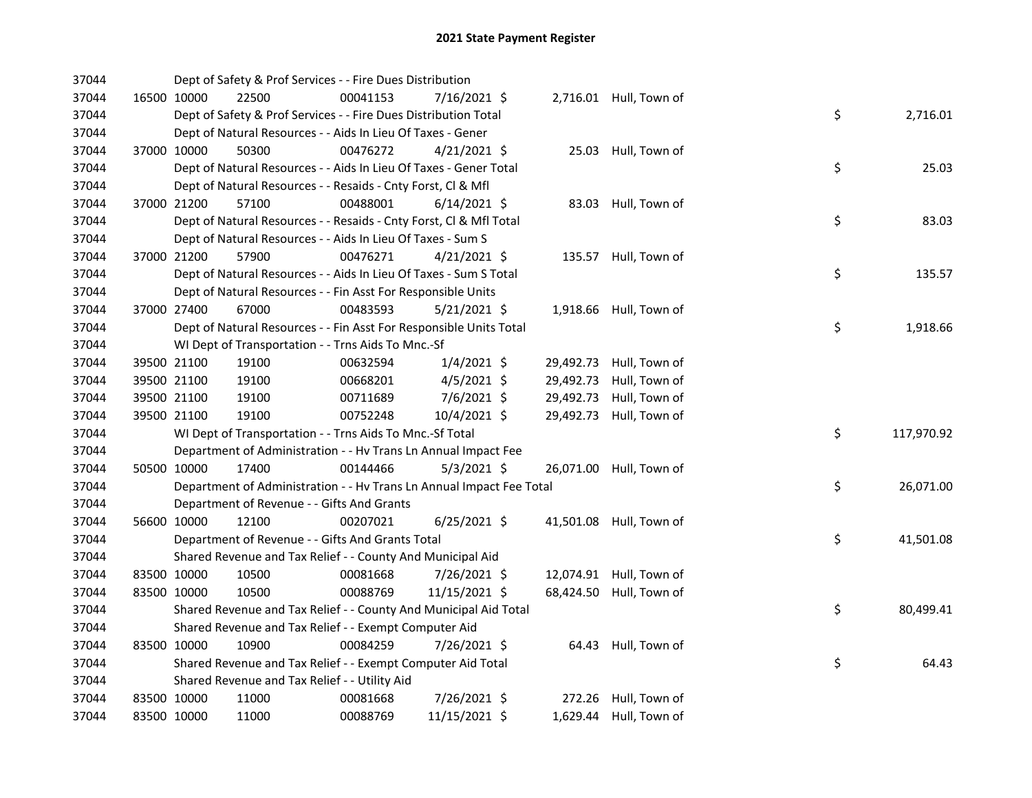# 2021 State Payment Register

| | | | | | | | | | |
|---|---|---|---|---|---|---|---|---|---|
| 37044 | | | Dept of Safety & Prof Services - - Fire Dues Distribution | | | | | | |
| 37044 | 16500 | 10000 | 22500 | 00041153 | 7/16/2021 | $ 2,716.01 | Hull, Town of | | |
| 37044 | | | Dept of Safety & Prof Services - - Fire Dues Distribution Total | | | | | $ | 2,716.01 |
| 37044 | | | Dept of Natural Resources - - Aids In Lieu Of Taxes - Gener | | | | | | |
| 37044 | 37000 | 10000 | 50300 | 00476272 | 4/21/2021 | $ 25.03 | Hull, Town of | | |
| 37044 | | | Dept of Natural Resources - - Aids In Lieu Of Taxes - Gener Total | | | | | $ | 25.03 |
| 37044 | | | Dept of Natural Resources - - Resaids - Cnty Forst, Cl & Mfl | | | | | | |
| 37044 | 37000 | 21200 | 57100 | 00488001 | 6/14/2021 | $ 83.03 | Hull, Town of | | |
| 37044 | | | Dept of Natural Resources - - Resaids - Cnty Forst, Cl & Mfl Total | | | | | $ | 83.03 |
| 37044 | | | Dept of Natural Resources - - Aids In Lieu Of Taxes - Sum S | | | | | | |
| 37044 | 37000 | 21200 | 57900 | 00476271 | 4/21/2021 | $ 135.57 | Hull, Town of | | |
| 37044 | | | Dept of Natural Resources - - Aids In Lieu Of Taxes - Sum S Total | | | | | $ | 135.57 |
| 37044 | | | Dept of Natural Resources - - Fin Asst For Responsible Units | | | | | | |
| 37044 | 37000 | 27400 | 67000 | 00483593 | 5/21/2021 | $ 1,918.66 | Hull, Town of | | |
| 37044 | | | Dept of Natural Resources - - Fin Asst For Responsible Units Total | | | | | $ | 1,918.66 |
| 37044 | | | WI Dept of Transportation - - Trns Aids To Mnc.-Sf | | | | | | |
| 37044 | 39500 | 21100 | 19100 | 00632594 | 1/4/2021 | $ 29,492.73 | Hull, Town of | | |
| 37044 | 39500 | 21100 | 19100 | 00668201 | 4/5/2021 | $ 29,492.73 | Hull, Town of | | |
| 37044 | 39500 | 21100 | 19100 | 00711689 | 7/6/2021 | $ 29,492.73 | Hull, Town of | | |
| 37044 | 39500 | 21100 | 19100 | 00752248 | 10/4/2021 | $ 29,492.73 | Hull, Town of | | |
| 37044 | | | WI Dept of Transportation - - Trns Aids To Mnc.-Sf Total | | | | | $ | 117,970.92 |
| 37044 | | | Department of Administration - - Hv Trans Ln Annual Impact Fee | | | | | | |
| 37044 | 50500 | 10000 | 17400 | 00144466 | 5/3/2021 | $ 26,071.00 | Hull, Town of | | |
| 37044 | | | Department of Administration - - Hv Trans Ln Annual Impact Fee Total | | | | | $ | 26,071.00 |
| 37044 | | | Department of Revenue - - Gifts And Grants | | | | | | |
| 37044 | 56600 | 10000 | 12100 | 00207021 | 6/25/2021 | $ 41,501.08 | Hull, Town of | | |
| 37044 | | | Department of Revenue - - Gifts And Grants Total | | | | | $ | 41,501.08 |
| 37044 | | | Shared Revenue and Tax Relief - - County And Municipal Aid | | | | | | |
| 37044 | 83500 | 10000 | 10500 | 00081668 | 7/26/2021 | $ 12,074.91 | Hull, Town of | | |
| 37044 | 83500 | 10000 | 10500 | 00088769 | 11/15/2021 | $ 68,424.50 | Hull, Town of | | |
| 37044 | | | Shared Revenue and Tax Relief - - County And Municipal Aid Total | | | | | $ | 80,499.41 |
| 37044 | | | Shared Revenue and Tax Relief - - Exempt Computer Aid | | | | | | |
| 37044 | 83500 | 10000 | 10900 | 00084259 | 7/26/2021 | $ 64.43 | Hull, Town of | | |
| 37044 | | | Shared Revenue and Tax Relief - - Exempt Computer Aid Total | | | | | $ | 64.43 |
| 37044 | | | Shared Revenue and Tax Relief - - Utility Aid | | | | | | |
| 37044 | 83500 | 10000 | 11000 | 00081668 | 7/26/2021 | $ 272.26 | Hull, Town of | | |
| 37044 | 83500 | 10000 | 11000 | 00088769 | 11/15/2021 | $ 1,629.44 | Hull, Town of | | |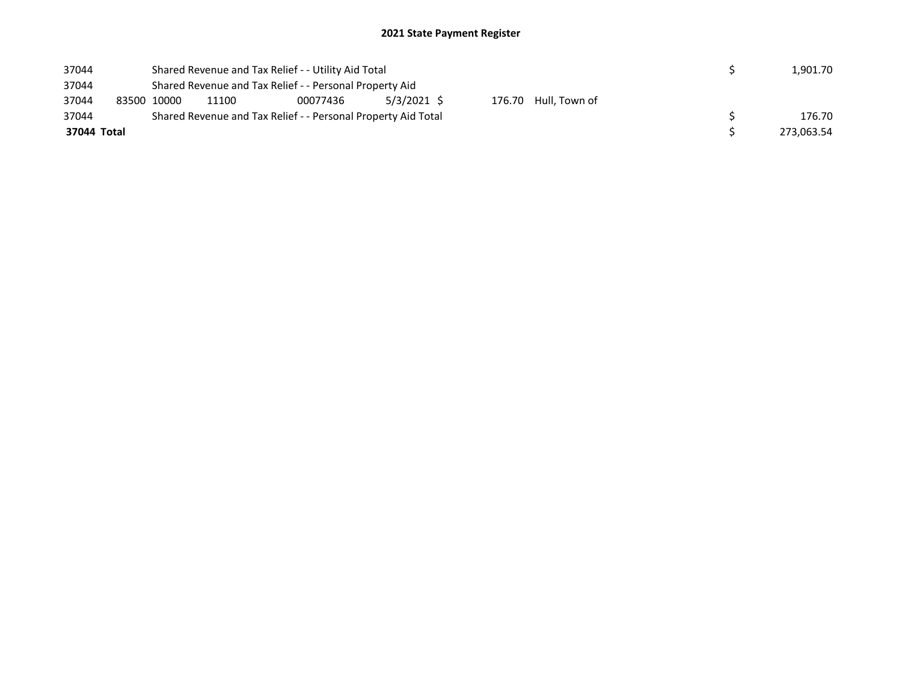# 2021 State Payment Register

| | | | | | | | | | |
|---|---|---|---|---|---|---|---|---|---|
| 37044 | | Shared Revenue and Tax Relief - - Utility Aid Total | | | | | | $ | 1,901.70 |
| 37044 | | Shared Revenue and Tax Relief - - Personal Property Aid | | | | | | | |
| 37044 | 83500 | 10000 | 11100 | 00077436 | 5/3/2021 | $ 176.70 | Hull, Town of | | |
| 37044 | | Shared Revenue and Tax Relief - - Personal Property Aid Total | | | | | | $ | 176.70 |
| **37044 Total** | | | | | | | | $ | 273,063.54 |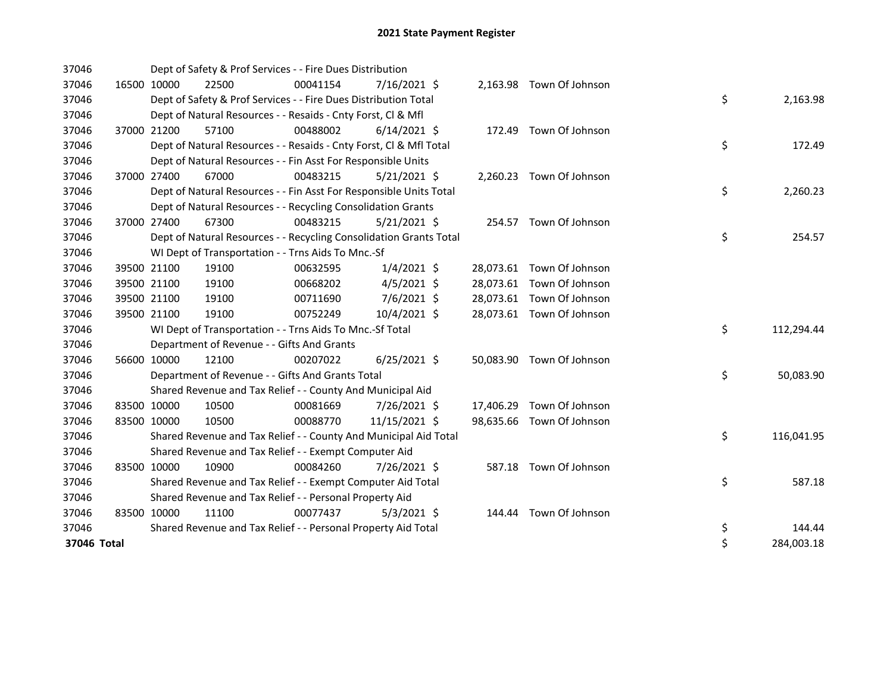# 2021 State Payment Register

| | | | | | | | | | |
|---|---|---|---|---|---|---|---|---|---|
| 37046 | | | Dept of Safety & Prof Services - - Fire Dues Distribution | | | | | | |
| 37046 | 16500 | 10000 | 22500 | 00041154 | 7/16/2021 | $ 2,163.98 | Town Of Johnson | | |
| 37046 | | | Dept of Safety & Prof Services - - Fire Dues Distribution Total | | | | | $ | 2,163.98 |
| 37046 | | | Dept of Natural Resources - - Resaids - Cnty Forst, Cl & Mfl | | | | | | |
| 37046 | 37000 | 21200 | 57100 | 00488002 | 6/14/2021 | $ 172.49 | Town Of Johnson | | |
| 37046 | | | Dept of Natural Resources - - Resaids - Cnty Forst, Cl & Mfl Total | | | | | $ | 172.49 |
| 37046 | | | Dept of Natural Resources - - Fin Asst For Responsible Units | | | | | | |
| 37046 | 37000 | 27400 | 67000 | 00483215 | 5/21/2021 | $ 2,260.23 | Town Of Johnson | | |
| 37046 | | | Dept of Natural Resources - - Fin Asst For Responsible Units Total | | | | | $ | 2,260.23 |
| 37046 | | | Dept of Natural Resources - - Recycling Consolidation Grants | | | | | | |
| 37046 | 37000 | 27400 | 67300 | 00483215 | 5/21/2021 | $ 254.57 | Town Of Johnson | | |
| 37046 | | | Dept of Natural Resources - - Recycling Consolidation Grants Total | | | | | $ | 254.57 |
| 37046 | | | WI Dept of Transportation - - Trns Aids To Mnc.-Sf | | | | | | |
| 37046 | 39500 | 21100 | 19100 | 00632595 | 1/4/2021 | $ 28,073.61 | Town Of Johnson | | |
| 37046 | 39500 | 21100 | 19100 | 00668202 | 4/5/2021 | $ 28,073.61 | Town Of Johnson | | |
| 37046 | 39500 | 21100 | 19100 | 00711690 | 7/6/2021 | $ 28,073.61 | Town Of Johnson | | |
| 37046 | 39500 | 21100 | 19100 | 00752249 | 10/4/2021 | $ 28,073.61 | Town Of Johnson | | |
| 37046 | | | WI Dept of Transportation - - Trns Aids To Mnc.-Sf Total | | | | | $ | 112,294.44 |
| 37046 | | | Department of Revenue - - Gifts And Grants | | | | | | |
| 37046 | 56600 | 10000 | 12100 | 00207022 | 6/25/2021 | $ 50,083.90 | Town Of Johnson | | |
| 37046 | | | Department of Revenue - - Gifts And Grants Total | | | | | $ | 50,083.90 |
| 37046 | | | Shared Revenue and Tax Relief - - County And Municipal Aid | | | | | | |
| 37046 | 83500 | 10000 | 10500 | 00081669 | 7/26/2021 | $ 17,406.29 | Town Of Johnson | | |
| 37046 | 83500 | 10000 | 10500 | 00088770 | 11/15/2021 | $ 98,635.66 | Town Of Johnson | | |
| 37046 | | | Shared Revenue and Tax Relief - - County And Municipal Aid Total | | | | | $ | 116,041.95 |
| 37046 | | | Shared Revenue and Tax Relief - - Exempt Computer Aid | | | | | | |
| 37046 | 83500 | 10000 | 10900 | 00084260 | 7/26/2021 | $ 587.18 | Town Of Johnson | | |
| 37046 | | | Shared Revenue and Tax Relief - - Exempt Computer Aid Total | | | | | $ | 587.18 |
| 37046 | | | Shared Revenue and Tax Relief - - Personal Property Aid | | | | | | |
| 37046 | 83500 | 10000 | 11100 | 00077437 | 5/3/2021 | $ 144.44 | Town Of Johnson | | |
| 37046 | | | Shared Revenue and Tax Relief - - Personal Property Aid Total | | | | | $ | 144.44 |
| **37046 Total** | | | | | | | | $ | 284,003.18 |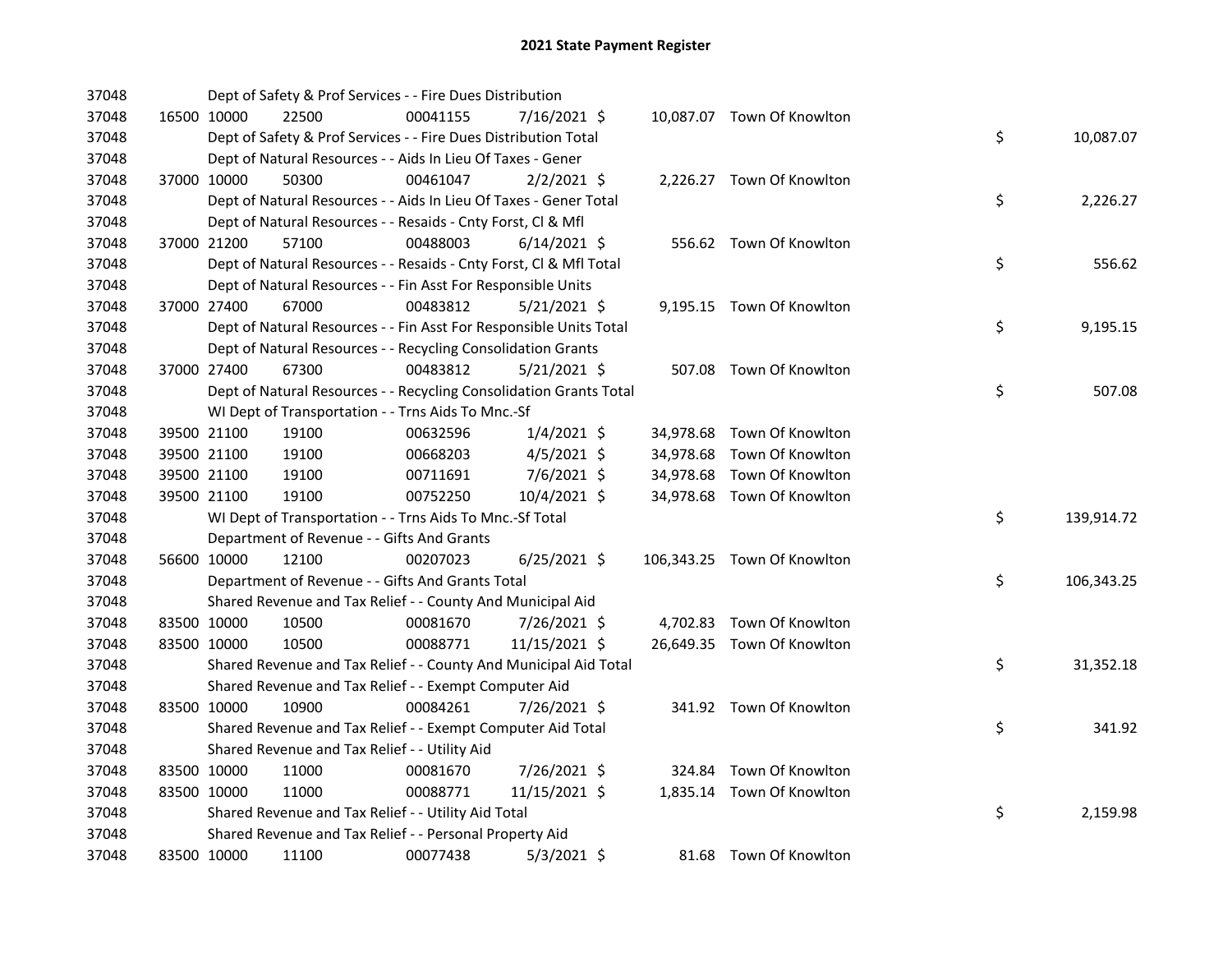## 2021 State Payment Register

| | | | | | | | | | |
|---|---|---|---|---|---|---|---|---|---|
| 37048 | | | Dept of Safety & Prof Services - - Fire Dues Distribution | | | | | | |
| 37048 | 16500 | 10000 | 22500 | 00041155 | 7/16/2021 | $ 10,087.07 | Town Of Knowlton | | |
| 37048 | | | Dept of Safety & Prof Services - - Fire Dues Distribution Total | | | | | $ | 10,087.07 |
| 37048 | | | Dept of Natural Resources - - Aids In Lieu Of Taxes - Gener | | | | | | |
| 37048 | 37000 | 10000 | 50300 | 00461047 | 2/2/2021 | $ 2,226.27 | Town Of Knowlton | | |
| 37048 | | | Dept of Natural Resources - - Aids In Lieu Of Taxes - Gener Total | | | | | $ | 2,226.27 |
| 37048 | | | Dept of Natural Resources - - Resaids - Cnty Forst, Cl & Mfl | | | | | | |
| 37048 | 37000 | 21200 | 57100 | 00488003 | 6/14/2021 | $ 556.62 | Town Of Knowlton | | |
| 37048 | | | Dept of Natural Resources - - Resaids - Cnty Forst, Cl & Mfl Total | | | | | $ | 556.62 |
| 37048 | | | Dept of Natural Resources - - Fin Asst For Responsible Units | | | | | | |
| 37048 | 37000 | 27400 | 67000 | 00483812 | 5/21/2021 | $ 9,195.15 | Town Of Knowlton | | |
| 37048 | | | Dept of Natural Resources - - Fin Asst For Responsible Units Total | | | | | $ | 9,195.15 |
| 37048 | | | Dept of Natural Resources - - Recycling Consolidation Grants | | | | | | |
| 37048 | 37000 | 27400 | 67300 | 00483812 | 5/21/2021 | $ 507.08 | Town Of Knowlton | | |
| 37048 | | | Dept of Natural Resources - - Recycling Consolidation Grants Total | | | | | $ | 507.08 |
| 37048 | | | WI Dept of Transportation - - Trns Aids To Mnc.-Sf | | | | | | |
| 37048 | 39500 | 21100 | 19100 | 00632596 | 1/4/2021 | $ 34,978.68 | Town Of Knowlton | | |
| 37048 | 39500 | 21100 | 19100 | 00668203 | 4/5/2021 | $ 34,978.68 | Town Of Knowlton | | |
| 37048 | 39500 | 21100 | 19100 | 00711691 | 7/6/2021 | $ 34,978.68 | Town Of Knowlton | | |
| 37048 | 39500 | 21100 | 19100 | 00752250 | 10/4/2021 | $ 34,978.68 | Town Of Knowlton | | |
| 37048 | | | WI Dept of Transportation - - Trns Aids To Mnc.-Sf Total | | | | | $ | 139,914.72 |
| 37048 | | | Department of Revenue - - Gifts And Grants | | | | | | |
| 37048 | 56600 | 10000 | 12100 | 00207023 | 6/25/2021 | $ 106,343.25 | Town Of Knowlton | | |
| 37048 | | | Department of Revenue - - Gifts And Grants Total | | | | | $ | 106,343.25 |
| 37048 | | | Shared Revenue and Tax Relief - - County And Municipal Aid | | | | | | |
| 37048 | 83500 | 10000 | 10500 | 00081670 | 7/26/2021 | $ 4,702.83 | Town Of Knowlton | | |
| 37048 | 83500 | 10000 | 10500 | 00088771 | 11/15/2021 | $ 26,649.35 | Town Of Knowlton | | |
| 37048 | | | Shared Revenue and Tax Relief - - County And Municipal Aid Total | | | | | $ | 31,352.18 |
| 37048 | | | Shared Revenue and Tax Relief - - Exempt Computer Aid | | | | | | |
| 37048 | 83500 | 10000 | 10900 | 00084261 | 7/26/2021 | $ 341.92 | Town Of Knowlton | | |
| 37048 | | | Shared Revenue and Tax Relief - - Exempt Computer Aid Total | | | | | $ | 341.92 |
| 37048 | | | Shared Revenue and Tax Relief - - Utility Aid | | | | | | |
| 37048 | 83500 | 10000 | 11000 | 00081670 | 7/26/2021 | $ 324.84 | Town Of Knowlton | | |
| 37048 | 83500 | 10000 | 11000 | 00088771 | 11/15/2021 | $ 1,835.14 | Town Of Knowlton | | |
| 37048 | | | Shared Revenue and Tax Relief - - Utility Aid Total | | | | | $ | 2,159.98 |
| 37048 | | | Shared Revenue and Tax Relief - - Personal Property Aid | | | | | | |
| 37048 | 83500 | 10000 | 11100 | 00077438 | 5/3/2021 | $ 81.68 | Town Of Knowlton | | |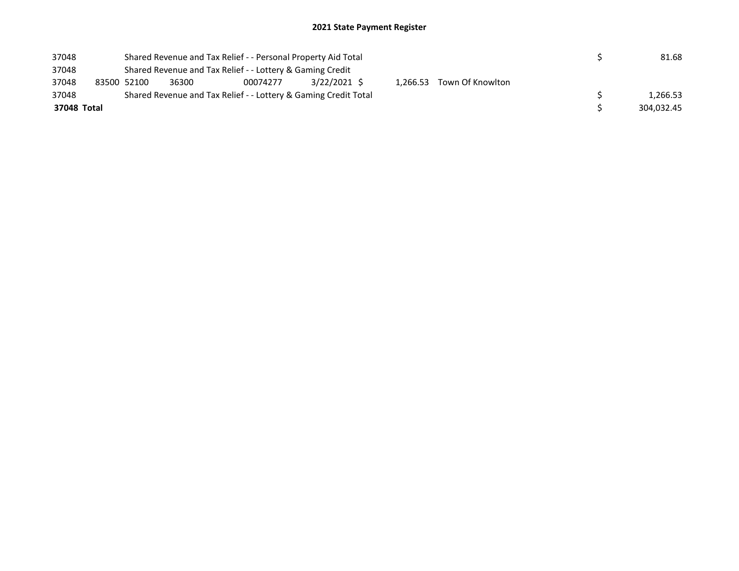## 2021 State Payment Register

| | | | | | | | | | |
|---|---|---|---|---|---|---|---|---|---|
| 37048 | | Shared Revenue and Tax Relief - - Personal Property Aid Total | | | | | | $ | 81.68 |
| 37048 | | Shared Revenue and Tax Relief - - Lottery & Gaming Credit | | | | | | | |
| 37048 | 83500 | 52100 | 36300 | 00074277 | 3/22/2021 | $ 1,266.53 | Town Of Knowlton | | |
| 37048 | | Shared Revenue and Tax Relief - - Lottery & Gaming Credit Total | | | | | | $ | 1,266.53 |
| **37048 Total** | | | | | | | | $ | 304,032.45 |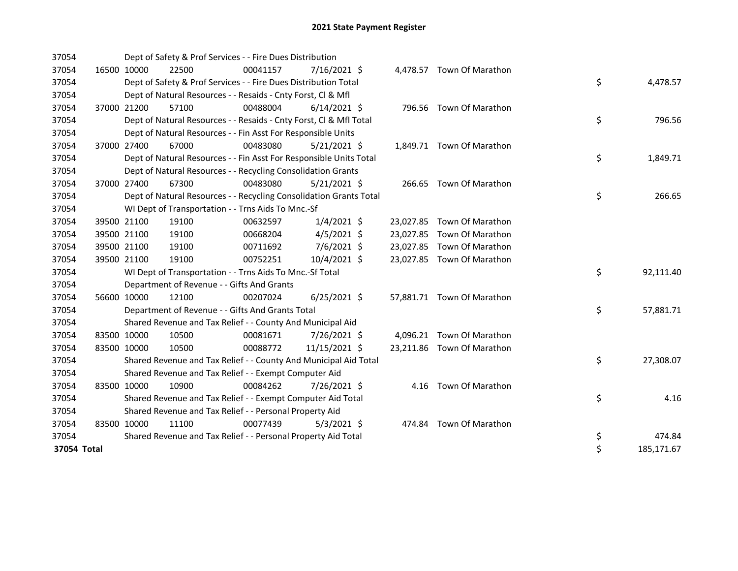# 2021 State Payment Register

| | | | | | | | | | |
|---|---|---|---|---|---|---|---|---|---|
| 37054 | | Dept of Safety & Prof Services - - Fire Dues Distribution | | | | | | | |
| 37054 | 16500 | 10000 | 22500 | 00041157 | 7/16/2021 | $ 4,478.57 | Town Of Marathon | | |
| 37054 | | Dept of Safety & Prof Services - - Fire Dues Distribution Total | | | | | | $ | 4,478.57 |
| 37054 | | Dept of Natural Resources - - Resaids - Cnty Forst, Cl & Mfl | | | | | | | |
| 37054 | 37000 | 21200 | 57100 | 00488004 | 6/14/2021 | $ 796.56 | Town Of Marathon | | |
| 37054 | | Dept of Natural Resources - - Resaids - Cnty Forst, Cl & Mfl Total | | | | | | $ | 796.56 |
| 37054 | | Dept of Natural Resources - - Fin Asst For Responsible Units | | | | | | | |
| 37054 | 37000 | 27400 | 67000 | 00483080 | 5/21/2021 | $ 1,849.71 | Town Of Marathon | | |
| 37054 | | Dept of Natural Resources - - Fin Asst For Responsible Units Total | | | | | | $ | 1,849.71 |
| 37054 | | Dept of Natural Resources - - Recycling Consolidation Grants | | | | | | | |
| 37054 | 37000 | 27400 | 67300 | 00483080 | 5/21/2021 | $ 266.65 | Town Of Marathon | | |
| 37054 | | Dept of Natural Resources - - Recycling Consolidation Grants Total | | | | | | $ | 266.65 |
| 37054 | | WI Dept of Transportation - - Trns Aids To Mnc.-Sf | | | | | | | |
| 37054 | 39500 | 21100 | 19100 | 00632597 | 1/4/2021 | $ 23,027.85 | Town Of Marathon | | |
| 37054 | 39500 | 21100 | 19100 | 00668204 | 4/5/2021 | $ 23,027.85 | Town Of Marathon | | |
| 37054 | 39500 | 21100 | 19100 | 00711692 | 7/6/2021 | $ 23,027.85 | Town Of Marathon | | |
| 37054 | 39500 | 21100 | 19100 | 00752251 | 10/4/2021 | $ 23,027.85 | Town Of Marathon | | |
| 37054 | | WI Dept of Transportation - - Trns Aids To Mnc.-Sf Total | | | | | | $ | 92,111.40 |
| 37054 | | Department of Revenue - - Gifts And Grants | | | | | | | |
| 37054 | 56600 | 10000 | 12100 | 00207024 | 6/25/2021 | $ 57,881.71 | Town Of Marathon | | |
| 37054 | | Department of Revenue - - Gifts And Grants Total | | | | | | $ | 57,881.71 |
| 37054 | | Shared Revenue and Tax Relief - - County And Municipal Aid | | | | | | | |
| 37054 | 83500 | 10000 | 10500 | 00081671 | 7/26/2021 | $ 4,096.21 | Town Of Marathon | | |
| 37054 | 83500 | 10000 | 10500 | 00088772 | 11/15/2021 | $ 23,211.86 | Town Of Marathon | | |
| 37054 | | Shared Revenue and Tax Relief - - County And Municipal Aid Total | | | | | | $ | 27,308.07 |
| 37054 | | Shared Revenue and Tax Relief - - Exempt Computer Aid | | | | | | | |
| 37054 | 83500 | 10000 | 10900 | 00084262 | 7/26/2021 | $ 4.16 | Town Of Marathon | | |
| 37054 | | Shared Revenue and Tax Relief - - Exempt Computer Aid Total | | | | | | $ | 4.16 |
| 37054 | | Shared Revenue and Tax Relief - - Personal Property Aid | | | | | | | |
| 37054 | 83500 | 10000 | 11100 | 00077439 | 5/3/2021 | $ 474.84 | Town Of Marathon | | |
| 37054 | | Shared Revenue and Tax Relief - - Personal Property Aid Total | | | | | | $ | 474.84 |
| **37054 Total** | | | | | | | | $ | 185,171.67 |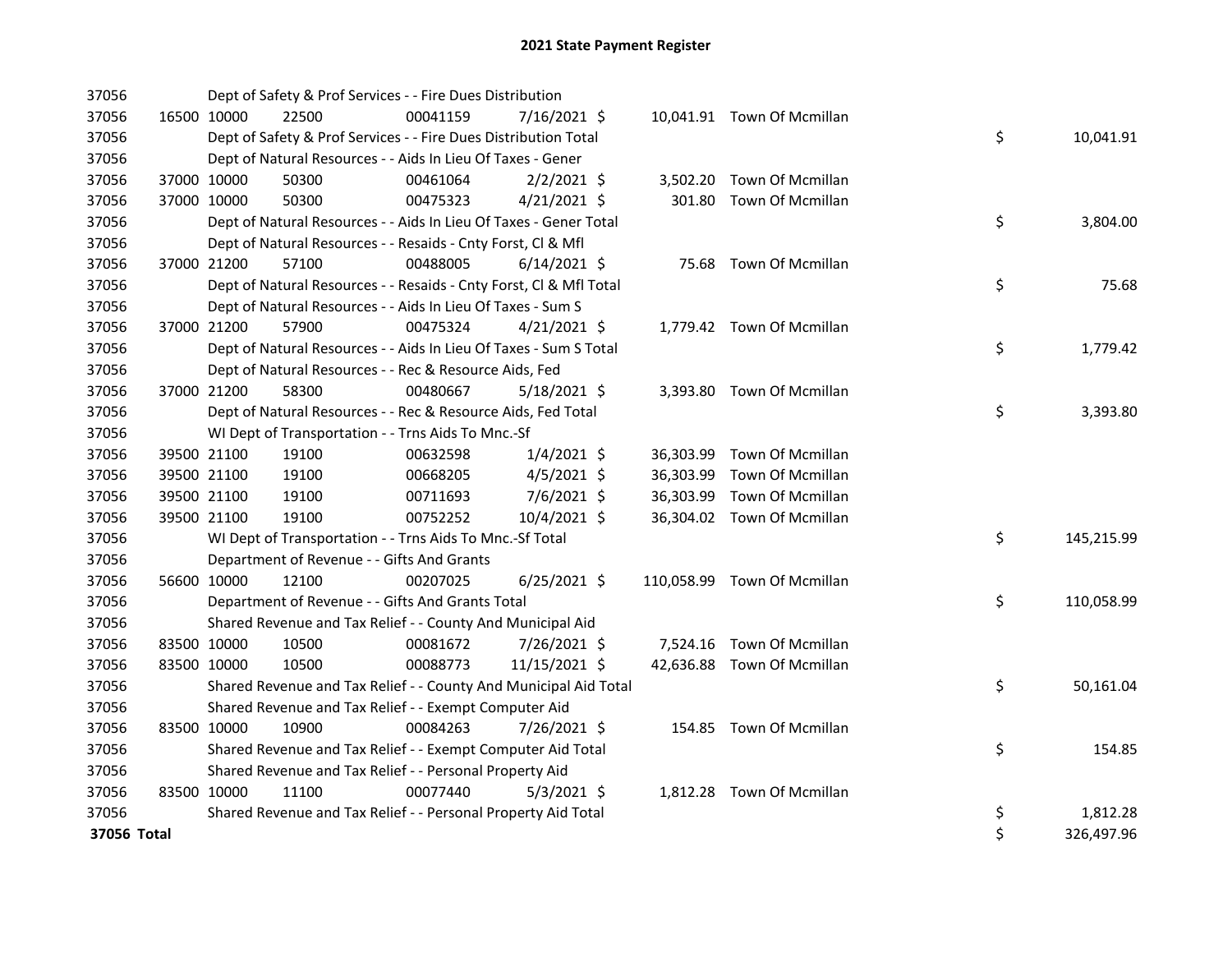# 2021 State Payment Register

| | | | | | | | | | |
|---|---|---|---|---|---|---|---|---|---|
| 37056 | | | Dept of Safety & Prof Services - - Fire Dues Distribution | | | | | | |
| 37056 | 16500 | 10000 | 22500 | 00041159 | 7/16/2021 | $ 10,041.91 | Town Of Mcmillan | | |
| 37056 | | | Dept of Safety & Prof Services - - Fire Dues Distribution Total | | | | | $ | 10,041.91 |
| 37056 | | | Dept of Natural Resources - - Aids In Lieu Of Taxes - Gener | | | | | | |
| 37056 | 37000 | 10000 | 50300 | 00461064 | 2/2/2021 | $ 3,502.20 | Town Of Mcmillan | | |
| 37056 | 37000 | 10000 | 50300 | 00475323 | 4/21/2021 | $ 301.80 | Town Of Mcmillan | | |
| 37056 | | | Dept of Natural Resources - - Aids In Lieu Of Taxes - Gener Total | | | | | $ | 3,804.00 |
| 37056 | | | Dept of Natural Resources - - Resaids - Cnty Forst, Cl & Mfl | | | | | | |
| 37056 | 37000 | 21200 | 57100 | 00488005 | 6/14/2021 | $ 75.68 | Town Of Mcmillan | | |
| 37056 | | | Dept of Natural Resources - - Resaids - Cnty Forst, Cl & Mfl Total | | | | | $ | 75.68 |
| 37056 | | | Dept of Natural Resources - - Aids In Lieu Of Taxes - Sum S | | | | | | |
| 37056 | 37000 | 21200 | 57900 | 00475324 | 4/21/2021 | $ 1,779.42 | Town Of Mcmillan | | |
| 37056 | | | Dept of Natural Resources - - Aids In Lieu Of Taxes - Sum S Total | | | | | $ | 1,779.42 |
| 37056 | | | Dept of Natural Resources - - Rec & Resource Aids, Fed | | | | | | |
| 37056 | 37000 | 21200 | 58300 | 00480667 | 5/18/2021 | $ 3,393.80 | Town Of Mcmillan | | |
| 37056 | | | Dept of Natural Resources - - Rec & Resource Aids, Fed Total | | | | | $ | 3,393.80 |
| 37056 | | | WI Dept of Transportation - - Trns Aids To Mnc.-Sf | | | | | | |
| 37056 | 39500 | 21100 | 19100 | 00632598 | 1/4/2021 | $ 36,303.99 | Town Of Mcmillan | | |
| 37056 | 39500 | 21100 | 19100 | 00668205 | 4/5/2021 | $ 36,303.99 | Town Of Mcmillan | | |
| 37056 | 39500 | 21100 | 19100 | 00711693 | 7/6/2021 | $ 36,303.99 | Town Of Mcmillan | | |
| 37056 | 39500 | 21100 | 19100 | 00752252 | 10/4/2021 | $ 36,304.02 | Town Of Mcmillan | | |
| 37056 | | | WI Dept of Transportation - - Trns Aids To Mnc.-Sf Total | | | | | $ | 145,215.99 |
| 37056 | | | Department of Revenue - - Gifts And Grants | | | | | | |
| 37056 | 56600 | 10000 | 12100 | 00207025 | 6/25/2021 | $ 110,058.99 | Town Of Mcmillan | | |
| 37056 | | | Department of Revenue - - Gifts And Grants Total | | | | | $ | 110,058.99 |
| 37056 | | | Shared Revenue and Tax Relief - - County And Municipal Aid | | | | | | |
| 37056 | 83500 | 10000 | 10500 | 00081672 | 7/26/2021 | $ 7,524.16 | Town Of Mcmillan | | |
| 37056 | 83500 | 10000 | 10500 | 00088773 | 11/15/2021 | $ 42,636.88 | Town Of Mcmillan | | |
| 37056 | | | Shared Revenue and Tax Relief - - County And Municipal Aid Total | | | | | $ | 50,161.04 |
| 37056 | | | Shared Revenue and Tax Relief - - Exempt Computer Aid | | | | | | |
| 37056 | 83500 | 10000 | 10900 | 00084263 | 7/26/2021 | $ 154.85 | Town Of Mcmillan | | |
| 37056 | | | Shared Revenue and Tax Relief - - Exempt Computer Aid Total | | | | | $ | 154.85 |
| 37056 | | | Shared Revenue and Tax Relief - - Personal Property Aid | | | | | | |
| 37056 | 83500 | 10000 | 11100 | 00077440 | 5/3/2021 | $ 1,812.28 | Town Of Mcmillan | | |
| 37056 | | | Shared Revenue and Tax Relief - - Personal Property Aid Total | | | | | $ | 1,812.28 |
| **37056 Total** | | | | | | | | $ | 326,497.96 |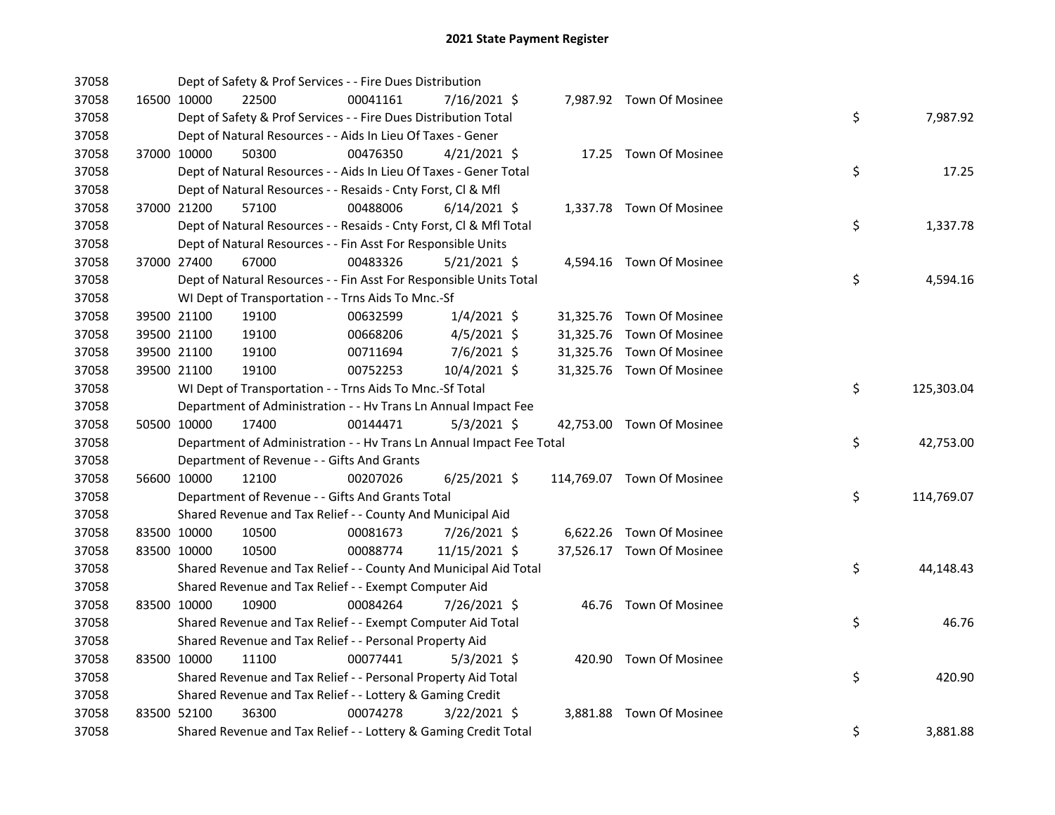# 2021 State Payment Register

| | | | | | | | | | |
|---|---|---|---|---|---|---|---|---|---|
| 37058 | | | Dept of Safety & Prof Services - - Fire Dues Distribution | | | | | | |
| 37058 | 16500 | 10000 | 22500 | 00041161 | 7/16/2021 | $ 7,987.92 | Town Of Mosinee | | |
| 37058 | | | Dept of Safety & Prof Services - - Fire Dues Distribution Total | | | | | $ | 7,987.92 |
| 37058 | | | Dept of Natural Resources - - Aids In Lieu Of Taxes - Gener | | | | | | |
| 37058 | 37000 | 10000 | 50300 | 00476350 | 4/21/2021 | $ 17.25 | Town Of Mosinee | | |
| 37058 | | | Dept of Natural Resources - - Aids In Lieu Of Taxes - Gener Total | | | | | $ | 17.25 |
| 37058 | | | Dept of Natural Resources - - Resaids - Cnty Forst, Cl & Mfl | | | | | | |
| 37058 | 37000 | 21200 | 57100 | 00488006 | 6/14/2021 | $ 1,337.78 | Town Of Mosinee | | |
| 37058 | | | Dept of Natural Resources - - Resaids - Cnty Forst, Cl & Mfl Total | | | | | $ | 1,337.78 |
| 37058 | | | Dept of Natural Resources - - Fin Asst For Responsible Units | | | | | | |
| 37058 | 37000 | 27400 | 67000 | 00483326 | 5/21/2021 | $ 4,594.16 | Town Of Mosinee | | |
| 37058 | | | Dept of Natural Resources - - Fin Asst For Responsible Units Total | | | | | $ | 4,594.16 |
| 37058 | | | WI Dept of Transportation - - Trns Aids To Mnc.-Sf | | | | | | |
| 37058 | 39500 | 21100 | 19100 | 00632599 | 1/4/2021 | $ 31,325.76 | Town Of Mosinee | | |
| 37058 | 39500 | 21100 | 19100 | 00668206 | 4/5/2021 | $ 31,325.76 | Town Of Mosinee | | |
| 37058 | 39500 | 21100 | 19100 | 00711694 | 7/6/2021 | $ 31,325.76 | Town Of Mosinee | | |
| 37058 | 39500 | 21100 | 19100 | 00752253 | 10/4/2021 | $ 31,325.76 | Town Of Mosinee | | |
| 37058 | | | WI Dept of Transportation - - Trns Aids To Mnc.-Sf Total | | | | | $ | 125,303.04 |
| 37058 | | | Department of Administration - - Hv Trans Ln Annual Impact Fee | | | | | | |
| 37058 | 50500 | 10000 | 17400 | 00144471 | 5/3/2021 | $ 42,753.00 | Town Of Mosinee | | |
| 37058 | | | Department of Administration - - Hv Trans Ln Annual Impact Fee Total | | | | | $ | 42,753.00 |
| 37058 | | | Department of Revenue - - Gifts And Grants | | | | | | |
| 37058 | 56600 | 10000 | 12100 | 00207026 | 6/25/2021 | $ 114,769.07 | Town Of Mosinee | | |
| 37058 | | | Department of Revenue - - Gifts And Grants Total | | | | | $ | 114,769.07 |
| 37058 | | | Shared Revenue and Tax Relief - - County And Municipal Aid | | | | | | |
| 37058 | 83500 | 10000 | 10500 | 00081673 | 7/26/2021 | $ 6,622.26 | Town Of Mosinee | | |
| 37058 | 83500 | 10000 | 10500 | 00088774 | 11/15/2021 | $ 37,526.17 | Town Of Mosinee | | |
| 37058 | | | Shared Revenue and Tax Relief - - County And Municipal Aid Total | | | | | $ | 44,148.43 |
| 37058 | | | Shared Revenue and Tax Relief - - Exempt Computer Aid | | | | | | |
| 37058 | 83500 | 10000 | 10900 | 00084264 | 7/26/2021 | $ 46.76 | Town Of Mosinee | | |
| 37058 | | | Shared Revenue and Tax Relief - - Exempt Computer Aid Total | | | | | $ | 46.76 |
| 37058 | | | Shared Revenue and Tax Relief - - Personal Property Aid | | | | | | |
| 37058 | 83500 | 10000 | 11100 | 00077441 | 5/3/2021 | $ 420.90 | Town Of Mosinee | | |
| 37058 | | | Shared Revenue and Tax Relief - - Personal Property Aid Total | | | | | $ | 420.90 |
| 37058 | | | Shared Revenue and Tax Relief - - Lottery & Gaming Credit | | | | | | |
| 37058 | 83500 | 52100 | 36300 | 00074278 | 3/22/2021 | $ 3,881.88 | Town Of Mosinee | | |
| 37058 | | | Shared Revenue and Tax Relief - - Lottery & Gaming Credit Total | | | | | $ | 3,881.88 |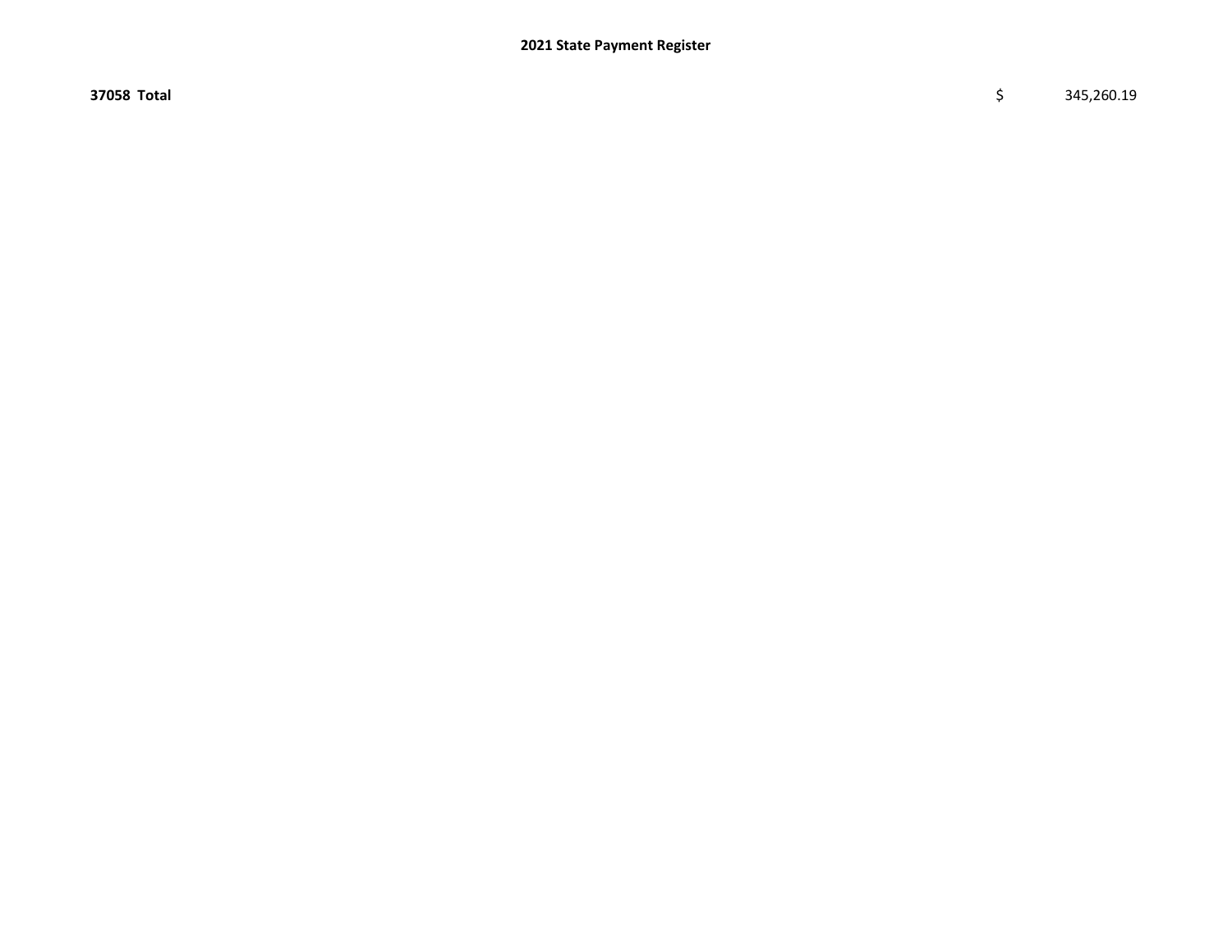| | |
|---|---|
| **37058 Total** | $ 345,260.19 |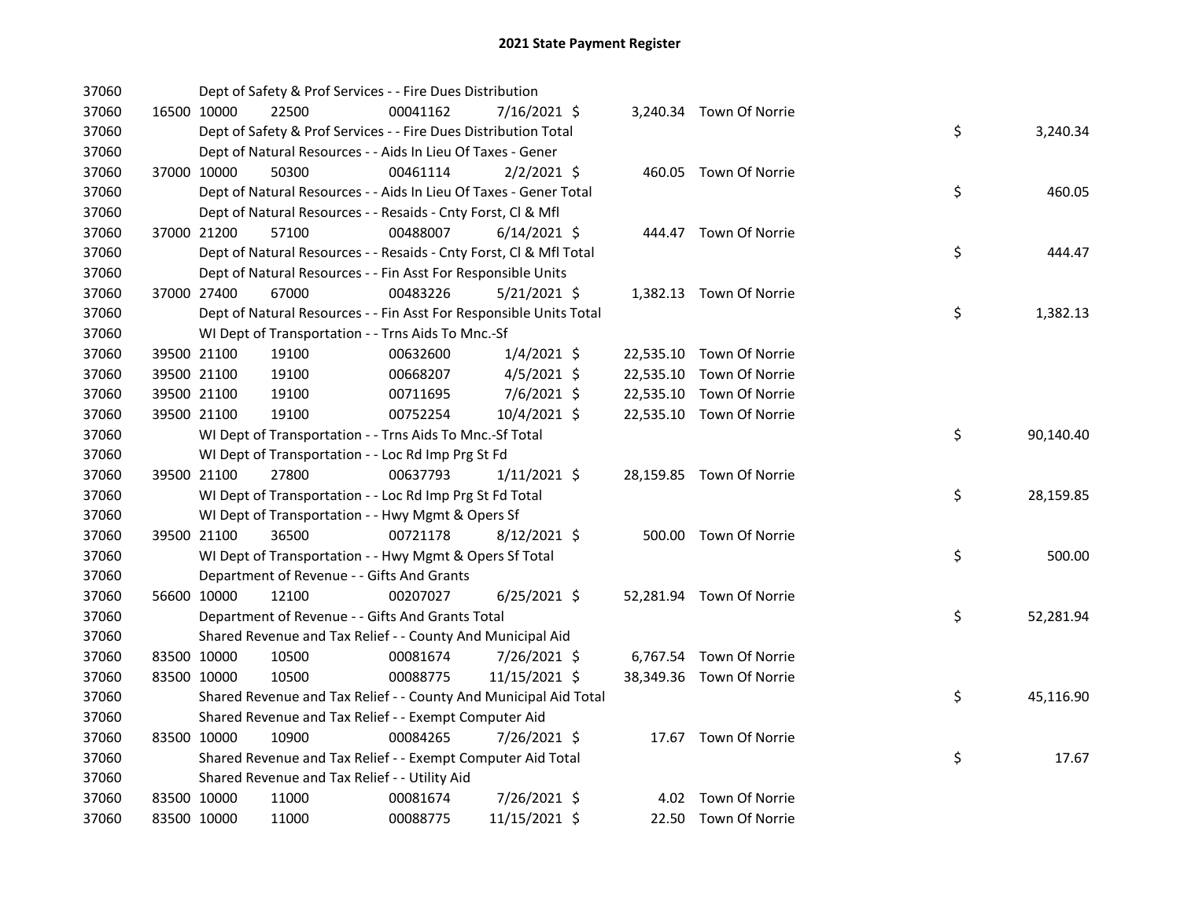# 2021 State Payment Register

| | | | | | | | | | |
|---|---|---|---|---|---|---|---|---|---|
| 37060 | | | Dept of Safety & Prof Services - - Fire Dues Distribution | | | | | | |
| 37060 | 16500 | 10000 | 22500 | 00041162 | 7/16/2021 | $ | 3,240.34 | Town Of Norrie | |
| 37060 | | | Dept of Safety & Prof Services - - Fire Dues Distribution Total | | | | | | $ 3,240.34 |
| 37060 | | | Dept of Natural Resources - - Aids In Lieu Of Taxes - Gener | | | | | | |
| 37060 | 37000 | 10000 | 50300 | 00461114 | 2/2/2021 | $ | 460.05 | Town Of Norrie | |
| 37060 | | | Dept of Natural Resources - - Aids In Lieu Of Taxes - Gener Total | | | | | | $ 460.05 |
| 37060 | | | Dept of Natural Resources - - Resaids - Cnty Forst, Cl & Mfl | | | | | | |
| 37060 | 37000 | 21200 | 57100 | 00488007 | 6/14/2021 | $ | 444.47 | Town Of Norrie | |
| 37060 | | | Dept of Natural Resources - - Resaids - Cnty Forst, Cl & Mfl Total | | | | | | $ 444.47 |
| 37060 | | | Dept of Natural Resources - - Fin Asst For Responsible Units | | | | | | |
| 37060 | 37000 | 27400 | 67000 | 00483226 | 5/21/2021 | $ | 1,382.13 | Town Of Norrie | |
| 37060 | | | Dept of Natural Resources - - Fin Asst For Responsible Units Total | | | | | | $ 1,382.13 |
| 37060 | | | WI Dept of Transportation - - Trns Aids To Mnc.-Sf | | | | | | |
| 37060 | 39500 | 21100 | 19100 | 00632600 | 1/4/2021 | $ | 22,535.10 | Town Of Norrie | |
| 37060 | 39500 | 21100 | 19100 | 00668207 | 4/5/2021 | $ | 22,535.10 | Town Of Norrie | |
| 37060 | 39500 | 21100 | 19100 | 00711695 | 7/6/2021 | $ | 22,535.10 | Town Of Norrie | |
| 37060 | 39500 | 21100 | 19100 | 00752254 | 10/4/2021 | $ | 22,535.10 | Town Of Norrie | |
| 37060 | | | WI Dept of Transportation - - Trns Aids To Mnc.-Sf Total | | | | | | $ 90,140.40 |
| 37060 | | | WI Dept of Transportation - - Loc Rd Imp Prg St Fd | | | | | | |
| 37060 | 39500 | 21100 | 27800 | 00637793 | 1/11/2021 | $ | 28,159.85 | Town Of Norrie | |
| 37060 | | | WI Dept of Transportation - - Loc Rd Imp Prg St Fd Total | | | | | | $ 28,159.85 |
| 37060 | | | WI Dept of Transportation - - Hwy Mgmt & Opers Sf | | | | | | |
| 37060 | 39500 | 21100 | 36500 | 00721178 | 8/12/2021 | $ | 500.00 | Town Of Norrie | |
| 37060 | | | WI Dept of Transportation - - Hwy Mgmt & Opers Sf Total | | | | | | $ 500.00 |
| 37060 | | | Department of Revenue - - Gifts And Grants | | | | | | |
| 37060 | 56600 | 10000 | 12100 | 00207027 | 6/25/2021 | $ | 52,281.94 | Town Of Norrie | |
| 37060 | | | Department of Revenue - - Gifts And Grants Total | | | | | | $ 52,281.94 |
| 37060 | | | Shared Revenue and Tax Relief - - County And Municipal Aid | | | | | | |
| 37060 | 83500 | 10000 | 10500 | 00081674 | 7/26/2021 | $ | 6,767.54 | Town Of Norrie | |
| 37060 | 83500 | 10000 | 10500 | 00088775 | 11/15/2021 | $ | 38,349.36 | Town Of Norrie | |
| 37060 | | | Shared Revenue and Tax Relief - - County And Municipal Aid Total | | | | | | $ 45,116.90 |
| 37060 | | | Shared Revenue and Tax Relief - - Exempt Computer Aid | | | | | | |
| 37060 | 83500 | 10000 | 10900 | 00084265 | 7/26/2021 | $ | 17.67 | Town Of Norrie | |
| 37060 | | | Shared Revenue and Tax Relief - - Exempt Computer Aid Total | | | | | | $ 17.67 |
| 37060 | | | Shared Revenue and Tax Relief - - Utility Aid | | | | | | |
| 37060 | 83500 | 10000 | 11000 | 00081674 | 7/26/2021 | $ | 4.02 | Town Of Norrie | |
| 37060 | 83500 | 10000 | 11000 | 00088775 | 11/15/2021 | $ | 22.50 | Town Of Norrie | |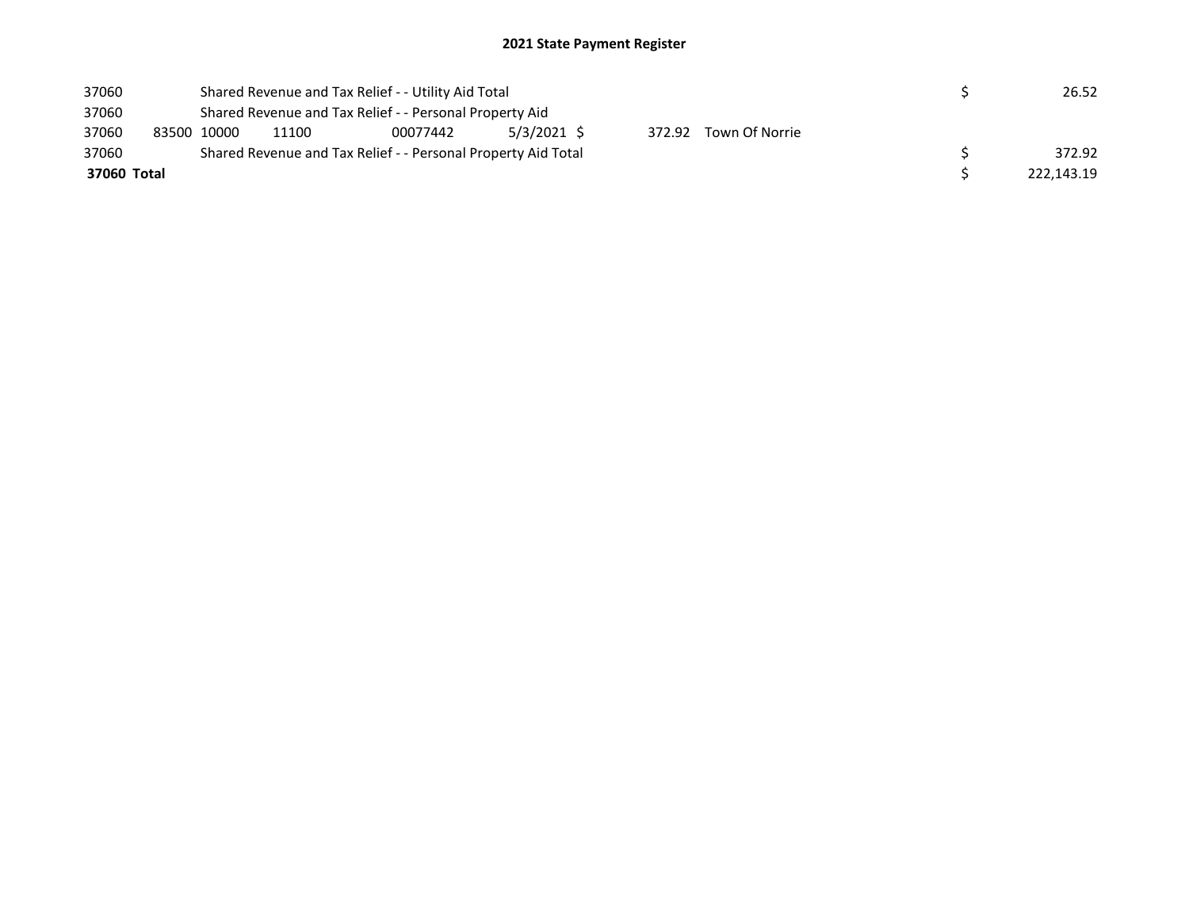## 2021 State Payment Register

| | | | | | | | | | | |
|---|---|---|---|---|---|---|---|---|---|---|
| 37060 | | Shared Revenue and Tax Relief - - Utility Aid Total | | | | | | | $ | 26.52 |
| 37060 | | Shared Revenue and Tax Relief - - Personal Property Aid | | | | | | | | |
| 37060 | 83500 | 10000 | 11100 | 00077442 | 5/3/2021 | $ | 372.92 | Town Of Norrie | | |
| 37060 | | Shared Revenue and Tax Relief - - Personal Property Aid Total | | | | | | | $ | 372.92 |
| **37060 Total** | | | | | | | | | $ | 222,143.19 |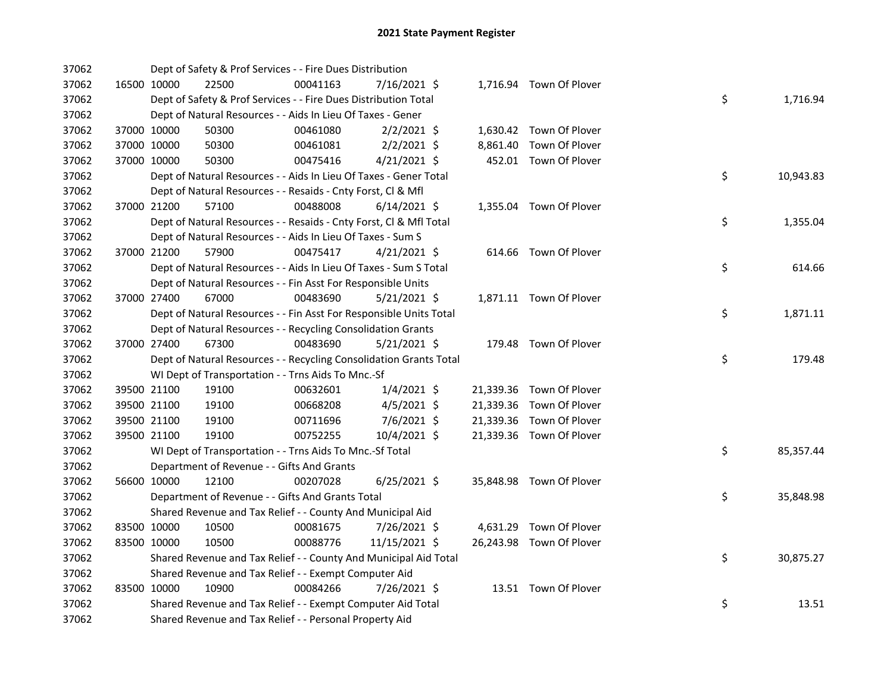# 2021 State Payment Register

| | | | | | | | | |
|---|---|---|---|---|---|---|---|---|
| 37062 | | Dept of Safety & Prof Services - - Fire Dues Distribution | | | | | | |
| 37062 | 16500 10000 | 22500 | 00041163 | 7/16/2021 $ | 1,716.94 | Town Of Plover | | |
| 37062 | | Dept of Safety & Prof Services - - Fire Dues Distribution Total | | | | | $ | 1,716.94 |
| 37062 | | Dept of Natural Resources - - Aids In Lieu Of Taxes - Gener | | | | | | |
| 37062 | 37000 10000 | 50300 | 00461080 | 2/2/2021 $ | 1,630.42 | Town Of Plover | | |
| 37062 | 37000 10000 | 50300 | 00461081 | 2/2/2021 $ | 8,861.40 | Town Of Plover | | |
| 37062 | 37000 10000 | 50300 | 00475416 | 4/21/2021 $ | 452.01 | Town Of Plover | | |
| 37062 | | Dept of Natural Resources - - Aids In Lieu Of Taxes - Gener Total | | | | | $ | 10,943.83 |
| 37062 | | Dept of Natural Resources - - Resaids - Cnty Forst, Cl & Mfl | | | | | | |
| 37062 | 37000 21200 | 57100 | 00488008 | 6/14/2021 $ | 1,355.04 | Town Of Plover | | |
| 37062 | | Dept of Natural Resources - - Resaids - Cnty Forst, Cl & Mfl Total | | | | | $ | 1,355.04 |
| 37062 | | Dept of Natural Resources - - Aids In Lieu Of Taxes - Sum S | | | | | | |
| 37062 | 37000 21200 | 57900 | 00475417 | 4/21/2021 $ | 614.66 | Town Of Plover | | |
| 37062 | | Dept of Natural Resources - - Aids In Lieu Of Taxes - Sum S Total | | | | | $ | 614.66 |
| 37062 | | Dept of Natural Resources - - Fin Asst For Responsible Units | | | | | | |
| 37062 | 37000 27400 | 67000 | 00483690 | 5/21/2021 $ | 1,871.11 | Town Of Plover | | |
| 37062 | | Dept of Natural Resources - - Fin Asst For Responsible Units Total | | | | | $ | 1,871.11 |
| 37062 | | Dept of Natural Resources - - Recycling Consolidation Grants | | | | | | |
| 37062 | 37000 27400 | 67300 | 00483690 | 5/21/2021 $ | 179.48 | Town Of Plover | | |
| 37062 | | Dept of Natural Resources - - Recycling Consolidation Grants Total | | | | | $ | 179.48 |
| 37062 | | WI Dept of Transportation - - Trns Aids To Mnc.-Sf | | | | | | |
| 37062 | 39500 21100 | 19100 | 00632601 | 1/4/2021 $ | 21,339.36 | Town Of Plover | | |
| 37062 | 39500 21100 | 19100 | 00668208 | 4/5/2021 $ | 21,339.36 | Town Of Plover | | |
| 37062 | 39500 21100 | 19100 | 00711696 | 7/6/2021 $ | 21,339.36 | Town Of Plover | | |
| 37062 | 39500 21100 | 19100 | 00752255 | 10/4/2021 $ | 21,339.36 | Town Of Plover | | |
| 37062 | | WI Dept of Transportation - - Trns Aids To Mnc.-Sf Total | | | | | $ | 85,357.44 |
| 37062 | | Department of Revenue - - Gifts And Grants | | | | | | |
| 37062 | 56600 10000 | 12100 | 00207028 | 6/25/2021 $ | 35,848.98 | Town Of Plover | | |
| 37062 | | Department of Revenue - - Gifts And Grants Total | | | | | $ | 35,848.98 |
| 37062 | | Shared Revenue and Tax Relief - - County And Municipal Aid | | | | | | |
| 37062 | 83500 10000 | 10500 | 00081675 | 7/26/2021 $ | 4,631.29 | Town Of Plover | | |
| 37062 | 83500 10000 | 10500 | 00088776 | 11/15/2021 $ | 26,243.98 | Town Of Plover | | |
| 37062 | | Shared Revenue and Tax Relief - - County And Municipal Aid Total | | | | | $ | 30,875.27 |
| 37062 | | Shared Revenue and Tax Relief - - Exempt Computer Aid | | | | | | |
| 37062 | 83500 10000 | 10900 | 00084266 | 7/26/2021 $ | 13.51 | Town Of Plover | | |
| 37062 | | Shared Revenue and Tax Relief - - Exempt Computer Aid Total | | | | | $ | 13.51 |
| 37062 | | Shared Revenue and Tax Relief - - Personal Property Aid | | | | | | |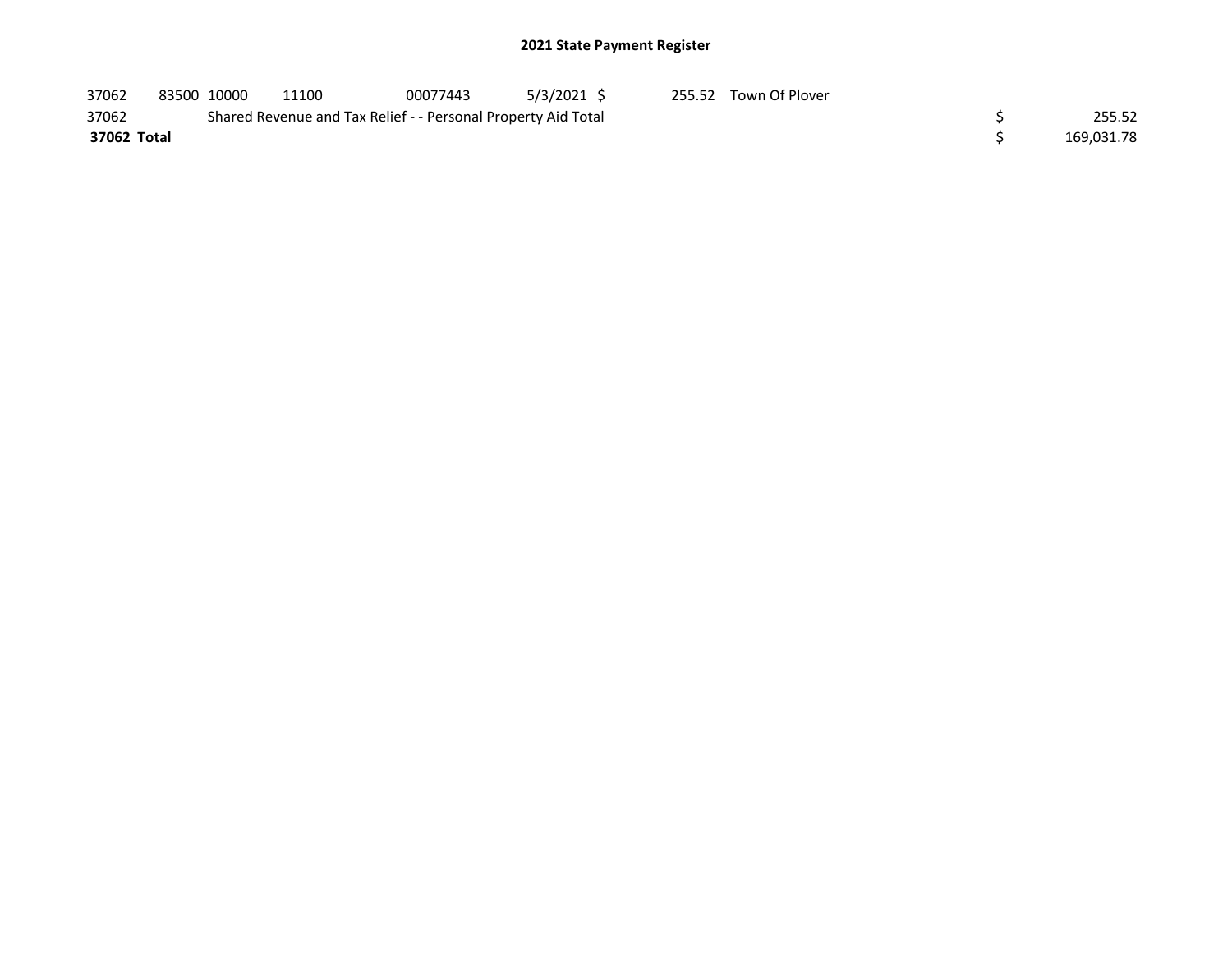## 2021 State Payment Register

| | | | | | | | | | |
|---|---|---|---|---|---|---|---|---|---|
| 37062 | 83500 | 10000 | 11100 | 00077443 | 5/3/2021 | $ | 255.52 | Town Of Plover | |
| 37062 | | Shared Revenue and Tax Relief - - Personal Property Aid Total | | | | | | | $ 255.52 |
| **37062 Total** | | | | | | | | | $ 169,031.78 |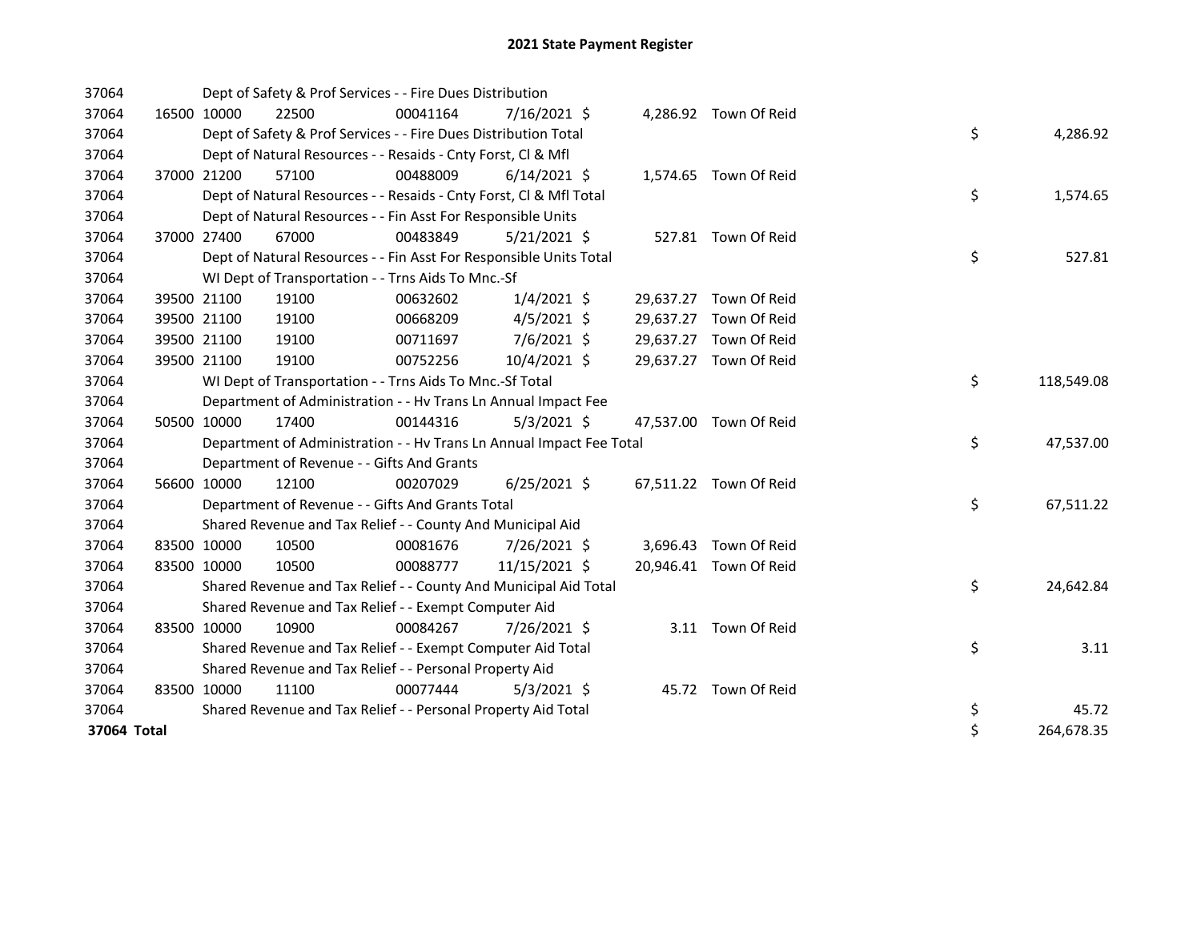# 2021 State Payment Register

| | | | | | | | | | |
|---|---|---|---|---|---|---|---|---|---|
| 37064 | | | Dept of Safety & Prof Services - - Fire Dues Distribution | | | | | | |
| 37064 | 16500 | 10000 | 22500 | 00041164 | 7/16/2021 | $ 4,286.92 | Town Of Reid | | |
| 37064 | | | Dept of Safety & Prof Services - - Fire Dues Distribution Total | | | | | $ | 4,286.92 |
| 37064 | | | Dept of Natural Resources - - Resaids - Cnty Forst, Cl & Mfl | | | | | | |
| 37064 | 37000 | 21200 | 57100 | 00488009 | 6/14/2021 | $ 1,574.65 | Town Of Reid | | |
| 37064 | | | Dept of Natural Resources - - Resaids - Cnty Forst, Cl & Mfl Total | | | | | $ | 1,574.65 |
| 37064 | | | Dept of Natural Resources - - Fin Asst For Responsible Units | | | | | | |
| 37064 | 37000 | 27400 | 67000 | 00483849 | 5/21/2021 | $ 527.81 | Town Of Reid | | |
| 37064 | | | Dept of Natural Resources - - Fin Asst For Responsible Units Total | | | | | $ | 527.81 |
| 37064 | | | WI Dept of Transportation - - Trns Aids To Mnc.-Sf | | | | | | |
| 37064 | 39500 | 21100 | 19100 | 00632602 | 1/4/2021 | $ 29,637.27 | Town Of Reid | | |
| 37064 | 39500 | 21100 | 19100 | 00668209 | 4/5/2021 | $ 29,637.27 | Town Of Reid | | |
| 37064 | 39500 | 21100 | 19100 | 00711697 | 7/6/2021 | $ 29,637.27 | Town Of Reid | | |
| 37064 | 39500 | 21100 | 19100 | 00752256 | 10/4/2021 | $ 29,637.27 | Town Of Reid | | |
| 37064 | | | WI Dept of Transportation - - Trns Aids To Mnc.-Sf Total | | | | | $ | 118,549.08 |
| 37064 | | | Department of Administration - - Hv Trans Ln Annual Impact Fee | | | | | | |
| 37064 | 50500 | 10000 | 17400 | 00144316 | 5/3/2021 | $ 47,537.00 | Town Of Reid | | |
| 37064 | | | Department of Administration - - Hv Trans Ln Annual Impact Fee Total | | | | | $ | 47,537.00 |
| 37064 | | | Department of Revenue - - Gifts And Grants | | | | | | |
| 37064 | 56600 | 10000 | 12100 | 00207029 | 6/25/2021 | $ 67,511.22 | Town Of Reid | | |
| 37064 | | | Department of Revenue - - Gifts And Grants Total | | | | | $ | 67,511.22 |
| 37064 | | | Shared Revenue and Tax Relief - - County And Municipal Aid | | | | | | |
| 37064 | 83500 | 10000 | 10500 | 00081676 | 7/26/2021 | $ 3,696.43 | Town Of Reid | | |
| 37064 | 83500 | 10000 | 10500 | 00088777 | 11/15/2021 | $ 20,946.41 | Town Of Reid | | |
| 37064 | | | Shared Revenue and Tax Relief - - County And Municipal Aid Total | | | | | $ | 24,642.84 |
| 37064 | | | Shared Revenue and Tax Relief - - Exempt Computer Aid | | | | | | |
| 37064 | 83500 | 10000 | 10900 | 00084267 | 7/26/2021 | $ 3.11 | Town Of Reid | | |
| 37064 | | | Shared Revenue and Tax Relief - - Exempt Computer Aid Total | | | | | $ | 3.11 |
| 37064 | | | Shared Revenue and Tax Relief - - Personal Property Aid | | | | | | |
| 37064 | 83500 | 10000 | 11100 | 00077444 | 5/3/2021 | $ 45.72 | Town Of Reid | | |
| 37064 | | | Shared Revenue and Tax Relief - - Personal Property Aid Total | | | | | $ | 45.72 |
| **37064 Total** | | | | | | | | $ | 264,678.35 |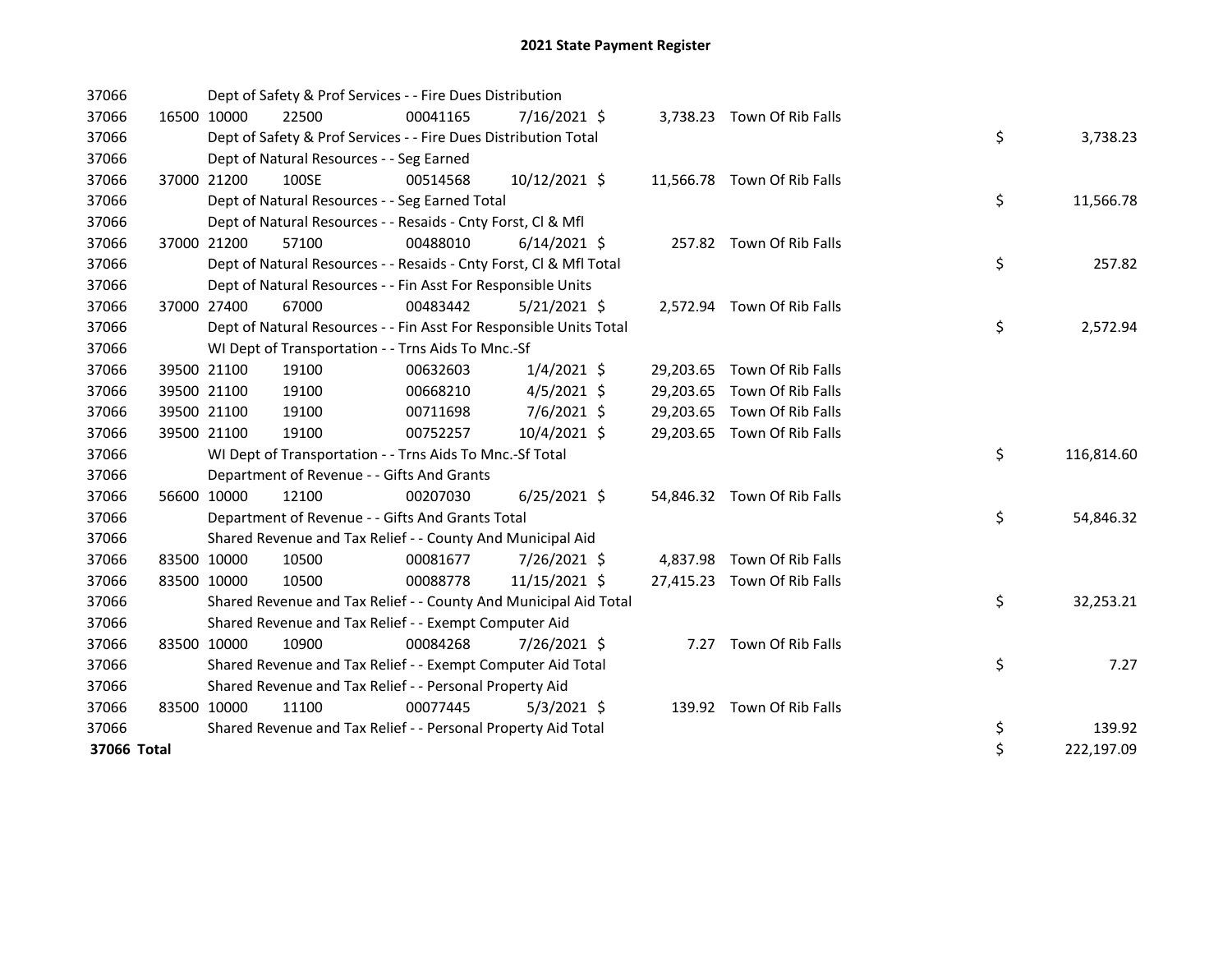# 2021 State Payment Register

| | | | | | | | | | |
|---|---|---|---|---|---|---|---|---|---|
| 37066 | | | Dept of Safety & Prof Services - - Fire Dues Distribution | | | | | | |
| 37066 | 16500 | 10000 | 22500 | 00041165 | 7/16/2021 | $ 3,738.23 | Town Of Rib Falls | | |
| 37066 | | | Dept of Safety & Prof Services - - Fire Dues Distribution Total | | | | | $ | 3,738.23 |
| 37066 | | | Dept of Natural Resources - - Seg Earned | | | | | | |
| 37066 | 37000 | 21200 | 100SE | 00514568 | 10/12/2021 | $ 11,566.78 | Town Of Rib Falls | | |
| 37066 | | | Dept of Natural Resources - - Seg Earned Total | | | | | $ | 11,566.78 |
| 37066 | | | Dept of Natural Resources - - Resaids - Cnty Forst, Cl & Mfl | | | | | | |
| 37066 | 37000 | 21200 | 57100 | 00488010 | 6/14/2021 | $ 257.82 | Town Of Rib Falls | | |
| 37066 | | | Dept of Natural Resources - - Resaids - Cnty Forst, Cl & Mfl Total | | | | | $ | 257.82 |
| 37066 | | | Dept of Natural Resources - - Fin Asst For Responsible Units | | | | | | |
| 37066 | 37000 | 27400 | 67000 | 00483442 | 5/21/2021 | $ 2,572.94 | Town Of Rib Falls | | |
| 37066 | | | Dept of Natural Resources - - Fin Asst For Responsible Units Total | | | | | $ | 2,572.94 |
| 37066 | | | WI Dept of Transportation - - Trns Aids To Mnc.-Sf | | | | | | |
| 37066 | 39500 | 21100 | 19100 | 00632603 | 1/4/2021 | $ 29,203.65 | Town Of Rib Falls | | |
| 37066 | 39500 | 21100 | 19100 | 00668210 | 4/5/2021 | $ 29,203.65 | Town Of Rib Falls | | |
| 37066 | 39500 | 21100 | 19100 | 00711698 | 7/6/2021 | $ 29,203.65 | Town Of Rib Falls | | |
| 37066 | 39500 | 21100 | 19100 | 00752257 | 10/4/2021 | $ 29,203.65 | Town Of Rib Falls | | |
| 37066 | | | WI Dept of Transportation - - Trns Aids To Mnc.-Sf Total | | | | | $ | 116,814.60 |
| 37066 | | | Department of Revenue - - Gifts And Grants | | | | | | |
| 37066 | 56600 | 10000 | 12100 | 00207030 | 6/25/2021 | $ 54,846.32 | Town Of Rib Falls | | |
| 37066 | | | Department of Revenue - - Gifts And Grants Total | | | | | $ | 54,846.32 |
| 37066 | | | Shared Revenue and Tax Relief - - County And Municipal Aid | | | | | | |
| 37066 | 83500 | 10000 | 10500 | 00081677 | 7/26/2021 | $ 4,837.98 | Town Of Rib Falls | | |
| 37066 | 83500 | 10000 | 10500 | 00088778 | 11/15/2021 | $ 27,415.23 | Town Of Rib Falls | | |
| 37066 | | | Shared Revenue and Tax Relief - - County And Municipal Aid Total | | | | | $ | 32,253.21 |
| 37066 | | | Shared Revenue and Tax Relief - - Exempt Computer Aid | | | | | | |
| 37066 | 83500 | 10000 | 10900 | 00084268 | 7/26/2021 | $ 7.27 | Town Of Rib Falls | | |
| 37066 | | | Shared Revenue and Tax Relief - - Exempt Computer Aid Total | | | | | $ | 7.27 |
| 37066 | | | Shared Revenue and Tax Relief - - Personal Property Aid | | | | | | |
| 37066 | 83500 | 10000 | 11100 | 00077445 | 5/3/2021 | $ 139.92 | Town Of Rib Falls | | |
| 37066 | | | Shared Revenue and Tax Relief - - Personal Property Aid Total | | | | | $ | 139.92 |
| **37066 Total** | | | | | | | | $ | 222,197.09 |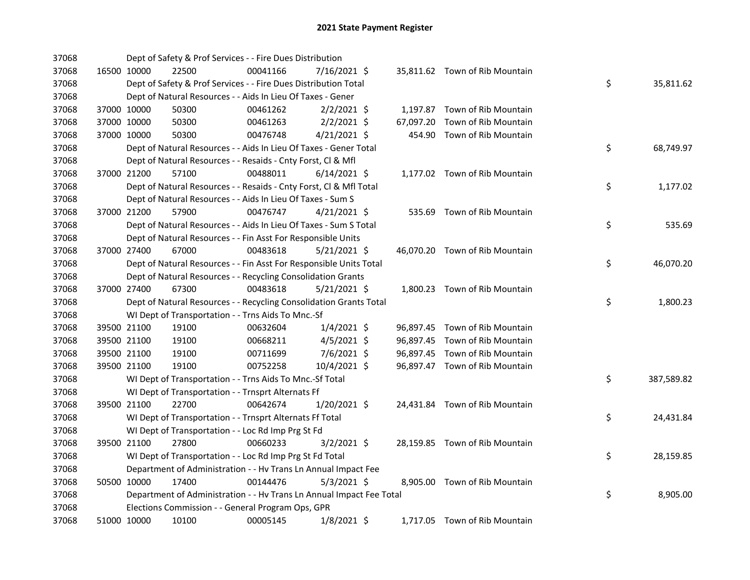# 2021 State Payment Register

| | | | | | | | | |
|---|---|---|---|---|---|---|---|---|
| 37068 | | | Dept of Safety & Prof Services - - Fire Dues Distribution | | | | | |
| 37068 | 16500 | 10000 | 22500 | 00041166 | 7/16/2021 | $ 35,811.62 | Town of Rib Mountain | |
| 37068 | | | Dept of Safety & Prof Services - - Fire Dues Distribution Total | | | | | $ 35,811.62 |
| 37068 | | | Dept of Natural Resources - - Aids In Lieu Of Taxes - Gener | | | | | |
| 37068 | 37000 | 10000 | 50300 | 00461262 | 2/2/2021 | $ 1,197.87 | Town of Rib Mountain | |
| 37068 | 37000 | 10000 | 50300 | 00461263 | 2/2/2021 | $ 67,097.20 | Town of Rib Mountain | |
| 37068 | 37000 | 10000 | 50300 | 00476748 | 4/21/2021 | $ 454.90 | Town of Rib Mountain | |
| 37068 | | | Dept of Natural Resources - - Aids In Lieu Of Taxes - Gener Total | | | | | $ 68,749.97 |
| 37068 | | | Dept of Natural Resources - - Resaids - Cnty Forst, Cl & Mfl | | | | | |
| 37068 | 37000 | 21200 | 57100 | 00488011 | 6/14/2021 | $ 1,177.02 | Town of Rib Mountain | |
| 37068 | | | Dept of Natural Resources - - Resaids - Cnty Forst, Cl & Mfl Total | | | | | $ 1,177.02 |
| 37068 | | | Dept of Natural Resources - - Aids In Lieu Of Taxes - Sum S | | | | | |
| 37068 | 37000 | 21200 | 57900 | 00476747 | 4/21/2021 | $ 535.69 | Town of Rib Mountain | |
| 37068 | | | Dept of Natural Resources - - Aids In Lieu Of Taxes - Sum S Total | | | | | $ 535.69 |
| 37068 | | | Dept of Natural Resources - - Fin Asst For Responsible Units | | | | | |
| 37068 | 37000 | 27400 | 67000 | 00483618 | 5/21/2021 | $ 46,070.20 | Town of Rib Mountain | |
| 37068 | | | Dept of Natural Resources - - Fin Asst For Responsible Units Total | | | | | $ 46,070.20 |
| 37068 | | | Dept of Natural Resources - - Recycling Consolidation Grants | | | | | |
| 37068 | 37000 | 27400 | 67300 | 00483618 | 5/21/2021 | $ 1,800.23 | Town of Rib Mountain | |
| 37068 | | | Dept of Natural Resources - - Recycling Consolidation Grants Total | | | | | $ 1,800.23 |
| 37068 | | | WI Dept of Transportation - - Trns Aids To Mnc.-Sf | | | | | |
| 37068 | 39500 | 21100 | 19100 | 00632604 | 1/4/2021 | $ 96,897.45 | Town of Rib Mountain | |
| 37068 | 39500 | 21100 | 19100 | 00668211 | 4/5/2021 | $ 96,897.45 | Town of Rib Mountain | |
| 37068 | 39500 | 21100 | 19100 | 00711699 | 7/6/2021 | $ 96,897.45 | Town of Rib Mountain | |
| 37068 | 39500 | 21100 | 19100 | 00752258 | 10/4/2021 | $ 96,897.47 | Town of Rib Mountain | |
| 37068 | | | WI Dept of Transportation - - Trns Aids To Mnc.-Sf Total | | | | | $ 387,589.82 |
| 37068 | | | WI Dept of Transportation - - Trnsprt Alternats Ff | | | | | |
| 37068 | 39500 | 21100 | 22700 | 00642674 | 1/20/2021 | $ 24,431.84 | Town of Rib Mountain | |
| 37068 | | | WI Dept of Transportation - - Trnsprt Alternats Ff Total | | | | | $ 24,431.84 |
| 37068 | | | WI Dept of Transportation - - Loc Rd Imp Prg St Fd | | | | | |
| 37068 | 39500 | 21100 | 27800 | 00660233 | 3/2/2021 | $ 28,159.85 | Town of Rib Mountain | |
| 37068 | | | WI Dept of Transportation - - Loc Rd Imp Prg St Fd Total | | | | | $ 28,159.85 |
| 37068 | | | Department of Administration - - Hv Trans Ln Annual Impact Fee | | | | | |
| 37068 | 50500 | 10000 | 17400 | 00144476 | 5/3/2021 | $ 8,905.00 | Town of Rib Mountain | |
| 37068 | | | Department of Administration - - Hv Trans Ln Annual Impact Fee Total | | | | | $ 8,905.00 |
| 37068 | | | Elections Commission - - General Program Ops, GPR | | | | | |
| 37068 | 51000 | 10000 | 10100 | 00005145 | 1/8/2021 | $ 1,717.05 | Town of Rib Mountain | |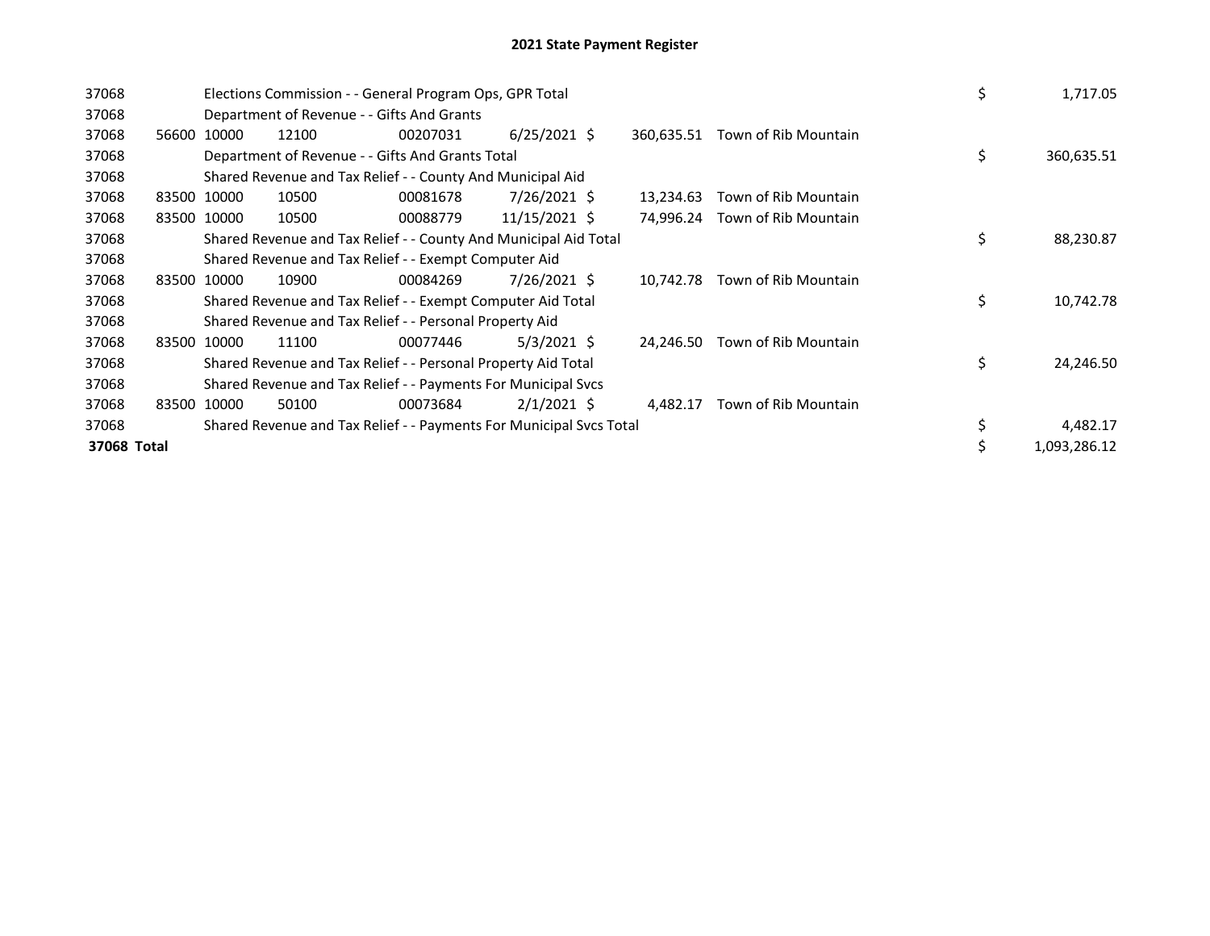# 2021 State Payment Register

| | | | | | | | | | |
|---|---|---|---|---|---|---|---|---|---|
| 37068 | | Elections Commission - - General Program Ops, GPR Total | | | | | | $ | 1,717.05 |
| 37068 | | Department of Revenue - - Gifts And Grants | | | | | | | |
| 37068 | 56600 | 10000 | 12100 | 00207031 | 6/25/2021 | $ 360,635.51 | Town of Rib Mountain | | |
| 37068 | | Department of Revenue - - Gifts And Grants Total | | | | | | $ | 360,635.51 |
| 37068 | | Shared Revenue and Tax Relief - - County And Municipal Aid | | | | | | | |
| 37068 | 83500 | 10000 | 10500 | 00081678 | 7/26/2021 | $ 13,234.63 | Town of Rib Mountain | | |
| 37068 | 83500 | 10000 | 10500 | 00088779 | 11/15/2021 | $ 74,996.24 | Town of Rib Mountain | | |
| 37068 | | Shared Revenue and Tax Relief - - County And Municipal Aid Total | | | | | | $ | 88,230.87 |
| 37068 | | Shared Revenue and Tax Relief - - Exempt Computer Aid | | | | | | | |
| 37068 | 83500 | 10000 | 10900 | 00084269 | 7/26/2021 | $ 10,742.78 | Town of Rib Mountain | | |
| 37068 | | Shared Revenue and Tax Relief - - Exempt Computer Aid Total | | | | | | $ | 10,742.78 |
| 37068 | | Shared Revenue and Tax Relief - - Personal Property Aid | | | | | | | |
| 37068 | 83500 | 10000 | 11100 | 00077446 | 5/3/2021 | $ 24,246.50 | Town of Rib Mountain | | |
| 37068 | | Shared Revenue and Tax Relief - - Personal Property Aid Total | | | | | | $ | 24,246.50 |
| 37068 | | Shared Revenue and Tax Relief - - Payments For Municipal Svcs | | | | | | | |
| 37068 | 83500 | 10000 | 50100 | 00073684 | 2/1/2021 | $ 4,482.17 | Town of Rib Mountain | | |
| 37068 | | Shared Revenue and Tax Relief - - Payments For Municipal Svcs Total | | | | | | $ | 4,482.17 |
| **37068 Total** | | | | | | | | $ | 1,093,286.12 |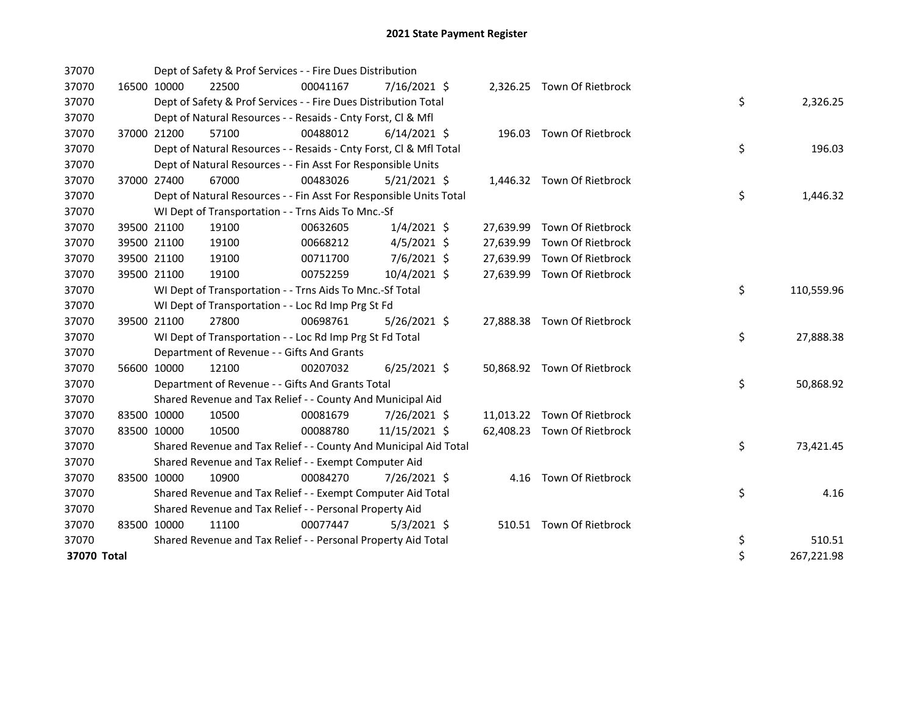# 2021 State Payment Register

| | | | | | | | | | |
|---|---|---|---|---|---|---|---|---|---|
| 37070 | | | Dept of Safety & Prof Services - - Fire Dues Distribution | | | | | | |
| 37070 | 16500 | 10000 | 22500 | 00041167 | 7/16/2021 | $ | 2,326.25 | Town Of Rietbrock | |
| 37070 | | | Dept of Safety & Prof Services - - Fire Dues Distribution Total | | | | | | $ 2,326.25 |
| 37070 | | | Dept of Natural Resources - - Resaids - Cnty Forst, Cl & Mfl | | | | | | |
| 37070 | 37000 | 21200 | 57100 | 00488012 | 6/14/2021 | $ | 196.03 | Town Of Rietbrock | |
| 37070 | | | Dept of Natural Resources - - Resaids - Cnty Forst, Cl & Mfl Total | | | | | | $ 196.03 |
| 37070 | | | Dept of Natural Resources - - Fin Asst For Responsible Units | | | | | | |
| 37070 | 37000 | 27400 | 67000 | 00483026 | 5/21/2021 | $ | 1,446.32 | Town Of Rietbrock | |
| 37070 | | | Dept of Natural Resources - - Fin Asst For Responsible Units Total | | | | | | $ 1,446.32 |
| 37070 | | | WI Dept of Transportation - - Trns Aids To Mnc.-Sf | | | | | | |
| 37070 | 39500 | 21100 | 19100 | 00632605 | 1/4/2021 | $ | 27,639.99 | Town Of Rietbrock | |
| 37070 | 39500 | 21100 | 19100 | 00668212 | 4/5/2021 | $ | 27,639.99 | Town Of Rietbrock | |
| 37070 | 39500 | 21100 | 19100 | 00711700 | 7/6/2021 | $ | 27,639.99 | Town Of Rietbrock | |
| 37070 | 39500 | 21100 | 19100 | 00752259 | 10/4/2021 | $ | 27,639.99 | Town Of Rietbrock | |
| 37070 | | | WI Dept of Transportation - - Trns Aids To Mnc.-Sf Total | | | | | | $ 110,559.96 |
| 37070 | | | WI Dept of Transportation - - Loc Rd Imp Prg St Fd | | | | | | |
| 37070 | 39500 | 21100 | 27800 | 00698761 | 5/26/2021 | $ | 27,888.38 | Town Of Rietbrock | |
| 37070 | | | WI Dept of Transportation - - Loc Rd Imp Prg St Fd Total | | | | | | $ 27,888.38 |
| 37070 | | | Department of Revenue - - Gifts And Grants | | | | | | |
| 37070 | 56600 | 10000 | 12100 | 00207032 | 6/25/2021 | $ | 50,868.92 | Town Of Rietbrock | |
| 37070 | | | Department of Revenue - - Gifts And Grants Total | | | | | | $ 50,868.92 |
| 37070 | | | Shared Revenue and Tax Relief - - County And Municipal Aid | | | | | | |
| 37070 | 83500 | 10000 | 10500 | 00081679 | 7/26/2021 | $ | 11,013.22 | Town Of Rietbrock | |
| 37070 | 83500 | 10000 | 10500 | 00088780 | 11/15/2021 | $ | 62,408.23 | Town Of Rietbrock | |
| 37070 | | | Shared Revenue and Tax Relief - - County And Municipal Aid Total | | | | | | $ 73,421.45 |
| 37070 | | | Shared Revenue and Tax Relief - - Exempt Computer Aid | | | | | | |
| 37070 | 83500 | 10000 | 10900 | 00084270 | 7/26/2021 | $ | 4.16 | Town Of Rietbrock | |
| 37070 | | | Shared Revenue and Tax Relief - - Exempt Computer Aid Total | | | | | | $ 4.16 |
| 37070 | | | Shared Revenue and Tax Relief - - Personal Property Aid | | | | | | |
| 37070 | 83500 | 10000 | 11100 | 00077447 | 5/3/2021 | $ | 510.51 | Town Of Rietbrock | |
| 37070 | | | Shared Revenue and Tax Relief - - Personal Property Aid Total | | | | | | $ 510.51 |
| **37070 Total** | | | | | | | | | $ 267,221.98 |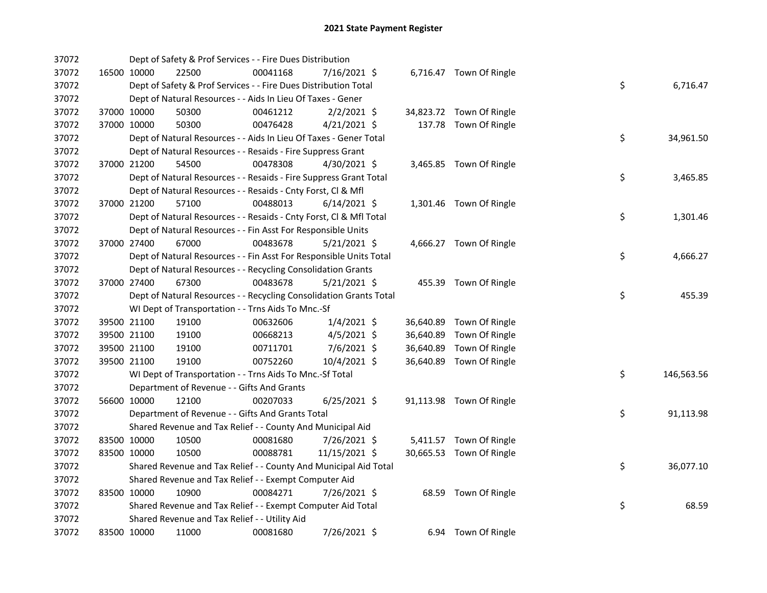# 2021 State Payment Register

| | | | | | | | | |
|---|---|---|---|---|---|---|---|---|
| 37072 | | | Dept of Safety & Prof Services - - Fire Dues Distribution | | | | | |
| 37072 | 16500 10000 | 22500 | 00041168 | 7/16/2021 $ | 6,716.47 | Town Of Ringle | | |
| 37072 | | | Dept of Safety & Prof Services - - Fire Dues Distribution Total | | | | $ | 6,716.47 |
| 37072 | | | Dept of Natural Resources - - Aids In Lieu Of Taxes - Gener | | | | | |
| 37072 | 37000 10000 | 50300 | 00461212 | 2/2/2021 $ | 34,823.72 | Town Of Ringle | | |
| 37072 | 37000 10000 | 50300 | 00476428 | 4/21/2021 $ | 137.78 | Town Of Ringle | | |
| 37072 | | | Dept of Natural Resources - - Aids In Lieu Of Taxes - Gener Total | | | | $ | 34,961.50 |
| 37072 | | | Dept of Natural Resources - - Resaids - Fire Suppress Grant | | | | | |
| 37072 | 37000 21200 | 54500 | 00478308 | 4/30/2021 $ | 3,465.85 | Town Of Ringle | | |
| 37072 | | | Dept of Natural Resources - - Resaids - Fire Suppress Grant Total | | | | $ | 3,465.85 |
| 37072 | | | Dept of Natural Resources - - Resaids - Cnty Forst, Cl & Mfl | | | | | |
| 37072 | 37000 21200 | 57100 | 00488013 | 6/14/2021 $ | 1,301.46 | Town Of Ringle | | |
| 37072 | | | Dept of Natural Resources - - Resaids - Cnty Forst, Cl & Mfl Total | | | | $ | 1,301.46 |
| 37072 | | | Dept of Natural Resources - - Fin Asst For Responsible Units | | | | | |
| 37072 | 37000 27400 | 67000 | 00483678 | 5/21/2021 $ | 4,666.27 | Town Of Ringle | | |
| 37072 | | | Dept of Natural Resources - - Fin Asst For Responsible Units Total | | | | $ | 4,666.27 |
| 37072 | | | Dept of Natural Resources - - Recycling Consolidation Grants | | | | | |
| 37072 | 37000 27400 | 67300 | 00483678 | 5/21/2021 $ | 455.39 | Town Of Ringle | | |
| 37072 | | | Dept of Natural Resources - - Recycling Consolidation Grants Total | | | | $ | 455.39 |
| 37072 | | | WI Dept of Transportation - - Trns Aids To Mnc.-Sf | | | | | |
| 37072 | 39500 21100 | 19100 | 00632606 | 1/4/2021 $ | 36,640.89 | Town Of Ringle | | |
| 37072 | 39500 21100 | 19100 | 00668213 | 4/5/2021 $ | 36,640.89 | Town Of Ringle | | |
| 37072 | 39500 21100 | 19100 | 00711701 | 7/6/2021 $ | 36,640.89 | Town Of Ringle | | |
| 37072 | 39500 21100 | 19100 | 00752260 | 10/4/2021 $ | 36,640.89 | Town Of Ringle | | |
| 37072 | | | WI Dept of Transportation - - Trns Aids To Mnc.-Sf Total | | | | $ | 146,563.56 |
| 37072 | | | Department of Revenue - - Gifts And Grants | | | | | |
| 37072 | 56600 10000 | 12100 | 00207033 | 6/25/2021 $ | 91,113.98 | Town Of Ringle | | |
| 37072 | | | Department of Revenue - - Gifts And Grants Total | | | | $ | 91,113.98 |
| 37072 | | | Shared Revenue and Tax Relief - - County And Municipal Aid | | | | | |
| 37072 | 83500 10000 | 10500 | 00081680 | 7/26/2021 $ | 5,411.57 | Town Of Ringle | | |
| 37072 | 83500 10000 | 10500 | 00088781 | 11/15/2021 $ | 30,665.53 | Town Of Ringle | | |
| 37072 | | | Shared Revenue and Tax Relief - - County And Municipal Aid Total | | | | $ | 36,077.10 |
| 37072 | | | Shared Revenue and Tax Relief - - Exempt Computer Aid | | | | | |
| 37072 | 83500 10000 | 10900 | 00084271 | 7/26/2021 $ | 68.59 | Town Of Ringle | | |
| 37072 | | | Shared Revenue and Tax Relief - - Exempt Computer Aid Total | | | | $ | 68.59 |
| 37072 | | | Shared Revenue and Tax Relief - - Utility Aid | | | | | |
| 37072 | 83500 10000 | 11000 | 00081680 | 7/26/2021 $ | 6.94 | Town Of Ringle | | |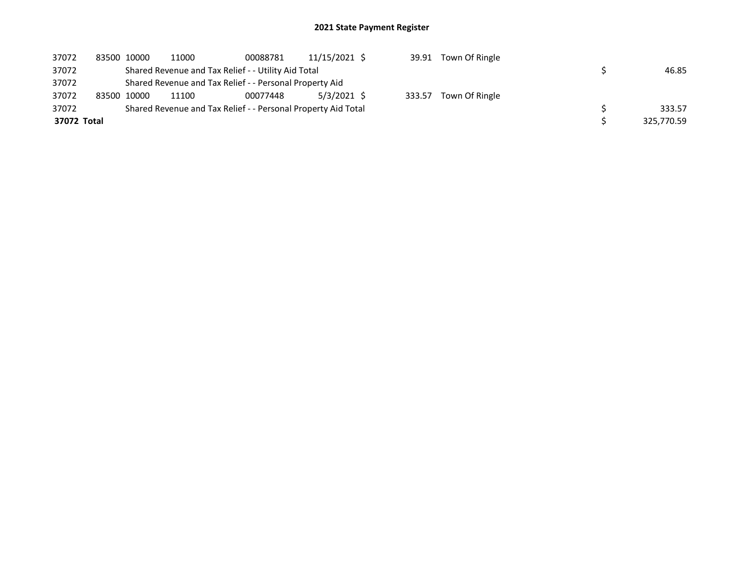## 2021 State Payment Register

| | | | | | | | | | |
|---|---|---|---|---|---|---|---|---|---|
| 37072 | 83500 | 10000 | 11000 | 00088781 | 11/15/2021 | $ 39.91 | Town Of Ringle | | |
| 37072 | | Shared Revenue and Tax Relief - - Utility Aid Total | | | | | | $ | 46.85 |
| 37072 | | Shared Revenue and Tax Relief - - Personal Property Aid | | | | | | | |
| 37072 | 83500 | 10000 | 11100 | 00077448 | 5/3/2021 | $ 333.57 | Town Of Ringle | | |
| 37072 | | Shared Revenue and Tax Relief - - Personal Property Aid Total | | | | | | $ | 333.57 |
| **37072 Total** | | | | | | | | $ | 325,770.59 |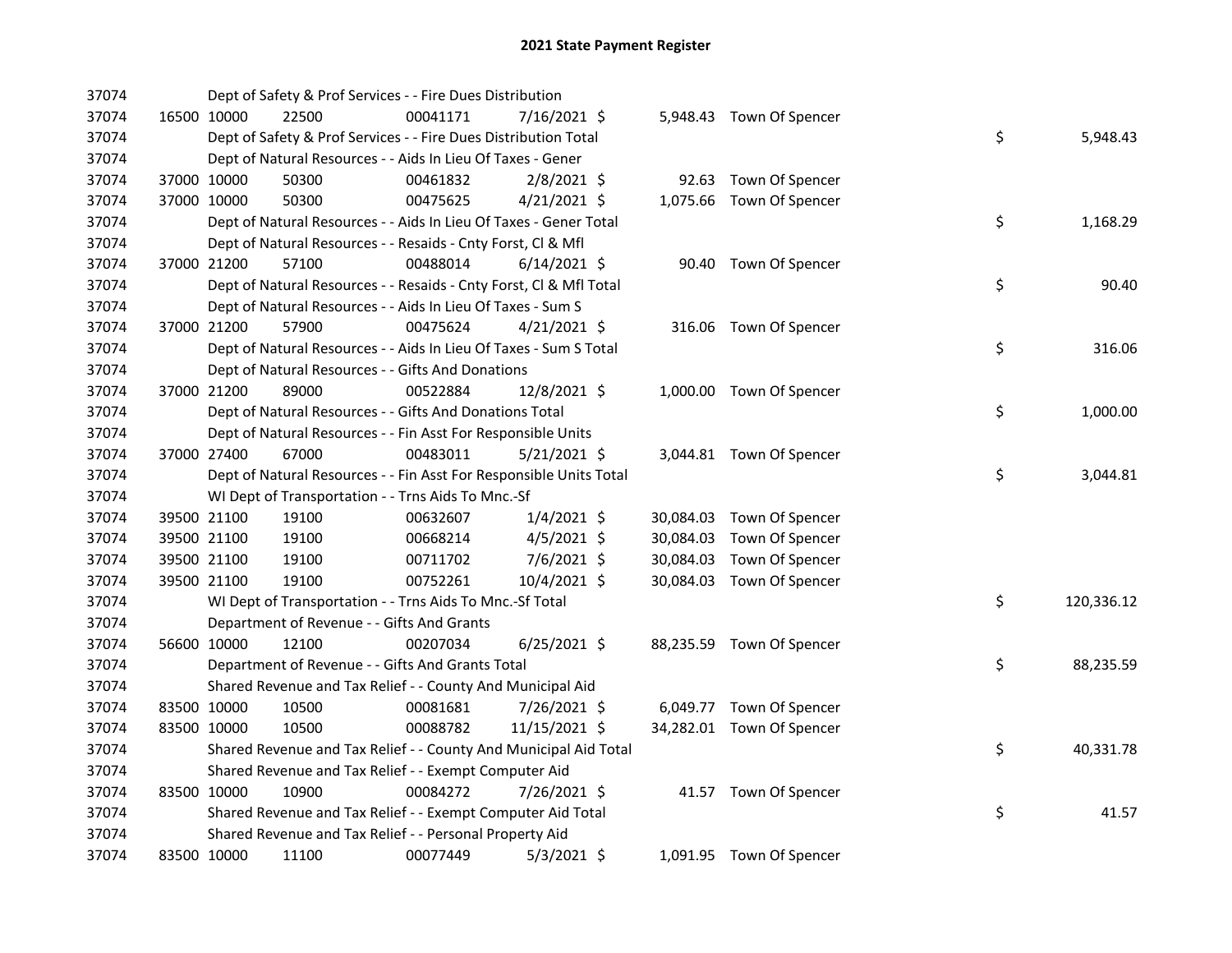# 2021 State Payment Register

| | | | | | | | | | |
|---|---|---|---|---|---|---|---|---|---|
| 37074 | | | Dept of Safety & Prof Services - - Fire Dues Distribution | | | | | | |
| 37074 | 16500 | 10000 | 22500 | 00041171 | 7/16/2021 | $ 5,948.43 | Town Of Spencer | | |
| 37074 | | | Dept of Safety & Prof Services - - Fire Dues Distribution Total | | | | | $ | 5,948.43 |
| 37074 | | | Dept of Natural Resources - - Aids In Lieu Of Taxes - Gener | | | | | | |
| 37074 | 37000 | 10000 | 50300 | 00461832 | 2/8/2021 | $ 92.63 | Town Of Spencer | | |
| 37074 | 37000 | 10000 | 50300 | 00475625 | 4/21/2021 | $ 1,075.66 | Town Of Spencer | | |
| 37074 | | | Dept of Natural Resources - - Aids In Lieu Of Taxes - Gener Total | | | | | $ | 1,168.29 |
| 37074 | | | Dept of Natural Resources - - Resaids - Cnty Forst, Cl & Mfl | | | | | | |
| 37074 | 37000 | 21200 | 57100 | 00488014 | 6/14/2021 | $ 90.40 | Town Of Spencer | | |
| 37074 | | | Dept of Natural Resources - - Resaids - Cnty Forst, Cl & Mfl Total | | | | | $ | 90.40 |
| 37074 | | | Dept of Natural Resources - - Aids In Lieu Of Taxes - Sum S | | | | | | |
| 37074 | 37000 | 21200 | 57900 | 00475624 | 4/21/2021 | $ 316.06 | Town Of Spencer | | |
| 37074 | | | Dept of Natural Resources - - Aids In Lieu Of Taxes - Sum S Total | | | | | $ | 316.06 |
| 37074 | | | Dept of Natural Resources - - Gifts And Donations | | | | | | |
| 37074 | 37000 | 21200 | 89000 | 00522884 | 12/8/2021 | $ 1,000.00 | Town Of Spencer | | |
| 37074 | | | Dept of Natural Resources - - Gifts And Donations Total | | | | | $ | 1,000.00 |
| 37074 | | | Dept of Natural Resources - - Fin Asst For Responsible Units | | | | | | |
| 37074 | 37000 | 27400 | 67000 | 00483011 | 5/21/2021 | $ 3,044.81 | Town Of Spencer | | |
| 37074 | | | Dept of Natural Resources - - Fin Asst For Responsible Units Total | | | | | $ | 3,044.81 |
| 37074 | | | WI Dept of Transportation - - Trns Aids To Mnc.-Sf | | | | | | |
| 37074 | 39500 | 21100 | 19100 | 00632607 | 1/4/2021 | $ 30,084.03 | Town Of Spencer | | |
| 37074 | 39500 | 21100 | 19100 | 00668214 | 4/5/2021 | $ 30,084.03 | Town Of Spencer | | |
| 37074 | 39500 | 21100 | 19100 | 00711702 | 7/6/2021 | $ 30,084.03 | Town Of Spencer | | |
| 37074 | 39500 | 21100 | 19100 | 00752261 | 10/4/2021 | $ 30,084.03 | Town Of Spencer | | |
| 37074 | | | WI Dept of Transportation - - Trns Aids To Mnc.-Sf Total | | | | | $ | 120,336.12 |
| 37074 | | | Department of Revenue - - Gifts And Grants | | | | | | |
| 37074 | 56600 | 10000 | 12100 | 00207034 | 6/25/2021 | $ 88,235.59 | Town Of Spencer | | |
| 37074 | | | Department of Revenue - - Gifts And Grants Total | | | | | $ | 88,235.59 |
| 37074 | | | Shared Revenue and Tax Relief - - County And Municipal Aid | | | | | | |
| 37074 | 83500 | 10000 | 10500 | 00081681 | 7/26/2021 | $ 6,049.77 | Town Of Spencer | | |
| 37074 | 83500 | 10000 | 10500 | 00088782 | 11/15/2021 | $ 34,282.01 | Town Of Spencer | | |
| 37074 | | | Shared Revenue and Tax Relief - - County And Municipal Aid Total | | | | | $ | 40,331.78 |
| 37074 | | | Shared Revenue and Tax Relief - - Exempt Computer Aid | | | | | | |
| 37074 | 83500 | 10000 | 10900 | 00084272 | 7/26/2021 | $ 41.57 | Town Of Spencer | | |
| 37074 | | | Shared Revenue and Tax Relief - - Exempt Computer Aid Total | | | | | $ | 41.57 |
| 37074 | | | Shared Revenue and Tax Relief - - Personal Property Aid | | | | | | |
| 37074 | 83500 | 10000 | 11100 | 00077449 | 5/3/2021 | $ 1,091.95 | Town Of Spencer | | |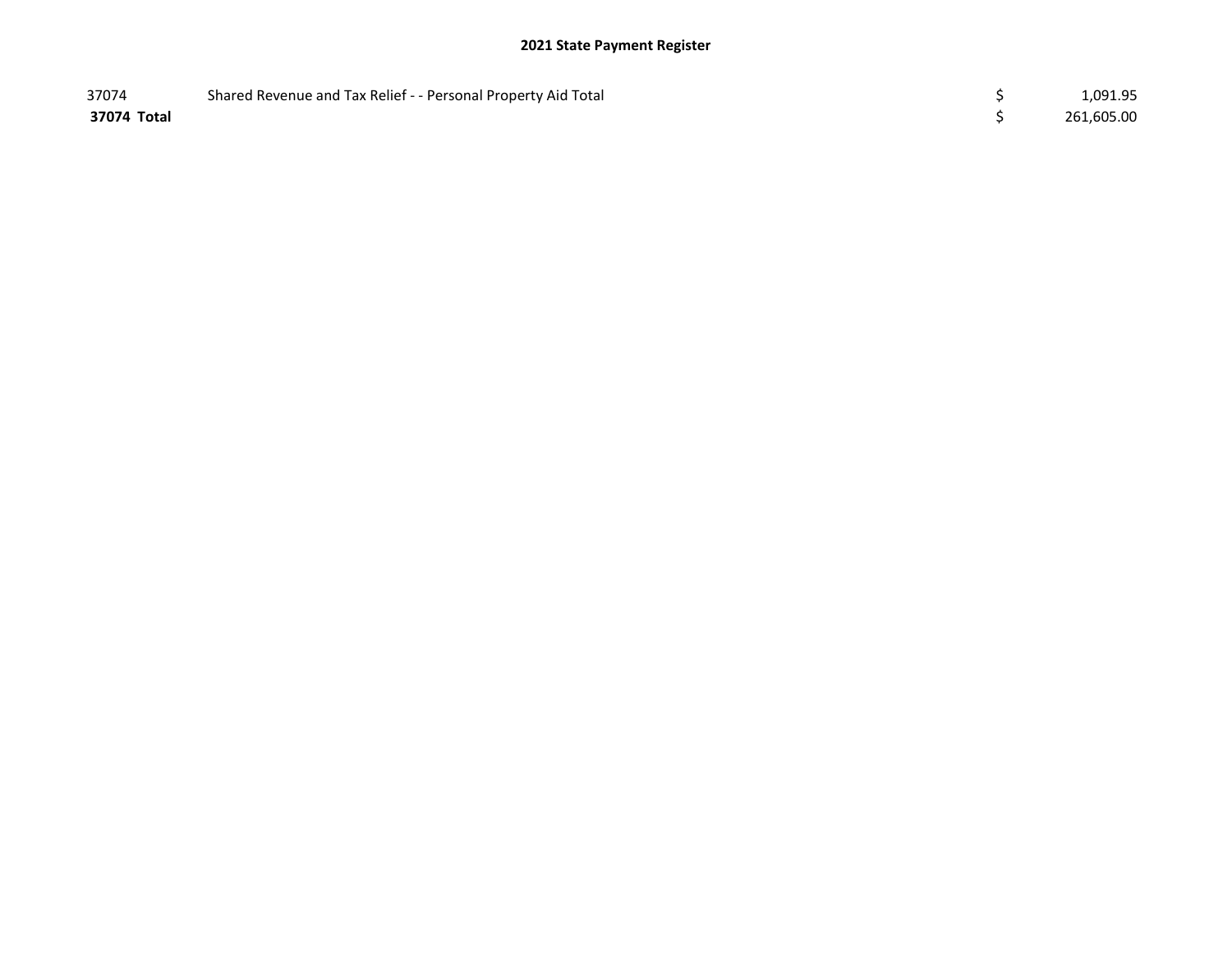# 2021 State Payment Register

| | | | |
|---|---|---|---|
| 37074 | Shared Revenue and Tax Relief - - Personal Property Aid Total | $ | 1,091.95 |
| **37074 Total** | | $ | 261,605.00 |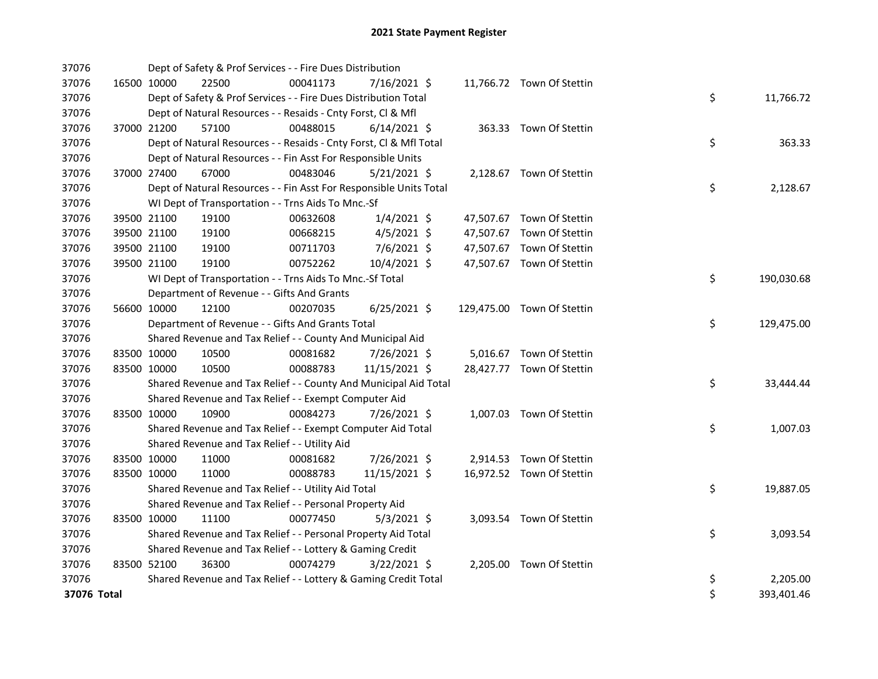# 2021 State Payment Register

| | | | | | | | | | |
|---|---|---|---|---|---|---|---|---|---|
| 37076 | | | Dept of Safety & Prof Services - - Fire Dues Distribution | | | | | | |
| 37076 | 16500 | 10000 | 22500 | 00041173 | 7/16/2021 | $ 11,766.72 | Town Of Stettin | | |
| 37076 | | | Dept of Safety & Prof Services - - Fire Dues Distribution Total | | | | | $ | 11,766.72 |
| 37076 | | | Dept of Natural Resources - - Resaids - Cnty Forst, Cl & Mfl | | | | | | |
| 37076 | 37000 | 21200 | 57100 | 00488015 | 6/14/2021 | $ 363.33 | Town Of Stettin | | |
| 37076 | | | Dept of Natural Resources - - Resaids - Cnty Forst, Cl & Mfl Total | | | | | $ | 363.33 |
| 37076 | | | Dept of Natural Resources - - Fin Asst For Responsible Units | | | | | | |
| 37076 | 37000 | 27400 | 67000 | 00483046 | 5/21/2021 | $ 2,128.67 | Town Of Stettin | | |
| 37076 | | | Dept of Natural Resources - - Fin Asst For Responsible Units Total | | | | | $ | 2,128.67 |
| 37076 | | | WI Dept of Transportation - - Trns Aids To Mnc.-Sf | | | | | | |
| 37076 | 39500 | 21100 | 19100 | 00632608 | 1/4/2021 | $ 47,507.67 | Town Of Stettin | | |
| 37076 | 39500 | 21100 | 19100 | 00668215 | 4/5/2021 | $ 47,507.67 | Town Of Stettin | | |
| 37076 | 39500 | 21100 | 19100 | 00711703 | 7/6/2021 | $ 47,507.67 | Town Of Stettin | | |
| 37076 | 39500 | 21100 | 19100 | 00752262 | 10/4/2021 | $ 47,507.67 | Town Of Stettin | | |
| 37076 | | | WI Dept of Transportation - - Trns Aids To Mnc.-Sf Total | | | | | $ | 190,030.68 |
| 37076 | | | Department of Revenue - - Gifts And Grants | | | | | | |
| 37076 | 56600 | 10000 | 12100 | 00207035 | 6/25/2021 | $ 129,475.00 | Town Of Stettin | | |
| 37076 | | | Department of Revenue - - Gifts And Grants Total | | | | | $ | 129,475.00 |
| 37076 | | | Shared Revenue and Tax Relief - - County And Municipal Aid | | | | | | |
| 37076 | 83500 | 10000 | 10500 | 00081682 | 7/26/2021 | $ 5,016.67 | Town Of Stettin | | |
| 37076 | 83500 | 10000 | 10500 | 00088783 | 11/15/2021 | $ 28,427.77 | Town Of Stettin | | |
| 37076 | | | Shared Revenue and Tax Relief - - County And Municipal Aid Total | | | | | $ | 33,444.44 |
| 37076 | | | Shared Revenue and Tax Relief - - Exempt Computer Aid | | | | | | |
| 37076 | 83500 | 10000 | 10900 | 00084273 | 7/26/2021 | $ 1,007.03 | Town Of Stettin | | |
| 37076 | | | Shared Revenue and Tax Relief - - Exempt Computer Aid Total | | | | | $ | 1,007.03 |
| 37076 | | | Shared Revenue and Tax Relief - - Utility Aid | | | | | | |
| 37076 | 83500 | 10000 | 11000 | 00081682 | 7/26/2021 | $ 2,914.53 | Town Of Stettin | | |
| 37076 | 83500 | 10000 | 11000 | 00088783 | 11/15/2021 | $ 16,972.52 | Town Of Stettin | | |
| 37076 | | | Shared Revenue and Tax Relief - - Utility Aid Total | | | | | $ | 19,887.05 |
| 37076 | | | Shared Revenue and Tax Relief - - Personal Property Aid | | | | | | |
| 37076 | 83500 | 10000 | 11100 | 00077450 | 5/3/2021 | $ 3,093.54 | Town Of Stettin | | |
| 37076 | | | Shared Revenue and Tax Relief - - Personal Property Aid Total | | | | | $ | 3,093.54 |
| 37076 | | | Shared Revenue and Tax Relief - - Lottery & Gaming Credit | | | | | | |
| 37076 | 83500 | 52100 | 36300 | 00074279 | 3/22/2021 | $ 2,205.00 | Town Of Stettin | | |
| 37076 | | | Shared Revenue and Tax Relief - - Lottery & Gaming Credit Total | | | | | $ | 2,205.00 |
| **37076 Total** | | | | | | | | $ | 393,401.46 |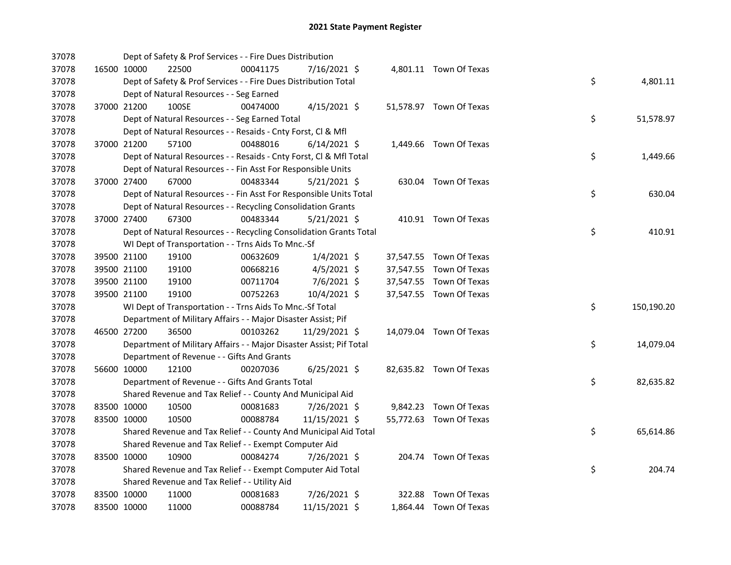# 2021 State Payment Register

| | | | | | | | | | |
|---|---|---|---|---|---|---|---|---|---|
| 37078 | | | Dept of Safety & Prof Services - - Fire Dues Distribution | | | | | | |
| 37078 | 16500 | 10000 | 22500 | 00041175 | 7/16/2021 | $ 4,801.11 | Town Of Texas | | |
| 37078 | | | Dept of Safety & Prof Services - - Fire Dues Distribution Total | | | | | $ | 4,801.11 |
| 37078 | | | Dept of Natural Resources - - Seg Earned | | | | | | |
| 37078 | 37000 | 21200 | 100SE | 00474000 | 4/15/2021 | $ 51,578.97 | Town Of Texas | | |
| 37078 | | | Dept of Natural Resources - - Seg Earned Total | | | | | $ | 51,578.97 |
| 37078 | | | Dept of Natural Resources - - Resaids - Cnty Forst, Cl & Mfl | | | | | | |
| 37078 | 37000 | 21200 | 57100 | 00488016 | 6/14/2021 | $ 1,449.66 | Town Of Texas | | |
| 37078 | | | Dept of Natural Resources - - Resaids - Cnty Forst, Cl & Mfl Total | | | | | $ | 1,449.66 |
| 37078 | | | Dept of Natural Resources - - Fin Asst For Responsible Units | | | | | | |
| 37078 | 37000 | 27400 | 67000 | 00483344 | 5/21/2021 | $ 630.04 | Town Of Texas | | |
| 37078 | | | Dept of Natural Resources - - Fin Asst For Responsible Units Total | | | | | $ | 630.04 |
| 37078 | | | Dept of Natural Resources - - Recycling Consolidation Grants | | | | | | |
| 37078 | 37000 | 27400 | 67300 | 00483344 | 5/21/2021 | $ 410.91 | Town Of Texas | | |
| 37078 | | | Dept of Natural Resources - - Recycling Consolidation Grants Total | | | | | $ | 410.91 |
| 37078 | | | WI Dept of Transportation - - Trns Aids To Mnc.-Sf | | | | | | |
| 37078 | 39500 | 21100 | 19100 | 00632609 | 1/4/2021 | $ 37,547.55 | Town Of Texas | | |
| 37078 | 39500 | 21100 | 19100 | 00668216 | 4/5/2021 | $ 37,547.55 | Town Of Texas | | |
| 37078 | 39500 | 21100 | 19100 | 00711704 | 7/6/2021 | $ 37,547.55 | Town Of Texas | | |
| 37078 | 39500 | 21100 | 19100 | 00752263 | 10/4/2021 | $ 37,547.55 | Town Of Texas | | |
| 37078 | | | WI Dept of Transportation - - Trns Aids To Mnc.-Sf Total | | | | | $ | 150,190.20 |
| 37078 | | | Department of Military Affairs - - Major Disaster Assist; Pif | | | | | | |
| 37078 | 46500 | 27200 | 36500 | 00103262 | 11/29/2021 | $ 14,079.04 | Town Of Texas | | |
| 37078 | | | Department of Military Affairs - - Major Disaster Assist; Pif Total | | | | | $ | 14,079.04 |
| 37078 | | | Department of Revenue - - Gifts And Grants | | | | | | |
| 37078 | 56600 | 10000 | 12100 | 00207036 | 6/25/2021 | $ 82,635.82 | Town Of Texas | | |
| 37078 | | | Department of Revenue - - Gifts And Grants Total | | | | | $ | 82,635.82 |
| 37078 | | | Shared Revenue and Tax Relief - - County And Municipal Aid | | | | | | |
| 37078 | 83500 | 10000 | 10500 | 00081683 | 7/26/2021 | $ 9,842.23 | Town Of Texas | | |
| 37078 | 83500 | 10000 | 10500 | 00088784 | 11/15/2021 | $ 55,772.63 | Town Of Texas | | |
| 37078 | | | Shared Revenue and Tax Relief - - County And Municipal Aid Total | | | | | $ | 65,614.86 |
| 37078 | | | Shared Revenue and Tax Relief - - Exempt Computer Aid | | | | | | |
| 37078 | 83500 | 10000 | 10900 | 00084274 | 7/26/2021 | $ 204.74 | Town Of Texas | | |
| 37078 | | | Shared Revenue and Tax Relief - - Exempt Computer Aid Total | | | | | $ | 204.74 |
| 37078 | | | Shared Revenue and Tax Relief - - Utility Aid | | | | | | |
| 37078 | 83500 | 10000 | 11000 | 00081683 | 7/26/2021 | $ 322.88 | Town Of Texas | | |
| 37078 | 83500 | 10000 | 11000 | 00088784 | 11/15/2021 | $ 1,864.44 | Town Of Texas | | |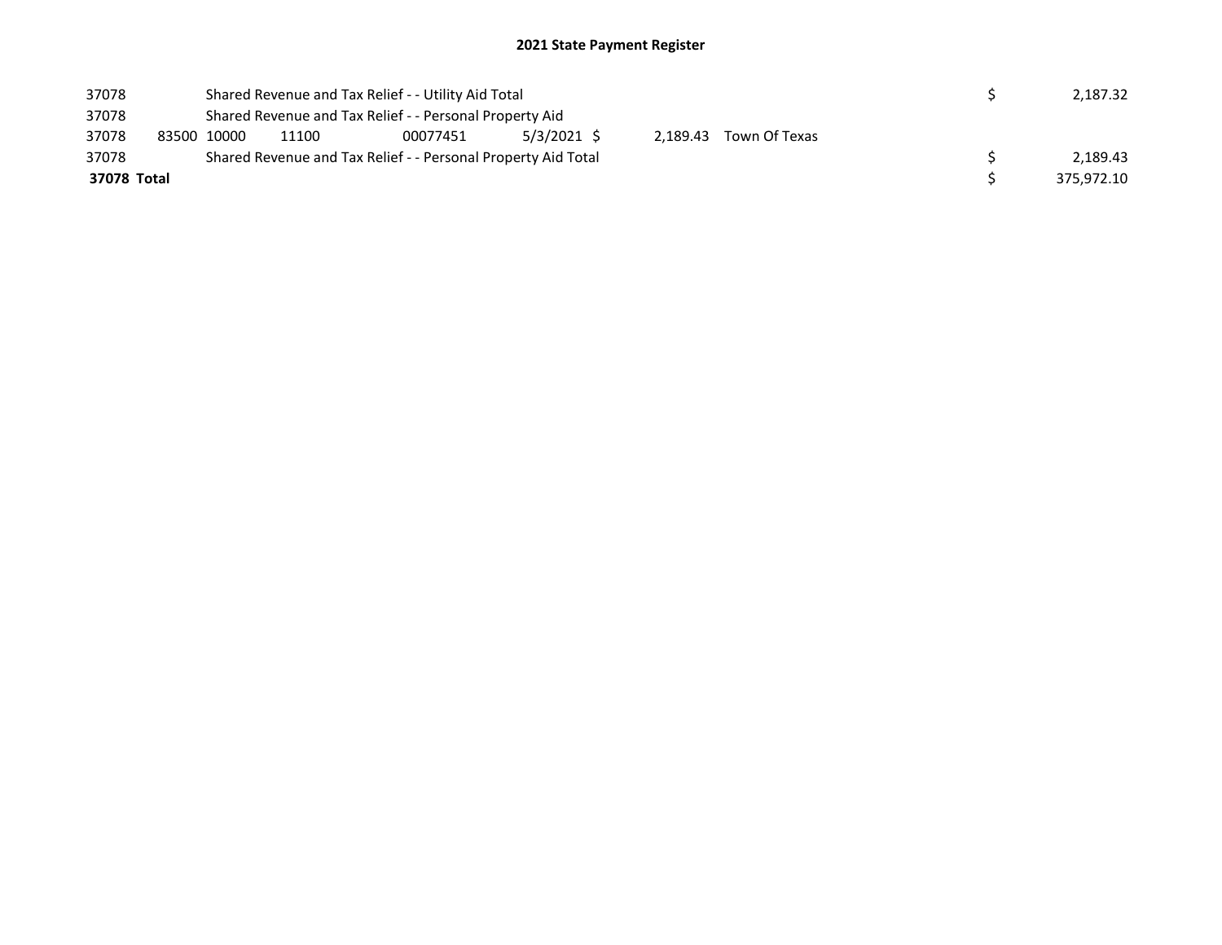# 2021 State Payment Register

| | | | | | | | | | |
|---|---|---|---|---|---|---|---|---|---|
| 37078 | | Shared Revenue and Tax Relief - - Utility Aid Total | | | | | | $ | 2,187.32 |
| 37078 | | Shared Revenue and Tax Relief - - Personal Property Aid | | | | | | | |
| 37078 | 83500 | 10000 | 11100 | 00077451 | 5/3/2021 | $ 2,189.43 | Town Of Texas | | |
| 37078 | | Shared Revenue and Tax Relief - - Personal Property Aid Total | | | | | | $ | 2,189.43 |
| **37078 Total** | | | | | | | | $ | 375,972.10 |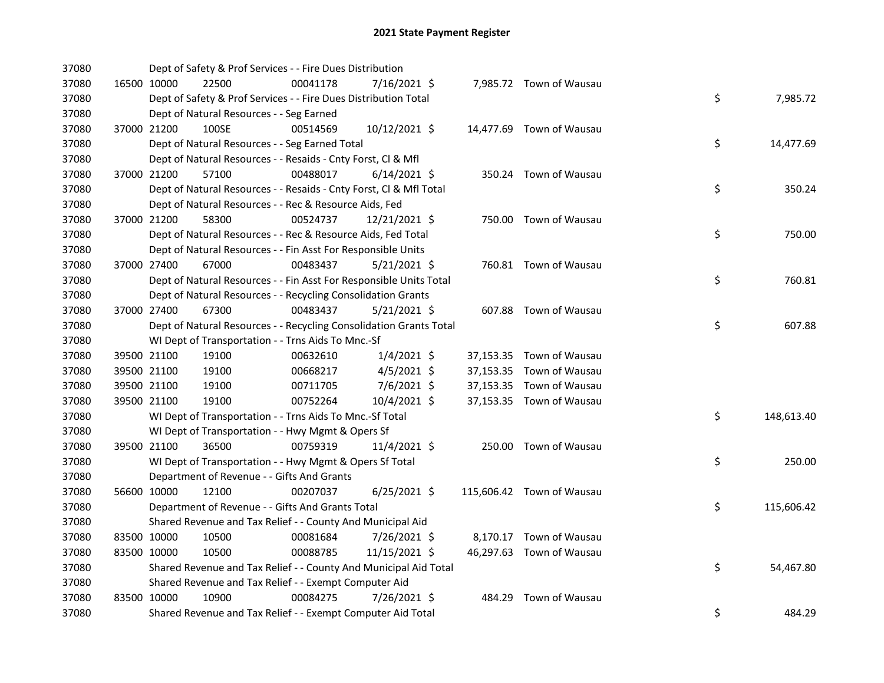# 2021 State Payment Register

| | | | | | | | | | |
|---|---|---|---|---|---|---|---|---|---|
| 37080 | | | Dept of Safety & Prof Services - - Fire Dues Distribution | | | | | | |
| 37080 | 16500 | 10000 | 22500 | 00041178 | 7/16/2021 | $ 7,985.72 | Town of Wausau | | |
| 37080 | | | Dept of Safety & Prof Services - - Fire Dues Distribution Total | | | | | $ | 7,985.72 |
| 37080 | | | Dept of Natural Resources - - Seg Earned | | | | | | |
| 37080 | 37000 | 21200 | 100SE | 00514569 | 10/12/2021 | $ 14,477.69 | Town of Wausau | | |
| 37080 | | | Dept of Natural Resources - - Seg Earned Total | | | | | $ | 14,477.69 |
| 37080 | | | Dept of Natural Resources - - Resaids - Cnty Forst, Cl & Mfl | | | | | | |
| 37080 | 37000 | 21200 | 57100 | 00488017 | 6/14/2021 | $ 350.24 | Town of Wausau | | |
| 37080 | | | Dept of Natural Resources - - Resaids - Cnty Forst, Cl & Mfl Total | | | | | $ | 350.24 |
| 37080 | | | Dept of Natural Resources - - Rec & Resource Aids, Fed | | | | | | |
| 37080 | 37000 | 21200 | 58300 | 00524737 | 12/21/2021 | $ 750.00 | Town of Wausau | | |
| 37080 | | | Dept of Natural Resources - - Rec & Resource Aids, Fed Total | | | | | $ | 750.00 |
| 37080 | | | Dept of Natural Resources - - Fin Asst For Responsible Units | | | | | | |
| 37080 | 37000 | 27400 | 67000 | 00483437 | 5/21/2021 | $ 760.81 | Town of Wausau | | |
| 37080 | | | Dept of Natural Resources - - Fin Asst For Responsible Units Total | | | | | $ | 760.81 |
| 37080 | | | Dept of Natural Resources - - Recycling Consolidation Grants | | | | | | |
| 37080 | 37000 | 27400 | 67300 | 00483437 | 5/21/2021 | $ 607.88 | Town of Wausau | | |
| 37080 | | | Dept of Natural Resources - - Recycling Consolidation Grants Total | | | | | $ | 607.88 |
| 37080 | | | WI Dept of Transportation - - Trns Aids To Mnc.-Sf | | | | | | |
| 37080 | 39500 | 21100 | 19100 | 00632610 | 1/4/2021 | $ 37,153.35 | Town of Wausau | | |
| 37080 | 39500 | 21100 | 19100 | 00668217 | 4/5/2021 | $ 37,153.35 | Town of Wausau | | |
| 37080 | 39500 | 21100 | 19100 | 00711705 | 7/6/2021 | $ 37,153.35 | Town of Wausau | | |
| 37080 | 39500 | 21100 | 19100 | 00752264 | 10/4/2021 | $ 37,153.35 | Town of Wausau | | |
| 37080 | | | WI Dept of Transportation - - Trns Aids To Mnc.-Sf Total | | | | | $ | 148,613.40 |
| 37080 | | | WI Dept of Transportation - - Hwy Mgmt & Opers Sf | | | | | | |
| 37080 | 39500 | 21100 | 36500 | 00759319 | 11/4/2021 | $ 250.00 | Town of Wausau | | |
| 37080 | | | WI Dept of Transportation - - Hwy Mgmt & Opers Sf Total | | | | | $ | 250.00 |
| 37080 | | | Department of Revenue - - Gifts And Grants | | | | | | |
| 37080 | 56600 | 10000 | 12100 | 00207037 | 6/25/2021 | $ 115,606.42 | Town of Wausau | | |
| 37080 | | | Department of Revenue - - Gifts And Grants Total | | | | | $ | 115,606.42 |
| 37080 | | | Shared Revenue and Tax Relief - - County And Municipal Aid | | | | | | |
| 37080 | 83500 | 10000 | 10500 | 00081684 | 7/26/2021 | $ 8,170.17 | Town of Wausau | | |
| 37080 | 83500 | 10000 | 10500 | 00088785 | 11/15/2021 | $ 46,297.63 | Town of Wausau | | |
| 37080 | | | Shared Revenue and Tax Relief - - County And Municipal Aid Total | | | | | $ | 54,467.80 |
| 37080 | | | Shared Revenue and Tax Relief - - Exempt Computer Aid | | | | | | |
| 37080 | 83500 | 10000 | 10900 | 00084275 | 7/26/2021 | $ 484.29 | Town of Wausau | | |
| 37080 | | | Shared Revenue and Tax Relief - - Exempt Computer Aid Total | | | | | $ | 484.29 |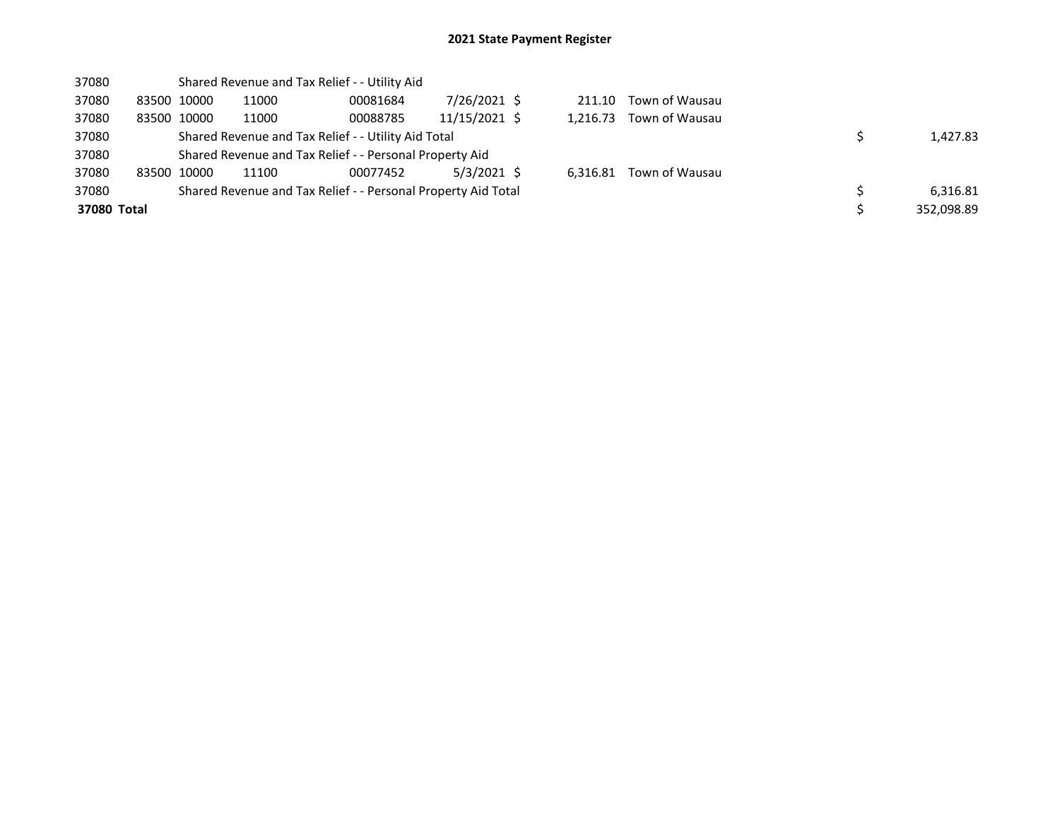## 2021 State Payment Register

| | | | | | | | | | |
|---|---|---|---|---|---|---|---|---|---|
| 37080 | | Shared Revenue and Tax Relief - - Utility Aid | | | | | | | |
| 37080 | 83500 | 10000 | 11000 | 00081684 | 7/26/2021 | $ 211.10 | Town of Wausau | | |
| 37080 | 83500 | 10000 | 11000 | 00088785 | 11/15/2021 | $ 1,216.73 | Town of Wausau | | |
| 37080 | | Shared Revenue and Tax Relief - - Utility Aid Total | | | | | | $ | 1,427.83 |
| 37080 | | Shared Revenue and Tax Relief - - Personal Property Aid | | | | | | | |
| 37080 | 83500 | 10000 | 11100 | 00077452 | 5/3/2021 | $ 6,316.81 | Town of Wausau | | |
| 37080 | | Shared Revenue and Tax Relief - - Personal Property Aid Total | | | | | | $ | 6,316.81 |
| **37080 Total** | | | | | | | | $ | 352,098.89 |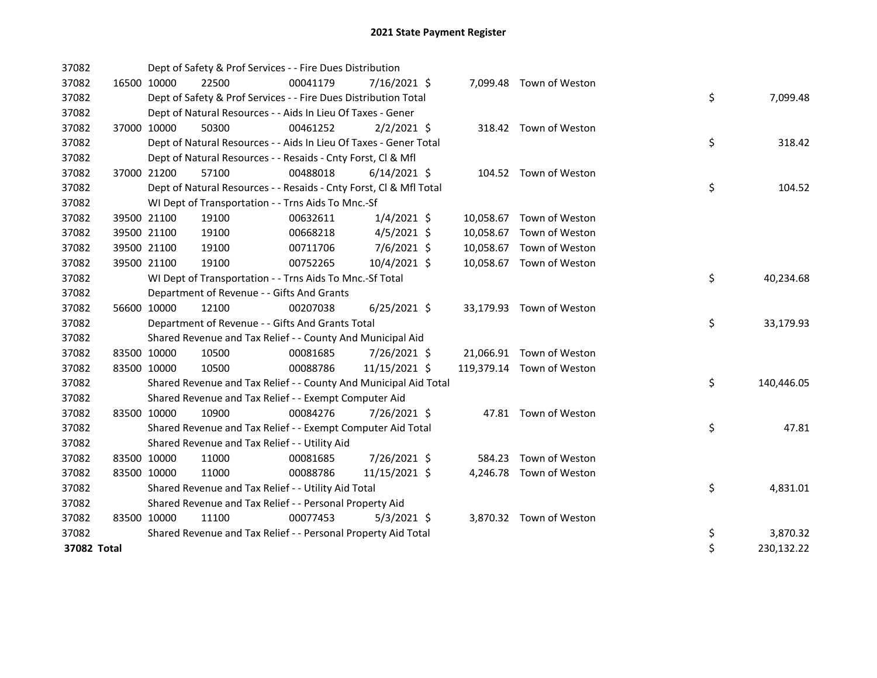# 2021 State Payment Register

| | | | | | | | | | |
|---|---|---|---|---|---|---|---|---|---|
| 37082 | | Dept of Safety & Prof Services - - Fire Dues Distribution | | | | | | | |
| 37082 | 16500 | 10000 | 22500 | 00041179 | 7/16/2021 | $ 7,099.48 | Town of Weston | | |
| 37082 | | Dept of Safety & Prof Services - - Fire Dues Distribution Total | | | | | | $ | 7,099.48 |
| 37082 | | Dept of Natural Resources - - Aids In Lieu Of Taxes - Gener | | | | | | | |
| 37082 | 37000 | 10000 | 50300 | 00461252 | 2/2/2021 | $ 318.42 | Town of Weston | | |
| 37082 | | Dept of Natural Resources - - Aids In Lieu Of Taxes - Gener Total | | | | | | $ | 318.42 |
| 37082 | | Dept of Natural Resources - - Resaids - Cnty Forst, Cl & Mfl | | | | | | | |
| 37082 | 37000 | 21200 | 57100 | 00488018 | 6/14/2021 | $ 104.52 | Town of Weston | | |
| 37082 | | Dept of Natural Resources - - Resaids - Cnty Forst, Cl & Mfl Total | | | | | | $ | 104.52 |
| 37082 | | WI Dept of Transportation - - Trns Aids To Mnc.-Sf | | | | | | | |
| 37082 | 39500 | 21100 | 19100 | 00632611 | 1/4/2021 | $ 10,058.67 | Town of Weston | | |
| 37082 | 39500 | 21100 | 19100 | 00668218 | 4/5/2021 | $ 10,058.67 | Town of Weston | | |
| 37082 | 39500 | 21100 | 19100 | 00711706 | 7/6/2021 | $ 10,058.67 | Town of Weston | | |
| 37082 | 39500 | 21100 | 19100 | 00752265 | 10/4/2021 | $ 10,058.67 | Town of Weston | | |
| 37082 | | WI Dept of Transportation - - Trns Aids To Mnc.-Sf Total | | | | | | $ | 40,234.68 |
| 37082 | | Department of Revenue - - Gifts And Grants | | | | | | | |
| 37082 | 56600 | 10000 | 12100 | 00207038 | 6/25/2021 | $ 33,179.93 | Town of Weston | | |
| 37082 | | Department of Revenue - - Gifts And Grants Total | | | | | | $ | 33,179.93 |
| 37082 | | Shared Revenue and Tax Relief - - County And Municipal Aid | | | | | | | |
| 37082 | 83500 | 10000 | 10500 | 00081685 | 7/26/2021 | $ 21,066.91 | Town of Weston | | |
| 37082 | 83500 | 10000 | 10500 | 00088786 | 11/15/2021 | $ 119,379.14 | Town of Weston | | |
| 37082 | | Shared Revenue and Tax Relief - - County And Municipal Aid Total | | | | | | $ | 140,446.05 |
| 37082 | | Shared Revenue and Tax Relief - - Exempt Computer Aid | | | | | | | |
| 37082 | 83500 | 10000 | 10900 | 00084276 | 7/26/2021 | $ 47.81 | Town of Weston | | |
| 37082 | | Shared Revenue and Tax Relief - - Exempt Computer Aid Total | | | | | | $ | 47.81 |
| 37082 | | Shared Revenue and Tax Relief - - Utility Aid | | | | | | | |
| 37082 | 83500 | 10000 | 11000 | 00081685 | 7/26/2021 | $ 584.23 | Town of Weston | | |
| 37082 | 83500 | 10000 | 11000 | 00088786 | 11/15/2021 | $ 4,246.78 | Town of Weston | | |
| 37082 | | Shared Revenue and Tax Relief - - Utility Aid Total | | | | | | $ | 4,831.01 |
| 37082 | | Shared Revenue and Tax Relief - - Personal Property Aid | | | | | | | |
| 37082 | 83500 | 10000 | 11100 | 00077453 | 5/3/2021 | $ 3,870.32 | Town of Weston | | |
| 37082 | | Shared Revenue and Tax Relief - - Personal Property Aid Total | | | | | | $ | 3,870.32 |
| **37082 Total** | | | | | | | | $ | 230,132.22 |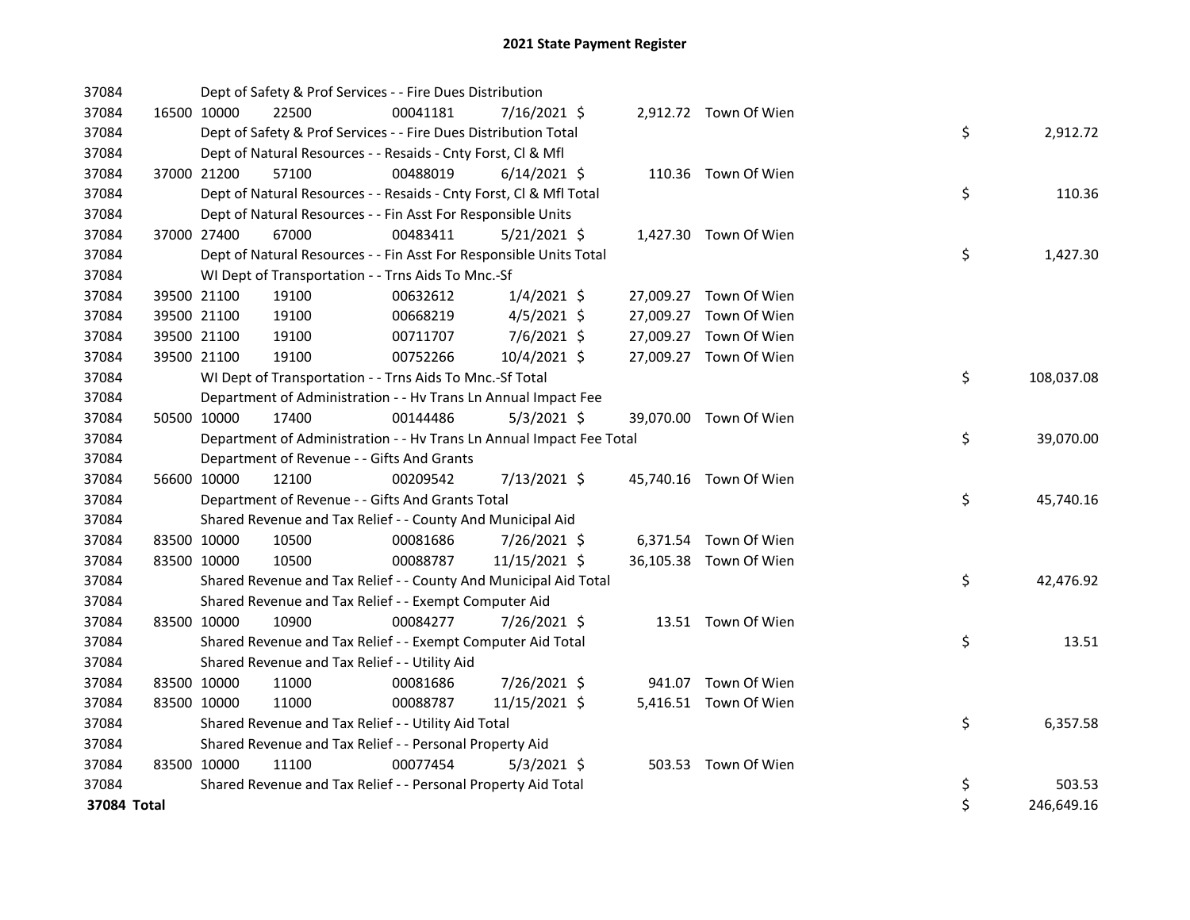# 2021 State Payment Register

| | | | | | | | | | |
|---|---|---|---|---|---|---|---|---|---|
| 37084 | | | Dept of Safety & Prof Services - - Fire Dues Distribution | | | | | | |
| 37084 | 16500 | 10000 | 22500 | 00041181 | 7/16/2021 | $ 2,912.72 | Town Of Wien | | |
| 37084 | | | Dept of Safety & Prof Services - - Fire Dues Distribution Total | | | | | $ | 2,912.72 |
| 37084 | | | Dept of Natural Resources - - Resaids - Cnty Forst, Cl & Mfl | | | | | | |
| 37084 | 37000 | 21200 | 57100 | 00488019 | 6/14/2021 | $ 110.36 | Town Of Wien | | |
| 37084 | | | Dept of Natural Resources - - Resaids - Cnty Forst, Cl & Mfl Total | | | | | $ | 110.36 |
| 37084 | | | Dept of Natural Resources - - Fin Asst For Responsible Units | | | | | | |
| 37084 | 37000 | 27400 | 67000 | 00483411 | 5/21/2021 | $ 1,427.30 | Town Of Wien | | |
| 37084 | | | Dept of Natural Resources - - Fin Asst For Responsible Units Total | | | | | $ | 1,427.30 |
| 37084 | | | WI Dept of Transportation - - Trns Aids To Mnc.-Sf | | | | | | |
| 37084 | 39500 | 21100 | 19100 | 00632612 | 1/4/2021 | $ 27,009.27 | Town Of Wien | | |
| 37084 | 39500 | 21100 | 19100 | 00668219 | 4/5/2021 | $ 27,009.27 | Town Of Wien | | |
| 37084 | 39500 | 21100 | 19100 | 00711707 | 7/6/2021 | $ 27,009.27 | Town Of Wien | | |
| 37084 | 39500 | 21100 | 19100 | 00752266 | 10/4/2021 | $ 27,009.27 | Town Of Wien | | |
| 37084 | | | WI Dept of Transportation - - Trns Aids To Mnc.-Sf Total | | | | | $ | 108,037.08 |
| 37084 | | | Department of Administration - - Hv Trans Ln Annual Impact Fee | | | | | | |
| 37084 | 50500 | 10000 | 17400 | 00144486 | 5/3/2021 | $ 39,070.00 | Town Of Wien | | |
| 37084 | | | Department of Administration - - Hv Trans Ln Annual Impact Fee Total | | | | | $ | 39,070.00 |
| 37084 | | | Department of Revenue - - Gifts And Grants | | | | | | |
| 37084 | 56600 | 10000 | 12100 | 00209542 | 7/13/2021 | $ 45,740.16 | Town Of Wien | | |
| 37084 | | | Department of Revenue - - Gifts And Grants Total | | | | | $ | 45,740.16 |
| 37084 | | | Shared Revenue and Tax Relief - - County And Municipal Aid | | | | | | |
| 37084 | 83500 | 10000 | 10500 | 00081686 | 7/26/2021 | $ 6,371.54 | Town Of Wien | | |
| 37084 | 83500 | 10000 | 10500 | 00088787 | 11/15/2021 | $ 36,105.38 | Town Of Wien | | |
| 37084 | | | Shared Revenue and Tax Relief - - County And Municipal Aid Total | | | | | $ | 42,476.92 |
| 37084 | | | Shared Revenue and Tax Relief - - Exempt Computer Aid | | | | | | |
| 37084 | 83500 | 10000 | 10900 | 00084277 | 7/26/2021 | $ 13.51 | Town Of Wien | | |
| 37084 | | | Shared Revenue and Tax Relief - - Exempt Computer Aid Total | | | | | $ | 13.51 |
| 37084 | | | Shared Revenue and Tax Relief - - Utility Aid | | | | | | |
| 37084 | 83500 | 10000 | 11000 | 00081686 | 7/26/2021 | $ 941.07 | Town Of Wien | | |
| 37084 | 83500 | 10000 | 11000 | 00088787 | 11/15/2021 | $ 5,416.51 | Town Of Wien | | |
| 37084 | | | Shared Revenue and Tax Relief - - Utility Aid Total | | | | | $ | 6,357.58 |
| 37084 | | | Shared Revenue and Tax Relief - - Personal Property Aid | | | | | | |
| 37084 | 83500 | 10000 | 11100 | 00077454 | 5/3/2021 | $ 503.53 | Town Of Wien | | |
| 37084 | | | Shared Revenue and Tax Relief - - Personal Property Aid Total | | | | | $ | 503.53 |
| **37084 Total** | | | | | | | | $ | 246,649.16 |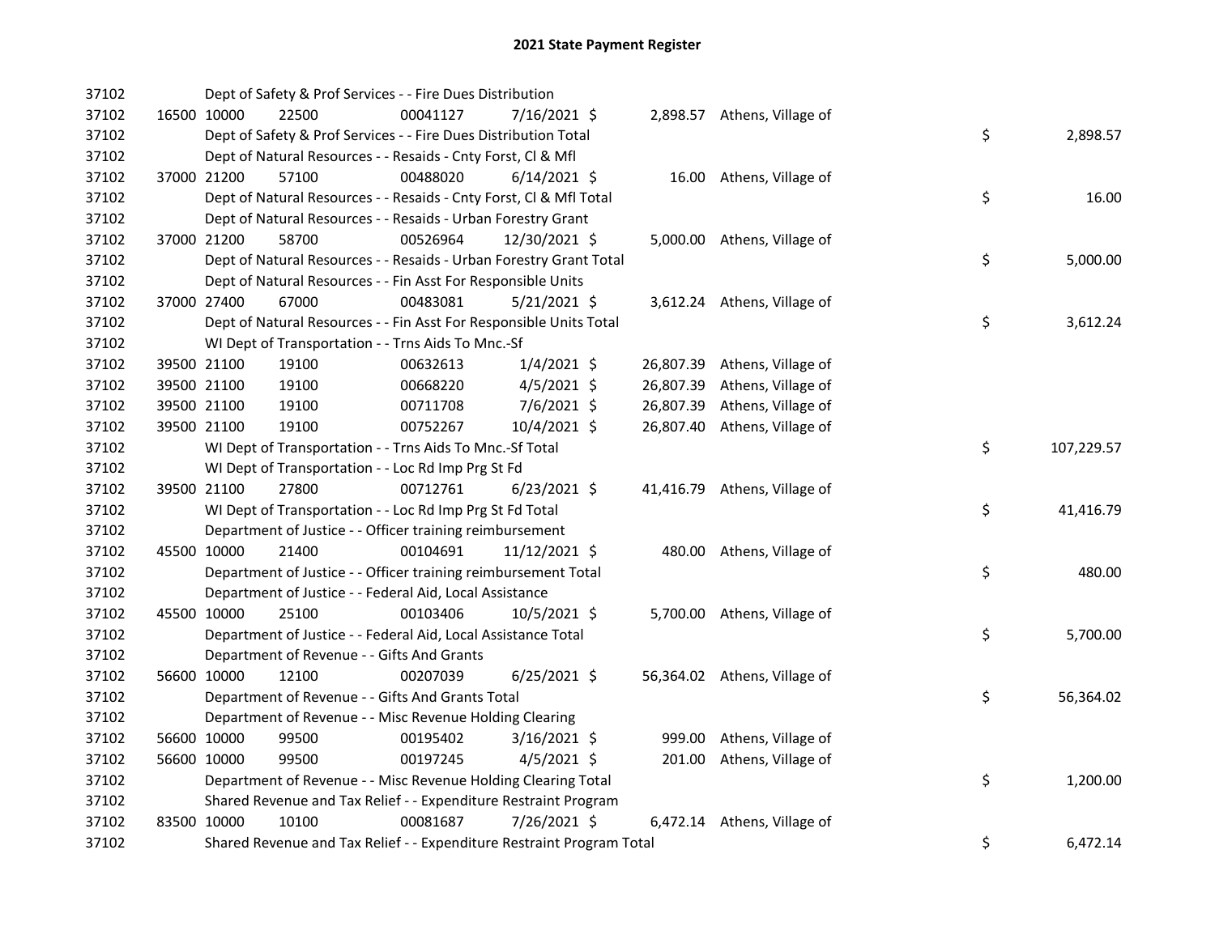# 2021 State Payment Register

| | | | | | | | | |
|---|---|---|---|---|---|---|---|---|
| 37102 | | | Dept of Safety & Prof Services - - Fire Dues Distribution | | | | | |
| 37102 | 16500 | 10000 | 22500 | 00041127 | 7/16/2021 | $ 2,898.57 | Athens, Village of | |
| 37102 | | | Dept of Safety & Prof Services - - Fire Dues Distribution Total | | | | | $ 2,898.57 |
| 37102 | | | Dept of Natural Resources - - Resaids - Cnty Forst, Cl & Mfl | | | | | |
| 37102 | 37000 | 21200 | 57100 | 00488020 | 6/14/2021 | $ 16.00 | Athens, Village of | |
| 37102 | | | Dept of Natural Resources - - Resaids - Cnty Forst, Cl & Mfl Total | | | | | $ 16.00 |
| 37102 | | | Dept of Natural Resources - - Resaids - Urban Forestry Grant | | | | | |
| 37102 | 37000 | 21200 | 58700 | 00526964 | 12/30/2021 | $ 5,000.00 | Athens, Village of | |
| 37102 | | | Dept of Natural Resources - - Resaids - Urban Forestry Grant Total | | | | | $ 5,000.00 |
| 37102 | | | Dept of Natural Resources - - Fin Asst For Responsible Units | | | | | |
| 37102 | 37000 | 27400 | 67000 | 00483081 | 5/21/2021 | $ 3,612.24 | Athens, Village of | |
| 37102 | | | Dept of Natural Resources - - Fin Asst For Responsible Units Total | | | | | $ 3,612.24 |
| 37102 | | | WI Dept of Transportation - - Trns Aids To Mnc.-Sf | | | | | |
| 37102 | 39500 | 21100 | 19100 | 00632613 | 1/4/2021 | $ 26,807.39 | Athens, Village of | |
| 37102 | 39500 | 21100 | 19100 | 00668220 | 4/5/2021 | $ 26,807.39 | Athens, Village of | |
| 37102 | 39500 | 21100 | 19100 | 00711708 | 7/6/2021 | $ 26,807.39 | Athens, Village of | |
| 37102 | 39500 | 21100 | 19100 | 00752267 | 10/4/2021 | $ 26,807.40 | Athens, Village of | |
| 37102 | | | WI Dept of Transportation - - Trns Aids To Mnc.-Sf Total | | | | | $ 107,229.57 |
| 37102 | | | WI Dept of Transportation - - Loc Rd Imp Prg St Fd | | | | | |
| 37102 | 39500 | 21100 | 27800 | 00712761 | 6/23/2021 | $ 41,416.79 | Athens, Village of | |
| 37102 | | | WI Dept of Transportation - - Loc Rd Imp Prg St Fd Total | | | | | $ 41,416.79 |
| 37102 | | | Department of Justice - - Officer training reimbursement | | | | | |
| 37102 | 45500 | 10000 | 21400 | 00104691 | 11/12/2021 | $ 480.00 | Athens, Village of | |
| 37102 | | | Department of Justice - - Officer training reimbursement Total | | | | | $ 480.00 |
| 37102 | | | Department of Justice - - Federal Aid, Local Assistance | | | | | |
| 37102 | 45500 | 10000 | 25100 | 00103406 | 10/5/2021 | $ 5,700.00 | Athens, Village of | |
| 37102 | | | Department of Justice - - Federal Aid, Local Assistance Total | | | | | $ 5,700.00 |
| 37102 | | | Department of Revenue - - Gifts And Grants | | | | | |
| 37102 | 56600 | 10000 | 12100 | 00207039 | 6/25/2021 | $ 56,364.02 | Athens, Village of | |
| 37102 | | | Department of Revenue - - Gifts And Grants Total | | | | | $ 56,364.02 |
| 37102 | | | Department of Revenue - - Misc Revenue Holding Clearing | | | | | |
| 37102 | 56600 | 10000 | 99500 | 00195402 | 3/16/2021 | $ 999.00 | Athens, Village of | |
| 37102 | 56600 | 10000 | 99500 | 00197245 | 4/5/2021 | $ 201.00 | Athens, Village of | |
| 37102 | | | Department of Revenue - - Misc Revenue Holding Clearing Total | | | | | $ 1,200.00 |
| 37102 | | | Shared Revenue and Tax Relief - - Expenditure Restraint Program | | | | | |
| 37102 | 83500 | 10000 | 10100 | 00081687 | 7/26/2021 | $ 6,472.14 | Athens, Village of | |
| 37102 | | | Shared Revenue and Tax Relief - - Expenditure Restraint Program Total | | | | | $ 6,472.14 |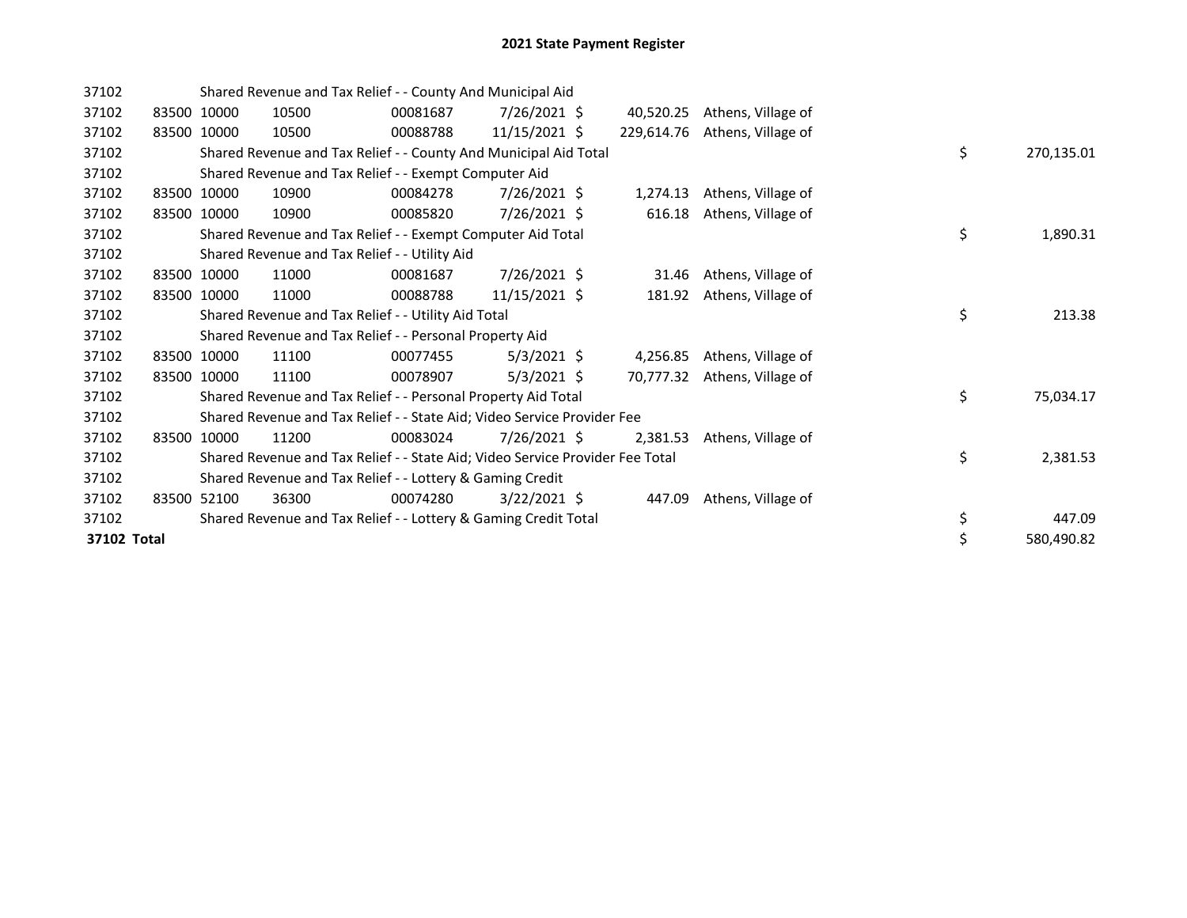# 2021 State Payment Register

| | | | | | | | | | |
|---|---|---|---|---|---|---|---|---|---|
| 37102 | | | Shared Revenue and Tax Relief - - County And Municipal Aid | | | | | | |
| 37102 | 83500 | 10000 | 10500 | 00081687 | 7/26/2021 | $ 40,520.25 | Athens, Village of | | |
| 37102 | 83500 | 10000 | 10500 | 00088788 | 11/15/2021 | $ 229,614.76 | Athens, Village of | | |
| 37102 | | | Shared Revenue and Tax Relief - - County And Municipal Aid Total | | | | | $ | 270,135.01 |
| 37102 | | | Shared Revenue and Tax Relief - - Exempt Computer Aid | | | | | | |
| 37102 | 83500 | 10000 | 10900 | 00084278 | 7/26/2021 | $ 1,274.13 | Athens, Village of | | |
| 37102 | 83500 | 10000 | 10900 | 00085820 | 7/26/2021 | $ 616.18 | Athens, Village of | | |
| 37102 | | | Shared Revenue and Tax Relief - - Exempt Computer Aid Total | | | | | $ | 1,890.31 |
| 37102 | | | Shared Revenue and Tax Relief - - Utility Aid | | | | | | |
| 37102 | 83500 | 10000 | 11000 | 00081687 | 7/26/2021 | $ 31.46 | Athens, Village of | | |
| 37102 | 83500 | 10000 | 11000 | 00088788 | 11/15/2021 | $ 181.92 | Athens, Village of | | |
| 37102 | | | Shared Revenue and Tax Relief - - Utility Aid Total | | | | | $ | 213.38 |
| 37102 | | | Shared Revenue and Tax Relief - - Personal Property Aid | | | | | | |
| 37102 | 83500 | 10000 | 11100 | 00077455 | 5/3/2021 | $ 4,256.85 | Athens, Village of | | |
| 37102 | 83500 | 10000 | 11100 | 00078907 | 5/3/2021 | $ 70,777.32 | Athens, Village of | | |
| 37102 | | | Shared Revenue and Tax Relief - - Personal Property Aid Total | | | | | $ | 75,034.17 |
| 37102 | | | Shared Revenue and Tax Relief - - State Aid; Video Service Provider Fee | | | | | | |
| 37102 | 83500 | 10000 | 11200 | 00083024 | 7/26/2021 | $ 2,381.53 | Athens, Village of | | |
| 37102 | | | Shared Revenue and Tax Relief - - State Aid; Video Service Provider Fee Total | | | | | $ | 2,381.53 |
| 37102 | | | Shared Revenue and Tax Relief - - Lottery & Gaming Credit | | | | | | |
| 37102 | 83500 | 52100 | 36300 | 00074280 | 3/22/2021 | $ 447.09 | Athens, Village of | | |
| 37102 | | | Shared Revenue and Tax Relief - - Lottery & Gaming Credit Total | | | | | $ | 447.09 |
| **37102 Total** | | | | | | | | $ | 580,490.82 |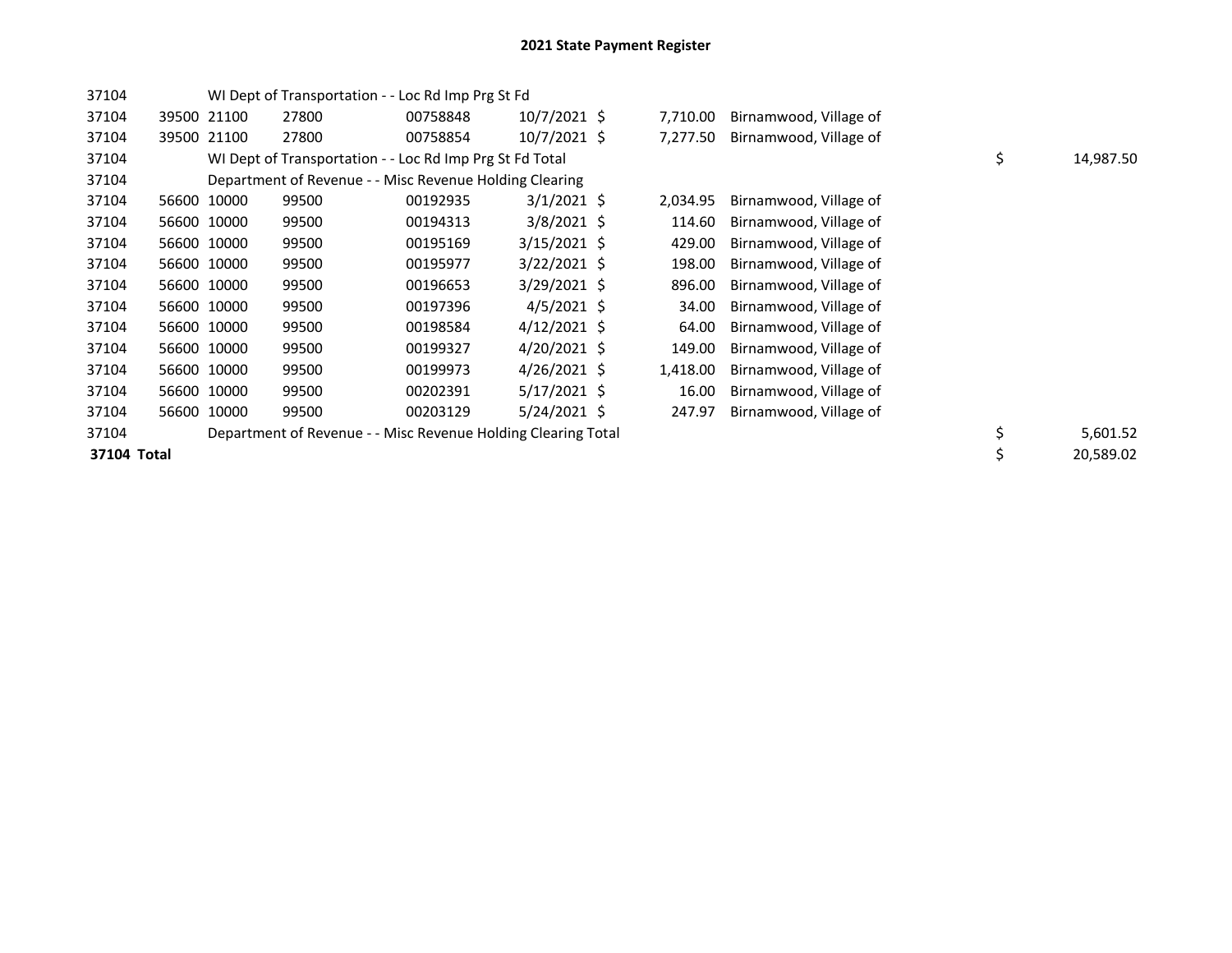# 2021 State Payment Register

| | | | | | | | | | |
|---|---|---|---|---|---|---|---|---|---|
| 37104 | | WI Dept of Transportation - - Loc Rd Imp Prg St Fd | | | | | | | |
| 37104 | 39500 | 21100 | 27800 | 00758848 | 10/7/2021 | $ 7,710.00 | Birnamwood, Village of | | |
| 37104 | 39500 | 21100 | 27800 | 00758854 | 10/7/2021 | $ 7,277.50 | Birnamwood, Village of | | |
| 37104 | | WI Dept of Transportation - - Loc Rd Imp Prg St Fd Total | | | | | | $ | 14,987.50 |
| 37104 | | Department of Revenue - - Misc Revenue Holding Clearing | | | | | | | |
| 37104 | 56600 | 10000 | 99500 | 00192935 | 3/1/2021 | $ 2,034.95 | Birnamwood, Village of | | |
| 37104 | 56600 | 10000 | 99500 | 00194313 | 3/8/2021 | $ 114.60 | Birnamwood, Village of | | |
| 37104 | 56600 | 10000 | 99500 | 00195169 | 3/15/2021 | $ 429.00 | Birnamwood, Village of | | |
| 37104 | 56600 | 10000 | 99500 | 00195977 | 3/22/2021 | $ 198.00 | Birnamwood, Village of | | |
| 37104 | 56600 | 10000 | 99500 | 00196653 | 3/29/2021 | $ 896.00 | Birnamwood, Village of | | |
| 37104 | 56600 | 10000 | 99500 | 00197396 | 4/5/2021 | $ 34.00 | Birnamwood, Village of | | |
| 37104 | 56600 | 10000 | 99500 | 00198584 | 4/12/2021 | $ 64.00 | Birnamwood, Village of | | |
| 37104 | 56600 | 10000 | 99500 | 00199327 | 4/20/2021 | $ 149.00 | Birnamwood, Village of | | |
| 37104 | 56600 | 10000 | 99500 | 00199973 | 4/26/2021 | $ 1,418.00 | Birnamwood, Village of | | |
| 37104 | 56600 | 10000 | 99500 | 00202391 | 5/17/2021 | $ 16.00 | Birnamwood, Village of | | |
| 37104 | 56600 | 10000 | 99500 | 00203129 | 5/24/2021 | $ 247.97 | Birnamwood, Village of | | |
| 37104 | | Department of Revenue - - Misc Revenue Holding Clearing Total | | | | | | $ | 5,601.52 |
| **37104 Total** | | | | | | | | $ | 20,589.02 |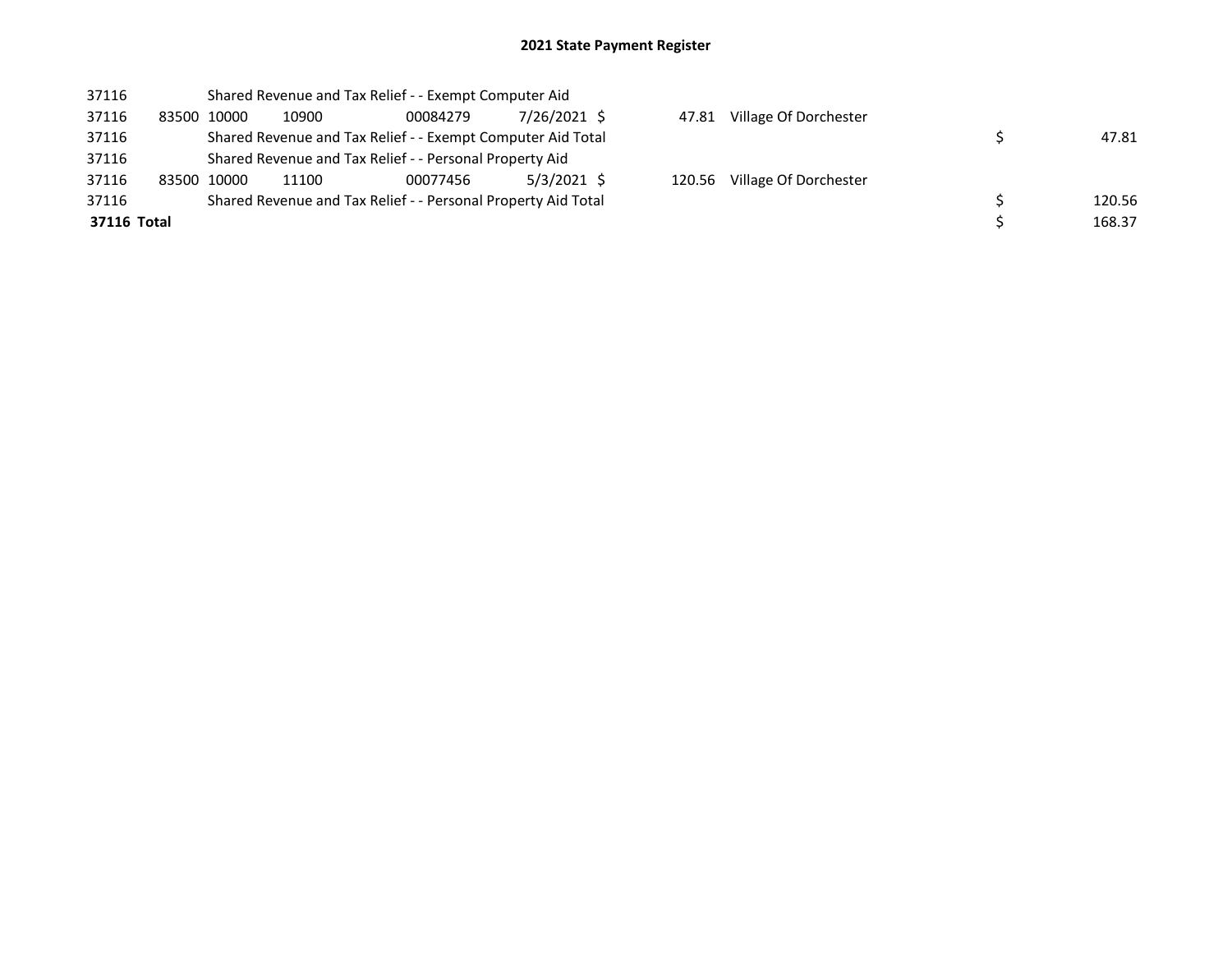# 2021 State Payment Register

| | | | | | | | | | |
|---|---|---|---|---|---|---|---|---|---|
| 37116 | | Shared Revenue and Tax Relief - - Exempt Computer Aid | | | | | | | |
| 37116 | 83500 | 10000 | 10900 | 00084279 | 7/26/2021 | $ 47.81 | Village Of Dorchester | | |
| 37116 | | Shared Revenue and Tax Relief - - Exempt Computer Aid Total | | | | | | $ | 47.81 |
| 37116 | | Shared Revenue and Tax Relief - - Personal Property Aid | | | | | | | |
| 37116 | 83500 | 10000 | 11100 | 00077456 | 5/3/2021 | $ 120.56 | Village Of Dorchester | | |
| 37116 | | Shared Revenue and Tax Relief - - Personal Property Aid Total | | | | | | $ | 120.56 |
| **37116 Total** | | | | | | | | $ | 168.37 |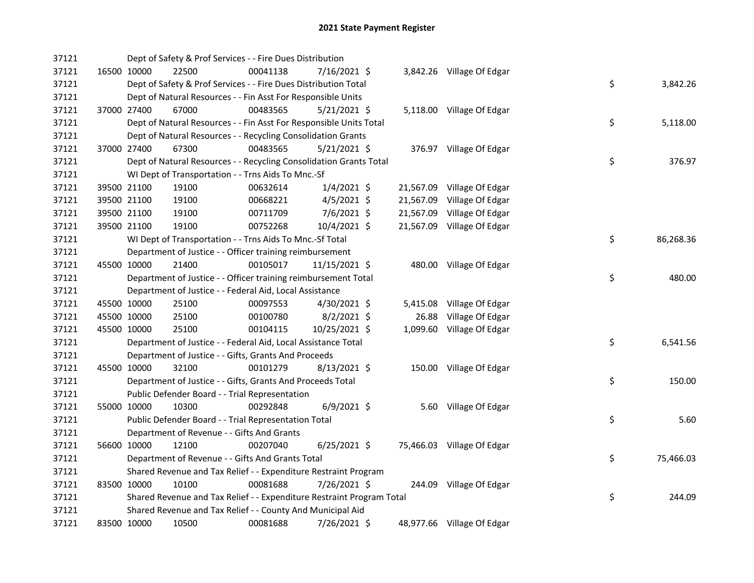# 2021 State Payment Register

| | | | | | | | | | |
|---|---|---|---|---|---|---|---|---|---|
| 37121 | | | Dept of Safety & Prof Services - - Fire Dues Distribution | | | | | | |
| 37121 | 16500 | 10000 | 22500 | 00041138 | 7/16/2021 | $ 3,842.26 | Village Of Edgar | | |
| 37121 | | | Dept of Safety & Prof Services - - Fire Dues Distribution Total | | | | | $ | 3,842.26 |
| 37121 | | | Dept of Natural Resources - - Fin Asst For Responsible Units | | | | | | |
| 37121 | 37000 | 27400 | 67000 | 00483565 | 5/21/2021 | $ 5,118.00 | Village Of Edgar | | |
| 37121 | | | Dept of Natural Resources - - Fin Asst For Responsible Units Total | | | | | $ | 5,118.00 |
| 37121 | | | Dept of Natural Resources - - Recycling Consolidation Grants | | | | | | |
| 37121 | 37000 | 27400 | 67300 | 00483565 | 5/21/2021 | $ 376.97 | Village Of Edgar | | |
| 37121 | | | Dept of Natural Resources - - Recycling Consolidation Grants Total | | | | | $ | 376.97 |
| 37121 | | | WI Dept of Transportation - - Trns Aids To Mnc.-Sf | | | | | | |
| 37121 | 39500 | 21100 | 19100 | 00632614 | 1/4/2021 | $ 21,567.09 | Village Of Edgar | | |
| 37121 | 39500 | 21100 | 19100 | 00668221 | 4/5/2021 | $ 21,567.09 | Village Of Edgar | | |
| 37121 | 39500 | 21100 | 19100 | 00711709 | 7/6/2021 | $ 21,567.09 | Village Of Edgar | | |
| 37121 | 39500 | 21100 | 19100 | 00752268 | 10/4/2021 | $ 21,567.09 | Village Of Edgar | | |
| 37121 | | | WI Dept of Transportation - - Trns Aids To Mnc.-Sf Total | | | | | $ | 86,268.36 |
| 37121 | | | Department of Justice - - Officer training reimbursement | | | | | | |
| 37121 | 45500 | 10000 | 21400 | 00105017 | 11/15/2021 | $ 480.00 | Village Of Edgar | | |
| 37121 | | | Department of Justice - - Officer training reimbursement Total | | | | | $ | 480.00 |
| 37121 | | | Department of Justice - - Federal Aid, Local Assistance | | | | | | |
| 37121 | 45500 | 10000 | 25100 | 00097553 | 4/30/2021 | $ 5,415.08 | Village Of Edgar | | |
| 37121 | 45500 | 10000 | 25100 | 00100780 | 8/2/2021 | $ 26.88 | Village Of Edgar | | |
| 37121 | 45500 | 10000 | 25100 | 00104115 | 10/25/2021 | $ 1,099.60 | Village Of Edgar | | |
| 37121 | | | Department of Justice - - Federal Aid, Local Assistance Total | | | | | $ | 6,541.56 |
| 37121 | | | Department of Justice - - Gifts, Grants And Proceeds | | | | | | |
| 37121 | 45500 | 10000 | 32100 | 00101279 | 8/13/2021 | $ 150.00 | Village Of Edgar | | |
| 37121 | | | Department of Justice - - Gifts, Grants And Proceeds Total | | | | | $ | 150.00 |
| 37121 | | | Public Defender Board - - Trial Representation | | | | | | |
| 37121 | 55000 | 10000 | 10300 | 00292848 | 6/9/2021 | $ 5.60 | Village Of Edgar | | |
| 37121 | | | Public Defender Board - - Trial Representation Total | | | | | $ | 5.60 |
| 37121 | | | Department of Revenue - - Gifts And Grants | | | | | | |
| 37121 | 56600 | 10000 | 12100 | 00207040 | 6/25/2021 | $ 75,466.03 | Village Of Edgar | | |
| 37121 | | | Department of Revenue - - Gifts And Grants Total | | | | | $ | 75,466.03 |
| 37121 | | | Shared Revenue and Tax Relief - - Expenditure Restraint Program | | | | | | |
| 37121 | 83500 | 10000 | 10100 | 00081688 | 7/26/2021 | $ 244.09 | Village Of Edgar | | |
| 37121 | | | Shared Revenue and Tax Relief - - Expenditure Restraint Program Total | | | | | $ | 244.09 |
| 37121 | | | Shared Revenue and Tax Relief - - County And Municipal Aid | | | | | | |
| 37121 | 83500 | 10000 | 10500 | 00081688 | 7/26/2021 | $ 48,977.66 | Village Of Edgar | | |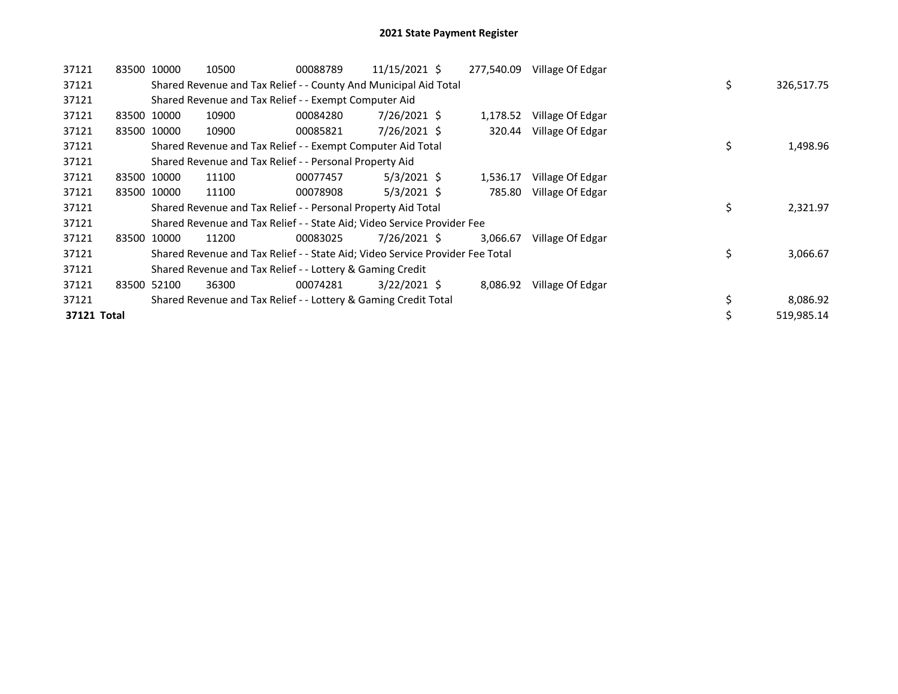# 2021 State Payment Register

| | | | | | | | | | |
|---|---|---|---|---|---|---|---|---|---|
| 37121 | 83500 | 10000 | 10500 | 00088789 | 11/15/2021 | $ 277,540.09 | Village Of Edgar | | |
| 37121 | | Shared Revenue and Tax Relief - - County And Municipal Aid Total | | | | | | $ | 326,517.75 |
| 37121 | | Shared Revenue and Tax Relief - - Exempt Computer Aid | | | | | | | |
| 37121 | 83500 | 10000 | 10900 | 00084280 | 7/26/2021 | $ 1,178.52 | Village Of Edgar | | |
| 37121 | 83500 | 10000 | 10900 | 00085821 | 7/26/2021 | $ 320.44 | Village Of Edgar | | |
| 37121 | | Shared Revenue and Tax Relief - - Exempt Computer Aid Total | | | | | | $ | 1,498.96 |
| 37121 | | Shared Revenue and Tax Relief - - Personal Property Aid | | | | | | | |
| 37121 | 83500 | 10000 | 11100 | 00077457 | 5/3/2021 | $ 1,536.17 | Village Of Edgar | | |
| 37121 | 83500 | 10000 | 11100 | 00078908 | 5/3/2021 | $ 785.80 | Village Of Edgar | | |
| 37121 | | Shared Revenue and Tax Relief - - Personal Property Aid Total | | | | | | $ | 2,321.97 |
| 37121 | | Shared Revenue and Tax Relief - - State Aid; Video Service Provider Fee | | | | | | | |
| 37121 | 83500 | 10000 | 11200 | 00083025 | 7/26/2021 | $ 3,066.67 | Village Of Edgar | | |
| 37121 | | Shared Revenue and Tax Relief - - State Aid; Video Service Provider Fee Total | | | | | | $ | 3,066.67 |
| 37121 | | Shared Revenue and Tax Relief - - Lottery & Gaming Credit | | | | | | | |
| 37121 | 83500 | 52100 | 36300 | 00074281 | 3/22/2021 | $ 8,086.92 | Village Of Edgar | | |
| 37121 | | Shared Revenue and Tax Relief - - Lottery & Gaming Credit Total | | | | | | $ | 8,086.92 |
| **37121 Total** | | | | | | | | $ | 519,985.14 |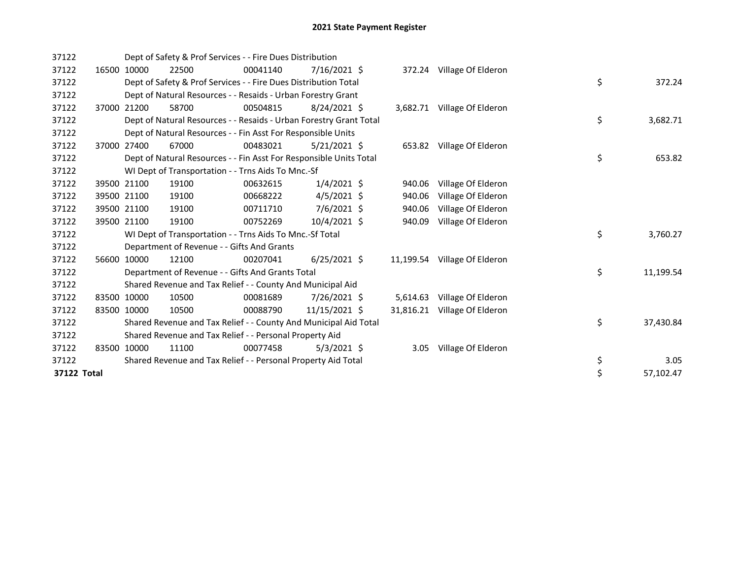# 2021 State Payment Register

| | | | | | | | | | |
|---|---|---|---|---|---|---|---|---|---|
| 37122 | | Dept of Safety & Prof Services - - Fire Dues Distribution | | | | | | | |
| 37122 | 16500 | 10000 | 22500 | 00041140 | 7/16/2021 | $ 372.24 | Village Of Elderon | | |
| 37122 | | Dept of Safety & Prof Services - - Fire Dues Distribution Total | | | | | | $ | 372.24 |
| 37122 | | Dept of Natural Resources - - Resaids - Urban Forestry Grant | | | | | | | |
| 37122 | 37000 | 21200 | 58700 | 00504815 | 8/24/2021 | $ 3,682.71 | Village Of Elderon | | |
| 37122 | | Dept of Natural Resources - - Resaids - Urban Forestry Grant Total | | | | | | $ | 3,682.71 |
| 37122 | | Dept of Natural Resources - - Fin Asst For Responsible Units | | | | | | | |
| 37122 | 37000 | 27400 | 67000 | 00483021 | 5/21/2021 | $ 653.82 | Village Of Elderon | | |
| 37122 | | Dept of Natural Resources - - Fin Asst For Responsible Units Total | | | | | | $ | 653.82 |
| 37122 | | WI Dept of Transportation - - Trns Aids To Mnc.-Sf | | | | | | | |
| 37122 | 39500 | 21100 | 19100 | 00632615 | 1/4/2021 | $ 940.06 | Village Of Elderon | | |
| 37122 | 39500 | 21100 | 19100 | 00668222 | 4/5/2021 | $ 940.06 | Village Of Elderon | | |
| 37122 | 39500 | 21100 | 19100 | 00711710 | 7/6/2021 | $ 940.06 | Village Of Elderon | | |
| 37122 | 39500 | 21100 | 19100 | 00752269 | 10/4/2021 | $ 940.09 | Village Of Elderon | | |
| 37122 | | WI Dept of Transportation - - Trns Aids To Mnc.-Sf Total | | | | | | $ | 3,760.27 |
| 37122 | | Department of Revenue - - Gifts And Grants | | | | | | | |
| 37122 | 56600 | 10000 | 12100 | 00207041 | 6/25/2021 | $ 11,199.54 | Village Of Elderon | | |
| 37122 | | Department of Revenue - - Gifts And Grants Total | | | | | | $ | 11,199.54 |
| 37122 | | Shared Revenue and Tax Relief - - County And Municipal Aid | | | | | | | |
| 37122 | 83500 | 10000 | 10500 | 00081689 | 7/26/2021 | $ 5,614.63 | Village Of Elderon | | |
| 37122 | 83500 | 10000 | 10500 | 00088790 | 11/15/2021 | $ 31,816.21 | Village Of Elderon | | |
| 37122 | | Shared Revenue and Tax Relief - - County And Municipal Aid Total | | | | | | $ | 37,430.84 |
| 37122 | | Shared Revenue and Tax Relief - - Personal Property Aid | | | | | | | |
| 37122 | 83500 | 10000 | 11100 | 00077458 | 5/3/2021 | $ 3.05 | Village Of Elderon | | |
| 37122 | | Shared Revenue and Tax Relief - - Personal Property Aid Total | | | | | | $ | 3.05 |
| **37122 Total** | | | | | | | | $ | 57,102.47 |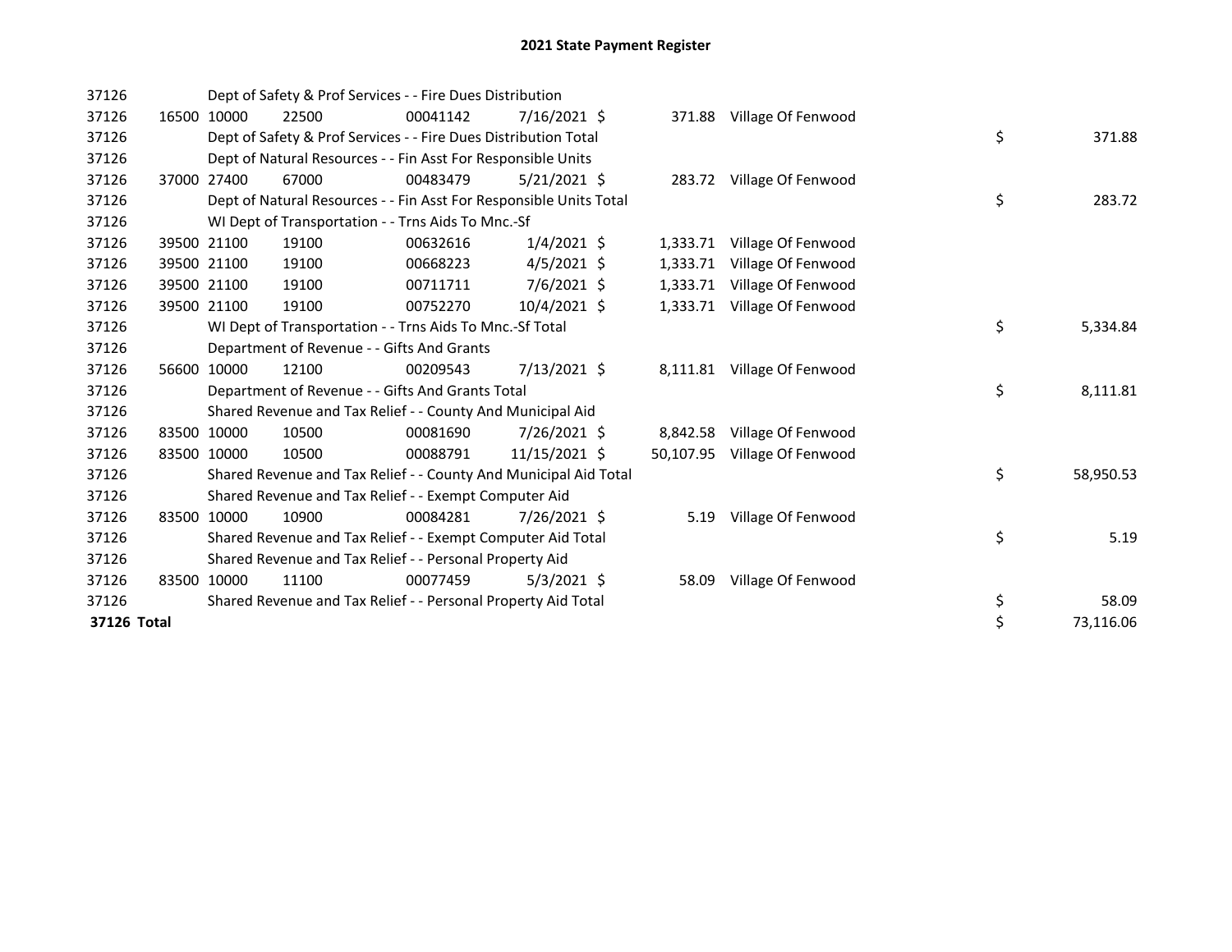# 2021 State Payment Register

| | | | | | | | | | |
|---|---|---|---|---|---|---|---|---|---|
| 37126 | | Dept of Safety & Prof Services - - Fire Dues Distribution | | | | | | | |
| 37126 | 16500 | 10000 | 22500 | 00041142 | 7/16/2021 | $ 371.88 | Village Of Fenwood | | |
| 37126 | | Dept of Safety & Prof Services - - Fire Dues Distribution Total | | | | | | $ | 371.88 |
| 37126 | | Dept of Natural Resources - - Fin Asst For Responsible Units | | | | | | | |
| 37126 | 37000 | 27400 | 67000 | 00483479 | 5/21/2021 | $ 283.72 | Village Of Fenwood | | |
| 37126 | | Dept of Natural Resources - - Fin Asst For Responsible Units Total | | | | | | $ | 283.72 |
| 37126 | | WI Dept of Transportation - - Trns Aids To Mnc.-Sf | | | | | | | |
| 37126 | 39500 | 21100 | 19100 | 00632616 | 1/4/2021 | $ 1,333.71 | Village Of Fenwood | | |
| 37126 | 39500 | 21100 | 19100 | 00668223 | 4/5/2021 | $ 1,333.71 | Village Of Fenwood | | |
| 37126 | 39500 | 21100 | 19100 | 00711711 | 7/6/2021 | $ 1,333.71 | Village Of Fenwood | | |
| 37126 | 39500 | 21100 | 19100 | 00752270 | 10/4/2021 | $ 1,333.71 | Village Of Fenwood | | |
| 37126 | | WI Dept of Transportation - - Trns Aids To Mnc.-Sf Total | | | | | | $ | 5,334.84 |
| 37126 | | Department of Revenue - - Gifts And Grants | | | | | | | |
| 37126 | 56600 | 10000 | 12100 | 00209543 | 7/13/2021 | $ 8,111.81 | Village Of Fenwood | | |
| 37126 | | Department of Revenue - - Gifts And Grants Total | | | | | | $ | 8,111.81 |
| 37126 | | Shared Revenue and Tax Relief - - County And Municipal Aid | | | | | | | |
| 37126 | 83500 | 10000 | 10500 | 00081690 | 7/26/2021 | $ 8,842.58 | Village Of Fenwood | | |
| 37126 | 83500 | 10000 | 10500 | 00088791 | 11/15/2021 | $ 50,107.95 | Village Of Fenwood | | |
| 37126 | | Shared Revenue and Tax Relief - - County And Municipal Aid Total | | | | | | $ | 58,950.53 |
| 37126 | | Shared Revenue and Tax Relief - - Exempt Computer Aid | | | | | | | |
| 37126 | 83500 | 10000 | 10900 | 00084281 | 7/26/2021 | $ 5.19 | Village Of Fenwood | | |
| 37126 | | Shared Revenue and Tax Relief - - Exempt Computer Aid Total | | | | | | $ | 5.19 |
| 37126 | | Shared Revenue and Tax Relief - - Personal Property Aid | | | | | | | |
| 37126 | 83500 | 10000 | 11100 | 00077459 | 5/3/2021 | $ 58.09 | Village Of Fenwood | | |
| 37126 | | Shared Revenue and Tax Relief - - Personal Property Aid Total | | | | | | $ | 58.09 |
| **37126 Total** | | | | | | | | $ | 73,116.06 |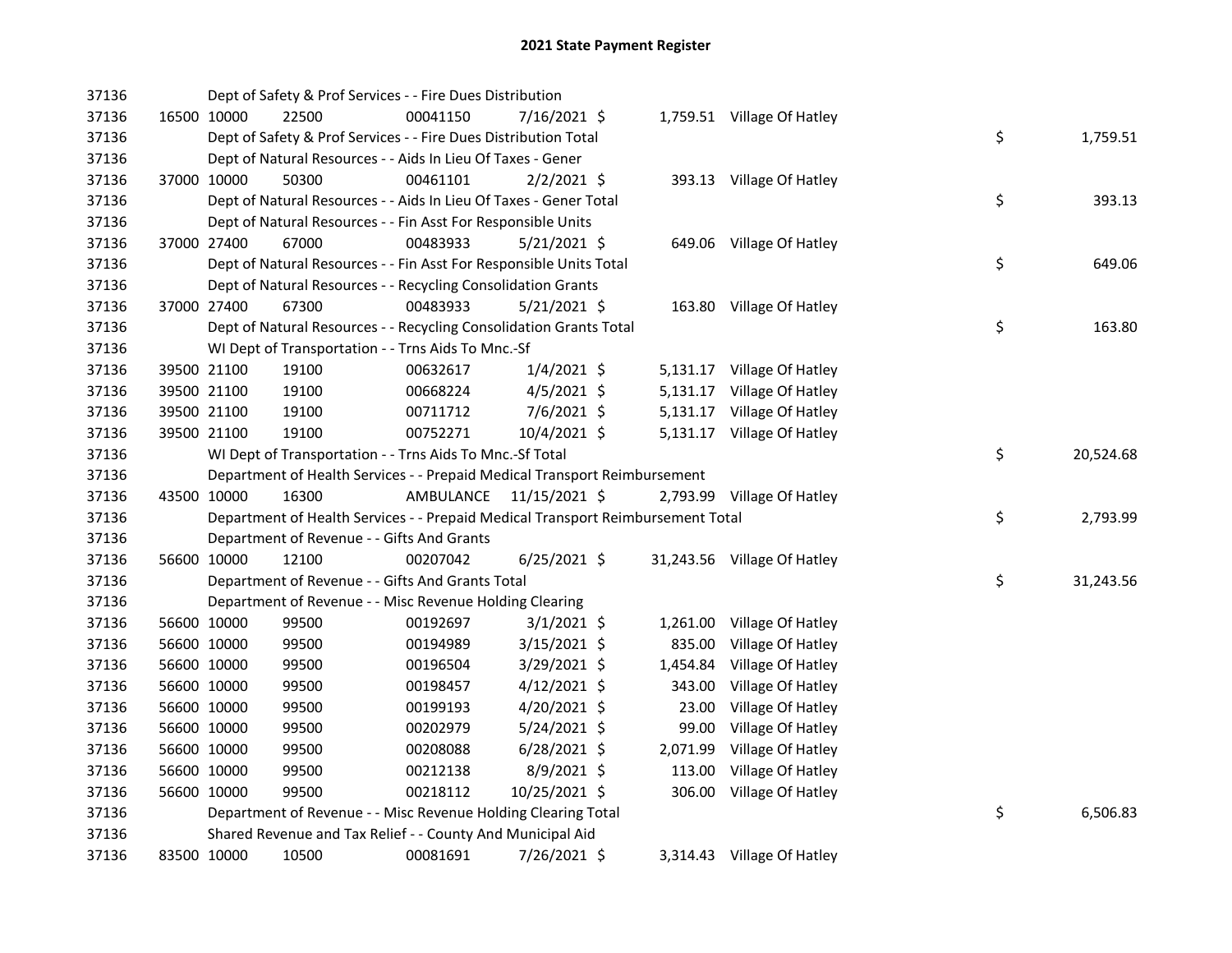# 2021 State Payment Register

| | | | | | | | | |
|---|---|---|---|---|---|---|---|---|
| 37136 | | | Dept of Safety & Prof Services - - Fire Dues Distribution | | | | | |
| 37136 | 16500 10000 | 22500 | 00041150 | 7/16/2021 $ | 1,759.51 | Village Of Hatley | | |
| 37136 | | | Dept of Safety & Prof Services - - Fire Dues Distribution Total | | | | $ | 1,759.51 |
| 37136 | | | Dept of Natural Resources - - Aids In Lieu Of Taxes - Gener | | | | | |
| 37136 | 37000 10000 | 50300 | 00461101 | 2/2/2021 $ | 393.13 | Village Of Hatley | | |
| 37136 | | | Dept of Natural Resources - - Aids In Lieu Of Taxes - Gener Total | | | | $ | 393.13 |
| 37136 | | | Dept of Natural Resources - - Fin Asst For Responsible Units | | | | | |
| 37136 | 37000 27400 | 67000 | 00483933 | 5/21/2021 $ | 649.06 | Village Of Hatley | | |
| 37136 | | | Dept of Natural Resources - - Fin Asst For Responsible Units Total | | | | $ | 649.06 |
| 37136 | | | Dept of Natural Resources - - Recycling Consolidation Grants | | | | | |
| 37136 | 37000 27400 | 67300 | 00483933 | 5/21/2021 $ | 163.80 | Village Of Hatley | | |
| 37136 | | | Dept of Natural Resources - - Recycling Consolidation Grants Total | | | | $ | 163.80 |
| 37136 | | | WI Dept of Transportation - - Trns Aids To Mnc.-Sf | | | | | |
| 37136 | 39500 21100 | 19100 | 00632617 | 1/4/2021 $ | 5,131.17 | Village Of Hatley | | |
| 37136 | 39500 21100 | 19100 | 00668224 | 4/5/2021 $ | 5,131.17 | Village Of Hatley | | |
| 37136 | 39500 21100 | 19100 | 00711712 | 7/6/2021 $ | 5,131.17 | Village Of Hatley | | |
| 37136 | 39500 21100 | 19100 | 00752271 | 10/4/2021 $ | 5,131.17 | Village Of Hatley | | |
| 37136 | | | WI Dept of Transportation - - Trns Aids To Mnc.-Sf Total | | | | $ | 20,524.68 |
| 37136 | | | Department of Health Services - - Prepaid Medical Transport Reimbursement | | | | | |
| 37136 | 43500 10000 | 16300 | AMBULANCE | 11/15/2021 $ | 2,793.99 | Village Of Hatley | | |
| 37136 | | | Department of Health Services - - Prepaid Medical Transport Reimbursement Total | | | | $ | 2,793.99 |
| 37136 | | | Department of Revenue - - Gifts And Grants | | | | | |
| 37136 | 56600 10000 | 12100 | 00207042 | 6/25/2021 $ | 31,243.56 | Village Of Hatley | | |
| 37136 | | | Department of Revenue - - Gifts And Grants Total | | | | $ | 31,243.56 |
| 37136 | | | Department of Revenue - - Misc Revenue Holding Clearing | | | | | |
| 37136 | 56600 10000 | 99500 | 00192697 | 3/1/2021 $ | 1,261.00 | Village Of Hatley | | |
| 37136 | 56600 10000 | 99500 | 00194989 | 3/15/2021 $ | 835.00 | Village Of Hatley | | |
| 37136 | 56600 10000 | 99500 | 00196504 | 3/29/2021 $ | 1,454.84 | Village Of Hatley | | |
| 37136 | 56600 10000 | 99500 | 00198457 | 4/12/2021 $ | 343.00 | Village Of Hatley | | |
| 37136 | 56600 10000 | 99500 | 00199193 | 4/20/2021 $ | 23.00 | Village Of Hatley | | |
| 37136 | 56600 10000 | 99500 | 00202979 | 5/24/2021 $ | 99.00 | Village Of Hatley | | |
| 37136 | 56600 10000 | 99500 | 00208088 | 6/28/2021 $ | 2,071.99 | Village Of Hatley | | |
| 37136 | 56600 10000 | 99500 | 00212138 | 8/9/2021 $ | 113.00 | Village Of Hatley | | |
| 37136 | 56600 10000 | 99500 | 00218112 | 10/25/2021 $ | 306.00 | Village Of Hatley | | |
| 37136 | | | Department of Revenue - - Misc Revenue Holding Clearing Total | | | | $ | 6,506.83 |
| 37136 | | | Shared Revenue and Tax Relief - - County And Municipal Aid | | | | | |
| 37136 | 83500 10000 | 10500 | 00081691 | 7/26/2021 $ | 3,314.43 | Village Of Hatley | | |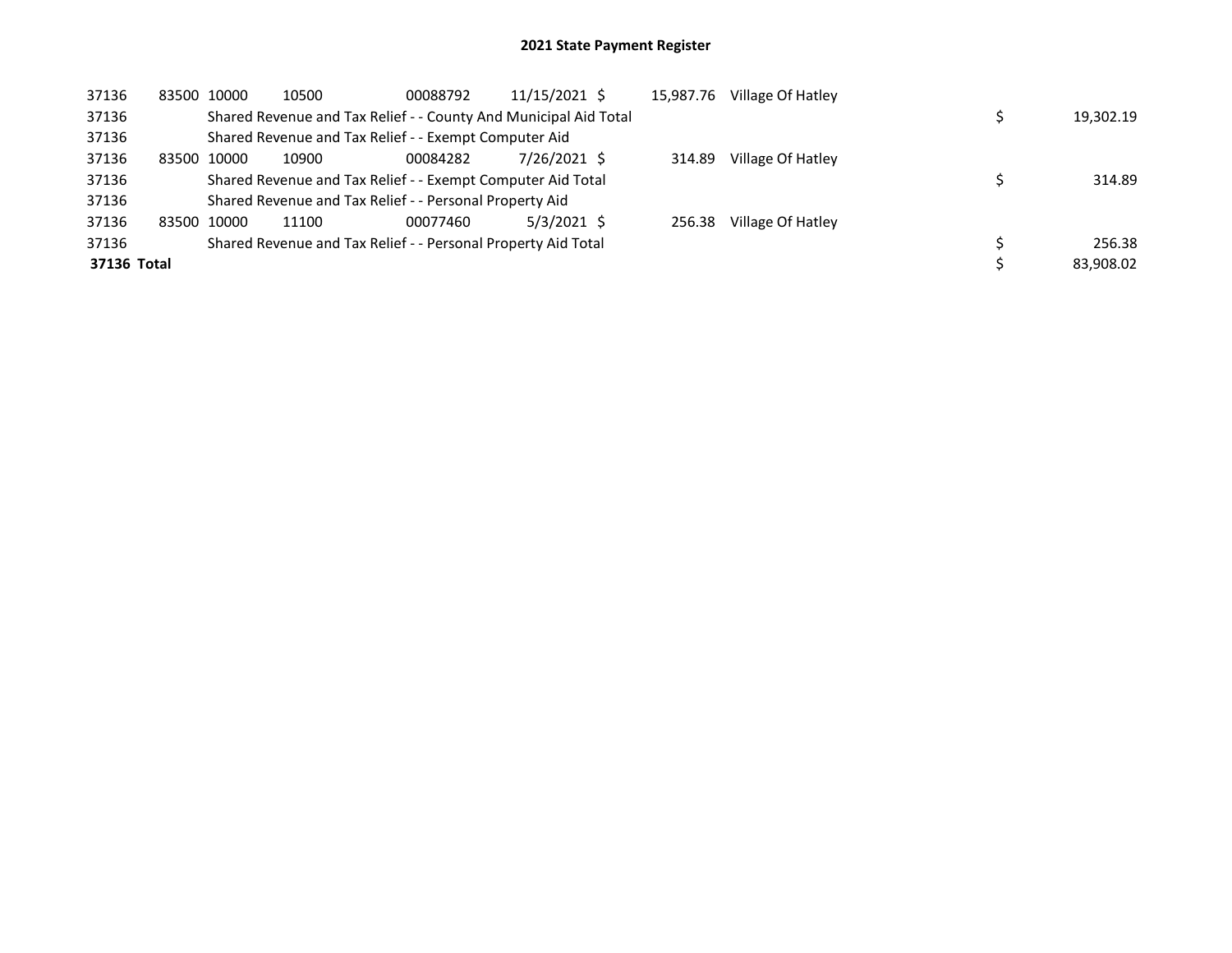# 2021 State Payment Register

| | | | | | | | | | |
|---|---|---|---|---|---|---|---|---|---|
| 37136 | 83500 | 10000 | 10500 | 00088792 | 11/15/2021 | $ | 15,987.76 | Village Of Hatley | | |
| 37136 | | Shared Revenue and Tax Relief - - County And Municipal Aid Total | | | | | | | $ | 19,302.19 |
| 37136 | | Shared Revenue and Tax Relief - - Exempt Computer Aid | | | | | | | | |
| 37136 | 83500 | 10000 | 10900 | 00084282 | 7/26/2021 | $ | 314.89 | Village Of Hatley | | |
| 37136 | | Shared Revenue and Tax Relief - - Exempt Computer Aid Total | | | | | | | $ | 314.89 |
| 37136 | | Shared Revenue and Tax Relief - - Personal Property Aid | | | | | | | | |
| 37136 | 83500 | 10000 | 11100 | 00077460 | 5/3/2021 | $ | 256.38 | Village Of Hatley | | |
| 37136 | | Shared Revenue and Tax Relief - - Personal Property Aid Total | | | | | | | $ | 256.38 |
| **37136 Total** | | | | | | | | | $ | 83,908.02 |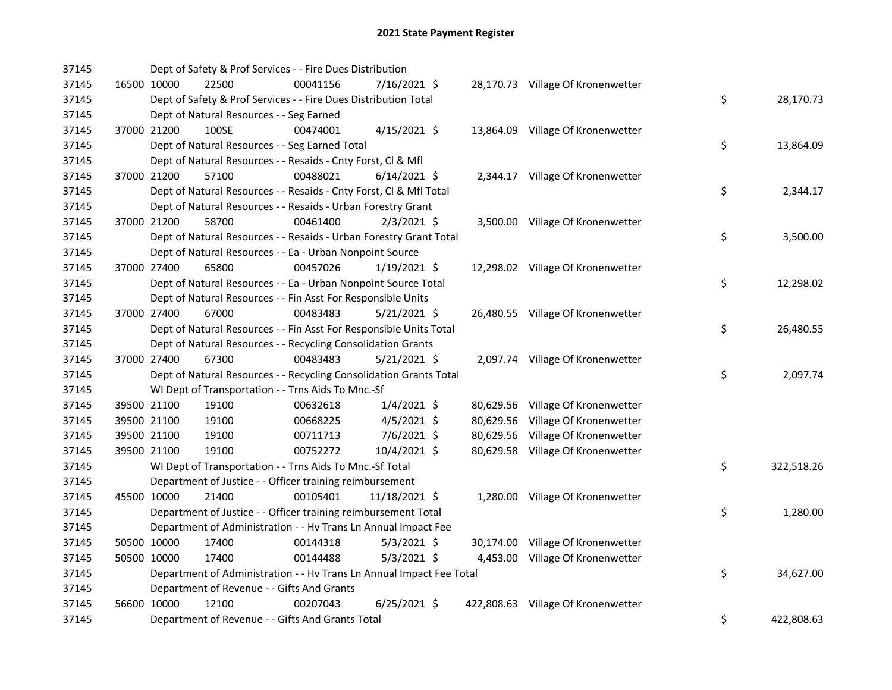# 2021 State Payment Register

| | | | | | | | | |
|---|---|---|---|---|---|---|---|---|
| 37145 | | Dept of Safety & Prof Services - - Fire Dues Distribution | | | | | | |
| 37145 | 16500 | 10000 | 22500 | 00041156 | 7/16/2021 $ | 28,170.73 | Village Of Kronenwetter | |
| 37145 | | Dept of Safety & Prof Services - - Fire Dues Distribution Total | | | | | | $ 28,170.73 |
| 37145 | | Dept of Natural Resources - - Seg Earned | | | | | | |
| 37145 | 37000 | 21200 | 100SE | 00474001 | 4/15/2021 $ | 13,864.09 | Village Of Kronenwetter | |
| 37145 | | Dept of Natural Resources - - Seg Earned Total | | | | | | $ 13,864.09 |
| 37145 | | Dept of Natural Resources - - Resaids - Cnty Forst, Cl & Mfl | | | | | | |
| 37145 | 37000 | 21200 | 57100 | 00488021 | 6/14/2021 $ | 2,344.17 | Village Of Kronenwetter | |
| 37145 | | Dept of Natural Resources - - Resaids - Cnty Forst, Cl & Mfl Total | | | | | | $ 2,344.17 |
| 37145 | | Dept of Natural Resources - - Resaids - Urban Forestry Grant | | | | | | |
| 37145 | 37000 | 21200 | 58700 | 00461400 | 2/3/2021 $ | 3,500.00 | Village Of Kronenwetter | |
| 37145 | | Dept of Natural Resources - - Resaids - Urban Forestry Grant Total | | | | | | $ 3,500.00 |
| 37145 | | Dept of Natural Resources - - Ea - Urban Nonpoint Source | | | | | | |
| 37145 | 37000 | 27400 | 65800 | 00457026 | 1/19/2021 $ | 12,298.02 | Village Of Kronenwetter | |
| 37145 | | Dept of Natural Resources - - Ea - Urban Nonpoint Source Total | | | | | | $ 12,298.02 |
| 37145 | | Dept of Natural Resources - - Fin Asst For Responsible Units | | | | | | |
| 37145 | 37000 | 27400 | 67000 | 00483483 | 5/21/2021 $ | 26,480.55 | Village Of Kronenwetter | |
| 37145 | | Dept of Natural Resources - - Fin Asst For Responsible Units Total | | | | | | $ 26,480.55 |
| 37145 | | Dept of Natural Resources - - Recycling Consolidation Grants | | | | | | |
| 37145 | 37000 | 27400 | 67300 | 00483483 | 5/21/2021 $ | 2,097.74 | Village Of Kronenwetter | |
| 37145 | | Dept of Natural Resources - - Recycling Consolidation Grants Total | | | | | | $ 2,097.74 |
| 37145 | | WI Dept of Transportation - - Trns Aids To Mnc.-Sf | | | | | | |
| 37145 | 39500 | 21100 | 19100 | 00632618 | 1/4/2021 $ | 80,629.56 | Village Of Kronenwetter | |
| 37145 | 39500 | 21100 | 19100 | 00668225 | 4/5/2021 $ | 80,629.56 | Village Of Kronenwetter | |
| 37145 | 39500 | 21100 | 19100 | 00711713 | 7/6/2021 $ | 80,629.56 | Village Of Kronenwetter | |
| 37145 | 39500 | 21100 | 19100 | 00752272 | 10/4/2021 $ | 80,629.58 | Village Of Kronenwetter | |
| 37145 | | WI Dept of Transportation - - Trns Aids To Mnc.-Sf Total | | | | | | $ 322,518.26 |
| 37145 | | Department of Justice - - Officer training reimbursement | | | | | | |
| 37145 | 45500 | 10000 | 21400 | 00105401 | 11/18/2021 $ | 1,280.00 | Village Of Kronenwetter | |
| 37145 | | Department of Justice - - Officer training reimbursement Total | | | | | | $ 1,280.00 |
| 37145 | | Department of Administration - - Hv Trans Ln Annual Impact Fee | | | | | | |
| 37145 | 50500 | 10000 | 17400 | 00144318 | 5/3/2021 $ | 30,174.00 | Village Of Kronenwetter | |
| 37145 | 50500 | 10000 | 17400 | 00144488 | 5/3/2021 $ | 4,453.00 | Village Of Kronenwetter | |
| 37145 | | Department of Administration - - Hv Trans Ln Annual Impact Fee Total | | | | | | $ 34,627.00 |
| 37145 | | Department of Revenue - - Gifts And Grants | | | | | | |
| 37145 | 56600 | 10000 | 12100 | 00207043 | 6/25/2021 $ | 422,808.63 | Village Of Kronenwetter | |
| 37145 | | Department of Revenue - - Gifts And Grants Total | | | | | | $ 422,808.63 |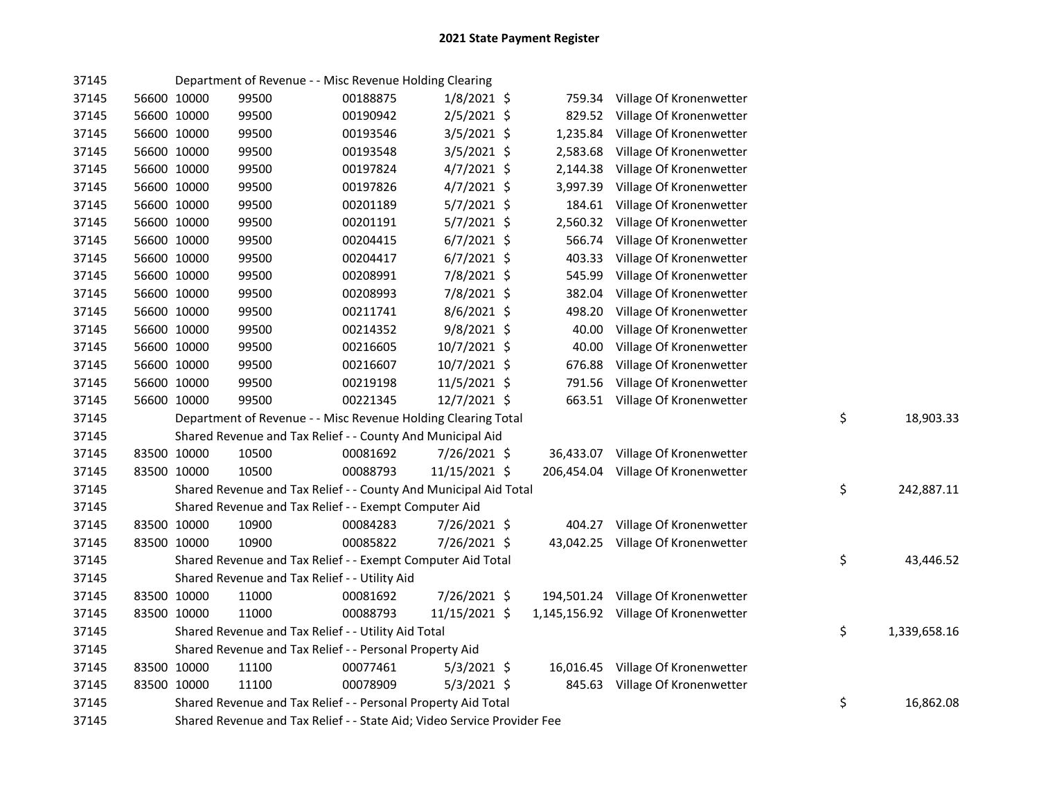# 2021 State Payment Register

| | | | | | | | | | |
|---|---|---|---|---|---|---|---|---|---|
| 37145 | | | Department of Revenue - - Misc Revenue Holding Clearing | | | | | | |
| 37145 | 56600 | 10000 | 99500 | 00188875 | 1/8/2021 | $ 759.34 | Village Of Kronenwetter | | |
| 37145 | 56600 | 10000 | 99500 | 00190942 | 2/5/2021 | $ 829.52 | Village Of Kronenwetter | | |
| 37145 | 56600 | 10000 | 99500 | 00193546 | 3/5/2021 | $ 1,235.84 | Village Of Kronenwetter | | |
| 37145 | 56600 | 10000 | 99500 | 00193548 | 3/5/2021 | $ 2,583.68 | Village Of Kronenwetter | | |
| 37145 | 56600 | 10000 | 99500 | 00197824 | 4/7/2021 | $ 2,144.38 | Village Of Kronenwetter | | |
| 37145 | 56600 | 10000 | 99500 | 00197826 | 4/7/2021 | $ 3,997.39 | Village Of Kronenwetter | | |
| 37145 | 56600 | 10000 | 99500 | 00201189 | 5/7/2021 | $ 184.61 | Village Of Kronenwetter | | |
| 37145 | 56600 | 10000 | 99500 | 00201191 | 5/7/2021 | $ 2,560.32 | Village Of Kronenwetter | | |
| 37145 | 56600 | 10000 | 99500 | 00204415 | 6/7/2021 | $ 566.74 | Village Of Kronenwetter | | |
| 37145 | 56600 | 10000 | 99500 | 00204417 | 6/7/2021 | $ 403.33 | Village Of Kronenwetter | | |
| 37145 | 56600 | 10000 | 99500 | 00208991 | 7/8/2021 | $ 545.99 | Village Of Kronenwetter | | |
| 37145 | 56600 | 10000 | 99500 | 00208993 | 7/8/2021 | $ 382.04 | Village Of Kronenwetter | | |
| 37145 | 56600 | 10000 | 99500 | 00211741 | 8/6/2021 | $ 498.20 | Village Of Kronenwetter | | |
| 37145 | 56600 | 10000 | 99500 | 00214352 | 9/8/2021 | $ 40.00 | Village Of Kronenwetter | | |
| 37145 | 56600 | 10000 | 99500 | 00216605 | 10/7/2021 | $ 40.00 | Village Of Kronenwetter | | |
| 37145 | 56600 | 10000 | 99500 | 00216607 | 10/7/2021 | $ 676.88 | Village Of Kronenwetter | | |
| 37145 | 56600 | 10000 | 99500 | 00219198 | 11/5/2021 | $ 791.56 | Village Of Kronenwetter | | |
| 37145 | 56600 | 10000 | 99500 | 00221345 | 12/7/2021 | $ 663.51 | Village Of Kronenwetter | | |
| 37145 | | | Department of Revenue - - Misc Revenue Holding Clearing Total | | | | | $ | 18,903.33 |
| 37145 | | | Shared Revenue and Tax Relief - - County And Municipal Aid | | | | | | |
| 37145 | 83500 | 10000 | 10500 | 00081692 | 7/26/2021 | $ 36,433.07 | Village Of Kronenwetter | | |
| 37145 | 83500 | 10000 | 10500 | 00088793 | 11/15/2021 | $ 206,454.04 | Village Of Kronenwetter | | |
| 37145 | | | Shared Revenue and Tax Relief - - County And Municipal Aid Total | | | | | $ | 242,887.11 |
| 37145 | | | Shared Revenue and Tax Relief - - Exempt Computer Aid | | | | | | |
| 37145 | 83500 | 10000 | 10900 | 00084283 | 7/26/2021 | $ 404.27 | Village Of Kronenwetter | | |
| 37145 | 83500 | 10000 | 10900 | 00085822 | 7/26/2021 | $ 43,042.25 | Village Of Kronenwetter | | |
| 37145 | | | Shared Revenue and Tax Relief - - Exempt Computer Aid Total | | | | | $ | 43,446.52 |
| 37145 | | | Shared Revenue and Tax Relief - - Utility Aid | | | | | | |
| 37145 | 83500 | 10000 | 11000 | 00081692 | 7/26/2021 | $ 194,501.24 | Village Of Kronenwetter | | |
| 37145 | 83500 | 10000 | 11000 | 00088793 | 11/15/2021 | $ 1,145,156.92 | Village Of Kronenwetter | | |
| 37145 | | | Shared Revenue and Tax Relief - - Utility Aid Total | | | | | $ | 1,339,658.16 |
| 37145 | | | Shared Revenue and Tax Relief - - Personal Property Aid | | | | | | |
| 37145 | 83500 | 10000 | 11100 | 00077461 | 5/3/2021 | $ 16,016.45 | Village Of Kronenwetter | | |
| 37145 | 83500 | 10000 | 11100 | 00078909 | 5/3/2021 | $ 845.63 | Village Of Kronenwetter | | |
| 37145 | | | Shared Revenue and Tax Relief - - Personal Property Aid Total | | | | | $ | 16,862.08 |
| 37145 | | | Shared Revenue and Tax Relief - - State Aid; Video Service Provider Fee | | | | | | |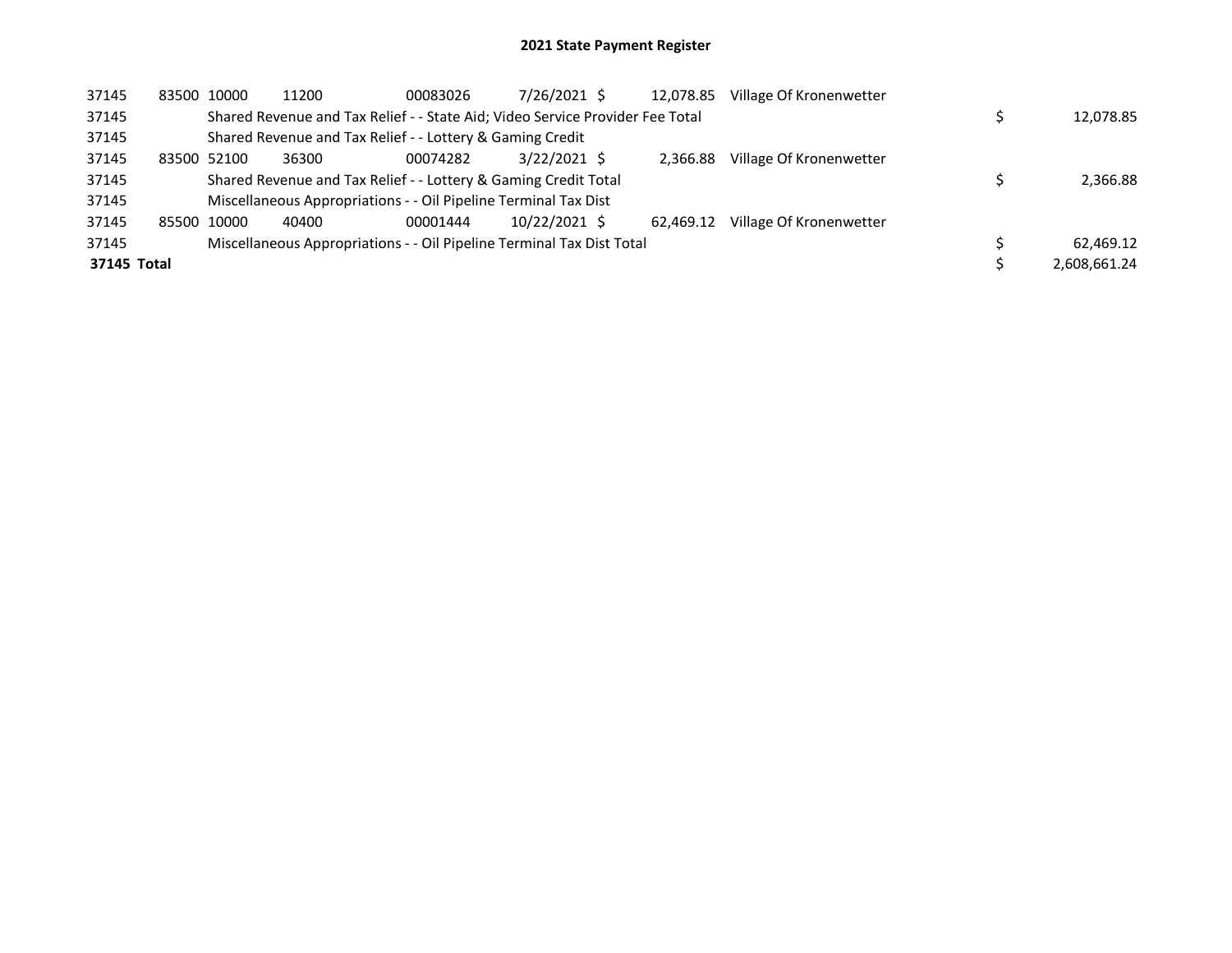# 2021 State Payment Register

| | | | | | | | | |
|---|---|---|---|---|---|---|---|---|
| 37145 | 83500 | 10000 | 11200 | 00083026 | 7/26/2021 | $ 12,078.85 | Village Of Kronenwetter | |
| 37145 | | Shared Revenue and Tax Relief - - State Aid; Video Service Provider Fee Total | | | | | | $ 12,078.85 |
| 37145 | | Shared Revenue and Tax Relief - - Lottery & Gaming Credit | | | | | | |
| 37145 | 83500 | 52100 | 36300 | 00074282 | 3/22/2021 | $ 2,366.88 | Village Of Kronenwetter | |
| 37145 | | Shared Revenue and Tax Relief - - Lottery & Gaming Credit Total | | | | | | $ 2,366.88 |
| 37145 | | Miscellaneous Appropriations - - Oil Pipeline Terminal Tax Dist | | | | | | |
| 37145 | 85500 | 10000 | 40400 | 00001444 | 10/22/2021 | $ 62,469.12 | Village Of Kronenwetter | |
| 37145 | | Miscellaneous Appropriations - - Oil Pipeline Terminal Tax Dist Total | | | | | | $ 62,469.12 |
| **37145 Total** | | | | | | | | $ 2,608,661.24 |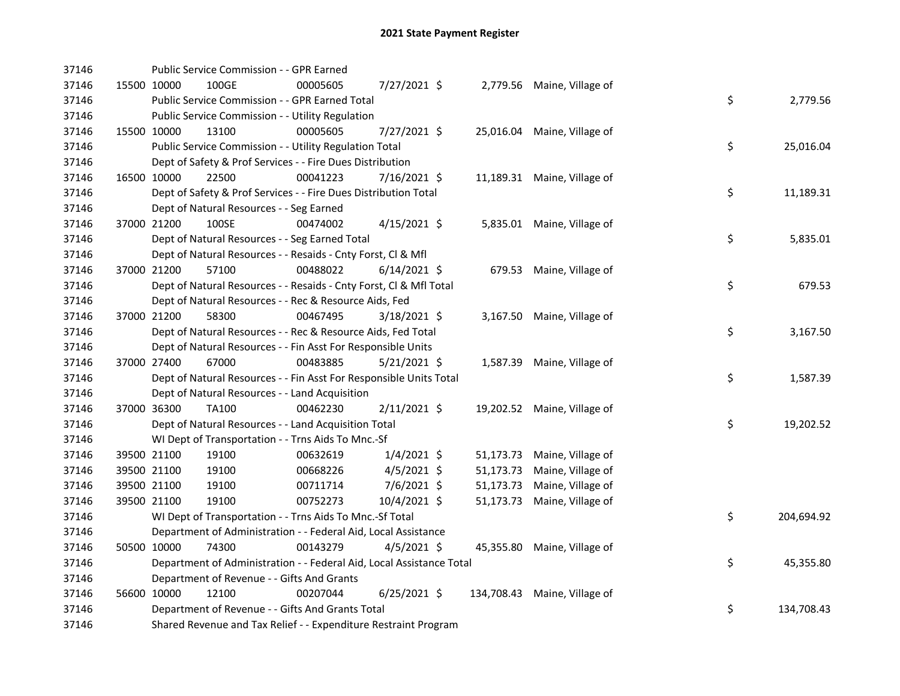# 2021 State Payment Register

| | | | | | | | | | |
|---|---|---|---|---|---|---|---|---|---|
| 37146 | | Public Service Commission - - GPR Earned | | | | | | | |
| 37146 | 15500 | 10000 | 100GE | 00005605 | 7/27/2021 | $ 2,779.56 | Maine, Village of | | |
| 37146 | | Public Service Commission - - GPR Earned Total | | | | | | $ | 2,779.56 |
| 37146 | | Public Service Commission - - Utility Regulation | | | | | | | |
| 37146 | 15500 | 10000 | 13100 | 00005605 | 7/27/2021 | $ 25,016.04 | Maine, Village of | | |
| 37146 | | Public Service Commission - - Utility Regulation Total | | | | | | $ | 25,016.04 |
| 37146 | | Dept of Safety & Prof Services - - Fire Dues Distribution | | | | | | | |
| 37146 | 16500 | 10000 | 22500 | 00041223 | 7/16/2021 | $ 11,189.31 | Maine, Village of | | |
| 37146 | | Dept of Safety & Prof Services - - Fire Dues Distribution Total | | | | | | $ | 11,189.31 |
| 37146 | | Dept of Natural Resources - - Seg Earned | | | | | | | |
| 37146 | 37000 | 21200 | 100SE | 00474002 | 4/15/2021 | $ 5,835.01 | Maine, Village of | | |
| 37146 | | Dept of Natural Resources - - Seg Earned Total | | | | | | $ | 5,835.01 |
| 37146 | | Dept of Natural Resources - - Resaids - Cnty Forst, Cl & Mfl | | | | | | | |
| 37146 | 37000 | 21200 | 57100 | 00488022 | 6/14/2021 | $ 679.53 | Maine, Village of | | |
| 37146 | | Dept of Natural Resources - - Resaids - Cnty Forst, Cl & Mfl Total | | | | | | $ | 679.53 |
| 37146 | | Dept of Natural Resources - - Rec & Resource Aids, Fed | | | | | | | |
| 37146 | 37000 | 21200 | 58300 | 00467495 | 3/18/2021 | $ 3,167.50 | Maine, Village of | | |
| 37146 | | Dept of Natural Resources - - Rec & Resource Aids, Fed Total | | | | | | $ | 3,167.50 |
| 37146 | | Dept of Natural Resources - - Fin Asst For Responsible Units | | | | | | | |
| 37146 | 37000 | 27400 | 67000 | 00483885 | 5/21/2021 | $ 1,587.39 | Maine, Village of | | |
| 37146 | | Dept of Natural Resources - - Fin Asst For Responsible Units Total | | | | | | $ | 1,587.39 |
| 37146 | | Dept of Natural Resources - - Land Acquisition | | | | | | | |
| 37146 | 37000 | 36300 | TA100 | 00462230 | 2/11/2021 | $ 19,202.52 | Maine, Village of | | |
| 37146 | | Dept of Natural Resources - - Land Acquisition Total | | | | | | $ | 19,202.52 |
| 37146 | | WI Dept of Transportation - - Trns Aids To Mnc.-Sf | | | | | | | |
| 37146 | 39500 | 21100 | 19100 | 00632619 | 1/4/2021 | $ 51,173.73 | Maine, Village of | | |
| 37146 | 39500 | 21100 | 19100 | 00668226 | 4/5/2021 | $ 51,173.73 | Maine, Village of | | |
| 37146 | 39500 | 21100 | 19100 | 00711714 | 7/6/2021 | $ 51,173.73 | Maine, Village of | | |
| 37146 | 39500 | 21100 | 19100 | 00752273 | 10/4/2021 | $ 51,173.73 | Maine, Village of | | |
| 37146 | | WI Dept of Transportation - - Trns Aids To Mnc.-Sf Total | | | | | | $ | 204,694.92 |
| 37146 | | Department of Administration - - Federal Aid, Local Assistance | | | | | | | |
| 37146 | 50500 | 10000 | 74300 | 00143279 | 4/5/2021 | $ 45,355.80 | Maine, Village of | | |
| 37146 | | Department of Administration - - Federal Aid, Local Assistance Total | | | | | | $ | 45,355.80 |
| 37146 | | Department of Revenue - - Gifts And Grants | | | | | | | |
| 37146 | 56600 | 10000 | 12100 | 00207044 | 6/25/2021 | $ 134,708.43 | Maine, Village of | | |
| 37146 | | Department of Revenue - - Gifts And Grants Total | | | | | | $ | 134,708.43 |
| 37146 | | Shared Revenue and Tax Relief - - Expenditure Restraint Program | | | | | | | |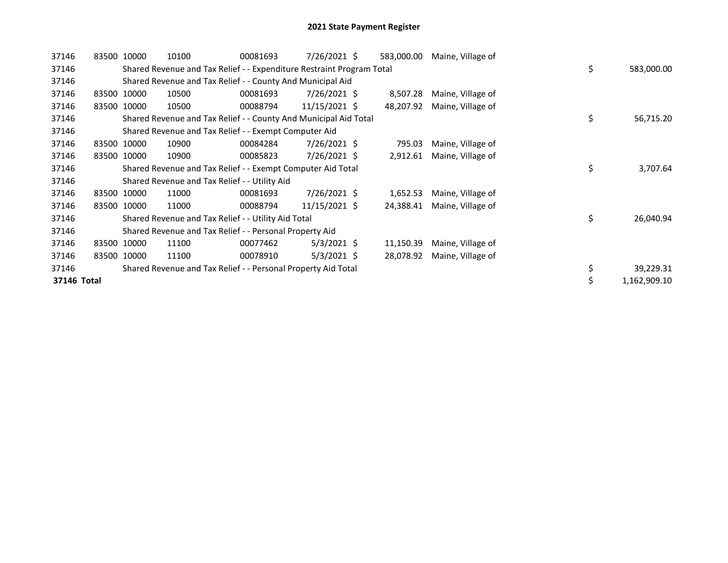# 2021 State Payment Register

| | | | | | | | | | |
|---|---|---|---|---|---|---|---|---|---|
| 37146 | 83500 | 10000 | 10100 | 00081693 | 7/26/2021 | $ 583,000.00 | Maine, Village of | | |
| 37146 | | Shared Revenue and Tax Relief - - Expenditure Restraint Program Total | | | | | | $ | 583,000.00 |
| 37146 | | Shared Revenue and Tax Relief - - County And Municipal Aid | | | | | | | |
| 37146 | 83500 | 10000 | 10500 | 00081693 | 7/26/2021 | $ 8,507.28 | Maine, Village of | | |
| 37146 | 83500 | 10000 | 10500 | 00088794 | 11/15/2021 | $ 48,207.92 | Maine, Village of | | |
| 37146 | | Shared Revenue and Tax Relief - - County And Municipal Aid Total | | | | | | $ | 56,715.20 |
| 37146 | | Shared Revenue and Tax Relief - - Exempt Computer Aid | | | | | | | |
| 37146 | 83500 | 10000 | 10900 | 00084284 | 7/26/2021 | $ 795.03 | Maine, Village of | | |
| 37146 | 83500 | 10000 | 10900 | 00085823 | 7/26/2021 | $ 2,912.61 | Maine, Village of | | |
| 37146 | | Shared Revenue and Tax Relief - - Exempt Computer Aid Total | | | | | | $ | 3,707.64 |
| 37146 | | Shared Revenue and Tax Relief - - Utility Aid | | | | | | | |
| 37146 | 83500 | 10000 | 11000 | 00081693 | 7/26/2021 | $ 1,652.53 | Maine, Village of | | |
| 37146 | 83500 | 10000 | 11000 | 00088794 | 11/15/2021 | $ 24,388.41 | Maine, Village of | | |
| 37146 | | Shared Revenue and Tax Relief - - Utility Aid Total | | | | | | $ | 26,040.94 |
| 37146 | | Shared Revenue and Tax Relief - - Personal Property Aid | | | | | | | |
| 37146 | 83500 | 10000 | 11100 | 00077462 | 5/3/2021 | $ 11,150.39 | Maine, Village of | | |
| 37146 | 83500 | 10000 | 11100 | 00078910 | 5/3/2021 | $ 28,078.92 | Maine, Village of | | |
| 37146 | | Shared Revenue and Tax Relief - - Personal Property Aid Total | | | | | | $ | 39,229.31 |
| **37146 Total** | | | | | | | | $ | 1,162,909.10 |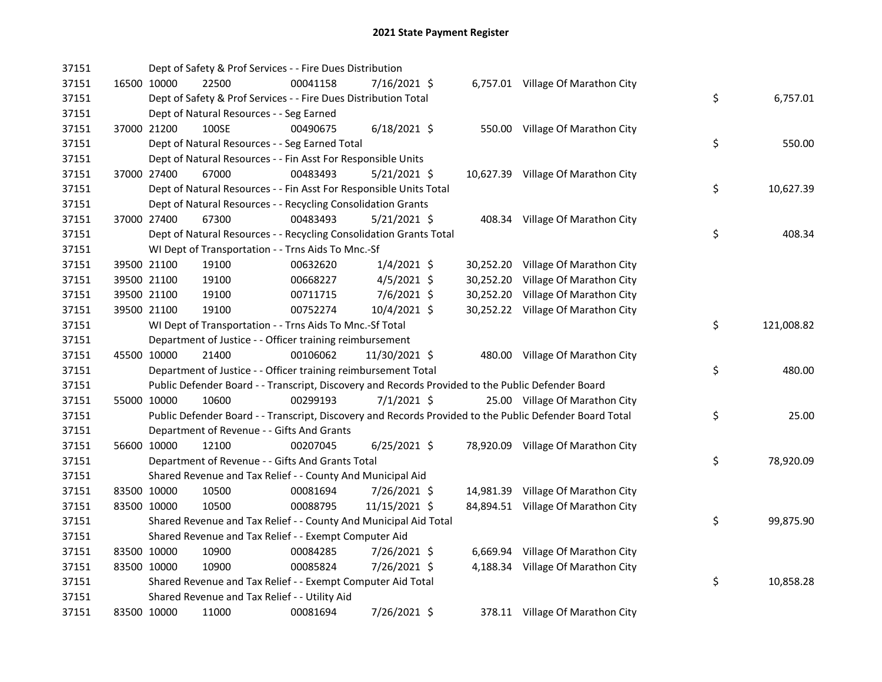## 2021 State Payment Register

| | | | | | | | | | |
|---|---|---|---|---|---|---|---|---|---|
| 37151 | | | Dept of Safety & Prof Services - - Fire Dues Distribution | | | | | | |
| 37151 | 16500 | 10000 | 22500 | 00041158 | 7/16/2021 | $ 6,757.01 | Village Of Marathon City | | |
| 37151 | | | Dept of Safety & Prof Services - - Fire Dues Distribution Total | | | | | $ | 6,757.01 |
| 37151 | | | Dept of Natural Resources - - Seg Earned | | | | | | |
| 37151 | 37000 | 21200 | 100SE | 00490675 | 6/18/2021 | $ 550.00 | Village Of Marathon City | | |
| 37151 | | | Dept of Natural Resources - - Seg Earned Total | | | | | $ | 550.00 |
| 37151 | | | Dept of Natural Resources - - Fin Asst For Responsible Units | | | | | | |
| 37151 | 37000 | 27400 | 67000 | 00483493 | 5/21/2021 | $ 10,627.39 | Village Of Marathon City | | |
| 37151 | | | Dept of Natural Resources - - Fin Asst For Responsible Units Total | | | | | $ | 10,627.39 |
| 37151 | | | Dept of Natural Resources - - Recycling Consolidation Grants | | | | | | |
| 37151 | 37000 | 27400 | 67300 | 00483493 | 5/21/2021 | $ 408.34 | Village Of Marathon City | | |
| 37151 | | | Dept of Natural Resources - - Recycling Consolidation Grants Total | | | | | $ | 408.34 |
| 37151 | | | WI Dept of Transportation - - Trns Aids To Mnc.-Sf | | | | | | |
| 37151 | 39500 | 21100 | 19100 | 00632620 | 1/4/2021 | $ 30,252.20 | Village Of Marathon City | | |
| 37151 | 39500 | 21100 | 19100 | 00668227 | 4/5/2021 | $ 30,252.20 | Village Of Marathon City | | |
| 37151 | 39500 | 21100 | 19100 | 00711715 | 7/6/2021 | $ 30,252.20 | Village Of Marathon City | | |
| 37151 | 39500 | 21100 | 19100 | 00752274 | 10/4/2021 | $ 30,252.22 | Village Of Marathon City | | |
| 37151 | | | WI Dept of Transportation - - Trns Aids To Mnc.-Sf Total | | | | | $ | 121,008.82 |
| 37151 | | | Department of Justice - - Officer training reimbursement | | | | | | |
| 37151 | 45500 | 10000 | 21400 | 00106062 | 11/30/2021 | $ 480.00 | Village Of Marathon City | | |
| 37151 | | | Department of Justice - - Officer training reimbursement Total | | | | | $ | 480.00 |
| 37151 | | | Public Defender Board - - Transcript, Discovery and Records Provided to the Public Defender Board | | | | | | |
| 37151 | 55000 | 10000 | 10600 | 00299193 | 7/1/2021 | $ 25.00 | Village Of Marathon City | | |
| 37151 | | | Public Defender Board - - Transcript, Discovery and Records Provided to the Public Defender Board Total | | | | | $ | 25.00 |
| 37151 | | | Department of Revenue - - Gifts And Grants | | | | | | |
| 37151 | 56600 | 10000 | 12100 | 00207045 | 6/25/2021 | $ 78,920.09 | Village Of Marathon City | | |
| 37151 | | | Department of Revenue - - Gifts And Grants Total | | | | | $ | 78,920.09 |
| 37151 | | | Shared Revenue and Tax Relief - - County And Municipal Aid | | | | | | |
| 37151 | 83500 | 10000 | 10500 | 00081694 | 7/26/2021 | $ 14,981.39 | Village Of Marathon City | | |
| 37151 | 83500 | 10000 | 10500 | 00088795 | 11/15/2021 | $ 84,894.51 | Village Of Marathon City | | |
| 37151 | | | Shared Revenue and Tax Relief - - County And Municipal Aid Total | | | | | $ | 99,875.90 |
| 37151 | | | Shared Revenue and Tax Relief - - Exempt Computer Aid | | | | | | |
| 37151 | 83500 | 10000 | 10900 | 00084285 | 7/26/2021 | $ 6,669.94 | Village Of Marathon City | | |
| 37151 | 83500 | 10000 | 10900 | 00085824 | 7/26/2021 | $ 4,188.34 | Village Of Marathon City | | |
| 37151 | | | Shared Revenue and Tax Relief - - Exempt Computer Aid Total | | | | | $ | 10,858.28 |
| 37151 | | | Shared Revenue and Tax Relief - - Utility Aid | | | | | | |
| 37151 | 83500 | 10000 | 11000 | 00081694 | 7/26/2021 | $ 378.11 | Village Of Marathon City | | |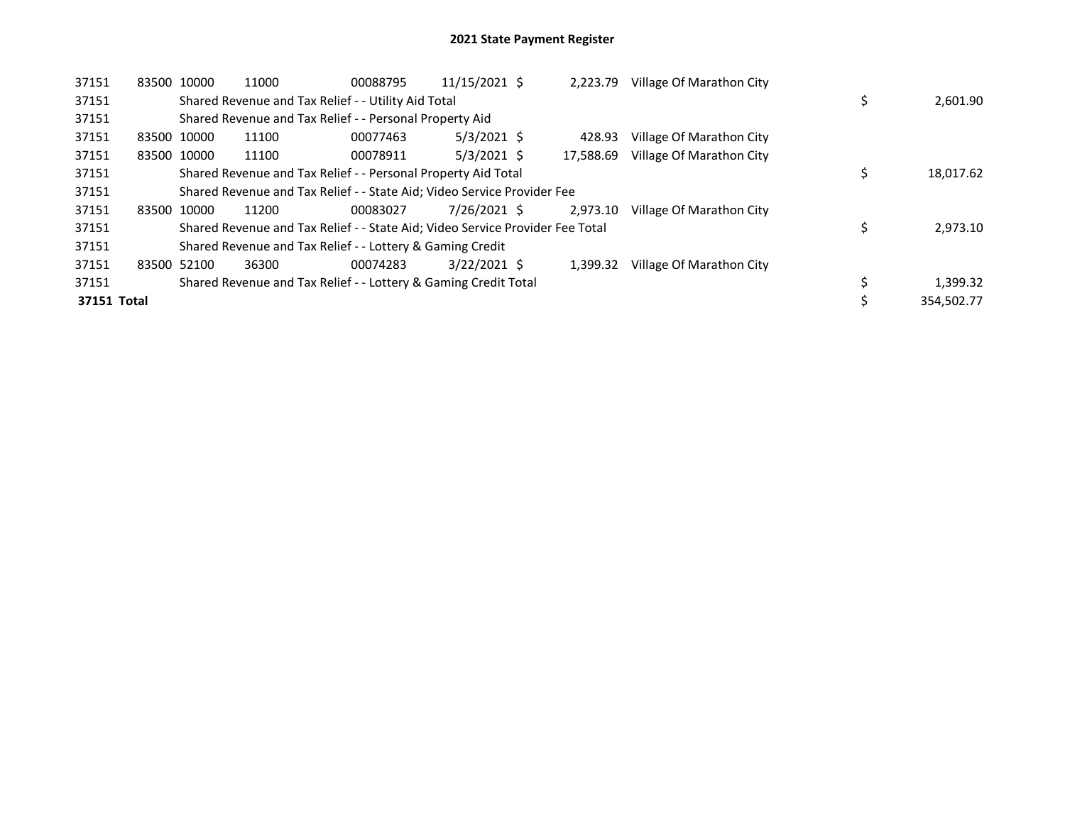# 2021 State Payment Register

| | | | | | | | | | |
|---|---|---|---|---|---|---|---|---|---|
| 37151 | 83500 | 10000 | 11000 | 00088795 | 11/15/2021 | $ 2,223.79 | Village Of Marathon City | | |
| 37151 | | Shared Revenue and Tax Relief - - Utility Aid Total | | | | | | $ | 2,601.90 |
| 37151 | | Shared Revenue and Tax Relief - - Personal Property Aid | | | | | | | |
| 37151 | 83500 | 10000 | 11100 | 00077463 | 5/3/2021 | $ 428.93 | Village Of Marathon City | | |
| 37151 | 83500 | 10000 | 11100 | 00078911 | 5/3/2021 | $ 17,588.69 | Village Of Marathon City | | |
| 37151 | | Shared Revenue and Tax Relief - - Personal Property Aid Total | | | | | | $ | 18,017.62 |
| 37151 | | Shared Revenue and Tax Relief - - State Aid; Video Service Provider Fee | | | | | | | |
| 37151 | 83500 | 10000 | 11200 | 00083027 | 7/26/2021 | $ 2,973.10 | Village Of Marathon City | | |
| 37151 | | Shared Revenue and Tax Relief - - State Aid; Video Service Provider Fee Total | | | | | | $ | 2,973.10 |
| 37151 | | Shared Revenue and Tax Relief - - Lottery & Gaming Credit | | | | | | | |
| 37151 | 83500 | 52100 | 36300 | 00074283 | 3/22/2021 | $ 1,399.32 | Village Of Marathon City | | |
| 37151 | | Shared Revenue and Tax Relief - - Lottery & Gaming Credit Total | | | | | | $ | 1,399.32 |
| **37151 Total** | | | | | | | | $ | 354,502.77 |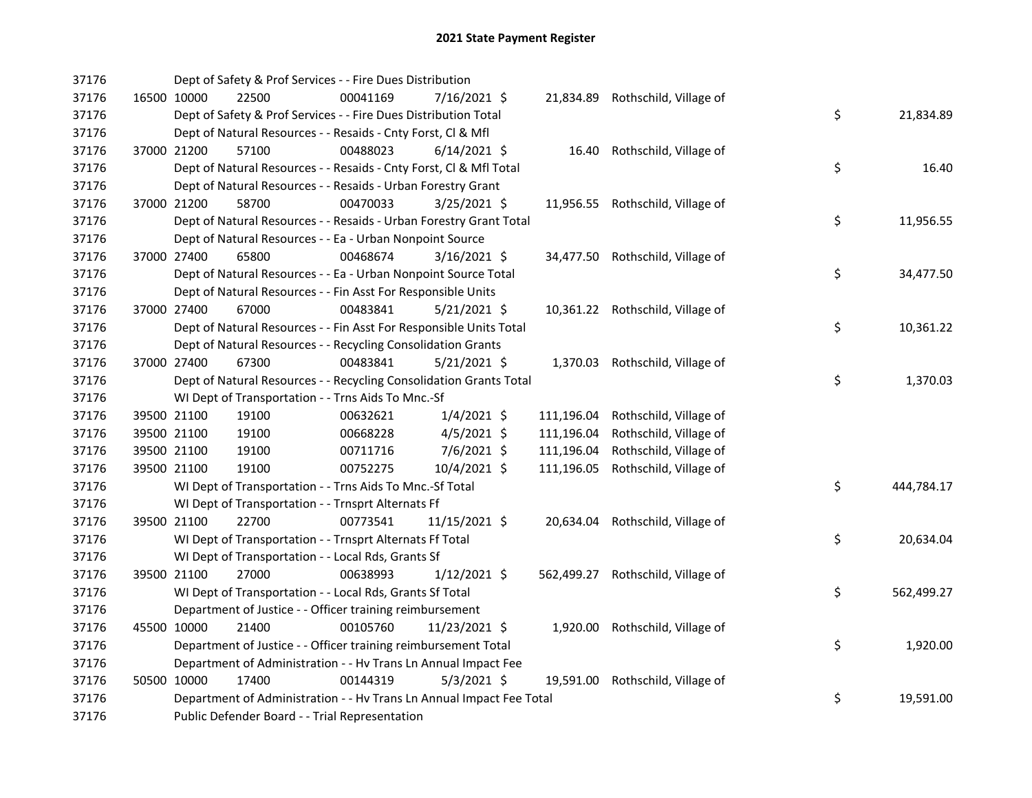# 2021 State Payment Register

| | | | | | | | | | |
|---|---|---|---|---|---|---|---|---|---|
| 37176 | | Dept of Safety & Prof Services - - Fire Dues Distribution | | | | | | | |
| 37176 | 16500 | 10000 | 22500 | 00041169 | 7/16/2021 $ | 21,834.89 | Rothschild, Village of | | |
| 37176 | | Dept of Safety & Prof Services - - Fire Dues Distribution Total | | | | | | $ | 21,834.89 |
| 37176 | | Dept of Natural Resources - - Resaids - Cnty Forst, Cl & Mfl | | | | | | | |
| 37176 | 37000 | 21200 | 57100 | 00488023 | 6/14/2021 $ | 16.40 | Rothschild, Village of | | |
| 37176 | | Dept of Natural Resources - - Resaids - Cnty Forst, Cl & Mfl Total | | | | | | $ | 16.40 |
| 37176 | | Dept of Natural Resources - - Resaids - Urban Forestry Grant | | | | | | | |
| 37176 | 37000 | 21200 | 58700 | 00470033 | 3/25/2021 $ | 11,956.55 | Rothschild, Village of | | |
| 37176 | | Dept of Natural Resources - - Resaids - Urban Forestry Grant Total | | | | | | $ | 11,956.55 |
| 37176 | | Dept of Natural Resources - - Ea - Urban Nonpoint Source | | | | | | | |
| 37176 | 37000 | 27400 | 65800 | 00468674 | 3/16/2021 $ | 34,477.50 | Rothschild, Village of | | |
| 37176 | | Dept of Natural Resources - - Ea - Urban Nonpoint Source Total | | | | | | $ | 34,477.50 |
| 37176 | | Dept of Natural Resources - - Fin Asst For Responsible Units | | | | | | | |
| 37176 | 37000 | 27400 | 67000 | 00483841 | 5/21/2021 $ | 10,361.22 | Rothschild, Village of | | |
| 37176 | | Dept of Natural Resources - - Fin Asst For Responsible Units Total | | | | | | $ | 10,361.22 |
| 37176 | | Dept of Natural Resources - - Recycling Consolidation Grants | | | | | | | |
| 37176 | 37000 | 27400 | 67300 | 00483841 | 5/21/2021 $ | 1,370.03 | Rothschild, Village of | | |
| 37176 | | Dept of Natural Resources - - Recycling Consolidation Grants Total | | | | | | $ | 1,370.03 |
| 37176 | | WI Dept of Transportation - - Trns Aids To Mnc.-Sf | | | | | | | |
| 37176 | 39500 | 21100 | 19100 | 00632621 | 1/4/2021 $ | 111,196.04 | Rothschild, Village of | | |
| 37176 | 39500 | 21100 | 19100 | 00668228 | 4/5/2021 $ | 111,196.04 | Rothschild, Village of | | |
| 37176 | 39500 | 21100 | 19100 | 00711716 | 7/6/2021 $ | 111,196.04 | Rothschild, Village of | | |
| 37176 | 39500 | 21100 | 19100 | 00752275 | 10/4/2021 $ | 111,196.05 | Rothschild, Village of | | |
| 37176 | | WI Dept of Transportation - - Trns Aids To Mnc.-Sf Total | | | | | | $ | 444,784.17 |
| 37176 | | WI Dept of Transportation - - Trnsprt Alternats Ff | | | | | | | |
| 37176 | 39500 | 21100 | 22700 | 00773541 | 11/15/2021 $ | 20,634.04 | Rothschild, Village of | | |
| 37176 | | WI Dept of Transportation - - Trnsprt Alternats Ff Total | | | | | | $ | 20,634.04 |
| 37176 | | WI Dept of Transportation - - Local Rds, Grants Sf | | | | | | | |
| 37176 | 39500 | 21100 | 27000 | 00638993 | 1/12/2021 $ | 562,499.27 | Rothschild, Village of | | |
| 37176 | | WI Dept of Transportation - - Local Rds, Grants Sf Total | | | | | | $ | 562,499.27 |
| 37176 | | Department of Justice - - Officer training reimbursement | | | | | | | |
| 37176 | 45500 | 10000 | 21400 | 00105760 | 11/23/2021 $ | 1,920.00 | Rothschild, Village of | | |
| 37176 | | Department of Justice - - Officer training reimbursement Total | | | | | | $ | 1,920.00 |
| 37176 | | Department of Administration - - Hv Trans Ln Annual Impact Fee | | | | | | | |
| 37176 | 50500 | 10000 | 17400 | 00144319 | 5/3/2021 $ | 19,591.00 | Rothschild, Village of | | |
| 37176 | | Department of Administration - - Hv Trans Ln Annual Impact Fee Total | | | | | | $ | 19,591.00 |
| 37176 | | Public Defender Board - - Trial Representation | | | | | | | |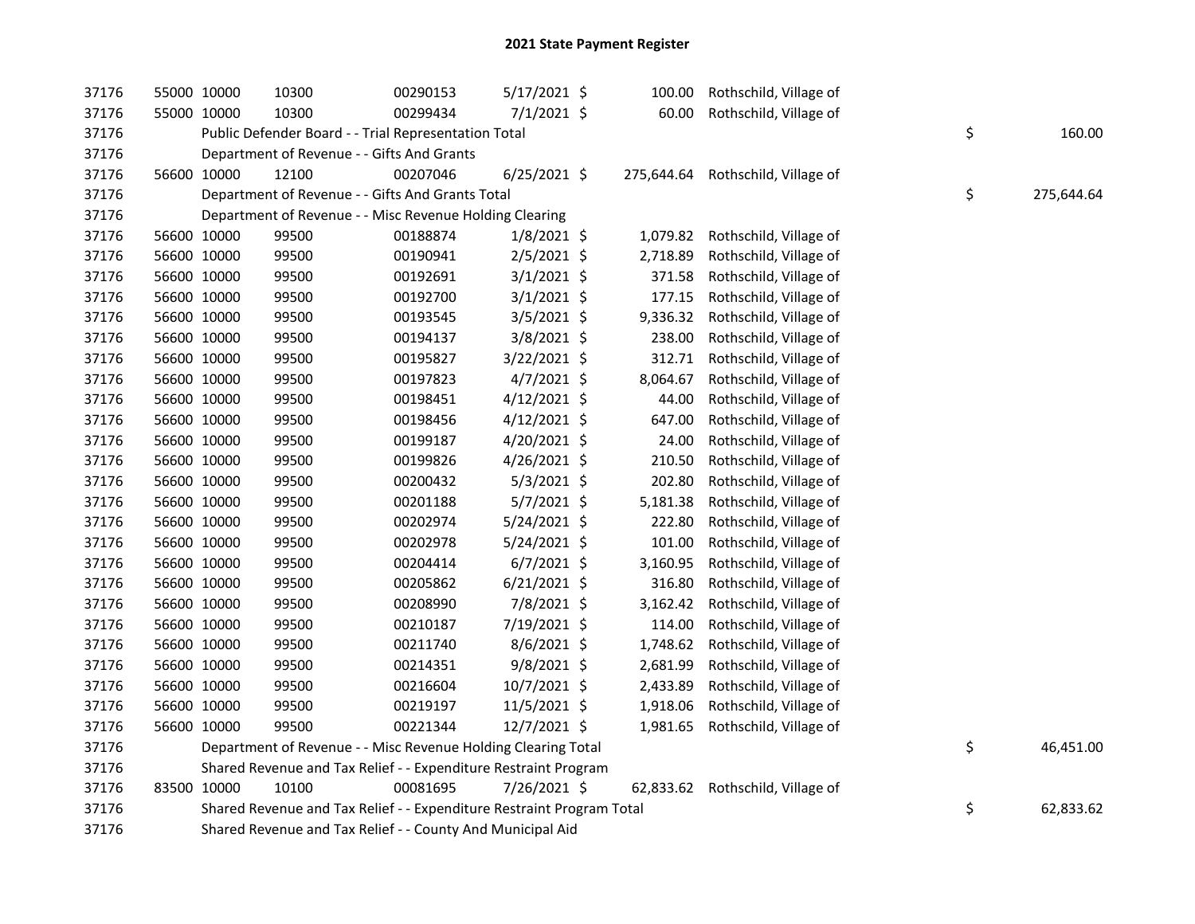# 2021 State Payment Register

| | | | | | | | | | |
|---|---|---|---|---|---|---|---|---|---|
| 37176 | 55000 | 10000 | 10300 | 00290153 | 5/17/2021 | $ 100.00 | Rothschild, Village of | | |
| 37176 | 55000 | 10000 | 10300 | 00299434 | 7/1/2021 | $ 60.00 | Rothschild, Village of | | |
| 37176 | | Public Defender Board - - Trial Representation Total | | | | | | $ | 160.00 |
| 37176 | | Department of Revenue - - Gifts And Grants | | | | | | | |
| 37176 | 56600 | 10000 | 12100 | 00207046 | 6/25/2021 | $ 275,644.64 | Rothschild, Village of | | |
| 37176 | | Department of Revenue - - Gifts And Grants Total | | | | | | $ | 275,644.64 |
| 37176 | | Department of Revenue - - Misc Revenue Holding Clearing | | | | | | | |
| 37176 | 56600 | 10000 | 99500 | 00188874 | 1/8/2021 | $ 1,079.82 | Rothschild, Village of | | |
| 37176 | 56600 | 10000 | 99500 | 00190941 | 2/5/2021 | $ 2,718.89 | Rothschild, Village of | | |
| 37176 | 56600 | 10000 | 99500 | 00192691 | 3/1/2021 | $ 371.58 | Rothschild, Village of | | |
| 37176 | 56600 | 10000 | 99500 | 00192700 | 3/1/2021 | $ 177.15 | Rothschild, Village of | | |
| 37176 | 56600 | 10000 | 99500 | 00193545 | 3/5/2021 | $ 9,336.32 | Rothschild, Village of | | |
| 37176 | 56600 | 10000 | 99500 | 00194137 | 3/8/2021 | $ 238.00 | Rothschild, Village of | | |
| 37176 | 56600 | 10000 | 99500 | 00195827 | 3/22/2021 | $ 312.71 | Rothschild, Village of | | |
| 37176 | 56600 | 10000 | 99500 | 00197823 | 4/7/2021 | $ 8,064.67 | Rothschild, Village of | | |
| 37176 | 56600 | 10000 | 99500 | 00198451 | 4/12/2021 | $ 44.00 | Rothschild, Village of | | |
| 37176 | 56600 | 10000 | 99500 | 00198456 | 4/12/2021 | $ 647.00 | Rothschild, Village of | | |
| 37176 | 56600 | 10000 | 99500 | 00199187 | 4/20/2021 | $ 24.00 | Rothschild, Village of | | |
| 37176 | 56600 | 10000 | 99500 | 00199826 | 4/26/2021 | $ 210.50 | Rothschild, Village of | | |
| 37176 | 56600 | 10000 | 99500 | 00200432 | 5/3/2021 | $ 202.80 | Rothschild, Village of | | |
| 37176 | 56600 | 10000 | 99500 | 00201188 | 5/7/2021 | $ 5,181.38 | Rothschild, Village of | | |
| 37176 | 56600 | 10000 | 99500 | 00202974 | 5/24/2021 | $ 222.80 | Rothschild, Village of | | |
| 37176 | 56600 | 10000 | 99500 | 00202978 | 5/24/2021 | $ 101.00 | Rothschild, Village of | | |
| 37176 | 56600 | 10000 | 99500 | 00204414 | 6/7/2021 | $ 3,160.95 | Rothschild, Village of | | |
| 37176 | 56600 | 10000 | 99500 | 00205862 | 6/21/2021 | $ 316.80 | Rothschild, Village of | | |
| 37176 | 56600 | 10000 | 99500 | 00208990 | 7/8/2021 | $ 3,162.42 | Rothschild, Village of | | |
| 37176 | 56600 | 10000 | 99500 | 00210187 | 7/19/2021 | $ 114.00 | Rothschild, Village of | | |
| 37176 | 56600 | 10000 | 99500 | 00211740 | 8/6/2021 | $ 1,748.62 | Rothschild, Village of | | |
| 37176 | 56600 | 10000 | 99500 | 00214351 | 9/8/2021 | $ 2,681.99 | Rothschild, Village of | | |
| 37176 | 56600 | 10000 | 99500 | 00216604 | 10/7/2021 | $ 2,433.89 | Rothschild, Village of | | |
| 37176 | 56600 | 10000 | 99500 | 00219197 | 11/5/2021 | $ 1,918.06 | Rothschild, Village of | | |
| 37176 | 56600 | 10000 | 99500 | 00221344 | 12/7/2021 | $ 1,981.65 | Rothschild, Village of | | |
| 37176 | | Department of Revenue - - Misc Revenue Holding Clearing Total | | | | | | $ | 46,451.00 |
| 37176 | | Shared Revenue and Tax Relief - - Expenditure Restraint Program | | | | | | | |
| 37176 | 83500 | 10000 | 10100 | 00081695 | 7/26/2021 | $ 62,833.62 | Rothschild, Village of | | |
| 37176 | | Shared Revenue and Tax Relief - - Expenditure Restraint Program Total | | | | | | $ | 62,833.62 |
| 37176 | | Shared Revenue and Tax Relief - - County And Municipal Aid | | | | | | | |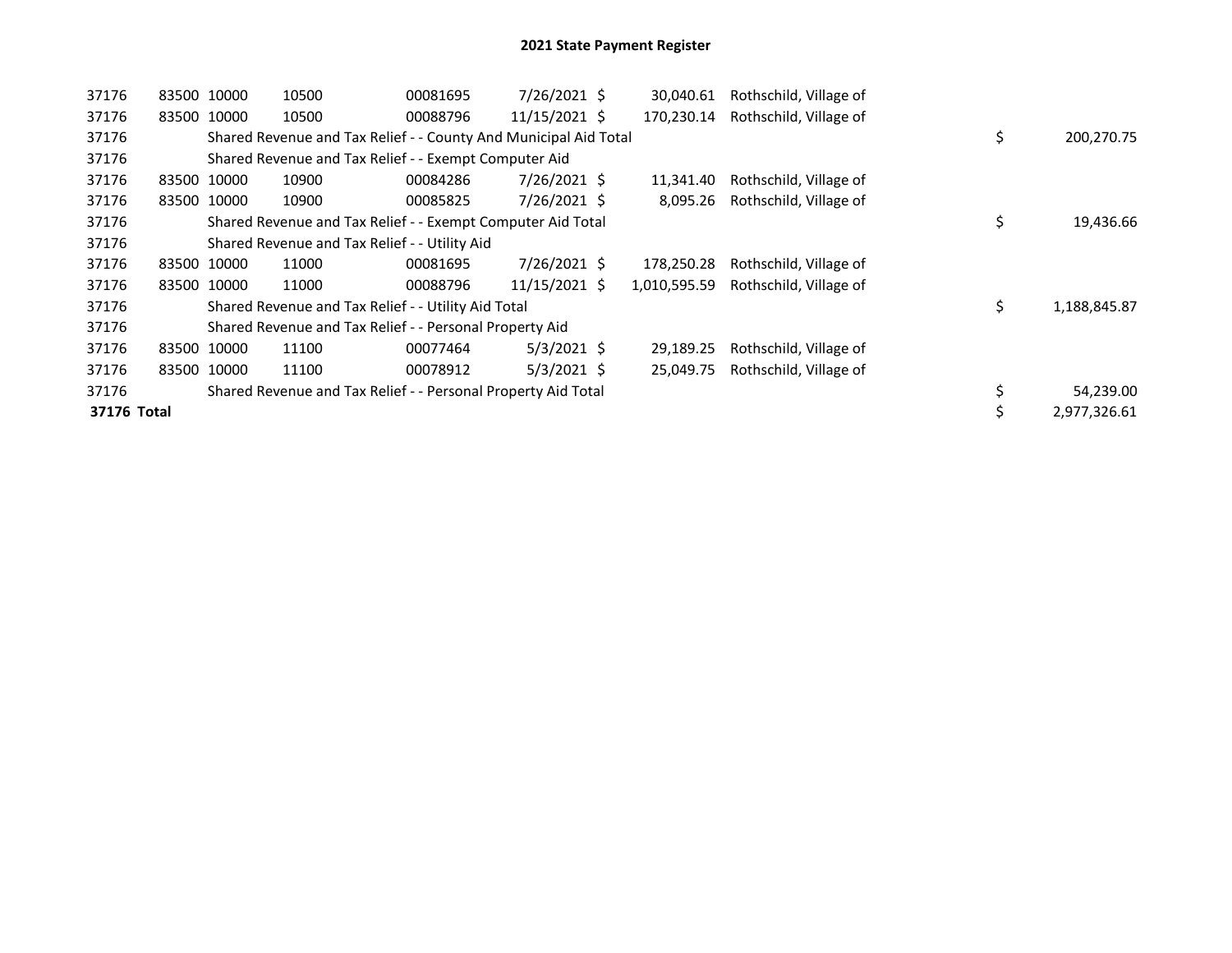# 2021 State Payment Register

| | | | | | | | | | |
|---|---|---|---|---|---|---|---|---|---|
| 37176 | 83500 | 10000 | 10500 | 00081695 | 7/26/2021 | $ 30,040.61 | Rothschild, Village of | | |
| 37176 | 83500 | 10000 | 10500 | 00088796 | 11/15/2021 | $ 170,230.14 | Rothschild, Village of | | |
| 37176 | | Shared Revenue and Tax Relief - - County And Municipal Aid Total | | | | | | $ | 200,270.75 |
| 37176 | | Shared Revenue and Tax Relief - - Exempt Computer Aid | | | | | | | |
| 37176 | 83500 | 10000 | 10900 | 00084286 | 7/26/2021 | $ 11,341.40 | Rothschild, Village of | | |
| 37176 | 83500 | 10000 | 10900 | 00085825 | 7/26/2021 | $ 8,095.26 | Rothschild, Village of | | |
| 37176 | | Shared Revenue and Tax Relief - - Exempt Computer Aid Total | | | | | | $ | 19,436.66 |
| 37176 | | Shared Revenue and Tax Relief - - Utility Aid | | | | | | | |
| 37176 | 83500 | 10000 | 11000 | 00081695 | 7/26/2021 | $ 178,250.28 | Rothschild, Village of | | |
| 37176 | 83500 | 10000 | 11000 | 00088796 | 11/15/2021 | $ 1,010,595.59 | Rothschild, Village of | | |
| 37176 | | Shared Revenue and Tax Relief - - Utility Aid Total | | | | | | $ | 1,188,845.87 |
| 37176 | | Shared Revenue and Tax Relief - - Personal Property Aid | | | | | | | |
| 37176 | 83500 | 10000 | 11100 | 00077464 | 5/3/2021 | $ 29,189.25 | Rothschild, Village of | | |
| 37176 | 83500 | 10000 | 11100 | 00078912 | 5/3/2021 | $ 25,049.75 | Rothschild, Village of | | |
| 37176 | | Shared Revenue and Tax Relief - - Personal Property Aid Total | | | | | | $ | 54,239.00 |
| **37176 Total** | | | | | | | | $ | 2,977,326.61 |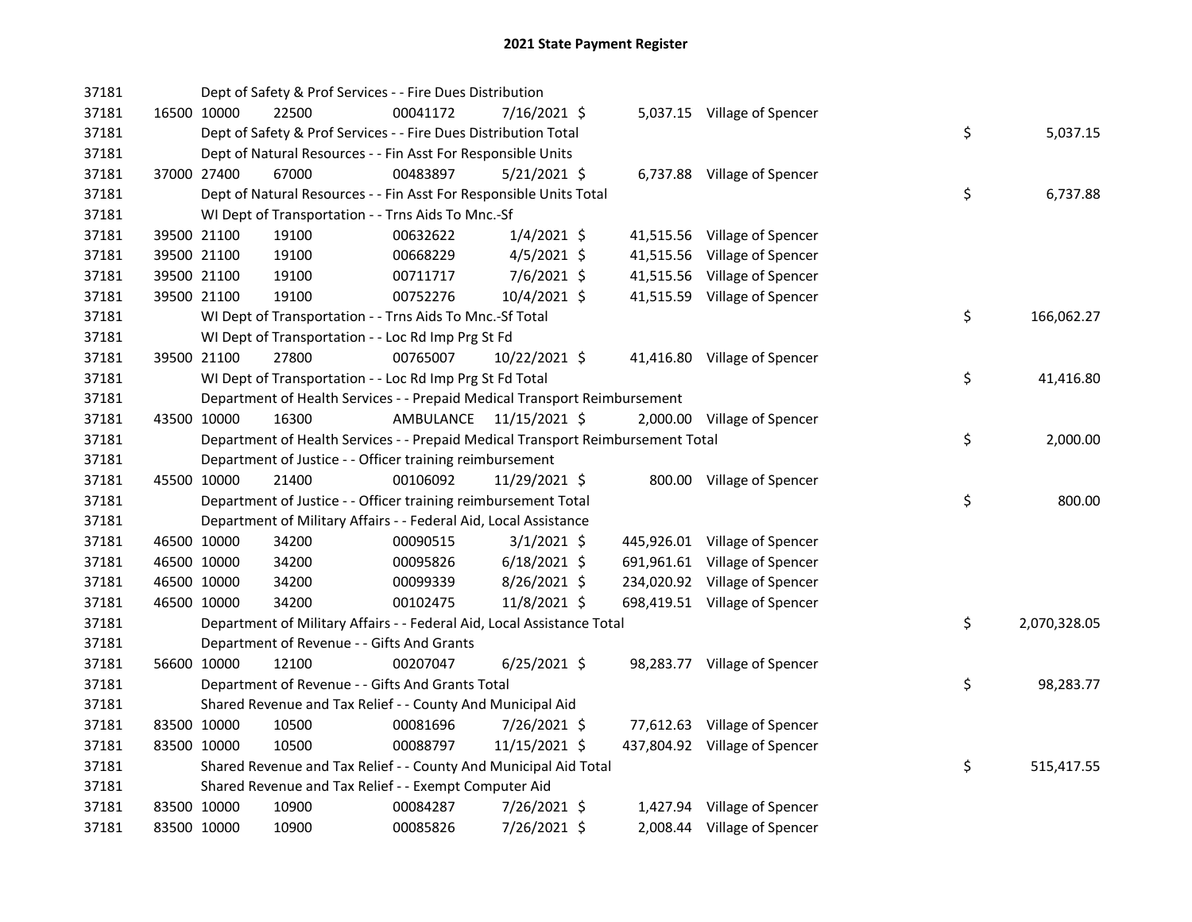## 2021 State Payment Register

| | | | | | | | | |
|---|---|---|---|---|---|---|---|---|
| 37181 | | | Dept of Safety & Prof Services - - Fire Dues Distribution | | | | | |
| 37181 | 16500 | 10000 | 22500 | 00041172 | 7/16/2021 | $ 5,037.15 | Village of Spencer | |
| 37181 | | | Dept of Safety & Prof Services - - Fire Dues Distribution Total | | | | | $ 5,037.15 |
| 37181 | | | Dept of Natural Resources - - Fin Asst For Responsible Units | | | | | |
| 37181 | 37000 | 27400 | 67000 | 00483897 | 5/21/2021 | $ 6,737.88 | Village of Spencer | |
| 37181 | | | Dept of Natural Resources - - Fin Asst For Responsible Units Total | | | | | $ 6,737.88 |
| 37181 | | | WI Dept of Transportation - - Trns Aids To Mnc.-Sf | | | | | |
| 37181 | 39500 | 21100 | 19100 | 00632622 | 1/4/2021 | $ 41,515.56 | Village of Spencer | |
| 37181 | 39500 | 21100 | 19100 | 00668229 | 4/5/2021 | $ 41,515.56 | Village of Spencer | |
| 37181 | 39500 | 21100 | 19100 | 00711717 | 7/6/2021 | $ 41,515.56 | Village of Spencer | |
| 37181 | 39500 | 21100 | 19100 | 00752276 | 10/4/2021 | $ 41,515.59 | Village of Spencer | |
| 37181 | | | WI Dept of Transportation - - Trns Aids To Mnc.-Sf Total | | | | | $ 166,062.27 |
| 37181 | | | WI Dept of Transportation - - Loc Rd Imp Prg St Fd | | | | | |
| 37181 | 39500 | 21100 | 27800 | 00765007 | 10/22/2021 | $ 41,416.80 | Village of Spencer | |
| 37181 | | | WI Dept of Transportation - - Loc Rd Imp Prg St Fd Total | | | | | $ 41,416.80 |
| 37181 | | | Department of Health Services - - Prepaid Medical Transport Reimbursement | | | | | |
| 37181 | 43500 | 10000 | 16300 | AMBULANCE | 11/15/2021 | $ 2,000.00 | Village of Spencer | |
| 37181 | | | Department of Health Services - - Prepaid Medical Transport Reimbursement Total | | | | | $ 2,000.00 |
| 37181 | | | Department of Justice - - Officer training reimbursement | | | | | |
| 37181 | 45500 | 10000 | 21400 | 00106092 | 11/29/2021 | $ 800.00 | Village of Spencer | |
| 37181 | | | Department of Justice - - Officer training reimbursement Total | | | | | $ 800.00 |
| 37181 | | | Department of Military Affairs - - Federal Aid, Local Assistance | | | | | |
| 37181 | 46500 | 10000 | 34200 | 00090515 | 3/1/2021 | $ 445,926.01 | Village of Spencer | |
| 37181 | 46500 | 10000 | 34200 | 00095826 | 6/18/2021 | $ 691,961.61 | Village of Spencer | |
| 37181 | 46500 | 10000 | 34200 | 00099339 | 8/26/2021 | $ 234,020.92 | Village of Spencer | |
| 37181 | 46500 | 10000 | 34200 | 00102475 | 11/8/2021 | $ 698,419.51 | Village of Spencer | |
| 37181 | | | Department of Military Affairs - - Federal Aid, Local Assistance Total | | | | | $ 2,070,328.05 |
| 37181 | | | Department of Revenue - - Gifts And Grants | | | | | |
| 37181 | 56600 | 10000 | 12100 | 00207047 | 6/25/2021 | $ 98,283.77 | Village of Spencer | |
| 37181 | | | Department of Revenue - - Gifts And Grants Total | | | | | $ 98,283.77 |
| 37181 | | | Shared Revenue and Tax Relief - - County And Municipal Aid | | | | | |
| 37181 | 83500 | 10000 | 10500 | 00081696 | 7/26/2021 | $ 77,612.63 | Village of Spencer | |
| 37181 | 83500 | 10000 | 10500 | 00088797 | 11/15/2021 | $ 437,804.92 | Village of Spencer | |
| 37181 | | | Shared Revenue and Tax Relief - - County And Municipal Aid Total | | | | | $ 515,417.55 |
| 37181 | | | Shared Revenue and Tax Relief - - Exempt Computer Aid | | | | | |
| 37181 | 83500 | 10000 | 10900 | 00084287 | 7/26/2021 | $ 1,427.94 | Village of Spencer | |
| 37181 | 83500 | 10000 | 10900 | 00085826 | 7/26/2021 | $ 2,008.44 | Village of Spencer | |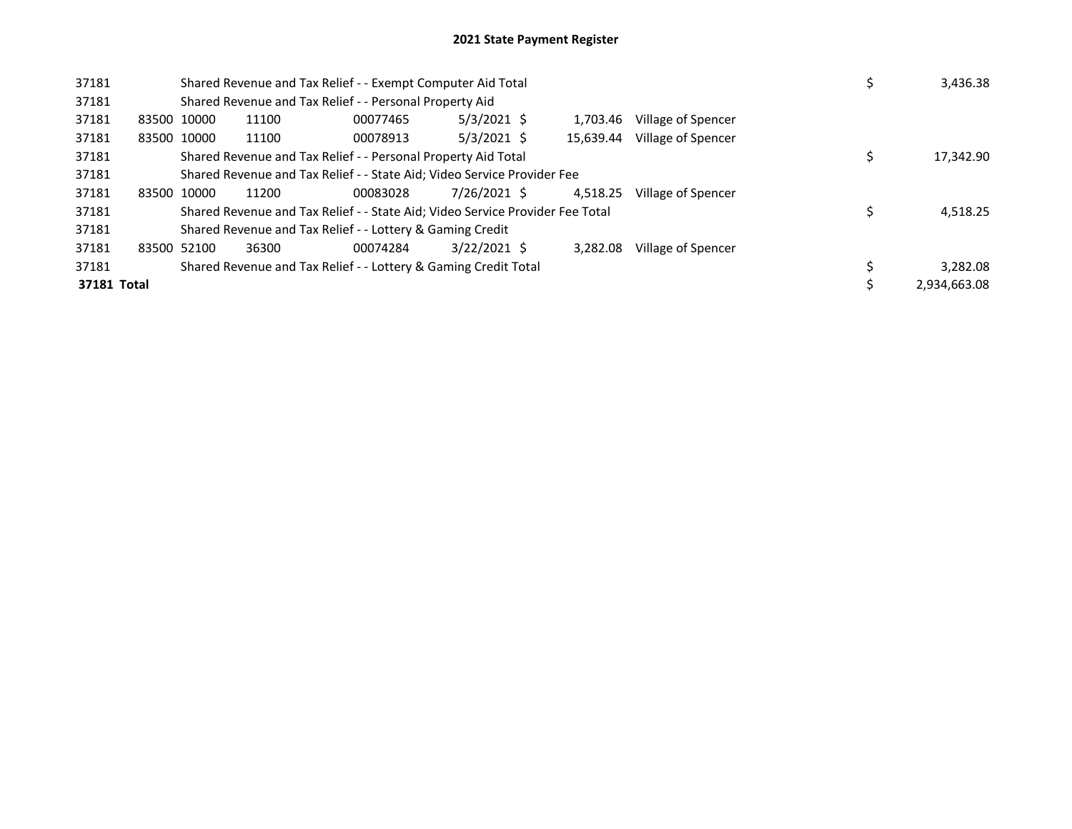# 2021 State Payment Register

| | | | | | | | | | |
|---|---|---|---|---|---|---|---|---|---|
| 37181 | | Shared Revenue and Tax Relief - - Exempt Computer Aid Total | | | | | | $ | 3,436.38 |
| 37181 | | Shared Revenue and Tax Relief - - Personal Property Aid | | | | | | | |
| 37181 | 83500 | 10000 | 11100 | 00077465 | 5/3/2021 $ | 1,703.46 | Village of Spencer | | |
| 37181 | 83500 | 10000 | 11100 | 00078913 | 5/3/2021 $ | 15,639.44 | Village of Spencer | | |
| 37181 | | Shared Revenue and Tax Relief - - Personal Property Aid Total | | | | | | $ | 17,342.90 |
| 37181 | | Shared Revenue and Tax Relief - - State Aid; Video Service Provider Fee | | | | | | | |
| 37181 | 83500 | 10000 | 11200 | 00083028 | 7/26/2021 $ | 4,518.25 | Village of Spencer | | |
| 37181 | | Shared Revenue and Tax Relief - - State Aid; Video Service Provider Fee Total | | | | | | $ | 4,518.25 |
| 37181 | | Shared Revenue and Tax Relief - - Lottery & Gaming Credit | | | | | | | |
| 37181 | 83500 | 52100 | 36300 | 00074284 | 3/22/2021 $ | 3,282.08 | Village of Spencer | | |
| 37181 | | Shared Revenue and Tax Relief - - Lottery & Gaming Credit Total | | | | | | $ | 3,282.08 |
| **37181 Total** | | | | | | | | $ | 2,934,663.08 |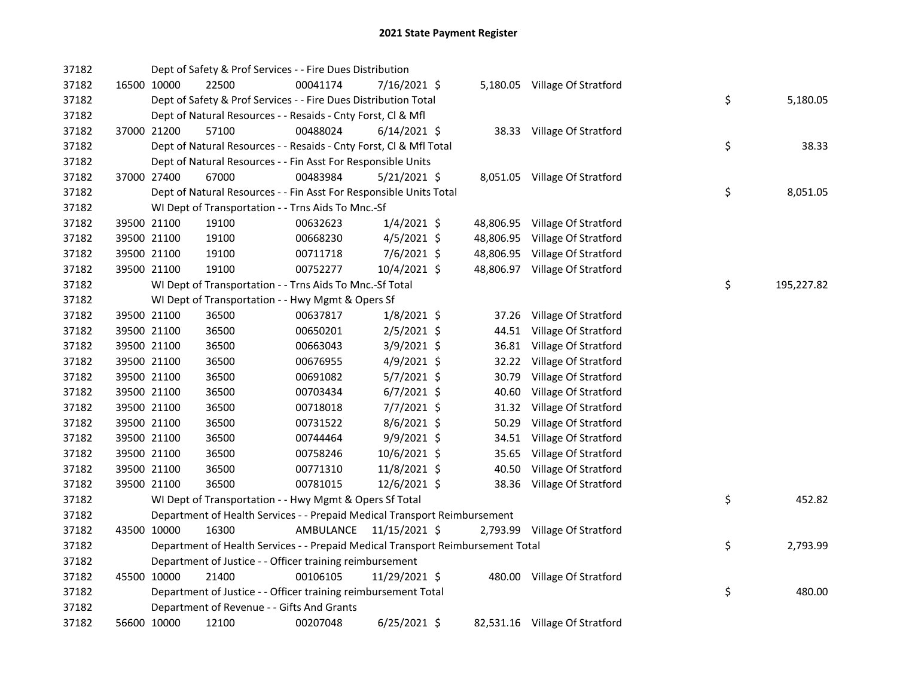# 2021 State Payment Register

| | | | | | | | | | |
|---|---|---|---|---|---|---|---|---|---|
| 37182 | | Dept of Safety & Prof Services - - Fire Dues Distribution | | | | | | | |
| 37182 | 16500 10000 | 22500 | 00041174 | 7/16/2021 | $ | 5,180.05 | Village Of Stratford | | |
| 37182 | | Dept of Safety & Prof Services - - Fire Dues Distribution Total | | | | | | $ | 5,180.05 |
| 37182 | | Dept of Natural Resources - - Resaids - Cnty Forst, Cl & Mfl | | | | | | | |
| 37182 | 37000 21200 | 57100 | 00488024 | 6/14/2021 | $ | 38.33 | Village Of Stratford | | |
| 37182 | | Dept of Natural Resources - - Resaids - Cnty Forst, Cl & Mfl Total | | | | | | $ | 38.33 |
| 37182 | | Dept of Natural Resources - - Fin Asst For Responsible Units | | | | | | | |
| 37182 | 37000 27400 | 67000 | 00483984 | 5/21/2021 | $ | 8,051.05 | Village Of Stratford | | |
| 37182 | | Dept of Natural Resources - - Fin Asst For Responsible Units Total | | | | | | $ | 8,051.05 |
| 37182 | | WI Dept of Transportation - - Trns Aids To Mnc.-Sf | | | | | | | |
| 37182 | 39500 21100 | 19100 | 00632623 | 1/4/2021 | $ | 48,806.95 | Village Of Stratford | | |
| 37182 | 39500 21100 | 19100 | 00668230 | 4/5/2021 | $ | 48,806.95 | Village Of Stratford | | |
| 37182 | 39500 21100 | 19100 | 00711718 | 7/6/2021 | $ | 48,806.95 | Village Of Stratford | | |
| 37182 | 39500 21100 | 19100 | 00752277 | 10/4/2021 | $ | 48,806.97 | Village Of Stratford | | |
| 37182 | | WI Dept of Transportation - - Trns Aids To Mnc.-Sf Total | | | | | | $ | 195,227.82 |
| 37182 | | WI Dept of Transportation - - Hwy Mgmt & Opers Sf | | | | | | | |
| 37182 | 39500 21100 | 36500 | 00637817 | 1/8/2021 | $ | 37.26 | Village Of Stratford | | |
| 37182 | 39500 21100 | 36500 | 00650201 | 2/5/2021 | $ | 44.51 | Village Of Stratford | | |
| 37182 | 39500 21100 | 36500 | 00663043 | 3/9/2021 | $ | 36.81 | Village Of Stratford | | |
| 37182 | 39500 21100 | 36500 | 00676955 | 4/9/2021 | $ | 32.22 | Village Of Stratford | | |
| 37182 | 39500 21100 | 36500 | 00691082 | 5/7/2021 | $ | 30.79 | Village Of Stratford | | |
| 37182 | 39500 21100 | 36500 | 00703434 | 6/7/2021 | $ | 40.60 | Village Of Stratford | | |
| 37182 | 39500 21100 | 36500 | 00718018 | 7/7/2021 | $ | 31.32 | Village Of Stratford | | |
| 37182 | 39500 21100 | 36500 | 00731522 | 8/6/2021 | $ | 50.29 | Village Of Stratford | | |
| 37182 | 39500 21100 | 36500 | 00744464 | 9/9/2021 | $ | 34.51 | Village Of Stratford | | |
| 37182 | 39500 21100 | 36500 | 00758246 | 10/6/2021 | $ | 35.65 | Village Of Stratford | | |
| 37182 | 39500 21100 | 36500 | 00771310 | 11/8/2021 | $ | 40.50 | Village Of Stratford | | |
| 37182 | 39500 21100 | 36500 | 00781015 | 12/6/2021 | $ | 38.36 | Village Of Stratford | | |
| 37182 | | WI Dept of Transportation - - Hwy Mgmt & Opers Sf Total | | | | | | $ | 452.82 |
| 37182 | | Department of Health Services - - Prepaid Medical Transport Reimbursement | | | | | | | |
| 37182 | 43500 10000 | 16300 | AMBULANCE | 11/15/2021 | $ | 2,793.99 | Village Of Stratford | | |
| 37182 | | Department of Health Services - - Prepaid Medical Transport Reimbursement Total | | | | | | $ | 2,793.99 |
| 37182 | | Department of Justice - - Officer training reimbursement | | | | | | | |
| 37182 | 45500 10000 | 21400 | 00106105 | 11/29/2021 | $ | 480.00 | Village Of Stratford | | |
| 37182 | | Department of Justice - - Officer training reimbursement Total | | | | | | $ | 480.00 |
| 37182 | | Department of Revenue - - Gifts And Grants | | | | | | | |
| 37182 | 56600 10000 | 12100 | 00207048 | 6/25/2021 | $ | 82,531.16 | Village Of Stratford | | |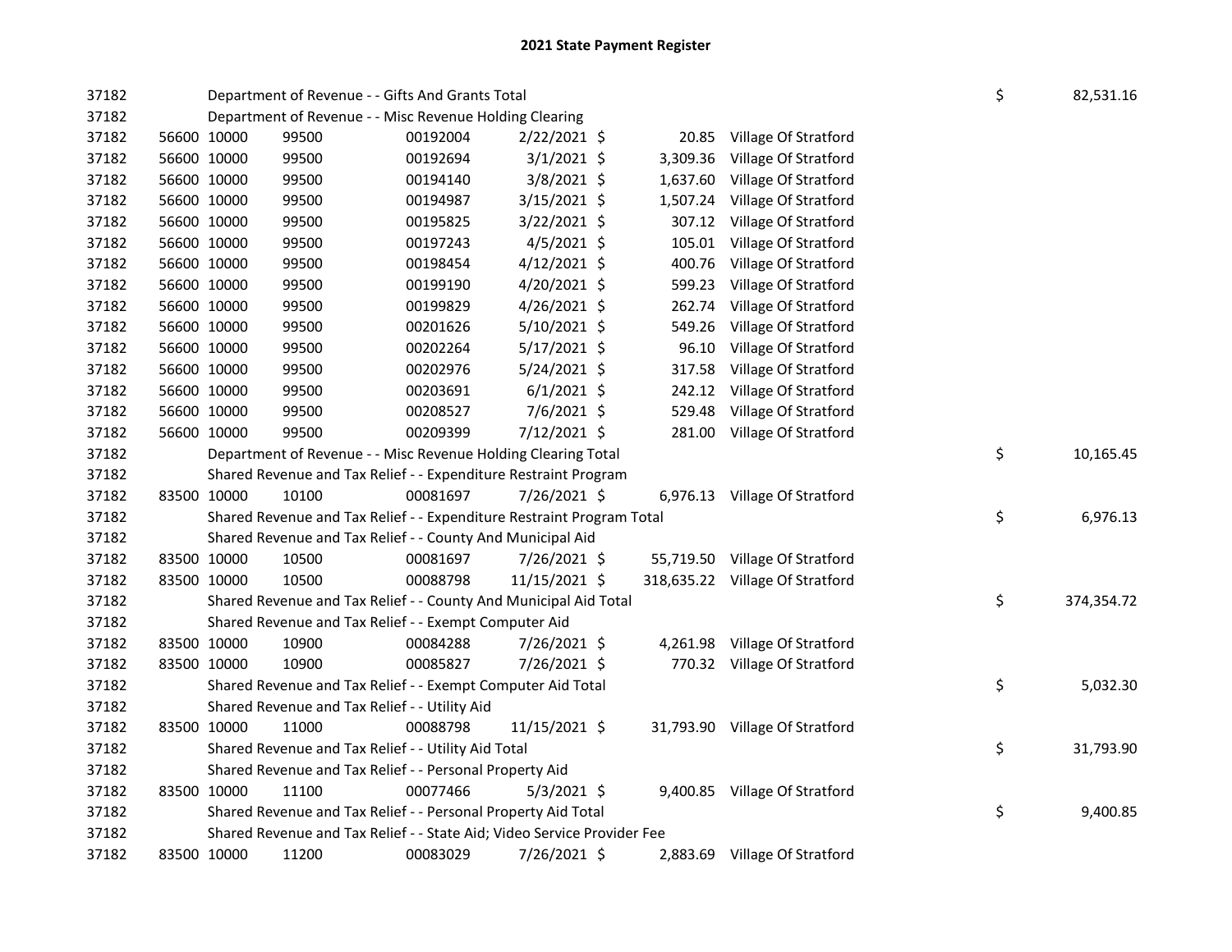# 2021 State Payment Register

| | | | | | | | | | |
|---|---|---|---|---|---|---|---|---|---|
| 37182 | | | Department of Revenue - - Gifts And Grants Total | | | | | $ | 82,531.16 |
| 37182 | | | Department of Revenue - - Misc Revenue Holding Clearing | | | | | | |
| 37182 | 56600 | 10000 | 99500 | 00192004 | 2/22/2021 | $ 20.85 | Village Of Stratford | | |
| 37182 | 56600 | 10000 | 99500 | 00192694 | 3/1/2021 | $ 3,309.36 | Village Of Stratford | | |
| 37182 | 56600 | 10000 | 99500 | 00194140 | 3/8/2021 | $ 1,637.60 | Village Of Stratford | | |
| 37182 | 56600 | 10000 | 99500 | 00194987 | 3/15/2021 | $ 1,507.24 | Village Of Stratford | | |
| 37182 | 56600 | 10000 | 99500 | 00195825 | 3/22/2021 | $ 307.12 | Village Of Stratford | | |
| 37182 | 56600 | 10000 | 99500 | 00197243 | 4/5/2021 | $ 105.01 | Village Of Stratford | | |
| 37182 | 56600 | 10000 | 99500 | 00198454 | 4/12/2021 | $ 400.76 | Village Of Stratford | | |
| 37182 | 56600 | 10000 | 99500 | 00199190 | 4/20/2021 | $ 599.23 | Village Of Stratford | | |
| 37182 | 56600 | 10000 | 99500 | 00199829 | 4/26/2021 | $ 262.74 | Village Of Stratford | | |
| 37182 | 56600 | 10000 | 99500 | 00201626 | 5/10/2021 | $ 549.26 | Village Of Stratford | | |
| 37182 | 56600 | 10000 | 99500 | 00202264 | 5/17/2021 | $ 96.10 | Village Of Stratford | | |
| 37182 | 56600 | 10000 | 99500 | 00202976 | 5/24/2021 | $ 317.58 | Village Of Stratford | | |
| 37182 | 56600 | 10000 | 99500 | 00203691 | 6/1/2021 | $ 242.12 | Village Of Stratford | | |
| 37182 | 56600 | 10000 | 99500 | 00208527 | 7/6/2021 | $ 529.48 | Village Of Stratford | | |
| 37182 | 56600 | 10000 | 99500 | 00209399 | 7/12/2021 | $ 281.00 | Village Of Stratford | | |
| 37182 | | | Department of Revenue - - Misc Revenue Holding Clearing Total | | | | | $ | 10,165.45 |
| 37182 | | | Shared Revenue and Tax Relief - - Expenditure Restraint Program | | | | | | |
| 37182 | 83500 | 10000 | 10100 | 00081697 | 7/26/2021 | $ 6,976.13 | Village Of Stratford | | |
| 37182 | | | Shared Revenue and Tax Relief - - Expenditure Restraint Program Total | | | | | $ | 6,976.13 |
| 37182 | | | Shared Revenue and Tax Relief - - County And Municipal Aid | | | | | | |
| 37182 | 83500 | 10000 | 10500 | 00081697 | 7/26/2021 | $ 55,719.50 | Village Of Stratford | | |
| 37182 | 83500 | 10000 | 10500 | 00088798 | 11/15/2021 | $ 318,635.22 | Village Of Stratford | | |
| 37182 | | | Shared Revenue and Tax Relief - - County And Municipal Aid Total | | | | | $ | 374,354.72 |
| 37182 | | | Shared Revenue and Tax Relief - - Exempt Computer Aid | | | | | | |
| 37182 | 83500 | 10000 | 10900 | 00084288 | 7/26/2021 | $ 4,261.98 | Village Of Stratford | | |
| 37182 | 83500 | 10000 | 10900 | 00085827 | 7/26/2021 | $ 770.32 | Village Of Stratford | | |
| 37182 | | | Shared Revenue and Tax Relief - - Exempt Computer Aid Total | | | | | $ | 5,032.30 |
| 37182 | | | Shared Revenue and Tax Relief - - Utility Aid | | | | | | |
| 37182 | 83500 | 10000 | 11000 | 00088798 | 11/15/2021 | $ 31,793.90 | Village Of Stratford | | |
| 37182 | | | Shared Revenue and Tax Relief - - Utility Aid Total | | | | | $ | 31,793.90 |
| 37182 | | | Shared Revenue and Tax Relief - - Personal Property Aid | | | | | | |
| 37182 | 83500 | 10000 | 11100 | 00077466 | 5/3/2021 | $ 9,400.85 | Village Of Stratford | | |
| 37182 | | | Shared Revenue and Tax Relief - - Personal Property Aid Total | | | | | $ | 9,400.85 |
| 37182 | | | Shared Revenue and Tax Relief - - State Aid; Video Service Provider Fee | | | | | | |
| 37182 | 83500 | 10000 | 11200 | 00083029 | 7/26/2021 | $ 2,883.69 | Village Of Stratford | | |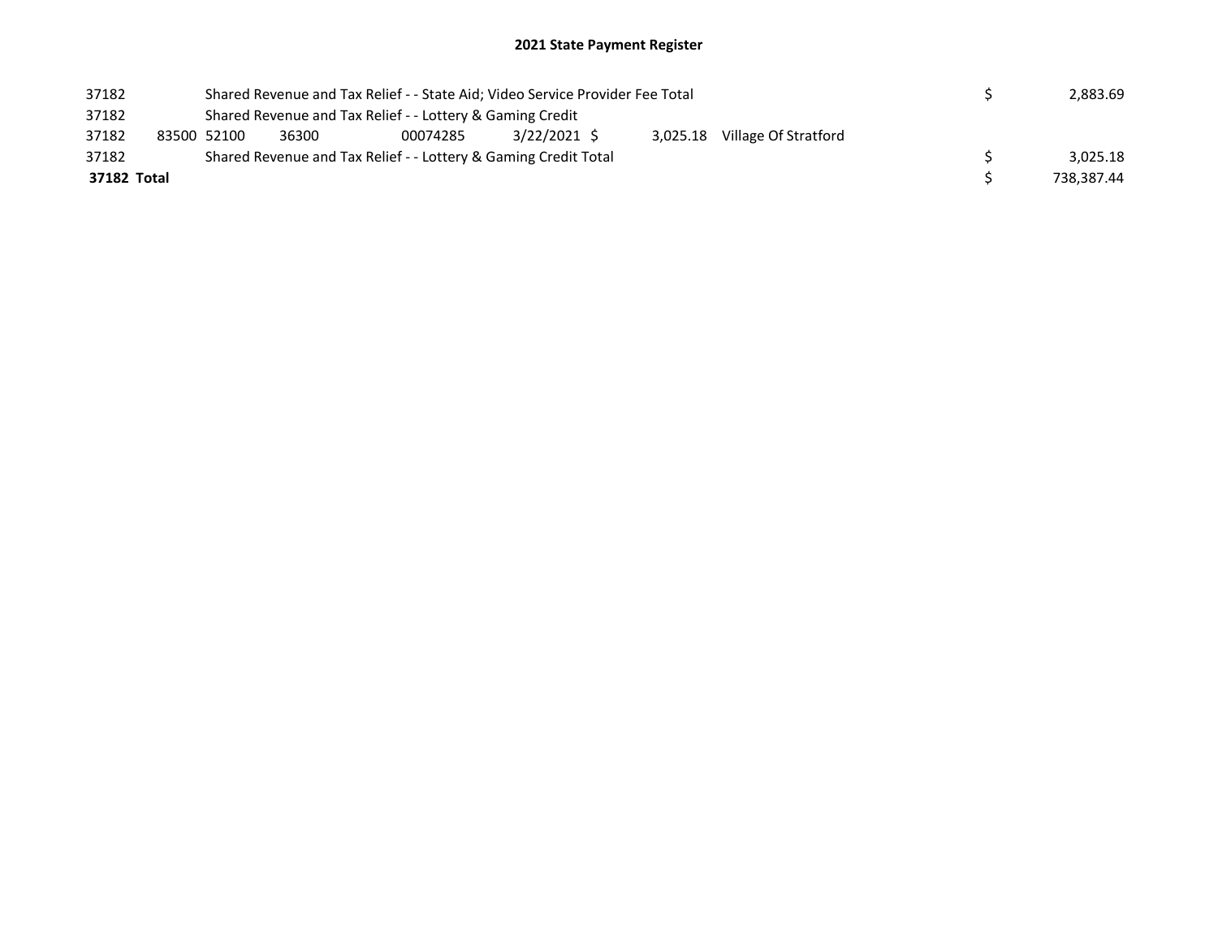# 2021 State Payment Register

| | | | | | | | | | |
|---|---|---|---|---|---|---|---|---|---|
| 37182 | | Shared Revenue and Tax Relief - - State Aid; Video Service Provider Fee Total | | | | | | $ | 2,883.69 |
| 37182 | | Shared Revenue and Tax Relief - - Lottery & Gaming Credit | | | | | | | |
| 37182 | 83500 | 52100 | 36300 | 00074285 | 3/22/2021 | $ 3,025.18 | Village Of Stratford | | |
| 37182 | | Shared Revenue and Tax Relief - - Lottery & Gaming Credit Total | | | | | | $ | 3,025.18 |
| **37182 Total** | | | | | | | | $ | 738,387.44 |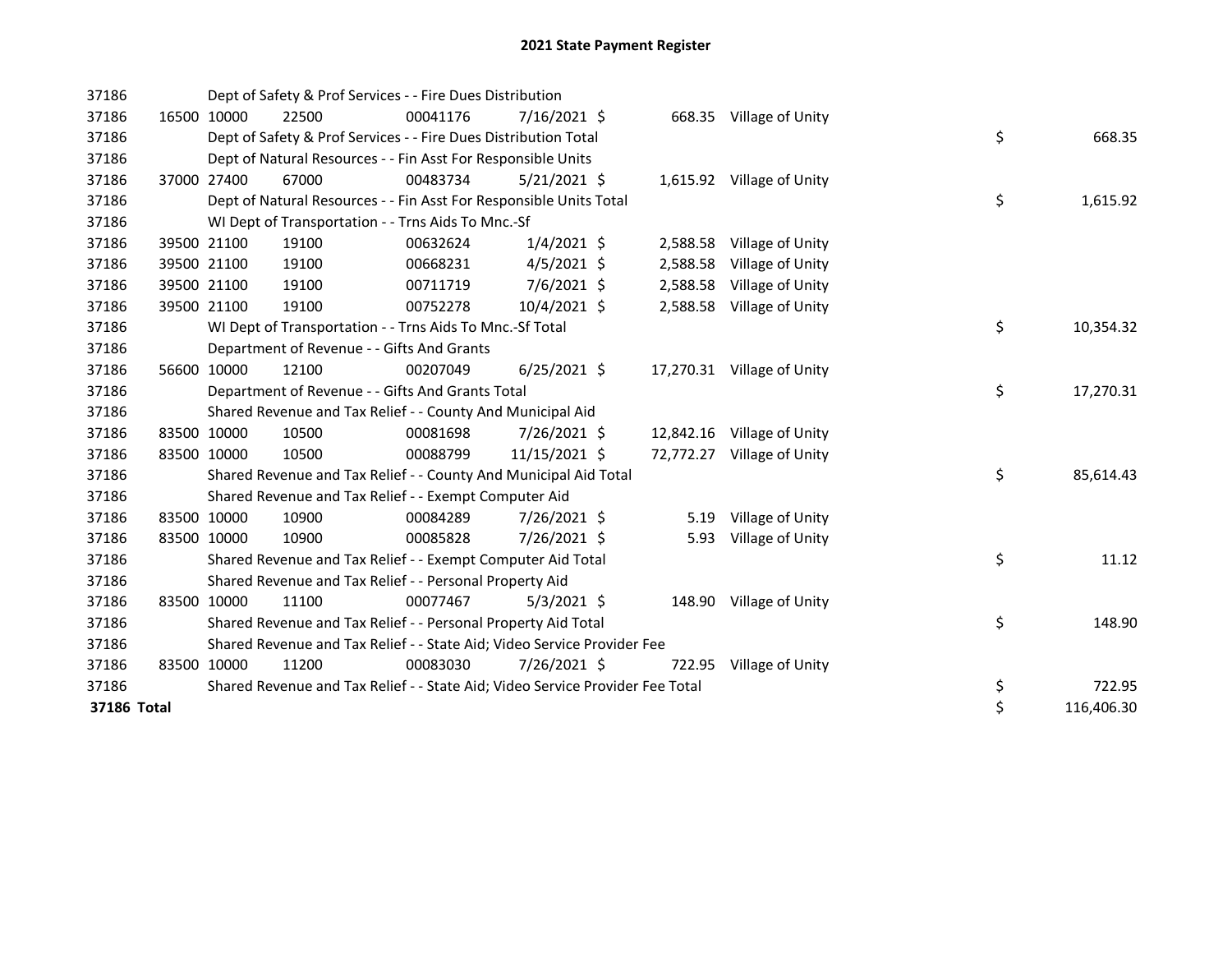# 2021 State Payment Register

| | | | | | | | | |
|---|---|---|---|---|---|---|---|---|
| 37186 | | Dept of Safety & Prof Services - - Fire Dues Distribution | | | | | | |
| 37186 | 16500 | 10000 | 22500 | 00041176 | 7/16/2021 $ | 668.35 | Village of Unity | |
| 37186 | | Dept of Safety & Prof Services - - Fire Dues Distribution Total | | | | | | $ 668.35 |
| 37186 | | Dept of Natural Resources - - Fin Asst For Responsible Units | | | | | | |
| 37186 | 37000 | 27400 | 67000 | 00483734 | 5/21/2021 $ | 1,615.92 | Village of Unity | |
| 37186 | | Dept of Natural Resources - - Fin Asst For Responsible Units Total | | | | | | $ 1,615.92 |
| 37186 | | WI Dept of Transportation - - Trns Aids To Mnc.-Sf | | | | | | |
| 37186 | 39500 | 21100 | 19100 | 00632624 | 1/4/2021 $ | 2,588.58 | Village of Unity | |
| 37186 | 39500 | 21100 | 19100 | 00668231 | 4/5/2021 $ | 2,588.58 | Village of Unity | |
| 37186 | 39500 | 21100 | 19100 | 00711719 | 7/6/2021 $ | 2,588.58 | Village of Unity | |
| 37186 | 39500 | 21100 | 19100 | 00752278 | 10/4/2021 $ | 2,588.58 | Village of Unity | |
| 37186 | | WI Dept of Transportation - - Trns Aids To Mnc.-Sf Total | | | | | | $ 10,354.32 |
| 37186 | | Department of Revenue - - Gifts And Grants | | | | | | |
| 37186 | 56600 | 10000 | 12100 | 00207049 | 6/25/2021 $ | 17,270.31 | Village of Unity | |
| 37186 | | Department of Revenue - - Gifts And Grants Total | | | | | | $ 17,270.31 |
| 37186 | | Shared Revenue and Tax Relief - - County And Municipal Aid | | | | | | |
| 37186 | 83500 | 10000 | 10500 | 00081698 | 7/26/2021 $ | 12,842.16 | Village of Unity | |
| 37186 | 83500 | 10000 | 10500 | 00088799 | 11/15/2021 $ | 72,772.27 | Village of Unity | |
| 37186 | | Shared Revenue and Tax Relief - - County And Municipal Aid Total | | | | | | $ 85,614.43 |
| 37186 | | Shared Revenue and Tax Relief - - Exempt Computer Aid | | | | | | |
| 37186 | 83500 | 10000 | 10900 | 00084289 | 7/26/2021 $ | 5.19 | Village of Unity | |
| 37186 | 83500 | 10000 | 10900 | 00085828 | 7/26/2021 $ | 5.93 | Village of Unity | |
| 37186 | | Shared Revenue and Tax Relief - - Exempt Computer Aid Total | | | | | | $ 11.12 |
| 37186 | | Shared Revenue and Tax Relief - - Personal Property Aid | | | | | | |
| 37186 | 83500 | 10000 | 11100 | 00077467 | 5/3/2021 $ | 148.90 | Village of Unity | |
| 37186 | | Shared Revenue and Tax Relief - - Personal Property Aid Total | | | | | | $ 148.90 |
| 37186 | | Shared Revenue and Tax Relief - - State Aid; Video Service Provider Fee | | | | | | |
| 37186 | 83500 | 10000 | 11200 | 00083030 | 7/26/2021 $ | 722.95 | Village of Unity | |
| 37186 | | Shared Revenue and Tax Relief - - State Aid; Video Service Provider Fee Total | | | | | | $ 722.95 |
| **37186 Total** | | | | | | | | $ 116,406.30 |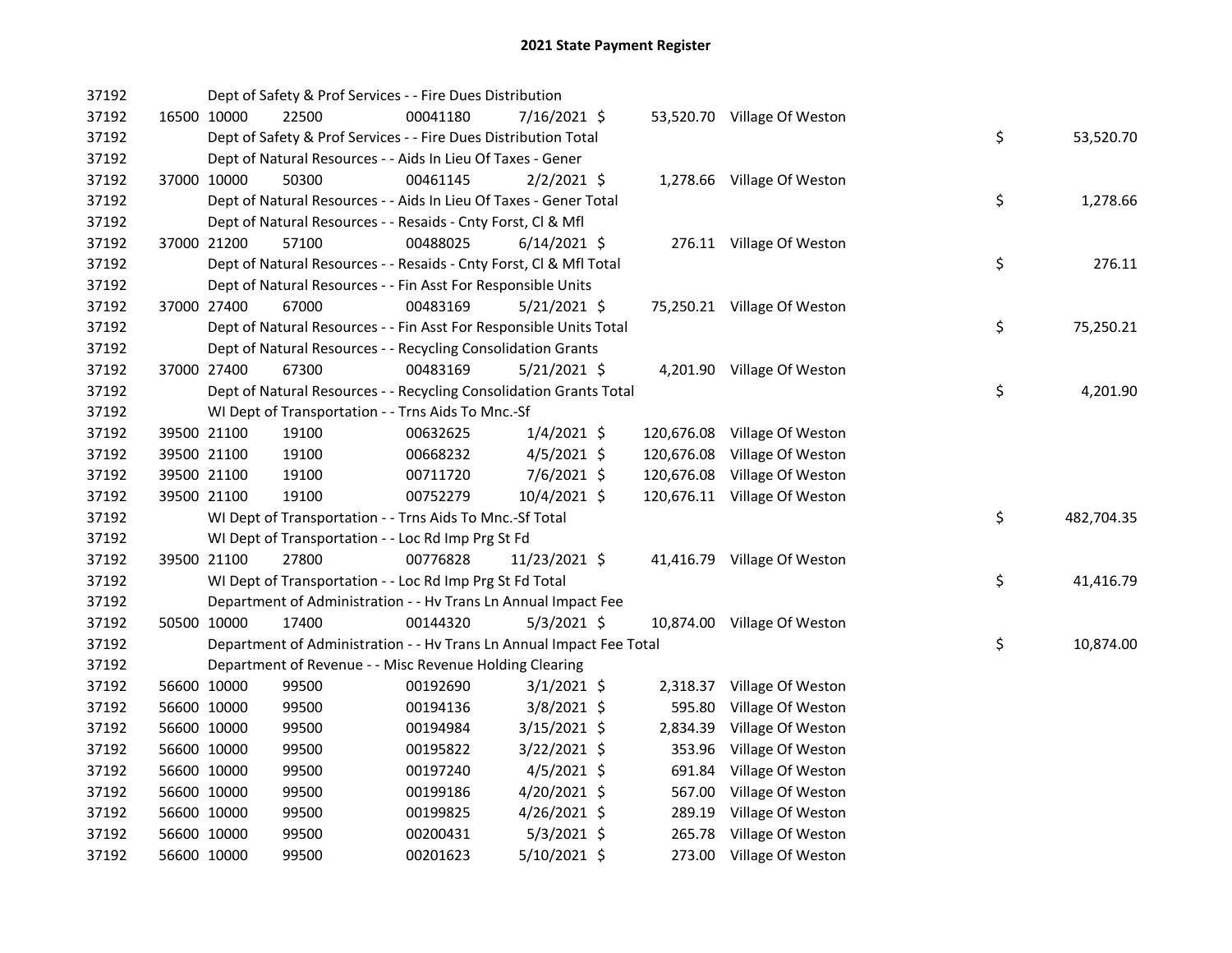# 2021 State Payment Register

| | | | | | | | | |
|---|---|---|---|---|---|---|---|---|
| 37192 | | | Dept of Safety & Prof Services - - Fire Dues Distribution | | | | | |
| 37192 | 16500 | 10000 | 22500 | 00041180 | 7/16/2021 | $ 53,520.70 | Village Of Weston | |
| 37192 | | | Dept of Safety & Prof Services - - Fire Dues Distribution Total | | | | | $ 53,520.70 |
| 37192 | | | Dept of Natural Resources - - Aids In Lieu Of Taxes - Gener | | | | | |
| 37192 | 37000 | 10000 | 50300 | 00461145 | 2/2/2021 | $ 1,278.66 | Village Of Weston | |
| 37192 | | | Dept of Natural Resources - - Aids In Lieu Of Taxes - Gener Total | | | | | $ 1,278.66 |
| 37192 | | | Dept of Natural Resources - - Resaids - Cnty Forst, Cl & Mfl | | | | | |
| 37192 | 37000 | 21200 | 57100 | 00488025 | 6/14/2021 | $ 276.11 | Village Of Weston | |
| 37192 | | | Dept of Natural Resources - - Resaids - Cnty Forst, Cl & Mfl Total | | | | | $ 276.11 |
| 37192 | | | Dept of Natural Resources - - Fin Asst For Responsible Units | | | | | |
| 37192 | 37000 | 27400 | 67000 | 00483169 | 5/21/2021 | $ 75,250.21 | Village Of Weston | |
| 37192 | | | Dept of Natural Resources - - Fin Asst For Responsible Units Total | | | | | $ 75,250.21 |
| 37192 | | | Dept of Natural Resources - - Recycling Consolidation Grants | | | | | |
| 37192 | 37000 | 27400 | 67300 | 00483169 | 5/21/2021 | $ 4,201.90 | Village Of Weston | |
| 37192 | | | Dept of Natural Resources - - Recycling Consolidation Grants Total | | | | | $ 4,201.90 |
| 37192 | | | WI Dept of Transportation - - Trns Aids To Mnc.-Sf | | | | | |
| 37192 | 39500 | 21100 | 19100 | 00632625 | 1/4/2021 | $ 120,676.08 | Village Of Weston | |
| 37192 | 39500 | 21100 | 19100 | 00668232 | 4/5/2021 | $ 120,676.08 | Village Of Weston | |
| 37192 | 39500 | 21100 | 19100 | 00711720 | 7/6/2021 | $ 120,676.08 | Village Of Weston | |
| 37192 | 39500 | 21100 | 19100 | 00752279 | 10/4/2021 | $ 120,676.11 | Village Of Weston | |
| 37192 | | | WI Dept of Transportation - - Trns Aids To Mnc.-Sf Total | | | | | $ 482,704.35 |
| 37192 | | | WI Dept of Transportation - - Loc Rd Imp Prg St Fd | | | | | |
| 37192 | 39500 | 21100 | 27800 | 00776828 | 11/23/2021 | $ 41,416.79 | Village Of Weston | |
| 37192 | | | WI Dept of Transportation - - Loc Rd Imp Prg St Fd Total | | | | | $ 41,416.79 |
| 37192 | | | Department of Administration - - Hv Trans Ln Annual Impact Fee | | | | | |
| 37192 | 50500 | 10000 | 17400 | 00144320 | 5/3/2021 | $ 10,874.00 | Village Of Weston | |
| 37192 | | | Department of Administration - - Hv Trans Ln Annual Impact Fee Total | | | | | $ 10,874.00 |
| 37192 | | | Department of Revenue - - Misc Revenue Holding Clearing | | | | | |
| 37192 | 56600 | 10000 | 99500 | 00192690 | 3/1/2021 | $ 2,318.37 | Village Of Weston | |
| 37192 | 56600 | 10000 | 99500 | 00194136 | 3/8/2021 | $ 595.80 | Village Of Weston | |
| 37192 | 56600 | 10000 | 99500 | 00194984 | 3/15/2021 | $ 2,834.39 | Village Of Weston | |
| 37192 | 56600 | 10000 | 99500 | 00195822 | 3/22/2021 | $ 353.96 | Village Of Weston | |
| 37192 | 56600 | 10000 | 99500 | 00197240 | 4/5/2021 | $ 691.84 | Village Of Weston | |
| 37192 | 56600 | 10000 | 99500 | 00199186 | 4/20/2021 | $ 567.00 | Village Of Weston | |
| 37192 | 56600 | 10000 | 99500 | 00199825 | 4/26/2021 | $ 289.19 | Village Of Weston | |
| 37192 | 56600 | 10000 | 99500 | 00200431 | 5/3/2021 | $ 265.78 | Village Of Weston | |
| 37192 | 56600 | 10000 | 99500 | 00201623 | 5/10/2021 | $ 273.00 | Village Of Weston | |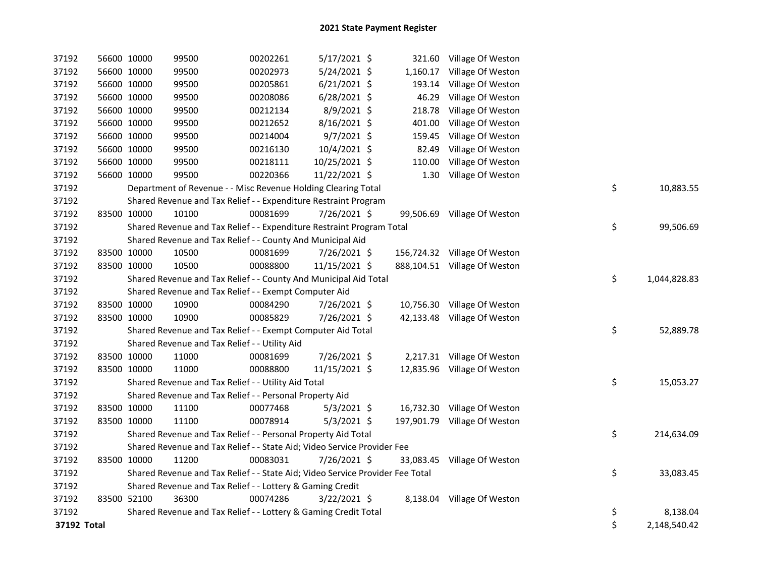## 2021 State Payment Register

| | | | | | | | | |
|---|---|---|---|---|---|---|---|---|
| 37192 | 56600 | 10000 | 99500 | 00202261 | 5/17/2021 | $ 321.60 | Village Of Weston | |
| 37192 | 56600 | 10000 | 99500 | 00202973 | 5/24/2021 | $ 1,160.17 | Village Of Weston | |
| 37192 | 56600 | 10000 | 99500 | 00205861 | 6/21/2021 | $ 193.14 | Village Of Weston | |
| 37192 | 56600 | 10000 | 99500 | 00208086 | 6/28/2021 | $ 46.29 | Village Of Weston | |
| 37192 | 56600 | 10000 | 99500 | 00212134 | 8/9/2021 | $ 218.78 | Village Of Weston | |
| 37192 | 56600 | 10000 | 99500 | 00212652 | 8/16/2021 | $ 401.00 | Village Of Weston | |
| 37192 | 56600 | 10000 | 99500 | 00214004 | 9/7/2021 | $ 159.45 | Village Of Weston | |
| 37192 | 56600 | 10000 | 99500 | 00216130 | 10/4/2021 | $ 82.49 | Village Of Weston | |
| 37192 | 56600 | 10000 | 99500 | 00218111 | 10/25/2021 | $ 110.00 | Village Of Weston | |
| 37192 | 56600 | 10000 | 99500 | 00220366 | 11/22/2021 | $ 1.30 | Village Of Weston | |
| 37192 | Department of Revenue - - Misc Revenue Holding Clearing Total | | | | | | | $ 10,883.55 |
| 37192 | Shared Revenue and Tax Relief - - Expenditure Restraint Program | | | | | | | |
| 37192 | 83500 | 10000 | 10100 | 00081699 | 7/26/2021 | $ 99,506.69 | Village Of Weston | |
| 37192 | Shared Revenue and Tax Relief - - Expenditure Restraint Program Total | | | | | | | $ 99,506.69 |
| 37192 | Shared Revenue and Tax Relief - - County And Municipal Aid | | | | | | | |
| 37192 | 83500 | 10000 | 10500 | 00081699 | 7/26/2021 | $ 156,724.32 | Village Of Weston | |
| 37192 | 83500 | 10000 | 10500 | 00088800 | 11/15/2021 | $ 888,104.51 | Village Of Weston | |
| 37192 | Shared Revenue and Tax Relief - - County And Municipal Aid Total | | | | | | | $ 1,044,828.83 |
| 37192 | Shared Revenue and Tax Relief - - Exempt Computer Aid | | | | | | | |
| 37192 | 83500 | 10000 | 10900 | 00084290 | 7/26/2021 | $ 10,756.30 | Village Of Weston | |
| 37192 | 83500 | 10000 | 10900 | 00085829 | 7/26/2021 | $ 42,133.48 | Village Of Weston | |
| 37192 | Shared Revenue and Tax Relief - - Exempt Computer Aid Total | | | | | | | $ 52,889.78 |
| 37192 | Shared Revenue and Tax Relief - - Utility Aid | | | | | | | |
| 37192 | 83500 | 10000 | 11000 | 00081699 | 7/26/2021 | $ 2,217.31 | Village Of Weston | |
| 37192 | 83500 | 10000 | 11000 | 00088800 | 11/15/2021 | $ 12,835.96 | Village Of Weston | |
| 37192 | Shared Revenue and Tax Relief - - Utility Aid Total | | | | | | | $ 15,053.27 |
| 37192 | Shared Revenue and Tax Relief - - Personal Property Aid | | | | | | | |
| 37192 | 83500 | 10000 | 11100 | 00077468 | 5/3/2021 | $ 16,732.30 | Village Of Weston | |
| 37192 | 83500 | 10000 | 11100 | 00078914 | 5/3/2021 | $ 197,901.79 | Village Of Weston | |
| 37192 | Shared Revenue and Tax Relief - - Personal Property Aid Total | | | | | | | $ 214,634.09 |
| 37192 | Shared Revenue and Tax Relief - - State Aid; Video Service Provider Fee | | | | | | | |
| 37192 | 83500 | 10000 | 11200 | 00083031 | 7/26/2021 | $ 33,083.45 | Village Of Weston | |
| 37192 | Shared Revenue and Tax Relief - - State Aid; Video Service Provider Fee Total | | | | | | | $ 33,083.45 |
| 37192 | Shared Revenue and Tax Relief - - Lottery & Gaming Credit | | | | | | | |
| 37192 | 83500 | 52100 | 36300 | 00074286 | 3/22/2021 | $ 8,138.04 | Village Of Weston | |
| 37192 | Shared Revenue and Tax Relief - - Lottery & Gaming Credit Total | | | | | | | $ 8,138.04 |
| **37192 Total** | | | | | | | | $ 2,148,540.42 |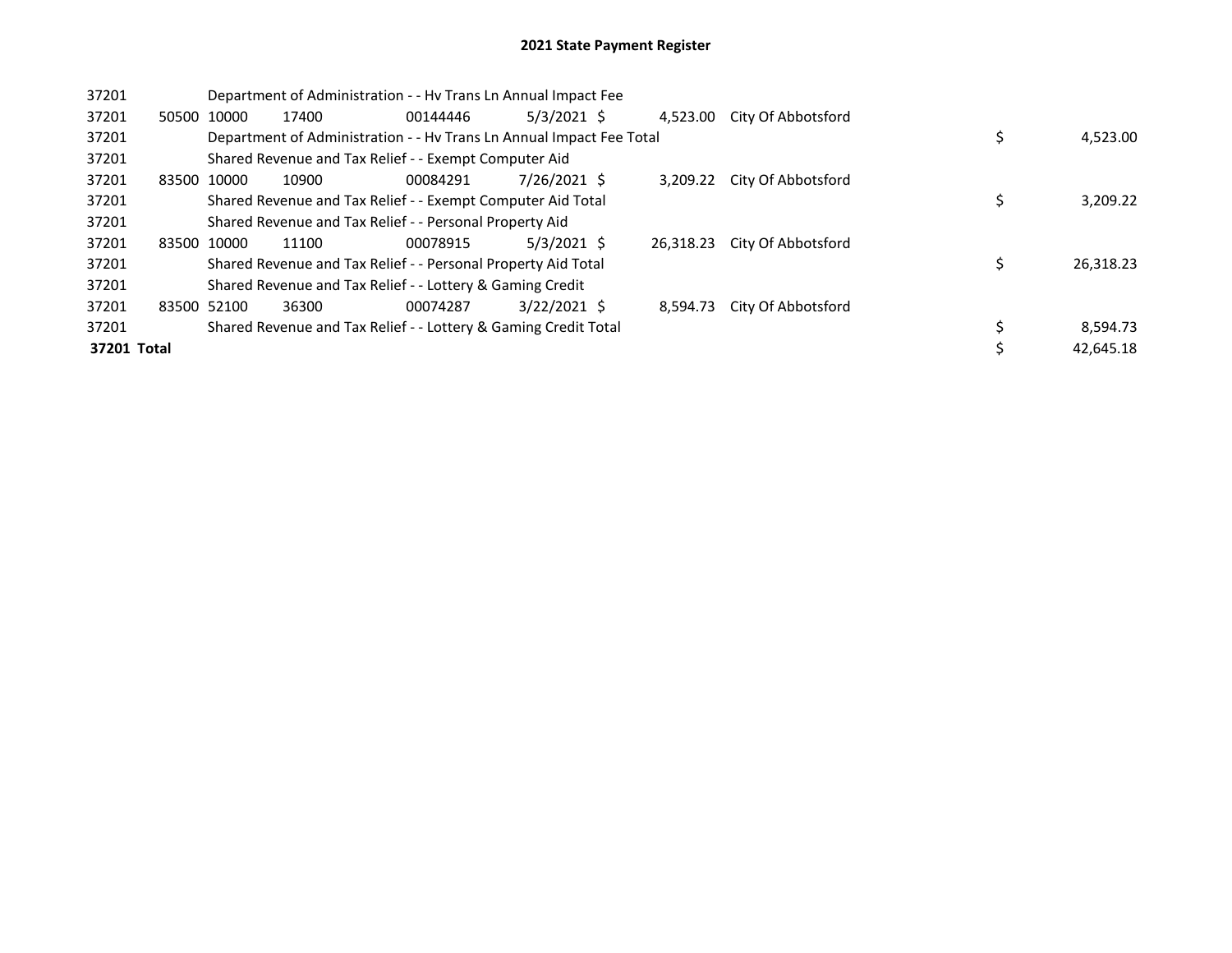# 2021 State Payment Register

| | | | | | | | | | |
|---|---|---|---|---|---|---|---|---|---|
| 37201 | | Department of Administration - - Hv Trans Ln Annual Impact Fee | | | | | | | |
| 37201 | 50500 | 10000 | 17400 | 00144446 | 5/3/2021 | $ 4,523.00 | City Of Abbotsford | | |
| 37201 | | Department of Administration - - Hv Trans Ln Annual Impact Fee Total | | | | | | $ | 4,523.00 |
| 37201 | | Shared Revenue and Tax Relief - - Exempt Computer Aid | | | | | | | |
| 37201 | 83500 | 10000 | 10900 | 00084291 | 7/26/2021 | $ 3,209.22 | City Of Abbotsford | | |
| 37201 | | Shared Revenue and Tax Relief - - Exempt Computer Aid Total | | | | | | $ | 3,209.22 |
| 37201 | | Shared Revenue and Tax Relief - - Personal Property Aid | | | | | | | |
| 37201 | 83500 | 10000 | 11100 | 00078915 | 5/3/2021 | $ 26,318.23 | City Of Abbotsford | | |
| 37201 | | Shared Revenue and Tax Relief - - Personal Property Aid Total | | | | | | $ | 26,318.23 |
| 37201 | | Shared Revenue and Tax Relief - - Lottery & Gaming Credit | | | | | | | |
| 37201 | 83500 | 52100 | 36300 | 00074287 | 3/22/2021 | $ 8,594.73 | City Of Abbotsford | | |
| 37201 | | Shared Revenue and Tax Relief - - Lottery & Gaming Credit Total | | | | | | $ | 8,594.73 |
| **37201 Total** | | | | | | | | $ | 42,645.18 |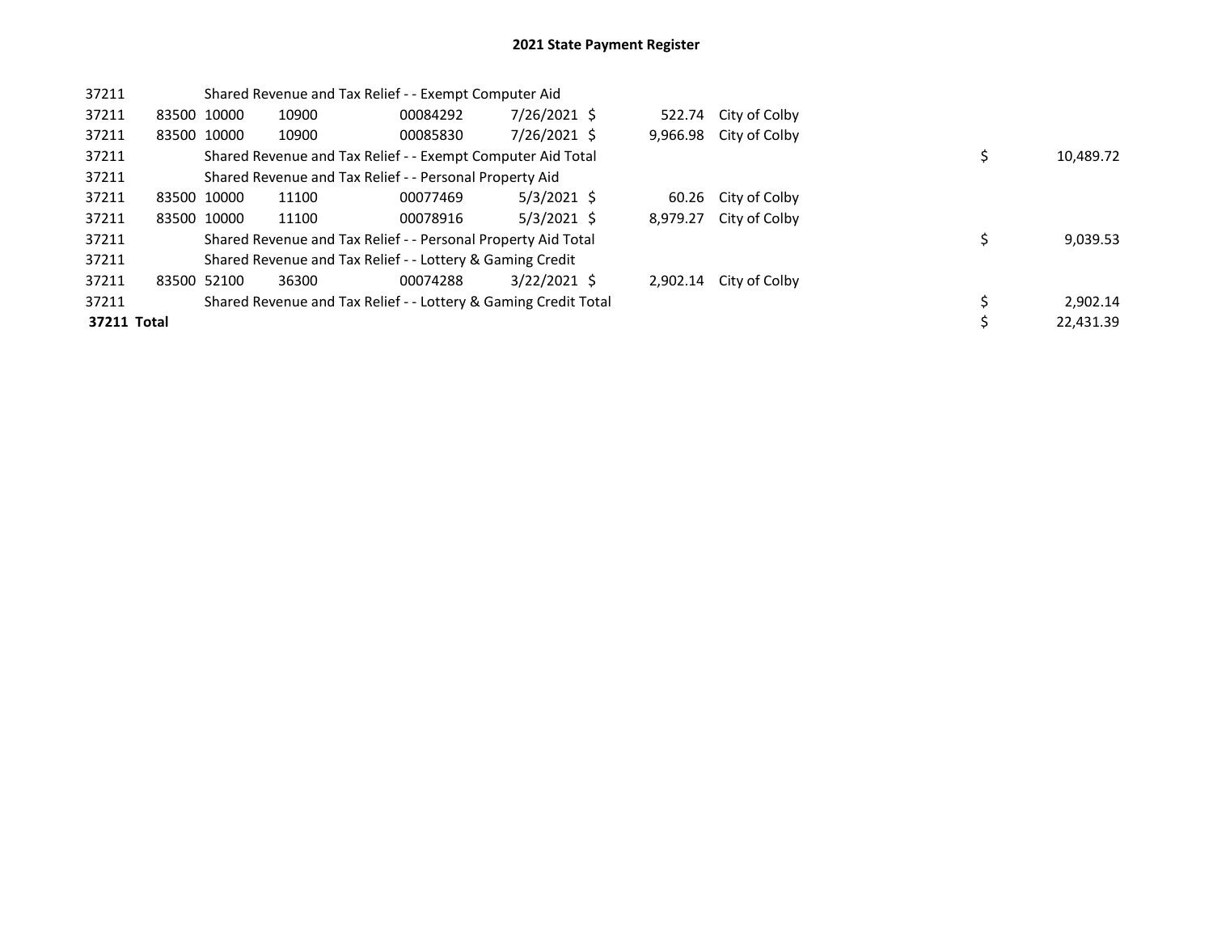## 2021 State Payment Register

| | | | | | | | | | | |
|---|---|---|---|---|---|---|---|---|---|---|
| 37211 | | | Shared Revenue and Tax Relief - - Exempt Computer Aid | | | | | | | |
| 37211 | 83500 | 10000 | 10900 | 00084292 | 7/26/2021 | $ | 522.74 | City of Colby | | |
| 37211 | 83500 | 10000 | 10900 | 00085830 | 7/26/2021 | $ | 9,966.98 | City of Colby | | |
| 37211 | | | Shared Revenue and Tax Relief - - Exempt Computer Aid Total | | | | | | $ | 10,489.72 |
| 37211 | | | Shared Revenue and Tax Relief - - Personal Property Aid | | | | | | | |
| 37211 | 83500 | 10000 | 11100 | 00077469 | 5/3/2021 | $ | 60.26 | City of Colby | | |
| 37211 | 83500 | 10000 | 11100 | 00078916 | 5/3/2021 | $ | 8,979.27 | City of Colby | | |
| 37211 | | | Shared Revenue and Tax Relief - - Personal Property Aid Total | | | | | | $ | 9,039.53 |
| 37211 | | | Shared Revenue and Tax Relief - - Lottery & Gaming Credit | | | | | | | |
| 37211 | 83500 | 52100 | 36300 | 00074288 | 3/22/2021 | $ | 2,902.14 | City of Colby | | |
| 37211 | | | Shared Revenue and Tax Relief - - Lottery & Gaming Credit Total | | | | | | $ | 2,902.14 |
| **37211 Total** | | | | | | | | | $ | 22,431.39 |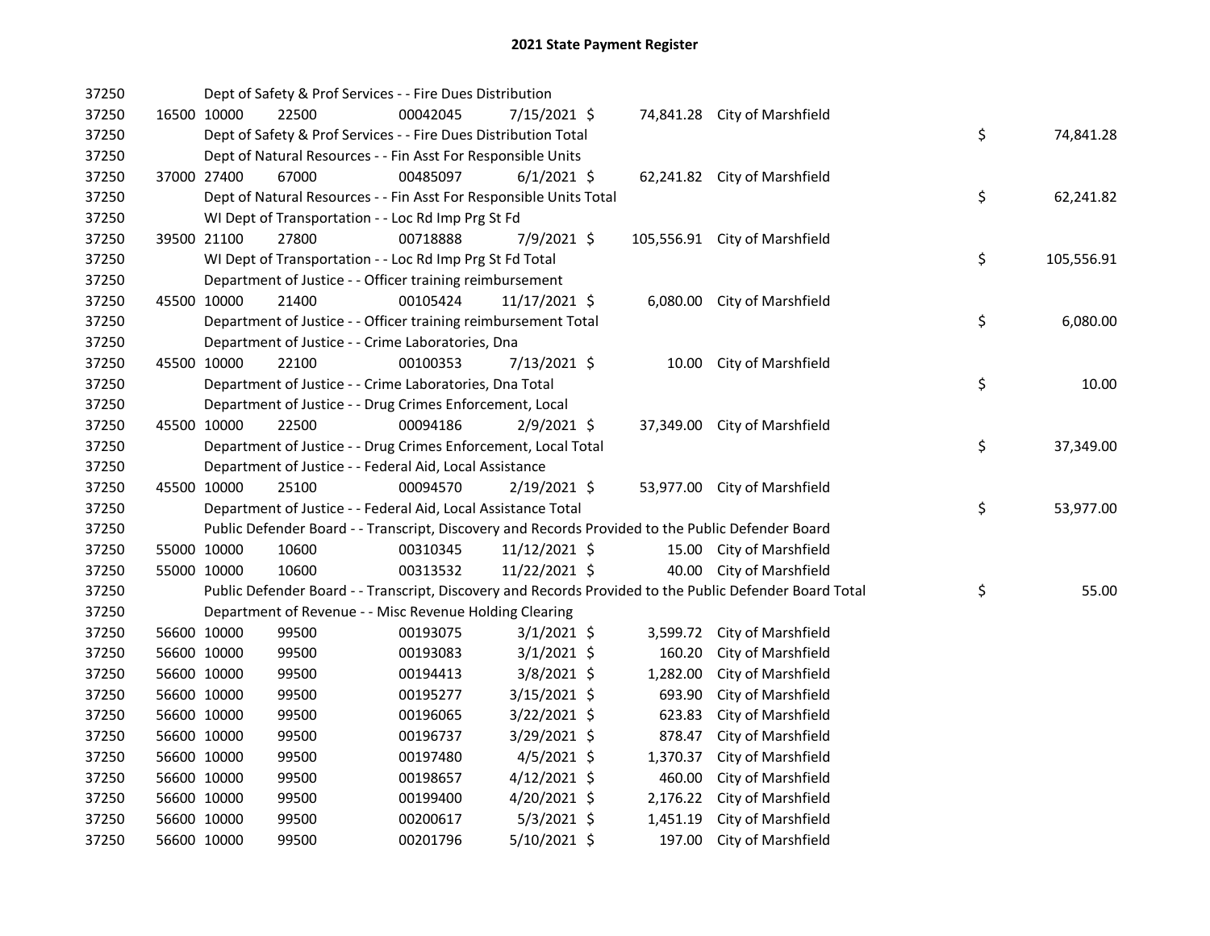# 2021 State Payment Register

| | | | | | | | | | |
|---|---|---|---|---|---|---|---|---|---|
| 37250 | | | Dept of Safety & Prof Services - - Fire Dues Distribution | | | | | | |
| 37250 | 16500 | 10000 | 22500 | 00042045 | 7/15/2021 | $ 74,841.28 | City of Marshfield | | |
| 37250 | | | Dept of Safety & Prof Services - - Fire Dues Distribution Total | | | | | $ | 74,841.28 |
| 37250 | | | Dept of Natural Resources - - Fin Asst For Responsible Units | | | | | | |
| 37250 | 37000 | 27400 | 67000 | 00485097 | 6/1/2021 | $ 62,241.82 | City of Marshfield | | |
| 37250 | | | Dept of Natural Resources - - Fin Asst For Responsible Units Total | | | | | $ | 62,241.82 |
| 37250 | | | WI Dept of Transportation - - Loc Rd Imp Prg St Fd | | | | | | |
| 37250 | 39500 | 21100 | 27800 | 00718888 | 7/9/2021 | $ 105,556.91 | City of Marshfield | | |
| 37250 | | | WI Dept of Transportation - - Loc Rd Imp Prg St Fd Total | | | | | $ | 105,556.91 |
| 37250 | | | Department of Justice - - Officer training reimbursement | | | | | | |
| 37250 | 45500 | 10000 | 21400 | 00105424 | 11/17/2021 | $ 6,080.00 | City of Marshfield | | |
| 37250 | | | Department of Justice - - Officer training reimbursement Total | | | | | $ | 6,080.00 |
| 37250 | | | Department of Justice - - Crime Laboratories, Dna | | | | | | |
| 37250 | 45500 | 10000 | 22100 | 00100353 | 7/13/2021 | $ 10.00 | City of Marshfield | | |
| 37250 | | | Department of Justice - - Crime Laboratories, Dna Total | | | | | $ | 10.00 |
| 37250 | | | Department of Justice - - Drug Crimes Enforcement, Local | | | | | | |
| 37250 | 45500 | 10000 | 22500 | 00094186 | 2/9/2021 | $ 37,349.00 | City of Marshfield | | |
| 37250 | | | Department of Justice - - Drug Crimes Enforcement, Local Total | | | | | $ | 37,349.00 |
| 37250 | | | Department of Justice - - Federal Aid, Local Assistance | | | | | | |
| 37250 | 45500 | 10000 | 25100 | 00094570 | 2/19/2021 | $ 53,977.00 | City of Marshfield | | |
| 37250 | | | Department of Justice - - Federal Aid, Local Assistance Total | | | | | $ | 53,977.00 |
| 37250 | | | Public Defender Board - - Transcript, Discovery and Records Provided to the Public Defender Board | | | | | | |
| 37250 | 55000 | 10000 | 10600 | 00310345 | 11/12/2021 | $ 15.00 | City of Marshfield | | |
| 37250 | 55000 | 10000 | 10600 | 00313532 | 11/22/2021 | $ 40.00 | City of Marshfield | | |
| 37250 | | | Public Defender Board - - Transcript, Discovery and Records Provided to the Public Defender Board Total | | | | | $ | 55.00 |
| 37250 | | | Department of Revenue - - Misc Revenue Holding Clearing | | | | | | |
| 37250 | 56600 | 10000 | 99500 | 00193075 | 3/1/2021 | $ 3,599.72 | City of Marshfield | | |
| 37250 | 56600 | 10000 | 99500 | 00193083 | 3/1/2021 | $ 160.20 | City of Marshfield | | |
| 37250 | 56600 | 10000 | 99500 | 00194413 | 3/8/2021 | $ 1,282.00 | City of Marshfield | | |
| 37250 | 56600 | 10000 | 99500 | 00195277 | 3/15/2021 | $ 693.90 | City of Marshfield | | |
| 37250 | 56600 | 10000 | 99500 | 00196065 | 3/22/2021 | $ 623.83 | City of Marshfield | | |
| 37250 | 56600 | 10000 | 99500 | 00196737 | 3/29/2021 | $ 878.47 | City of Marshfield | | |
| 37250 | 56600 | 10000 | 99500 | 00197480 | 4/5/2021 | $ 1,370.37 | City of Marshfield | | |
| 37250 | 56600 | 10000 | 99500 | 00198657 | 4/12/2021 | $ 460.00 | City of Marshfield | | |
| 37250 | 56600 | 10000 | 99500 | 00199400 | 4/20/2021 | $ 2,176.22 | City of Marshfield | | |
| 37250 | 56600 | 10000 | 99500 | 00200617 | 5/3/2021 | $ 1,451.19 | City of Marshfield | | |
| 37250 | 56600 | 10000 | 99500 | 00201796 | 5/10/2021 | $ 197.00 | City of Marshfield | | |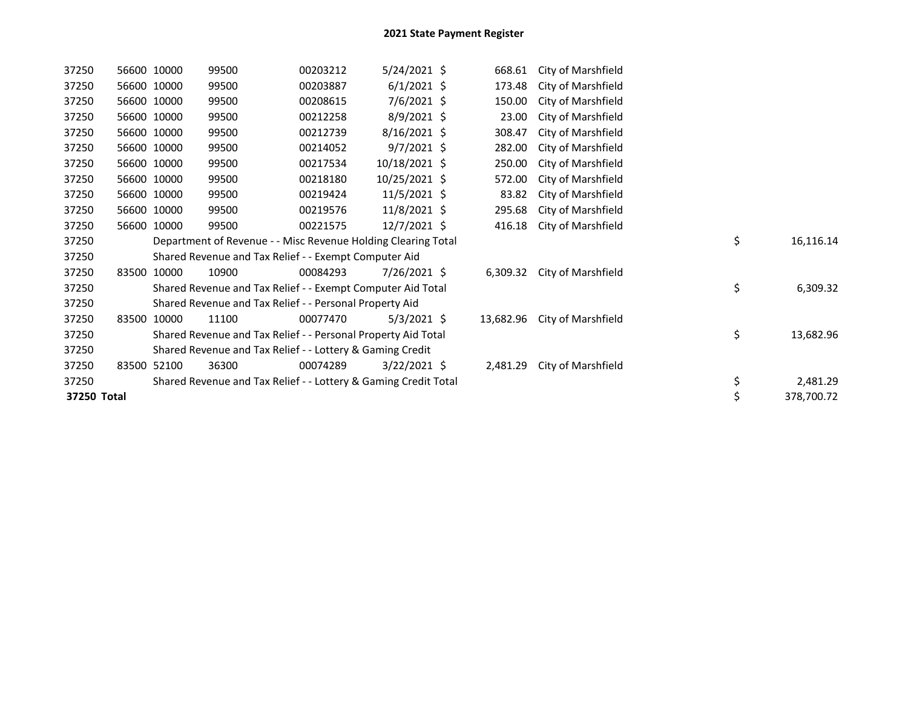# 2021 State Payment Register

| | | | | | | | | | |
|---|---|---|---|---|---|---|---|---|---|
| 37250 | 56600 | 10000 | 99500 | 00203212 | 5/24/2021 | $ 668.61 | City of Marshfield | | |
| 37250 | 56600 | 10000 | 99500 | 00203887 | 6/1/2021 | $ 173.48 | City of Marshfield | | |
| 37250 | 56600 | 10000 | 99500 | 00208615 | 7/6/2021 | $ 150.00 | City of Marshfield | | |
| 37250 | 56600 | 10000 | 99500 | 00212258 | 8/9/2021 | $ 23.00 | City of Marshfield | | |
| 37250 | 56600 | 10000 | 99500 | 00212739 | 8/16/2021 | $ 308.47 | City of Marshfield | | |
| 37250 | 56600 | 10000 | 99500 | 00214052 | 9/7/2021 | $ 282.00 | City of Marshfield | | |
| 37250 | 56600 | 10000 | 99500 | 00217534 | 10/18/2021 | $ 250.00 | City of Marshfield | | |
| 37250 | 56600 | 10000 | 99500 | 00218180 | 10/25/2021 | $ 572.00 | City of Marshfield | | |
| 37250 | 56600 | 10000 | 99500 | 00219424 | 11/5/2021 | $ 83.82 | City of Marshfield | | |
| 37250 | 56600 | 10000 | 99500 | 00219576 | 11/8/2021 | $ 295.68 | City of Marshfield | | |
| 37250 | 56600 | 10000 | 99500 | 00221575 | 12/7/2021 | $ 416.18 | City of Marshfield | | |
| 37250 | | Department of Revenue - - Misc Revenue Holding Clearing Total | | | | | | $ | 16,116.14 |
| 37250 | | Shared Revenue and Tax Relief - - Exempt Computer Aid | | | | | | | |
| 37250 | 83500 | 10000 | 10900 | 00084293 | 7/26/2021 | $ 6,309.32 | City of Marshfield | | |
| 37250 | | Shared Revenue and Tax Relief - - Exempt Computer Aid Total | | | | | | $ | 6,309.32 |
| 37250 | | Shared Revenue and Tax Relief - - Personal Property Aid | | | | | | | |
| 37250 | 83500 | 10000 | 11100 | 00077470 | 5/3/2021 | $ 13,682.96 | City of Marshfield | | |
| 37250 | | Shared Revenue and Tax Relief - - Personal Property Aid Total | | | | | | $ | 13,682.96 |
| 37250 | | Shared Revenue and Tax Relief - - Lottery & Gaming Credit | | | | | | | |
| 37250 | 83500 | 52100 | 36300 | 00074289 | 3/22/2021 | $ 2,481.29 | City of Marshfield | | |
| 37250 | | Shared Revenue and Tax Relief - - Lottery & Gaming Credit Total | | | | | | $ | 2,481.29 |
| **37250 Total** | | | | | | | | $ | 378,700.72 |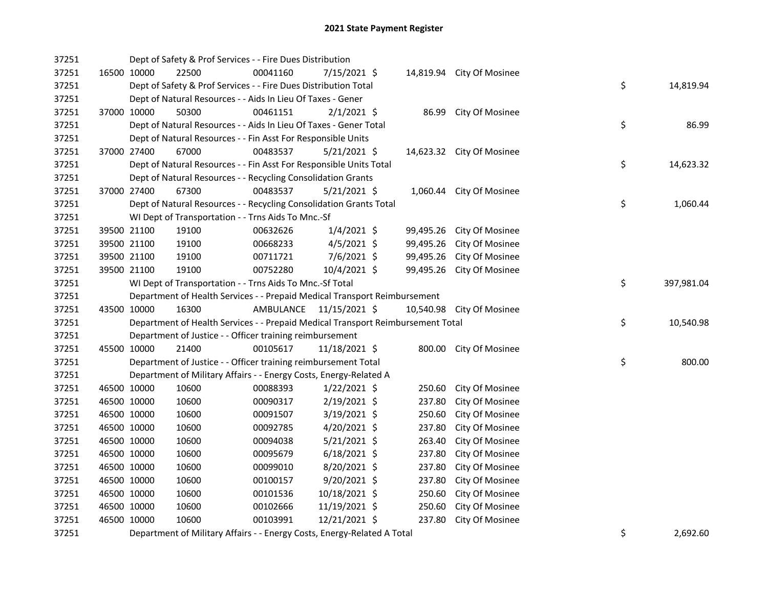## 2021 State Payment Register

| | | | | | | | | |
|---|---|---|---|---|---|---|---|---|
| 37251 | | Dept of Safety & Prof Services - - Fire Dues Distribution | | | | | | |
| 37251 | 16500 10000 | 22500 | 00041160 | 7/15/2021 $ | 14,819.94 | City Of Mosinee | | |
| 37251 | | Dept of Safety & Prof Services - - Fire Dues Distribution Total | | | | | $ | 14,819.94 |
| 37251 | | Dept of Natural Resources - - Aids In Lieu Of Taxes - Gener | | | | | | |
| 37251 | 37000 10000 | 50300 | 00461151 | 2/1/2021 $ | 86.99 | City Of Mosinee | | |
| 37251 | | Dept of Natural Resources - - Aids In Lieu Of Taxes - Gener Total | | | | | $ | 86.99 |
| 37251 | | Dept of Natural Resources - - Fin Asst For Responsible Units | | | | | | |
| 37251 | 37000 27400 | 67000 | 00483537 | 5/21/2021 $ | 14,623.32 | City Of Mosinee | | |
| 37251 | | Dept of Natural Resources - - Fin Asst For Responsible Units Total | | | | | $ | 14,623.32 |
| 37251 | | Dept of Natural Resources - - Recycling Consolidation Grants | | | | | | |
| 37251 | 37000 27400 | 67300 | 00483537 | 5/21/2021 $ | 1,060.44 | City Of Mosinee | | |
| 37251 | | Dept of Natural Resources - - Recycling Consolidation Grants Total | | | | | $ | 1,060.44 |
| 37251 | | WI Dept of Transportation - - Trns Aids To Mnc.-Sf | | | | | | |
| 37251 | 39500 21100 | 19100 | 00632626 | 1/4/2021 $ | 99,495.26 | City Of Mosinee | | |
| 37251 | 39500 21100 | 19100 | 00668233 | 4/5/2021 $ | 99,495.26 | City Of Mosinee | | |
| 37251 | 39500 21100 | 19100 | 00711721 | 7/6/2021 $ | 99,495.26 | City Of Mosinee | | |
| 37251 | 39500 21100 | 19100 | 00752280 | 10/4/2021 $ | 99,495.26 | City Of Mosinee | | |
| 37251 | | WI Dept of Transportation - - Trns Aids To Mnc.-Sf Total | | | | | $ | 397,981.04 |
| 37251 | | Department of Health Services - - Prepaid Medical Transport Reimbursement | | | | | | |
| 37251 | 43500 10000 | 16300 | AMBULANCE | 11/15/2021 $ | 10,540.98 | City Of Mosinee | | |
| 37251 | | Department of Health Services - - Prepaid Medical Transport Reimbursement Total | | | | | $ | 10,540.98 |
| 37251 | | Department of Justice - - Officer training reimbursement | | | | | | |
| 37251 | 45500 10000 | 21400 | 00105617 | 11/18/2021 $ | 800.00 | City Of Mosinee | | |
| 37251 | | Department of Justice - - Officer training reimbursement Total | | | | | $ | 800.00 |
| 37251 | | Department of Military Affairs - - Energy Costs, Energy-Related A | | | | | | |
| 37251 | 46500 10000 | 10600 | 00088393 | 1/22/2021 $ | 250.60 | City Of Mosinee | | |
| 37251 | 46500 10000 | 10600 | 00090317 | 2/19/2021 $ | 237.80 | City Of Mosinee | | |
| 37251 | 46500 10000 | 10600 | 00091507 | 3/19/2021 $ | 250.60 | City Of Mosinee | | |
| 37251 | 46500 10000 | 10600 | 00092785 | 4/20/2021 $ | 237.80 | City Of Mosinee | | |
| 37251 | 46500 10000 | 10600 | 00094038 | 5/21/2021 $ | 263.40 | City Of Mosinee | | |
| 37251 | 46500 10000 | 10600 | 00095679 | 6/18/2021 $ | 237.80 | City Of Mosinee | | |
| 37251 | 46500 10000 | 10600 | 00099010 | 8/20/2021 $ | 237.80 | City Of Mosinee | | |
| 37251 | 46500 10000 | 10600 | 00100157 | 9/20/2021 $ | 237.80 | City Of Mosinee | | |
| 37251 | 46500 10000 | 10600 | 00101536 | 10/18/2021 $ | 250.60 | City Of Mosinee | | |
| 37251 | 46500 10000 | 10600 | 00102666 | 11/19/2021 $ | 250.60 | City Of Mosinee | | |
| 37251 | 46500 10000 | 10600 | 00103991 | 12/21/2021 $ | 237.80 | City Of Mosinee | | |
| 37251 | | Department of Military Affairs - - Energy Costs, Energy-Related A Total | | | | | $ | 2,692.60 |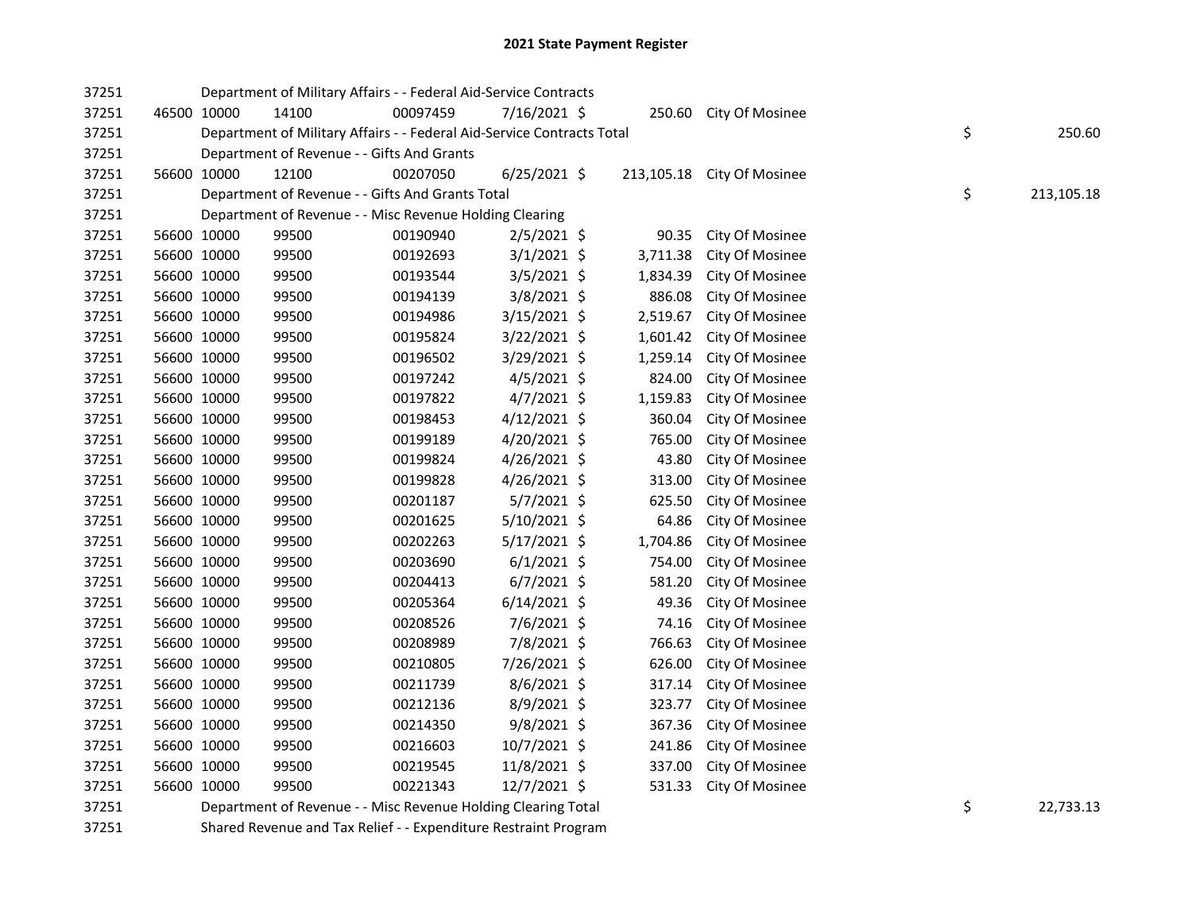## 2021 State Payment Register

| | | | | | | | | | |
|---|---|---|---|---|---|---|---|---|---|
| 37251 | | | Department of Military Affairs - - Federal Aid-Service Contracts | | | | | | |
| 37251 | 46500 | 10000 | 14100 | 00097459 | 7/16/2021 | $ 250.60 | City Of Mosinee | | |
| 37251 | | | Department of Military Affairs - - Federal Aid-Service Contracts Total | | | | | $ | 250.60 |
| 37251 | | | Department of Revenue - - Gifts And Grants | | | | | | |
| 37251 | 56600 | 10000 | 12100 | 00207050 | 6/25/2021 | $ 213,105.18 | City Of Mosinee | | |
| 37251 | | | Department of Revenue - - Gifts And Grants Total | | | | | $ | 213,105.18 |
| 37251 | | | Department of Revenue - - Misc Revenue Holding Clearing | | | | | | |
| 37251 | 56600 | 10000 | 99500 | 00190940 | 2/5/2021 | $ 90.35 | City Of Mosinee | | |
| 37251 | 56600 | 10000 | 99500 | 00192693 | 3/1/2021 | $ 3,711.38 | City Of Mosinee | | |
| 37251 | 56600 | 10000 | 99500 | 00193544 | 3/5/2021 | $ 1,834.39 | City Of Mosinee | | |
| 37251 | 56600 | 10000 | 99500 | 00194139 | 3/8/2021 | $ 886.08 | City Of Mosinee | | |
| 37251 | 56600 | 10000 | 99500 | 00194986 | 3/15/2021 | $ 2,519.67 | City Of Mosinee | | |
| 37251 | 56600 | 10000 | 99500 | 00195824 | 3/22/2021 | $ 1,601.42 | City Of Mosinee | | |
| 37251 | 56600 | 10000 | 99500 | 00196502 | 3/29/2021 | $ 1,259.14 | City Of Mosinee | | |
| 37251 | 56600 | 10000 | 99500 | 00197242 | 4/5/2021 | $ 824.00 | City Of Mosinee | | |
| 37251 | 56600 | 10000 | 99500 | 00197822 | 4/7/2021 | $ 1,159.83 | City Of Mosinee | | |
| 37251 | 56600 | 10000 | 99500 | 00198453 | 4/12/2021 | $ 360.04 | City Of Mosinee | | |
| 37251 | 56600 | 10000 | 99500 | 00199189 | 4/20/2021 | $ 765.00 | City Of Mosinee | | |
| 37251 | 56600 | 10000 | 99500 | 00199824 | 4/26/2021 | $ 43.80 | City Of Mosinee | | |
| 37251 | 56600 | 10000 | 99500 | 00199828 | 4/26/2021 | $ 313.00 | City Of Mosinee | | |
| 37251 | 56600 | 10000 | 99500 | 00201187 | 5/7/2021 | $ 625.50 | City Of Mosinee | | |
| 37251 | 56600 | 10000 | 99500 | 00201625 | 5/10/2021 | $ 64.86 | City Of Mosinee | | |
| 37251 | 56600 | 10000 | 99500 | 00202263 | 5/17/2021 | $ 1,704.86 | City Of Mosinee | | |
| 37251 | 56600 | 10000 | 99500 | 00203690 | 6/1/2021 | $ 754.00 | City Of Mosinee | | |
| 37251 | 56600 | 10000 | 99500 | 00204413 | 6/7/2021 | $ 581.20 | City Of Mosinee | | |
| 37251 | 56600 | 10000 | 99500 | 00205364 | 6/14/2021 | $ 49.36 | City Of Mosinee | | |
| 37251 | 56600 | 10000 | 99500 | 00208526 | 7/6/2021 | $ 74.16 | City Of Mosinee | | |
| 37251 | 56600 | 10000 | 99500 | 00208989 | 7/8/2021 | $ 766.63 | City Of Mosinee | | |
| 37251 | 56600 | 10000 | 99500 | 00210805 | 7/26/2021 | $ 626.00 | City Of Mosinee | | |
| 37251 | 56600 | 10000 | 99500 | 00211739 | 8/6/2021 | $ 317.14 | City Of Mosinee | | |
| 37251 | 56600 | 10000 | 99500 | 00212136 | 8/9/2021 | $ 323.77 | City Of Mosinee | | |
| 37251 | 56600 | 10000 | 99500 | 00214350 | 9/8/2021 | $ 367.36 | City Of Mosinee | | |
| 37251 | 56600 | 10000 | 99500 | 00216603 | 10/7/2021 | $ 241.86 | City Of Mosinee | | |
| 37251 | 56600 | 10000 | 99500 | 00219545 | 11/8/2021 | $ 337.00 | City Of Mosinee | | |
| 37251 | 56600 | 10000 | 99500 | 00221343 | 12/7/2021 | $ 531.33 | City Of Mosinee | | |
| 37251 | | | Department of Revenue - - Misc Revenue Holding Clearing Total | | | | | $ | 22,733.13 |
| 37251 | | | Shared Revenue and Tax Relief - - Expenditure Restraint Program | | | | | | |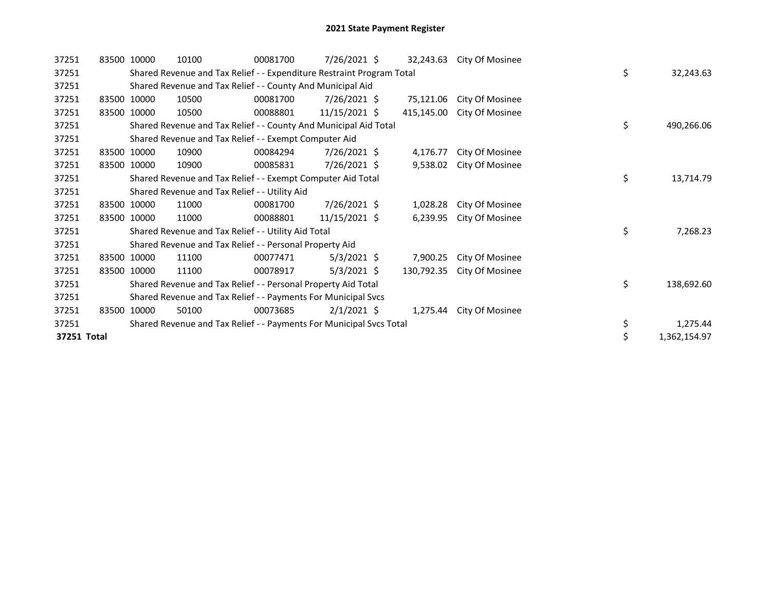## 2021 State Payment Register

| | | | | | | | | | |
|---|---|---|---|---|---|---|---|---|---|
| 37251 | 83500 | 10000 | 10100 | 00081700 | 7/26/2021 | $ 32,243.63 | City Of Mosinee | | |
| 37251 | | Shared Revenue and Tax Relief - - Expenditure Restraint Program Total | | | | | | $ | 32,243.63 |
| 37251 | | Shared Revenue and Tax Relief - - County And Municipal Aid | | | | | | | |
| 37251 | 83500 | 10000 | 10500 | 00081700 | 7/26/2021 | $ 75,121.06 | City Of Mosinee | | |
| 37251 | 83500 | 10000 | 10500 | 00088801 | 11/15/2021 | $ 415,145.00 | City Of Mosinee | | |
| 37251 | | Shared Revenue and Tax Relief - - County And Municipal Aid Total | | | | | | $ | 490,266.06 |
| 37251 | | Shared Revenue and Tax Relief - - Exempt Computer Aid | | | | | | | |
| 37251 | 83500 | 10000 | 10900 | 00084294 | 7/26/2021 | $ 4,176.77 | City Of Mosinee | | |
| 37251 | 83500 | 10000 | 10900 | 00085831 | 7/26/2021 | $ 9,538.02 | City Of Mosinee | | |
| 37251 | | Shared Revenue and Tax Relief - - Exempt Computer Aid Total | | | | | | $ | 13,714.79 |
| 37251 | | Shared Revenue and Tax Relief - - Utility Aid | | | | | | | |
| 37251 | 83500 | 10000 | 11000 | 00081700 | 7/26/2021 | $ 1,028.28 | City Of Mosinee | | |
| 37251 | 83500 | 10000 | 11000 | 00088801 | 11/15/2021 | $ 6,239.95 | City Of Mosinee | | |
| 37251 | | Shared Revenue and Tax Relief - - Utility Aid Total | | | | | | $ | 7,268.23 |
| 37251 | | Shared Revenue and Tax Relief - - Personal Property Aid | | | | | | | |
| 37251 | 83500 | 10000 | 11100 | 00077471 | 5/3/2021 | $ 7,900.25 | City Of Mosinee | | |
| 37251 | 83500 | 10000 | 11100 | 00078917 | 5/3/2021 | $ 130,792.35 | City Of Mosinee | | |
| 37251 | | Shared Revenue and Tax Relief - - Personal Property Aid Total | | | | | | $ | 138,692.60 |
| 37251 | | Shared Revenue and Tax Relief - - Payments For Municipal Svcs | | | | | | | |
| 37251 | 83500 | 10000 | 50100 | 00073685 | 2/1/2021 | $ 1,275.44 | City Of Mosinee | | |
| 37251 | | Shared Revenue and Tax Relief - - Payments For Municipal Svcs Total | | | | | | $ | 1,275.44 |
| **37251 Total** | | | | | | | | $ | 1,362,154.97 |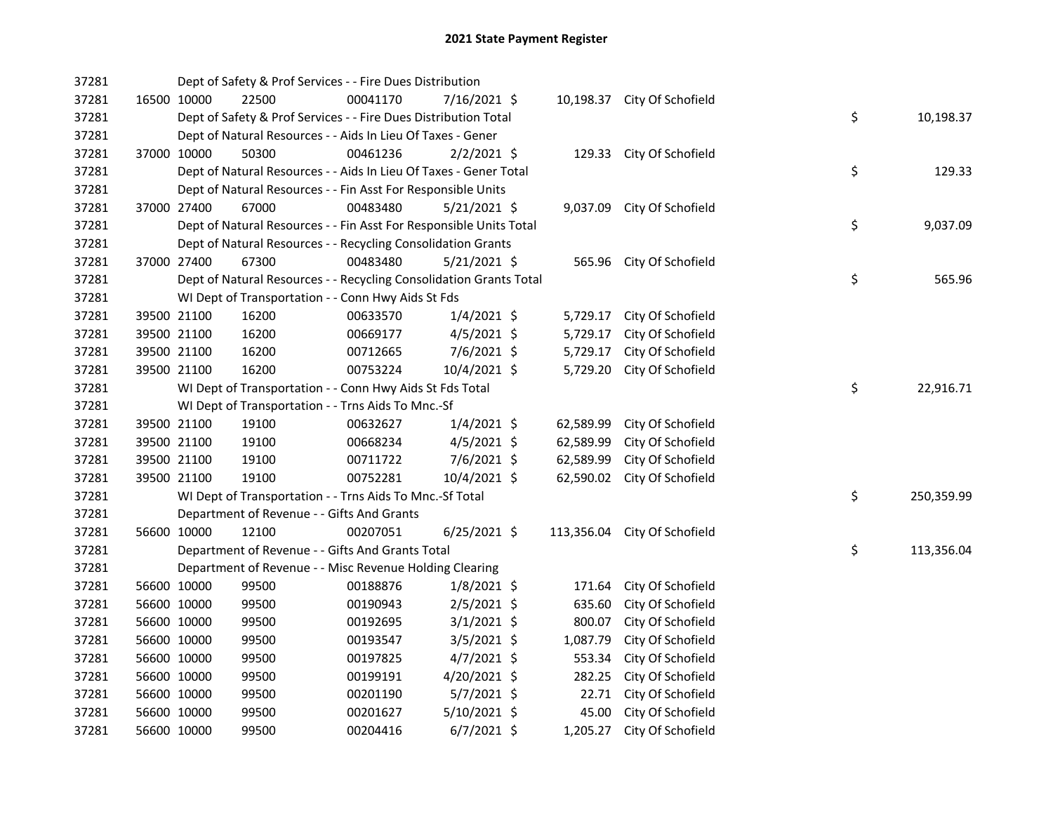# 2021 State Payment Register

| | | | | | | | | | |
|---|---|---|---|---|---|---|---|---|---|
| 37281 | | | Dept of Safety & Prof Services - - Fire Dues Distribution | | | | | | |
| 37281 | 16500 | 10000 | 22500 | 00041170 | 7/16/2021 | $ 10,198.37 | City Of Schofield | | |
| 37281 | | | Dept of Safety & Prof Services - - Fire Dues Distribution Total | | | | | $ | 10,198.37 |
| 37281 | | | Dept of Natural Resources - - Aids In Lieu Of Taxes - Gener | | | | | | |
| 37281 | 37000 | 10000 | 50300 | 00461236 | 2/2/2021 | $ 129.33 | City Of Schofield | | |
| 37281 | | | Dept of Natural Resources - - Aids In Lieu Of Taxes - Gener Total | | | | | $ | 129.33 |
| 37281 | | | Dept of Natural Resources - - Fin Asst For Responsible Units | | | | | | |
| 37281 | 37000 | 27400 | 67000 | 00483480 | 5/21/2021 | $ 9,037.09 | City Of Schofield | | |
| 37281 | | | Dept of Natural Resources - - Fin Asst For Responsible Units Total | | | | | $ | 9,037.09 |
| 37281 | | | Dept of Natural Resources - - Recycling Consolidation Grants | | | | | | |
| 37281 | 37000 | 27400 | 67300 | 00483480 | 5/21/2021 | $ 565.96 | City Of Schofield | | |
| 37281 | | | Dept of Natural Resources - - Recycling Consolidation Grants Total | | | | | $ | 565.96 |
| 37281 | | | WI Dept of Transportation - - Conn Hwy Aids St Fds | | | | | | |
| 37281 | 39500 | 21100 | 16200 | 00633570 | 1/4/2021 | $ 5,729.17 | City Of Schofield | | |
| 37281 | 39500 | 21100 | 16200 | 00669177 | 4/5/2021 | $ 5,729.17 | City Of Schofield | | |
| 37281 | 39500 | 21100 | 16200 | 00712665 | 7/6/2021 | $ 5,729.17 | City Of Schofield | | |
| 37281 | 39500 | 21100 | 16200 | 00753224 | 10/4/2021 | $ 5,729.20 | City Of Schofield | | |
| 37281 | | | WI Dept of Transportation - - Conn Hwy Aids St Fds Total | | | | | $ | 22,916.71 |
| 37281 | | | WI Dept of Transportation - - Trns Aids To Mnc.-Sf | | | | | | |
| 37281 | 39500 | 21100 | 19100 | 00632627 | 1/4/2021 | $ 62,589.99 | City Of Schofield | | |
| 37281 | 39500 | 21100 | 19100 | 00668234 | 4/5/2021 | $ 62,589.99 | City Of Schofield | | |
| 37281 | 39500 | 21100 | 19100 | 00711722 | 7/6/2021 | $ 62,589.99 | City Of Schofield | | |
| 37281 | 39500 | 21100 | 19100 | 00752281 | 10/4/2021 | $ 62,590.02 | City Of Schofield | | |
| 37281 | | | WI Dept of Transportation - - Trns Aids To Mnc.-Sf Total | | | | | $ | 250,359.99 |
| 37281 | | | Department of Revenue - - Gifts And Grants | | | | | | |
| 37281 | 56600 | 10000 | 12100 | 00207051 | 6/25/2021 | $ 113,356.04 | City Of Schofield | | |
| 37281 | | | Department of Revenue - - Gifts And Grants Total | | | | | $ | 113,356.04 |
| 37281 | | | Department of Revenue - - Misc Revenue Holding Clearing | | | | | | |
| 37281 | 56600 | 10000 | 99500 | 00188876 | 1/8/2021 | $ 171.64 | City Of Schofield | | |
| 37281 | 56600 | 10000 | 99500 | 00190943 | 2/5/2021 | $ 635.60 | City Of Schofield | | |
| 37281 | 56600 | 10000 | 99500 | 00192695 | 3/1/2021 | $ 800.07 | City Of Schofield | | |
| 37281 | 56600 | 10000 | 99500 | 00193547 | 3/5/2021 | $ 1,087.79 | City Of Schofield | | |
| 37281 | 56600 | 10000 | 99500 | 00197825 | 4/7/2021 | $ 553.34 | City Of Schofield | | |
| 37281 | 56600 | 10000 | 99500 | 00199191 | 4/20/2021 | $ 282.25 | City Of Schofield | | |
| 37281 | 56600 | 10000 | 99500 | 00201190 | 5/7/2021 | $ 22.71 | City Of Schofield | | |
| 37281 | 56600 | 10000 | 99500 | 00201627 | 5/10/2021 | $ 45.00 | City Of Schofield | | |
| 37281 | 56600 | 10000 | 99500 | 00204416 | 6/7/2021 | $ 1,205.27 | City Of Schofield | | |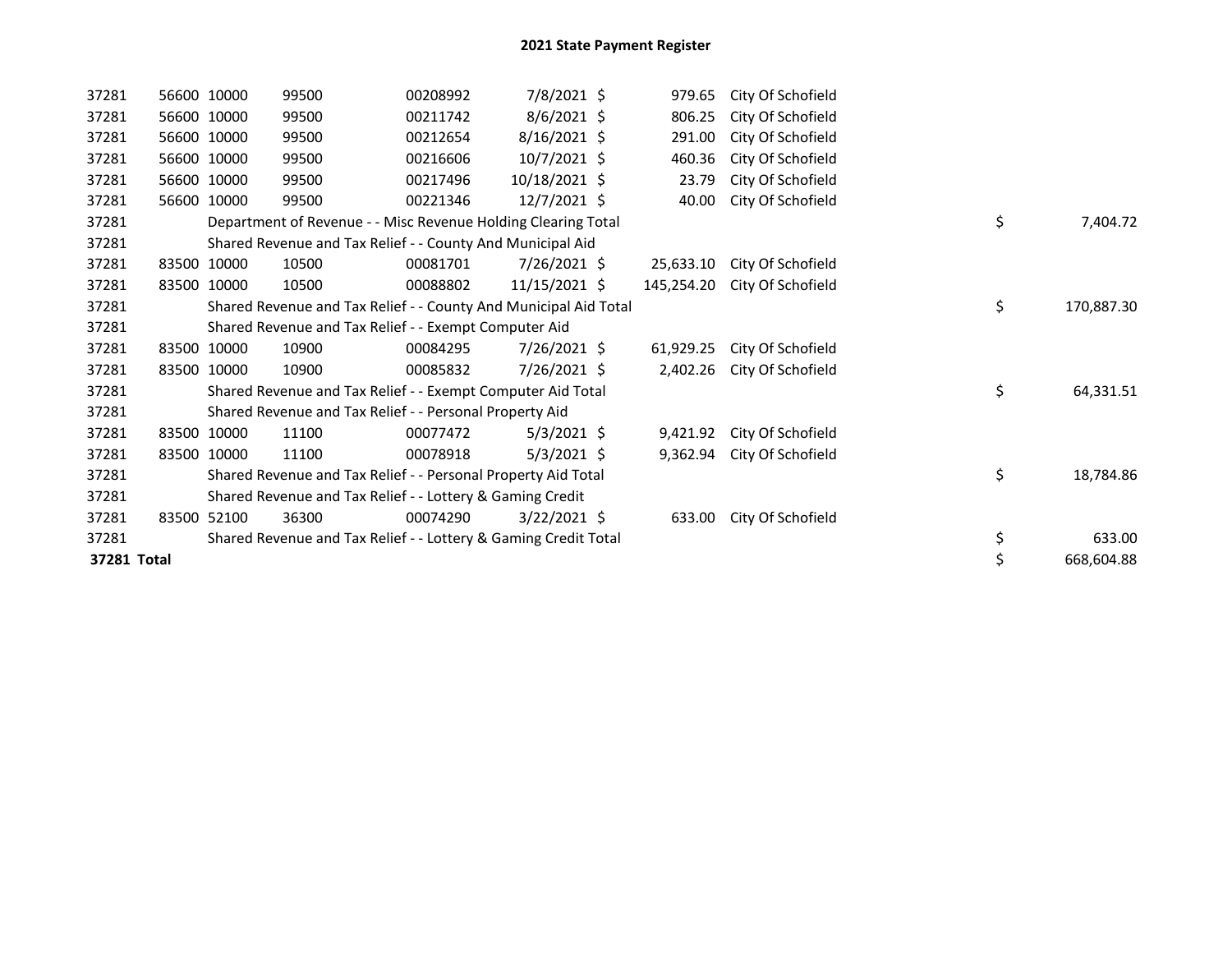## 2021 State Payment Register

| | | | | | | | | |
|---|---|---|---|---|---|---|---|---|
| 37281 | 56600 | 10000 | 99500 | 00208992 | 7/8/2021 | $ 979.65 | City Of Schofield | |
| 37281 | 56600 | 10000 | 99500 | 00211742 | 8/6/2021 | $ 806.25 | City Of Schofield | |
| 37281 | 56600 | 10000 | 99500 | 00212654 | 8/16/2021 | $ 291.00 | City Of Schofield | |
| 37281 | 56600 | 10000 | 99500 | 00216606 | 10/7/2021 | $ 460.36 | City Of Schofield | |
| 37281 | 56600 | 10000 | 99500 | 00217496 | 10/18/2021 | $ 23.79 | City Of Schofield | |
| 37281 | 56600 | 10000 | 99500 | 00221346 | 12/7/2021 | $ 40.00 | City Of Schofield | |
| 37281 | Department of Revenue - - Misc Revenue Holding Clearing Total | | | | | | | $ 7,404.72 |
| 37281 | Shared Revenue and Tax Relief - - County And Municipal Aid | | | | | | | |
| 37281 | 83500 | 10000 | 10500 | 00081701 | 7/26/2021 | $ 25,633.10 | City Of Schofield | |
| 37281 | 83500 | 10000 | 10500 | 00088802 | 11/15/2021 | $ 145,254.20 | City Of Schofield | |
| 37281 | Shared Revenue and Tax Relief - - County And Municipal Aid Total | | | | | | | $ 170,887.30 |
| 37281 | Shared Revenue and Tax Relief - - Exempt Computer Aid | | | | | | | |
| 37281 | 83500 | 10000 | 10900 | 00084295 | 7/26/2021 | $ 61,929.25 | City Of Schofield | |
| 37281 | 83500 | 10000 | 10900 | 00085832 | 7/26/2021 | $ 2,402.26 | City Of Schofield | |
| 37281 | Shared Revenue and Tax Relief - - Exempt Computer Aid Total | | | | | | | $ 64,331.51 |
| 37281 | Shared Revenue and Tax Relief - - Personal Property Aid | | | | | | | |
| 37281 | 83500 | 10000 | 11100 | 00077472 | 5/3/2021 | $ 9,421.92 | City Of Schofield | |
| 37281 | 83500 | 10000 | 11100 | 00078918 | 5/3/2021 | $ 9,362.94 | City Of Schofield | |
| 37281 | Shared Revenue and Tax Relief - - Personal Property Aid Total | | | | | | | $ 18,784.86 |
| 37281 | Shared Revenue and Tax Relief - - Lottery & Gaming Credit | | | | | | | |
| 37281 | 83500 | 52100 | 36300 | 00074290 | 3/22/2021 | $ 633.00 | City Of Schofield | |
| 37281 | Shared Revenue and Tax Relief - - Lottery & Gaming Credit Total | | | | | | | $ 633.00 |
| **37281 Total** | | | | | | | | $ 668,604.88 |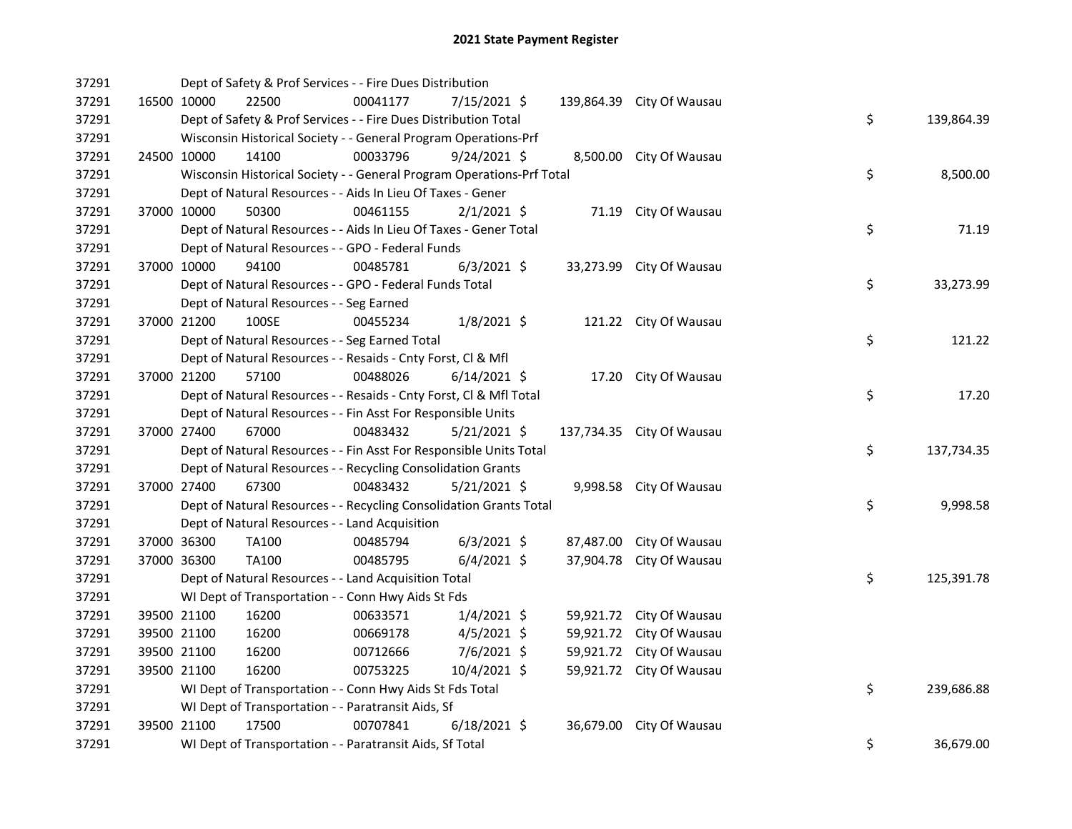# 2021 State Payment Register

| | | | | | | | | | |
|---|---|---|---|---|---|---|---|---|---|
| 37291 | | Dept of Safety & Prof Services - - Fire Dues Distribution | | | | | | | |
| 37291 | 16500 | 10000 | 22500 | 00041177 | 7/15/2021 | $ 139,864.39 | City Of Wausau | | |
| 37291 | | Dept of Safety & Prof Services - - Fire Dues Distribution Total | | | | | | $ | 139,864.39 |
| 37291 | | Wisconsin Historical Society - - General Program Operations-Prf | | | | | | | |
| 37291 | 24500 | 10000 | 14100 | 00033796 | 9/24/2021 | $ 8,500.00 | City Of Wausau | | |
| 37291 | | Wisconsin Historical Society - - General Program Operations-Prf Total | | | | | | $ | 8,500.00 |
| 37291 | | Dept of Natural Resources - - Aids In Lieu Of Taxes - Gener | | | | | | | |
| 37291 | 37000 | 10000 | 50300 | 00461155 | 2/1/2021 | $ 71.19 | City Of Wausau | | |
| 37291 | | Dept of Natural Resources - - Aids In Lieu Of Taxes - Gener Total | | | | | | $ | 71.19 |
| 37291 | | Dept of Natural Resources - - GPO - Federal Funds | | | | | | | |
| 37291 | 37000 | 10000 | 94100 | 00485781 | 6/3/2021 | $ 33,273.99 | City Of Wausau | | |
| 37291 | | Dept of Natural Resources - - GPO - Federal Funds Total | | | | | | $ | 33,273.99 |
| 37291 | | Dept of Natural Resources - - Seg Earned | | | | | | | |
| 37291 | 37000 | 21200 | 100SE | 00455234 | 1/8/2021 | $ 121.22 | City Of Wausau | | |
| 37291 | | Dept of Natural Resources - - Seg Earned Total | | | | | | $ | 121.22 |
| 37291 | | Dept of Natural Resources - - Resaids - Cnty Forst, Cl & Mfl | | | | | | | |
| 37291 | 37000 | 21200 | 57100 | 00488026 | 6/14/2021 | $ 17.20 | City Of Wausau | | |
| 37291 | | Dept of Natural Resources - - Resaids - Cnty Forst, Cl & Mfl Total | | | | | | $ | 17.20 |
| 37291 | | Dept of Natural Resources - - Fin Asst For Responsible Units | | | | | | | |
| 37291 | 37000 | 27400 | 67000 | 00483432 | 5/21/2021 | $ 137,734.35 | City Of Wausau | | |
| 37291 | | Dept of Natural Resources - - Fin Asst For Responsible Units Total | | | | | | $ | 137,734.35 |
| 37291 | | Dept of Natural Resources - - Recycling Consolidation Grants | | | | | | | |
| 37291 | 37000 | 27400 | 67300 | 00483432 | 5/21/2021 | $ 9,998.58 | City Of Wausau | | |
| 37291 | | Dept of Natural Resources - - Recycling Consolidation Grants Total | | | | | | $ | 9,998.58 |
| 37291 | | Dept of Natural Resources - - Land Acquisition | | | | | | | |
| 37291 | 37000 | 36300 | TA100 | 00485794 | 6/3/2021 | $ 87,487.00 | City Of Wausau | | |
| 37291 | 37000 | 36300 | TA100 | 00485795 | 6/4/2021 | $ 37,904.78 | City Of Wausau | | |
| 37291 | | Dept of Natural Resources - - Land Acquisition Total | | | | | | $ | 125,391.78 |
| 37291 | | WI Dept of Transportation - - Conn Hwy Aids St Fds | | | | | | | |
| 37291 | 39500 | 21100 | 16200 | 00633571 | 1/4/2021 | $ 59,921.72 | City Of Wausau | | |
| 37291 | 39500 | 21100 | 16200 | 00669178 | 4/5/2021 | $ 59,921.72 | City Of Wausau | | |
| 37291 | 39500 | 21100 | 16200 | 00712666 | 7/6/2021 | $ 59,921.72 | City Of Wausau | | |
| 37291 | 39500 | 21100 | 16200 | 00753225 | 10/4/2021 | $ 59,921.72 | City Of Wausau | | |
| 37291 | | WI Dept of Transportation - - Conn Hwy Aids St Fds Total | | | | | | $ | 239,686.88 |
| 37291 | | WI Dept of Transportation - - Paratransit Aids, Sf | | | | | | | |
| 37291 | 39500 | 21100 | 17500 | 00707841 | 6/18/2021 | $ 36,679.00 | City Of Wausau | | |
| 37291 | | WI Dept of Transportation - - Paratransit Aids, Sf Total | | | | | | $ | 36,679.00 |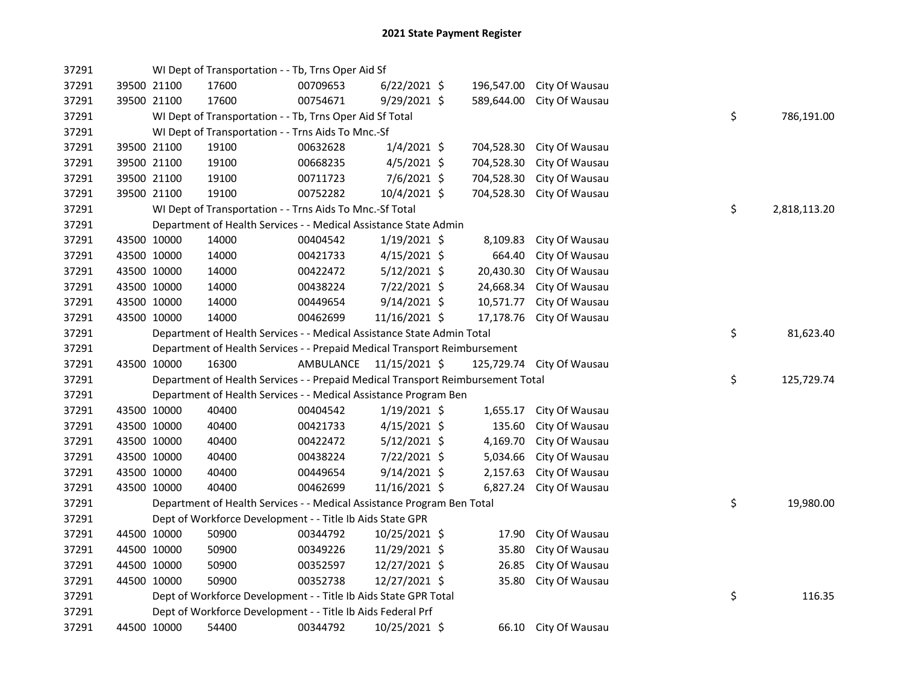## 2021 State Payment Register

| | | | | | | | | | |
|---|---|---|---|---|---|---|---|---|---|
| 37291 | | | WI Dept of Transportation - - Tb, Trns Oper Aid Sf | | | | | | |
| 37291 | 39500 | 21100 | 17600 | 00709653 | 6/22/2021 | $ 196,547.00 | City Of Wausau | | |
| 37291 | 39500 | 21100 | 17600 | 00754671 | 9/29/2021 | $ 589,644.00 | City Of Wausau | | |
| 37291 | | | WI Dept of Transportation - - Tb, Trns Oper Aid Sf Total | | | | | $ | 786,191.00 |
| 37291 | | | WI Dept of Transportation - - Trns Aids To Mnc.-Sf | | | | | | |
| 37291 | 39500 | 21100 | 19100 | 00632628 | 1/4/2021 | $ 704,528.30 | City Of Wausau | | |
| 37291 | 39500 | 21100 | 19100 | 00668235 | 4/5/2021 | $ 704,528.30 | City Of Wausau | | |
| 37291 | 39500 | 21100 | 19100 | 00711723 | 7/6/2021 | $ 704,528.30 | City Of Wausau | | |
| 37291 | 39500 | 21100 | 19100 | 00752282 | 10/4/2021 | $ 704,528.30 | City Of Wausau | | |
| 37291 | | | WI Dept of Transportation - - Trns Aids To Mnc.-Sf Total | | | | | $ | 2,818,113.20 |
| 37291 | | | Department of Health Services - - Medical Assistance State Admin | | | | | | |
| 37291 | 43500 | 10000 | 14000 | 00404542 | 1/19/2021 | $ 8,109.83 | City Of Wausau | | |
| 37291 | 43500 | 10000 | 14000 | 00421733 | 4/15/2021 | $ 664.40 | City Of Wausau | | |
| 37291 | 43500 | 10000 | 14000 | 00422472 | 5/12/2021 | $ 20,430.30 | City Of Wausau | | |
| 37291 | 43500 | 10000 | 14000 | 00438224 | 7/22/2021 | $ 24,668.34 | City Of Wausau | | |
| 37291 | 43500 | 10000 | 14000 | 00449654 | 9/14/2021 | $ 10,571.77 | City Of Wausau | | |
| 37291 | 43500 | 10000 | 14000 | 00462699 | 11/16/2021 | $ 17,178.76 | City Of Wausau | | |
| 37291 | | | Department of Health Services - - Medical Assistance State Admin Total | | | | | $ | 81,623.40 |
| 37291 | | | Department of Health Services - - Prepaid Medical Transport Reimbursement | | | | | | |
| 37291 | 43500 | 10000 | 16300 | AMBULANCE | 11/15/2021 | $ 125,729.74 | City Of Wausau | | |
| 37291 | | | Department of Health Services - - Prepaid Medical Transport Reimbursement Total | | | | | $ | 125,729.74 |
| 37291 | | | Department of Health Services - - Medical Assistance Program Ben | | | | | | |
| 37291 | 43500 | 10000 | 40400 | 00404542 | 1/19/2021 | $ 1,655.17 | City Of Wausau | | |
| 37291 | 43500 | 10000 | 40400 | 00421733 | 4/15/2021 | $ 135.60 | City Of Wausau | | |
| 37291 | 43500 | 10000 | 40400 | 00422472 | 5/12/2021 | $ 4,169.70 | City Of Wausau | | |
| 37291 | 43500 | 10000 | 40400 | 00438224 | 7/22/2021 | $ 5,034.66 | City Of Wausau | | |
| 37291 | 43500 | 10000 | 40400 | 00449654 | 9/14/2021 | $ 2,157.63 | City Of Wausau | | |
| 37291 | 43500 | 10000 | 40400 | 00462699 | 11/16/2021 | $ 6,827.24 | City Of Wausau | | |
| 37291 | | | Department of Health Services - - Medical Assistance Program Ben Total | | | | | $ | 19,980.00 |
| 37291 | | | Dept of Workforce Development - - Title Ib Aids State GPR | | | | | | |
| 37291 | 44500 | 10000 | 50900 | 00344792 | 10/25/2021 | $ 17.90 | City Of Wausau | | |
| 37291 | 44500 | 10000 | 50900 | 00349226 | 11/29/2021 | $ 35.80 | City Of Wausau | | |
| 37291 | 44500 | 10000 | 50900 | 00352597 | 12/27/2021 | $ 26.85 | City Of Wausau | | |
| 37291 | 44500 | 10000 | 50900 | 00352738 | 12/27/2021 | $ 35.80 | City Of Wausau | | |
| 37291 | | | Dept of Workforce Development - - Title Ib Aids State GPR Total | | | | | $ | 116.35 |
| 37291 | | | Dept of Workforce Development - - Title Ib Aids Federal Prf | | | | | | |
| 37291 | 44500 | 10000 | 54400 | 00344792 | 10/25/2021 | $ 66.10 | City Of Wausau | | |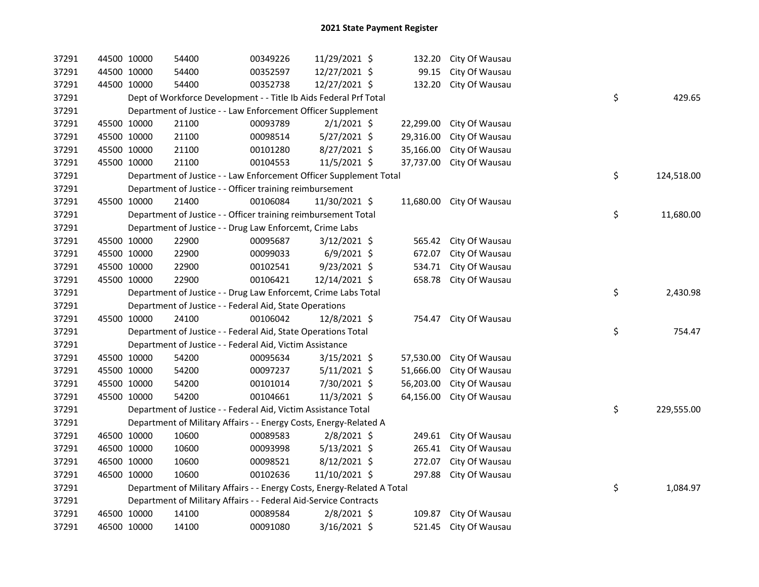# 2021 State Payment Register

| | | | | | | | | | |
|---|---|---|---|---|---|---|---|---|---|
| 37291 | 44500 | 10000 | 54400 | 00349226 | 11/29/2021 | $ 132.20 | City Of Wausau | | |
| 37291 | 44500 | 10000 | 54400 | 00352597 | 12/27/2021 | $ 99.15 | City Of Wausau | | |
| 37291 | 44500 | 10000 | 54400 | 00352738 | 12/27/2021 | $ 132.20 | City Of Wausau | | |
| 37291 | | Dept of Workforce Development - - Title Ib Aids Federal Prf Total | | | | | | $ | 429.65 |
| 37291 | | Department of Justice - - Law Enforcement Officer Supplement | | | | | | | |
| 37291 | 45500 | 10000 | 21100 | 00093789 | 2/1/2021 | $ 22,299.00 | City Of Wausau | | |
| 37291 | 45500 | 10000 | 21100 | 00098514 | 5/27/2021 | $ 29,316.00 | City Of Wausau | | |
| 37291 | 45500 | 10000 | 21100 | 00101280 | 8/27/2021 | $ 35,166.00 | City Of Wausau | | |
| 37291 | 45500 | 10000 | 21100 | 00104553 | 11/5/2021 | $ 37,737.00 | City Of Wausau | | |
| 37291 | | Department of Justice - - Law Enforcement Officer Supplement Total | | | | | | $ | 124,518.00 |
| 37291 | | Department of Justice - - Officer training reimbursement | | | | | | | |
| 37291 | 45500 | 10000 | 21400 | 00106084 | 11/30/2021 | $ 11,680.00 | City Of Wausau | | |
| 37291 | | Department of Justice - - Officer training reimbursement Total | | | | | | $ | 11,680.00 |
| 37291 | | Department of Justice - - Drug Law Enforcemt, Crime Labs | | | | | | | |
| 37291 | 45500 | 10000 | 22900 | 00095687 | 3/12/2021 | $ 565.42 | City Of Wausau | | |
| 37291 | 45500 | 10000 | 22900 | 00099033 | 6/9/2021 | $ 672.07 | City Of Wausau | | |
| 37291 | 45500 | 10000 | 22900 | 00102541 | 9/23/2021 | $ 534.71 | City Of Wausau | | |
| 37291 | 45500 | 10000 | 22900 | 00106421 | 12/14/2021 | $ 658.78 | City Of Wausau | | |
| 37291 | | Department of Justice - - Drug Law Enforcemt, Crime Labs Total | | | | | | $ | 2,430.98 |
| 37291 | | Department of Justice - - Federal Aid, State Operations | | | | | | | |
| 37291 | 45500 | 10000 | 24100 | 00106042 | 12/8/2021 | $ 754.47 | City Of Wausau | | |
| 37291 | | Department of Justice - - Federal Aid, State Operations Total | | | | | | $ | 754.47 |
| 37291 | | Department of Justice - - Federal Aid, Victim Assistance | | | | | | | |
| 37291 | 45500 | 10000 | 54200 | 00095634 | 3/15/2021 | $ 57,530.00 | City Of Wausau | | |
| 37291 | 45500 | 10000 | 54200 | 00097237 | 5/11/2021 | $ 51,666.00 | City Of Wausau | | |
| 37291 | 45500 | 10000 | 54200 | 00101014 | 7/30/2021 | $ 56,203.00 | City Of Wausau | | |
| 37291 | 45500 | 10000 | 54200 | 00104661 | 11/3/2021 | $ 64,156.00 | City Of Wausau | | |
| 37291 | | Department of Justice - - Federal Aid, Victim Assistance Total | | | | | | $ | 229,555.00 |
| 37291 | | Department of Military Affairs - - Energy Costs, Energy-Related A | | | | | | | |
| 37291 | 46500 | 10000 | 10600 | 00089583 | 2/8/2021 | $ 249.61 | City Of Wausau | | |
| 37291 | 46500 | 10000 | 10600 | 00093998 | 5/13/2021 | $ 265.41 | City Of Wausau | | |
| 37291 | 46500 | 10000 | 10600 | 00098521 | 8/12/2021 | $ 272.07 | City Of Wausau | | |
| 37291 | 46500 | 10000 | 10600 | 00102636 | 11/10/2021 | $ 297.88 | City Of Wausau | | |
| 37291 | | Department of Military Affairs - - Energy Costs, Energy-Related A Total | | | | | | $ | 1,084.97 |
| 37291 | | Department of Military Affairs - - Federal Aid-Service Contracts | | | | | | | |
| 37291 | 46500 | 10000 | 14100 | 00089584 | 2/8/2021 | $ 109.87 | City Of Wausau | | |
| 37291 | 46500 | 10000 | 14100 | 00091080 | 3/16/2021 | $ 521.45 | City Of Wausau | | |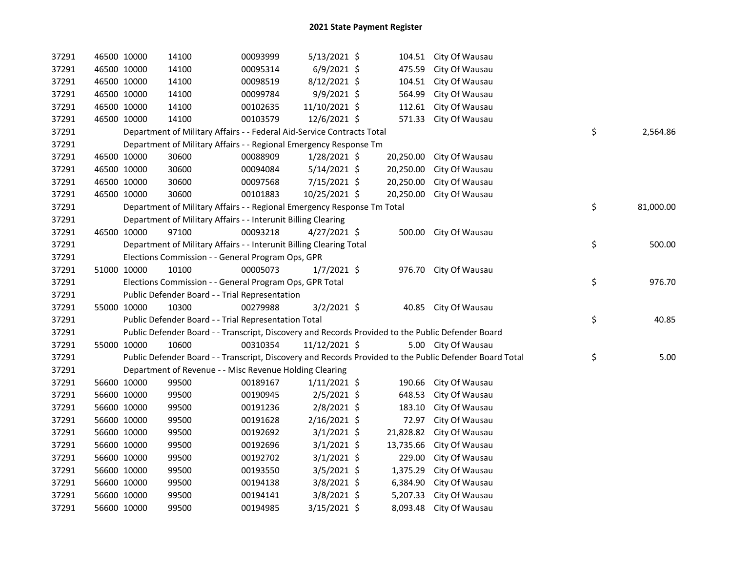## 2021 State Payment Register

| | | | | | | | | |
|---|---|---|---|---|---|---|---|---|
| 37291 | 46500 | 10000 | 14100 | 00093999 | 5/13/2021 | $ 104.51 | City Of Wausau | |
| 37291 | 46500 | 10000 | 14100 | 00095314 | 6/9/2021 | $ 475.59 | City Of Wausau | |
| 37291 | 46500 | 10000 | 14100 | 00098519 | 8/12/2021 | $ 104.51 | City Of Wausau | |
| 37291 | 46500 | 10000 | 14100 | 00099784 | 9/9/2021 | $ 564.99 | City Of Wausau | |
| 37291 | 46500 | 10000 | 14100 | 00102635 | 11/10/2021 | $ 112.61 | City Of Wausau | |
| 37291 | 46500 | 10000 | 14100 | 00103579 | 12/6/2021 | $ 571.33 | City Of Wausau | |
| 37291 | | Department of Military Affairs - - Federal Aid-Service Contracts Total | | | | | | $ 2,564.86 |
| 37291 | | Department of Military Affairs - - Regional Emergency Response Tm | | | | | | |
| 37291 | 46500 | 10000 | 30600 | 00088909 | 1/28/2021 | $ 20,250.00 | City Of Wausau | |
| 37291 | 46500 | 10000 | 30600 | 00094084 | 5/14/2021 | $ 20,250.00 | City Of Wausau | |
| 37291 | 46500 | 10000 | 30600 | 00097568 | 7/15/2021 | $ 20,250.00 | City Of Wausau | |
| 37291 | 46500 | 10000 | 30600 | 00101883 | 10/25/2021 | $ 20,250.00 | City Of Wausau | |
| 37291 | | Department of Military Affairs - - Regional Emergency Response Tm Total | | | | | | $ 81,000.00 |
| 37291 | | Department of Military Affairs - - Interunit Billing Clearing | | | | | | |
| 37291 | 46500 | 10000 | 97100 | 00093218 | 4/27/2021 | $ 500.00 | City Of Wausau | |
| 37291 | | Department of Military Affairs - - Interunit Billing Clearing Total | | | | | | $ 500.00 |
| 37291 | | Elections Commission - - General Program Ops, GPR | | | | | | |
| 37291 | 51000 | 10000 | 10100 | 00005073 | 1/7/2021 | $ 976.70 | City Of Wausau | |
| 37291 | | Elections Commission - - General Program Ops, GPR Total | | | | | | $ 976.70 |
| 37291 | | Public Defender Board - - Trial Representation | | | | | | |
| 37291 | 55000 | 10000 | 10300 | 00279988 | 3/2/2021 | $ 40.85 | City Of Wausau | |
| 37291 | | Public Defender Board - - Trial Representation Total | | | | | | $ 40.85 |
| 37291 | | Public Defender Board - - Transcript, Discovery and Records Provided to the Public Defender Board | | | | | | |
| 37291 | 55000 | 10000 | 10600 | 00310354 | 11/12/2021 | $ 5.00 | City Of Wausau | |
| 37291 | | Public Defender Board - - Transcript, Discovery and Records Provided to the Public Defender Board Total | | | | | | $ 5.00 |
| 37291 | | Department of Revenue - - Misc Revenue Holding Clearing | | | | | | |
| 37291 | 56600 | 10000 | 99500 | 00189167 | 1/11/2021 | $ 190.66 | City Of Wausau | |
| 37291 | 56600 | 10000 | 99500 | 00190945 | 2/5/2021 | $ 648.53 | City Of Wausau | |
| 37291 | 56600 | 10000 | 99500 | 00191236 | 2/8/2021 | $ 183.10 | City Of Wausau | |
| 37291 | 56600 | 10000 | 99500 | 00191628 | 2/16/2021 | $ 72.97 | City Of Wausau | |
| 37291 | 56600 | 10000 | 99500 | 00192692 | 3/1/2021 | $ 21,828.82 | City Of Wausau | |
| 37291 | 56600 | 10000 | 99500 | 00192696 | 3/1/2021 | $ 13,735.66 | City Of Wausau | |
| 37291 | 56600 | 10000 | 99500 | 00192702 | 3/1/2021 | $ 229.00 | City Of Wausau | |
| 37291 | 56600 | 10000 | 99500 | 00193550 | 3/5/2021 | $ 1,375.29 | City Of Wausau | |
| 37291 | 56600 | 10000 | 99500 | 00194138 | 3/8/2021 | $ 6,384.90 | City Of Wausau | |
| 37291 | 56600 | 10000 | 99500 | 00194141 | 3/8/2021 | $ 5,207.33 | City Of Wausau | |
| 37291 | 56600 | 10000 | 99500 | 00194985 | 3/15/2021 | $ 8,093.48 | City Of Wausau | |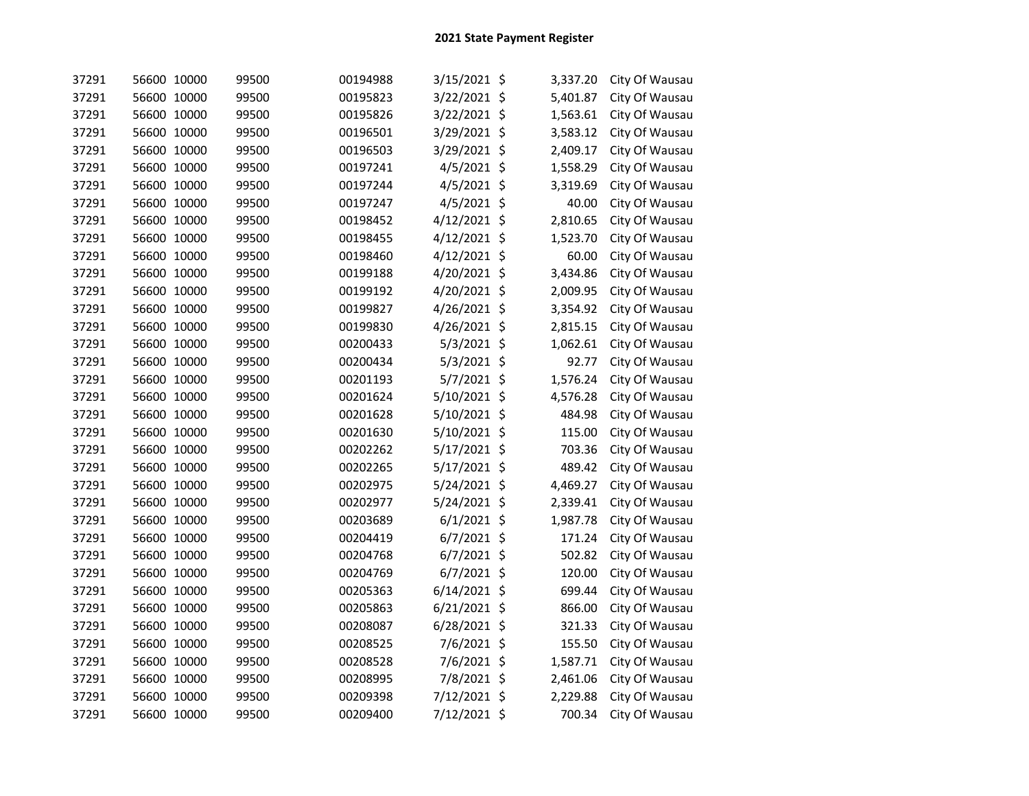## 2021 State Payment Register

| | | | | | | | | |
|---|---|---|---|---|---|---|---|---|
| 37291 | 56600 | 10000 | 99500 | 00194988 | 3/15/2021 | $ | 3,337.20 | City Of Wausau |
| 37291 | 56600 | 10000 | 99500 | 00195823 | 3/22/2021 | $ | 5,401.87 | City Of Wausau |
| 37291 | 56600 | 10000 | 99500 | 00195826 | 3/22/2021 | $ | 1,563.61 | City Of Wausau |
| 37291 | 56600 | 10000 | 99500 | 00196501 | 3/29/2021 | $ | 3,583.12 | City Of Wausau |
| 37291 | 56600 | 10000 | 99500 | 00196503 | 3/29/2021 | $ | 2,409.17 | City Of Wausau |
| 37291 | 56600 | 10000 | 99500 | 00197241 | 4/5/2021 | $ | 1,558.29 | City Of Wausau |
| 37291 | 56600 | 10000 | 99500 | 00197244 | 4/5/2021 | $ | 3,319.69 | City Of Wausau |
| 37291 | 56600 | 10000 | 99500 | 00197247 | 4/5/2021 | $ | 40.00 | City Of Wausau |
| 37291 | 56600 | 10000 | 99500 | 00198452 | 4/12/2021 | $ | 2,810.65 | City Of Wausau |
| 37291 | 56600 | 10000 | 99500 | 00198455 | 4/12/2021 | $ | 1,523.70 | City Of Wausau |
| 37291 | 56600 | 10000 | 99500 | 00198460 | 4/12/2021 | $ | 60.00 | City Of Wausau |
| 37291 | 56600 | 10000 | 99500 | 00199188 | 4/20/2021 | $ | 3,434.86 | City Of Wausau |
| 37291 | 56600 | 10000 | 99500 | 00199192 | 4/20/2021 | $ | 2,009.95 | City Of Wausau |
| 37291 | 56600 | 10000 | 99500 | 00199827 | 4/26/2021 | $ | 3,354.92 | City Of Wausau |
| 37291 | 56600 | 10000 | 99500 | 00199830 | 4/26/2021 | $ | 2,815.15 | City Of Wausau |
| 37291 | 56600 | 10000 | 99500 | 00200433 | 5/3/2021 | $ | 1,062.61 | City Of Wausau |
| 37291 | 56600 | 10000 | 99500 | 00200434 | 5/3/2021 | $ | 92.77 | City Of Wausau |
| 37291 | 56600 | 10000 | 99500 | 00201193 | 5/7/2021 | $ | 1,576.24 | City Of Wausau |
| 37291 | 56600 | 10000 | 99500 | 00201624 | 5/10/2021 | $ | 4,576.28 | City Of Wausau |
| 37291 | 56600 | 10000 | 99500 | 00201628 | 5/10/2021 | $ | 484.98 | City Of Wausau |
| 37291 | 56600 | 10000 | 99500 | 00201630 | 5/10/2021 | $ | 115.00 | City Of Wausau |
| 37291 | 56600 | 10000 | 99500 | 00202262 | 5/17/2021 | $ | 703.36 | City Of Wausau |
| 37291 | 56600 | 10000 | 99500 | 00202265 | 5/17/2021 | $ | 489.42 | City Of Wausau |
| 37291 | 56600 | 10000 | 99500 | 00202975 | 5/24/2021 | $ | 4,469.27 | City Of Wausau |
| 37291 | 56600 | 10000 | 99500 | 00202977 | 5/24/2021 | $ | 2,339.41 | City Of Wausau |
| 37291 | 56600 | 10000 | 99500 | 00203689 | 6/1/2021 | $ | 1,987.78 | City Of Wausau |
| 37291 | 56600 | 10000 | 99500 | 00204419 | 6/7/2021 | $ | 171.24 | City Of Wausau |
| 37291 | 56600 | 10000 | 99500 | 00204768 | 6/7/2021 | $ | 502.82 | City Of Wausau |
| 37291 | 56600 | 10000 | 99500 | 00204769 | 6/7/2021 | $ | 120.00 | City Of Wausau |
| 37291 | 56600 | 10000 | 99500 | 00205363 | 6/14/2021 | $ | 699.44 | City Of Wausau |
| 37291 | 56600 | 10000 | 99500 | 00205863 | 6/21/2021 | $ | 866.00 | City Of Wausau |
| 37291 | 56600 | 10000 | 99500 | 00208087 | 6/28/2021 | $ | 321.33 | City Of Wausau |
| 37291 | 56600 | 10000 | 99500 | 00208525 | 7/6/2021 | $ | 155.50 | City Of Wausau |
| 37291 | 56600 | 10000 | 99500 | 00208528 | 7/6/2021 | $ | 1,587.71 | City Of Wausau |
| 37291 | 56600 | 10000 | 99500 | 00208995 | 7/8/2021 | $ | 2,461.06 | City Of Wausau |
| 37291 | 56600 | 10000 | 99500 | 00209398 | 7/12/2021 | $ | 2,229.88 | City Of Wausau |
| 37291 | 56600 | 10000 | 99500 | 00209400 | 7/12/2021 | $ | 700.34 | City Of Wausau |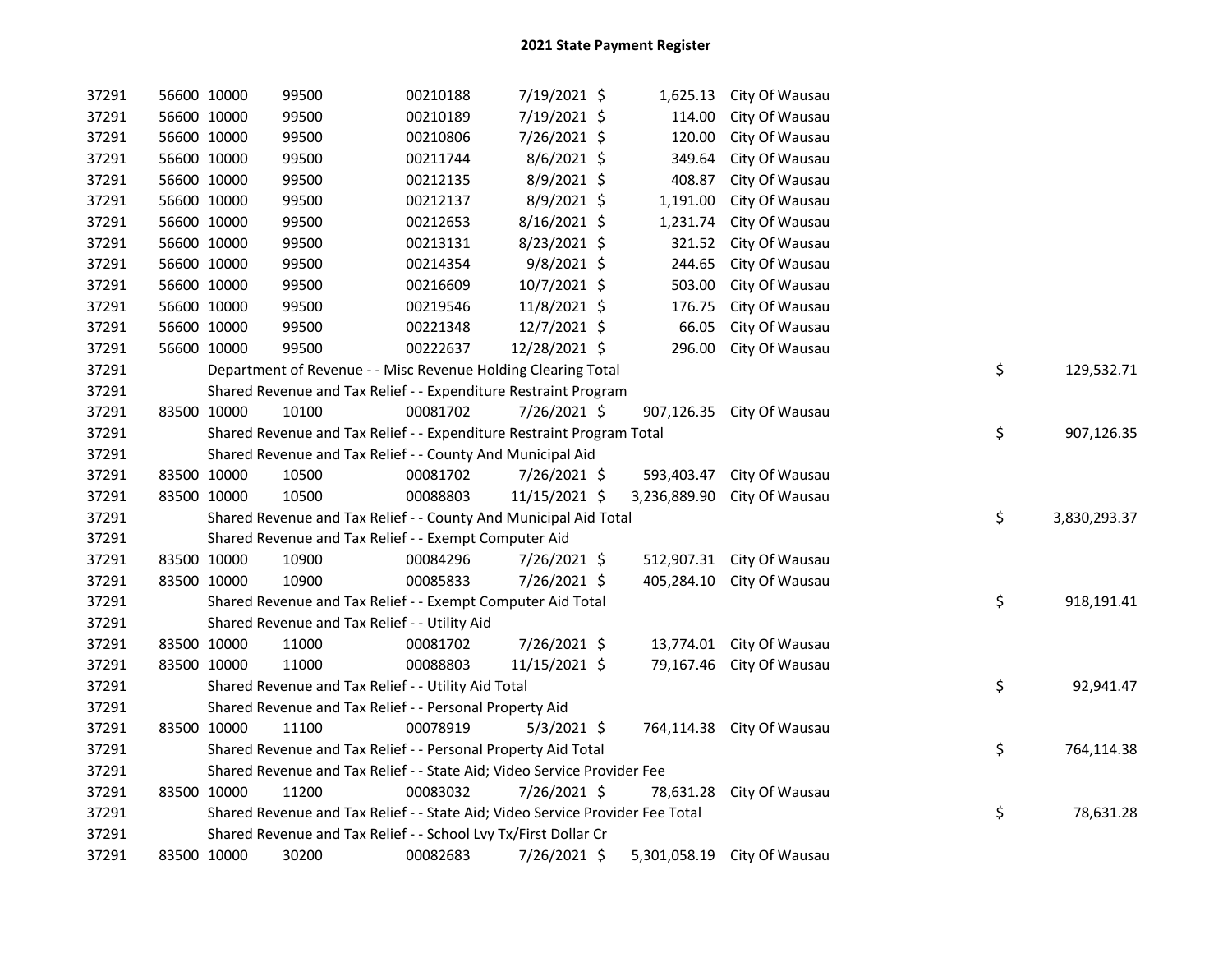# 2021 State Payment Register

| | | | | | | | | |
|---|---|---|---|---|---|---|---|---|
| 37291 | 56600 | 10000 | 99500 | 00210188 | 7/19/2021 | $ 1,625.13 | City Of Wausau | |
| 37291 | 56600 | 10000 | 99500 | 00210189 | 7/19/2021 | $ 114.00 | City Of Wausau | |
| 37291 | 56600 | 10000 | 99500 | 00210806 | 7/26/2021 | $ 120.00 | City Of Wausau | |
| 37291 | 56600 | 10000 | 99500 | 00211744 | 8/6/2021 | $ 349.64 | City Of Wausau | |
| 37291 | 56600 | 10000 | 99500 | 00212135 | 8/9/2021 | $ 408.87 | City Of Wausau | |
| 37291 | 56600 | 10000 | 99500 | 00212137 | 8/9/2021 | $ 1,191.00 | City Of Wausau | |
| 37291 | 56600 | 10000 | 99500 | 00212653 | 8/16/2021 | $ 1,231.74 | City Of Wausau | |
| 37291 | 56600 | 10000 | 99500 | 00213131 | 8/23/2021 | $ 321.52 | City Of Wausau | |
| 37291 | 56600 | 10000 | 99500 | 00214354 | 9/8/2021 | $ 244.65 | City Of Wausau | |
| 37291 | 56600 | 10000 | 99500 | 00216609 | 10/7/2021 | $ 503.00 | City Of Wausau | |
| 37291 | 56600 | 10000 | 99500 | 00219546 | 11/8/2021 | $ 176.75 | City Of Wausau | |
| 37291 | 56600 | 10000 | 99500 | 00221348 | 12/7/2021 | $ 66.05 | City Of Wausau | |
| 37291 | 56600 | 10000 | 99500 | 00222637 | 12/28/2021 | $ 296.00 | City Of Wausau | |
| 37291 | Department of Revenue - - Misc Revenue Holding Clearing Total | | | | | | | $ 129,532.71 |
| 37291 | Shared Revenue and Tax Relief - - Expenditure Restraint Program | | | | | | | |
| 37291 | 83500 | 10000 | 10100 | 00081702 | 7/26/2021 | $ 907,126.35 | City Of Wausau | |
| 37291 | Shared Revenue and Tax Relief - - Expenditure Restraint Program Total | | | | | | | $ 907,126.35 |
| 37291 | Shared Revenue and Tax Relief - - County And Municipal Aid | | | | | | | |
| 37291 | 83500 | 10000 | 10500 | 00081702 | 7/26/2021 | $ 593,403.47 | City Of Wausau | |
| 37291 | 83500 | 10000 | 10500 | 00088803 | 11/15/2021 | $ 3,236,889.90 | City Of Wausau | |
| 37291 | Shared Revenue and Tax Relief - - County And Municipal Aid Total | | | | | | | $ 3,830,293.37 |
| 37291 | Shared Revenue and Tax Relief - - Exempt Computer Aid | | | | | | | |
| 37291 | 83500 | 10000 | 10900 | 00084296 | 7/26/2021 | $ 512,907.31 | City Of Wausau | |
| 37291 | 83500 | 10000 | 10900 | 00085833 | 7/26/2021 | $ 405,284.10 | City Of Wausau | |
| 37291 | Shared Revenue and Tax Relief - - Exempt Computer Aid Total | | | | | | | $ 918,191.41 |
| 37291 | Shared Revenue and Tax Relief - - Utility Aid | | | | | | | |
| 37291 | 83500 | 10000 | 11000 | 00081702 | 7/26/2021 | $ 13,774.01 | City Of Wausau | |
| 37291 | 83500 | 10000 | 11000 | 00088803 | 11/15/2021 | $ 79,167.46 | City Of Wausau | |
| 37291 | Shared Revenue and Tax Relief - - Utility Aid Total | | | | | | | $ 92,941.47 |
| 37291 | Shared Revenue and Tax Relief - - Personal Property Aid | | | | | | | |
| 37291 | 83500 | 10000 | 11100 | 00078919 | 5/3/2021 | $ 764,114.38 | City Of Wausau | |
| 37291 | Shared Revenue and Tax Relief - - Personal Property Aid Total | | | | | | | $ 764,114.38 |
| 37291 | Shared Revenue and Tax Relief - - State Aid; Video Service Provider Fee | | | | | | | |
| 37291 | 83500 | 10000 | 11200 | 00083032 | 7/26/2021 | $ 78,631.28 | City Of Wausau | |
| 37291 | Shared Revenue and Tax Relief - - State Aid; Video Service Provider Fee Total | | | | | | | $ 78,631.28 |
| 37291 | Shared Revenue and Tax Relief - - School Lvy Tx/First Dollar Cr | | | | | | | |
| 37291 | 83500 | 10000 | 30200 | 00082683 | 7/26/2021 | $ 5,301,058.19 | City Of Wausau | |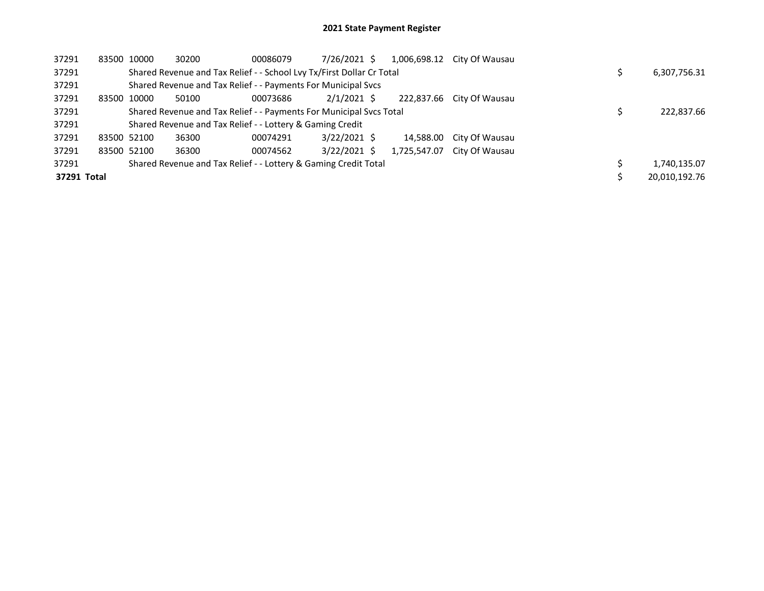# 2021 State Payment Register

| | | | | | | | | | |
|---|---|---|---|---|---|---|---|---|---|
| 37291 | 83500 | 10000 | 30200 | 00086079 | 7/26/2021 | $ 1,006,698.12 | City Of Wausau | | |
| 37291 | | Shared Revenue and Tax Relief - - School Lvy Tx/First Dollar Cr Total | | | | | | $ | 6,307,756.31 |
| 37291 | | Shared Revenue and Tax Relief - - Payments For Municipal Svcs | | | | | | | |
| 37291 | 83500 | 10000 | 50100 | 00073686 | 2/1/2021 | $ 222,837.66 | City Of Wausau | | |
| 37291 | | Shared Revenue and Tax Relief - - Payments For Municipal Svcs Total | | | | | | $ | 222,837.66 |
| 37291 | | Shared Revenue and Tax Relief - - Lottery & Gaming Credit | | | | | | | |
| 37291 | 83500 | 52100 | 36300 | 00074291 | 3/22/2021 | $ 14,588.00 | City Of Wausau | | |
| 37291 | 83500 | 52100 | 36300 | 00074562 | 3/22/2021 | $ 1,725,547.07 | City Of Wausau | | |
| 37291 | | Shared Revenue and Tax Relief - - Lottery & Gaming Credit Total | | | | | | $ | 1,740,135.07 |
| **37291 Total** | | | | | | | | $ | 20,010,192.76 |